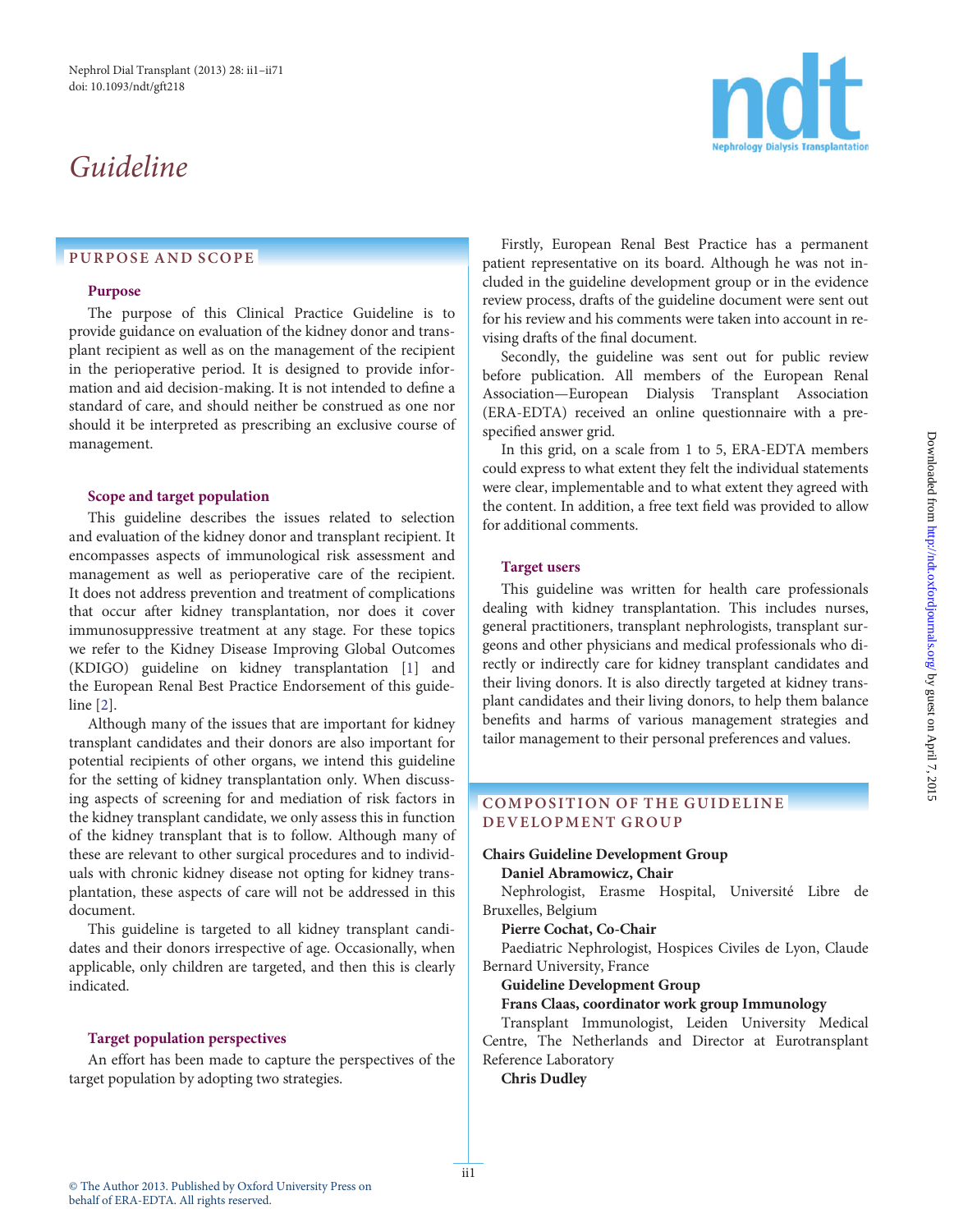# Guideline

## PURPOSE AND SCOPE

### Purpose

The purpose of this Clinical Practice Guideline is to provide guidance on evaluation of the kidney donor and transplant recipient as well as on the management of the recipient in the perioperative period. It is designed to provide information and aid decision-making. It is not intended to define a standard of care, and should neither be construed as one nor should it be interpreted as prescribing an exclusive course of management.

### Scope and target population

This guideline describes the issues related to selection and evaluation of the kidney donor and transplant recipient. It encompasses aspects of immunological risk assessment and management as well as perioperative care of the recipient. It does not address prevention and treatment of complications that occur after kidney transplantation, nor does it cover immunosuppressive treatment at any stage. For these topics we refer to the Kidney Disease Improving Global Outcomes (KDIGO) guideline on kidney transplantation [1] and the European Renal Best Practice Endorsement of this guideline [2].

Although many of the issues that are important for kidney transplant candidates and their donors are also important for potential recipients of other organs, we intend this guideline for the setting of kidney transplantation only. When discussing aspects of screening for and mediation of risk factors in the kidney transplant candidate, we only assess this in function of the kidney transplant that is to follow. Although many of these are relevant to other surgical procedures and to individuals with chronic kidney disease not opting for kidney transplantation, these aspects of care will not be addressed in this document.

This guideline is targeted to all kidney transplant candidates and their donors irrespective of age. Occasionally, when applicable, only children are targeted, and then this is clearly indicated.

### Target population perspectives

An effort has been made to capture the perspectives of the target population by adopting two strategies.

Firstly, European Renal Best Practice has a permanent patient representative on its board. Although he was not included in the guideline development group or in the evidence review process, drafts of the guideline document were sent out for his review and his comments were taken into account in revising drafts of the final document.

Secondly, the guideline was sent out for public review before publication. All members of the European Renal Association—European Dialysis Transplant Association (ERA-EDTA) received an online questionnaire with a prespecified answer grid.

In this grid, on a scale from 1 to 5, ERA-EDTA members could express to what extent they felt the individual statements were clear, implementable and to what extent they agreed with the content. In addition, a free text field was provided to allow for additional comments.

### Target users

This guideline was written for health care professionals dealing with kidney transplantation. This includes nurses, general practitioners, transplant nephrologists, transplant surgeons and other physicians and medical professionals who directly or indirectly care for kidney transplant candidates and their living donors. It is also directly targeted at kidney transplant candidates and their living donors, to help them balance benefits and harms of various management strategies and tailor management to their personal preferences and values.

## COMPOSITION OF THE GUIDELINE DEVELOPMENT GROUP

**Chairs Guideline Development Group**

**Daniel Abramowicz, Chair**

Nephrologist, Erasme Hospital, Université Libre de Bruxelles, Belgium

**Pierre Cochat, Co-Chair**

Paediatric Nephrologist, Hospices Civiles de Lyon, Claude Bernard University, France

**Guideline Development Group**

**Frans Claas, coordinator work group Immunology**

Transplant Immunologist, Leiden University Medical Centre, The Netherlands and Director at Eurotransplant Reference Laboratory

**Chris Dudley**

© The Author 2013. Published by Oxford University Press on behalf of ERA-EDTA. All rights reserved.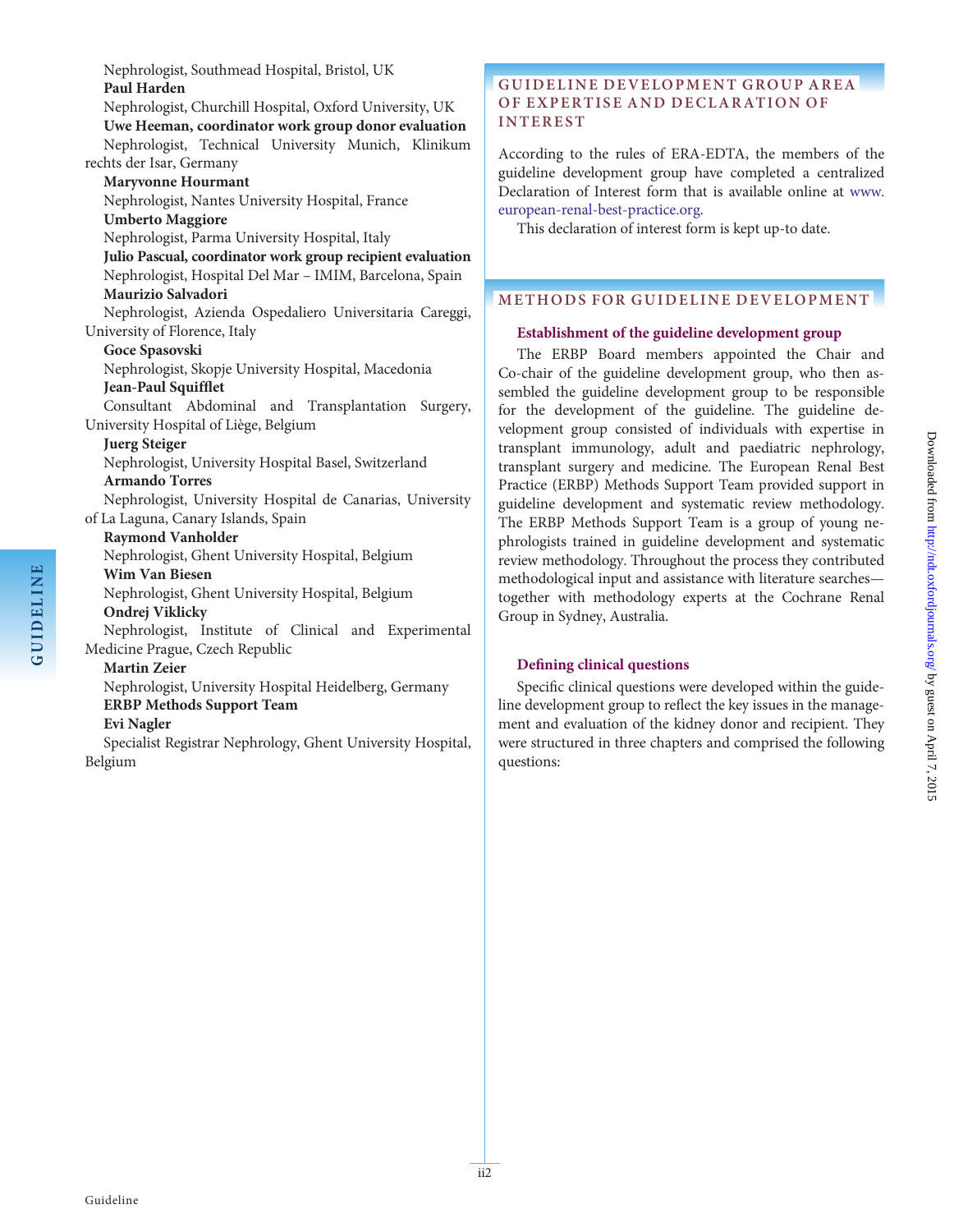Nephrologist, Southmead Hospital, Bristol, UK

**Paul Harden**

Nephrologist, Churchill Hospital, Oxford University, UK

**Uwe Heeman, coordinator work group donor evaluation**

Nephrologist, Technical University Munich, Klinikum rechts der Isar, Germany

**Maryvonne Hourmant**

Nephrologist, Nantes University Hospital, France

**Umberto Maggiore**

Nephrologist, Parma University Hospital, Italy

**Julio Pascual, coordinator work group recipient evaluation**

Nephrologist, Hospital Del Mar – IMIM, Barcelona, Spain

**Maurizio Salvadori**

Nephrologist, Azienda Ospedaliero Universitaria Careggi, University of Florence, Italy

**Goce Spasovski**

Nephrologist, Skopje University Hospital, Macedonia

**Jean-Paul Squifflet**

Consultant Abdominal and Transplantation Surgery, University Hospital of Liège, Belgium

**Juerg Steiger**

Nephrologist, University Hospital Basel, Switzerland

**Armando Torres**

Nephrologist, University Hospital de Canarias, University of La Laguna, Canary Islands, Spain

**Raymond Vanholder**

Nephrologist, Ghent University Hospital, Belgium

**Wim Van Biesen**

Nephrologist, Ghent University Hospital, Belgium

**Ondrej Viklicky**

Nephrologist, Institute of Clinical and Experimental Medicine Prague, Czech Republic

**Martin Zeier**

Nephrologist, University Hospital Heidelberg, Germany

**ERBP Methods Support Team**

**Evi Nagler**

Specialist Registrar Nephrology, Ghent University Hospital, Belgium

## GUIDELINE DEVELOPMENT GROUP AREA OF EXPERTISE AND DECLARATION OF INTEREST

According to the rules of ERA-EDTA, the members of the guideline development group have completed a centralized Declaration of Interest form that is available online at www.european-renal-best-practice.org.

This declaration of interest form is kept up-to date.

## METHODS FOR GUIDELINE DEVELOPMENT

### Establishment of the guideline development group

The ERBP Board members appointed the Chair and Co-chair of the guideline development group, who then assembled the guideline development group to be responsible for the development of the guideline. The guideline development group consisted of individuals with expertise in transplant immunology, adult and paediatric nephrology, transplant surgery and medicine. The European Renal Best Practice (ERBP) Methods Support Team provided support in guideline development and systematic review methodology. The ERBP Methods Support Team is a group of young nephrologists trained in guideline development and systematic review methodology. Throughout the process they contributed methodological input and assistance with literature searches—together with methodology experts at the Cochrane Renal Group in Sydney, Australia.

### Defining clinical questions

Specific clinical questions were developed within the guideline development group to reflect the key issues in the management and evaluation of the kidney donor and recipient. They were structured in three chapters and comprised the following questions: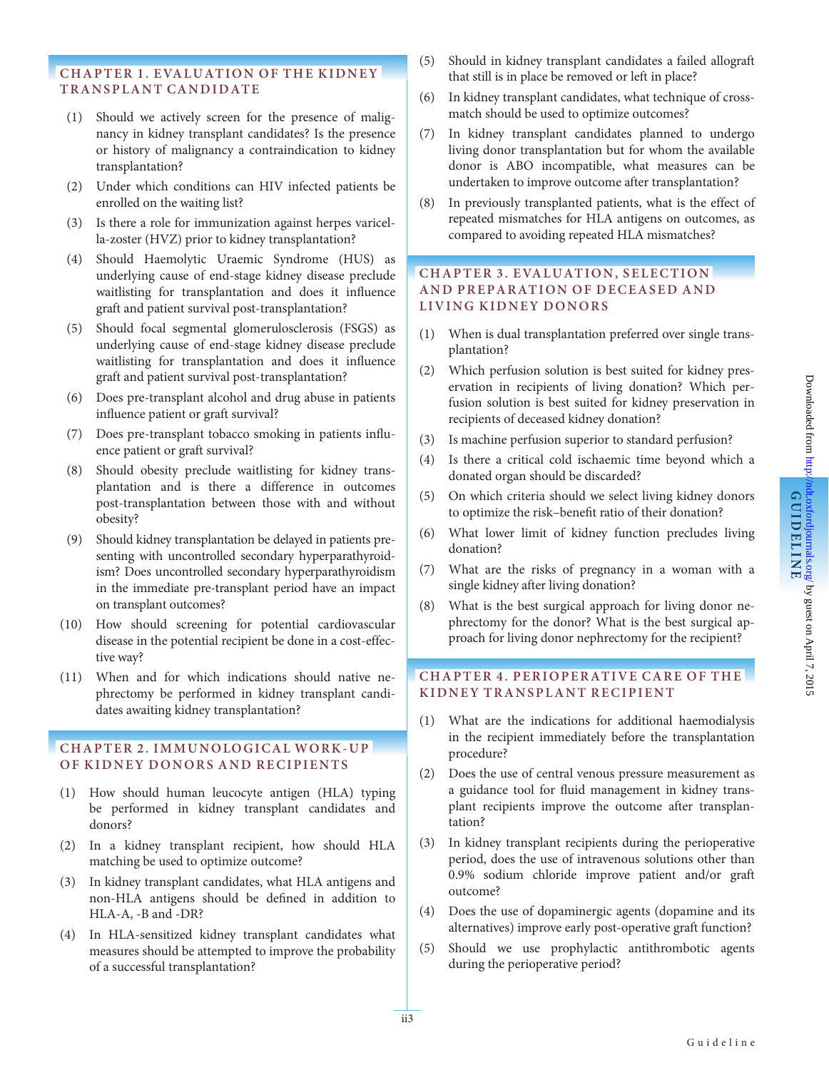## CHAPTER 1. EVALUATION OF THE KIDNEY TRANSPLANT CANDIDATE

(1) Should we actively screen for the presence of malignancy in kidney transplant candidates? Is the presence or history of malignancy a contraindication to kidney transplantation?

(2) Under which conditions can HIV infected patients be enrolled on the waiting list?

(3) Is there a role for immunization against herpes varicella-zoster (HVZ) prior to kidney transplantation?

(4) Should Haemolytic Uraemic Syndrome (HUS) as underlying cause of end-stage kidney disease preclude waitlisting for transplantation and does it influence graft and patient survival post-transplantation?

(5) Should focal segmental glomerulosclerosis (FSGS) as underlying cause of end-stage kidney disease preclude waitlisting for transplantation and does it influence graft and patient survival post-transplantation?

(6) Does pre-transplant alcohol and drug abuse in patients influence patient or graft survival?

(7) Does pre-transplant tobacco smoking in patients influence patient or graft survival?

(8) Should obesity preclude waitlisting for kidney transplantation and is there a difference in outcomes post-transplantation between those with and without obesity?

(9) Should kidney transplantation be delayed in patients presenting with uncontrolled secondary hyperparathyroidism? Does uncontrolled secondary hyperparathyroidism in the immediate pre-transplant period have an impact on transplant outcomes?

(10) How should screening for potential cardiovascular disease in the potential recipient be done in a cost-effective way?

(11) When and for which indications should native nephrectomy be performed in kidney transplant candidates awaiting kidney transplantation?

## CHAPTER 2. IMMUNOLOGICAL WORK-UP OF KIDNEY DONORS AND RECIPIENTS

(1) How should human leucocyte antigen (HLA) typing be performed in kidney transplant candidates and donors?

(2) In a kidney transplant recipient, how should HLA matching be used to optimize outcome?

(3) In kidney transplant candidates, what HLA antigens and non-HLA antigens should be defined in addition to HLA-A, -B and -DR?

(4) In HLA-sensitized kidney transplant candidates what measures should be attempted to improve the probability of a successful transplantation?

(5) Should in kidney transplant candidates a failed allograft that still is in place be removed or left in place?

(6) In kidney transplant candidates, what technique of cross-match should be used to optimize outcomes?

(7) In kidney transplant candidates planned to undergo living donor transplantation but for whom the available donor is ABO incompatible, what measures can be undertaken to improve outcome after transplantation?

(8) In previously transplanted patients, what is the effect of repeated mismatches for HLA antigens on outcomes, as compared to avoiding repeated HLA mismatches?

## CHAPTER 3. EVALUATION, SELECTION AND PREPARATION OF DECEASED AND LIVING KIDNEY DONORS

(1) When is dual transplantation preferred over single transplantation?

(2) Which perfusion solution is best suited for kidney preservation in recipients of living donation? Which perfusion solution is best suited for kidney preservation in recipients of deceased kidney donation?

(3) Is machine perfusion superior to standard perfusion?

(4) Is there a critical cold ischaemic time beyond which a donated organ should be discarded?

(5) On which criteria should we select living kidney donors to optimize the risk–benefit ratio of their donation?

(6) What lower limit of kidney function precludes living donation?

(7) What are the risks of pregnancy in a woman with a single kidney after living donation?

(8) What is the best surgical approach for living donor nephrectomy for the donor? What is the best surgical approach for living donor nephrectomy for the recipient?

## CHAPTER 4. PERIOPERATIVE CARE OF THE KIDNEY TRANSPLANT RECIPIENT

(1) What are the indications for additional haemodialysis in the recipient immediately before the transplantation procedure?

(2) Does the use of central venous pressure measurement as a guidance tool for fluid management in kidney transplant recipients improve the outcome after transplantation?

(3) In kidney transplant recipients during the perioperative period, does the use of intravenous solutions other than 0.9% sodium chloride improve patient and/or graft outcome?

(4) Does the use of dopaminergic agents (dopamine and its alternatives) improve early post-operative graft function?

(5) Should we use prophylactic antithrombotic agents during the perioperative period?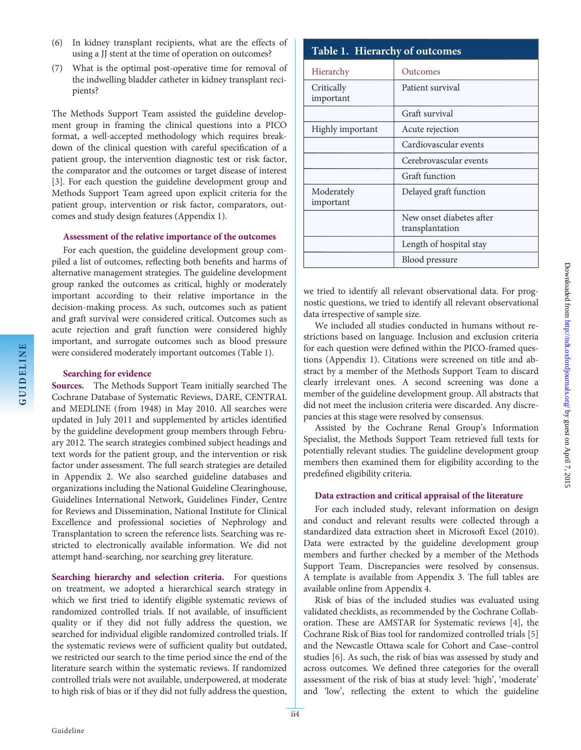(6) In kidney transplant recipients, what are the effects of using a JJ stent at the time of operation on outcomes?

(7) What is the optimal post-operative time for removal of the indwelling bladder catheter in kidney transplant recipients?

The Methods Support Team assisted the guideline development group in framing the clinical questions into a PICO format, a well-accepted methodology which requires breakdown of the clinical question with careful specification of a patient group, the intervention diagnostic test or risk factor, the comparator and the outcomes or target disease of interest [3]. For each question the guideline development group and Methods Support Team agreed upon explicit criteria for the patient group, intervention or risk factor, comparators, outcomes and study design features (Appendix 1).

#### Assessment of the relative importance of the outcomes

For each question, the guideline development group compiled a list of outcomes, reflecting both benefits and harms of alternative management strategies. The guideline development group ranked the outcomes as critical, highly or moderately important according to their relative importance in the decision-making process. As such, outcomes such as patient and graft survival were considered critical. Outcomes such as acute rejection and graft function were considered highly important, and surrogate outcomes such as blood pressure were considered moderately important outcomes (Table 1).

**Table 1. Hierarchy of outcomes**

| Hierarchy | Outcomes |
|---|---|
| Critically important | Patient survival |
| | Graft survival |
| Highly important | Acute rejection |
| | Cardiovascular events |
| | Cerebrovascular events |
| | Graft function |
| Moderately important | Delayed graft function |
| | New onset diabetes after transplantation |
| | Length of hospital stay |
| | Blood pressure |

#### Searching for evidence

**Sources.** The Methods Support Team initially searched The Cochrane Database of Systematic Reviews, DARE, CENTRAL and MEDLINE (from 1948) in May 2010. All searches were updated in July 2011 and supplemented by articles identified by the guideline development group members through February 2012. The search strategies combined subject headings and text words for the patient group, and the intervention or risk factor under assessment. The full search strategies are detailed in Appendix 2. We also searched guideline databases and organizations including the National Guideline Clearinghouse, Guidelines International Network, Guidelines Finder, Centre for Reviews and Dissemination, National Institute for Clinical Excellence and professional societies of Nephrology and Transplantation to screen the reference lists. Searching was restricted to electronically available information. We did not attempt hand-searching, nor searching grey literature.

**Searching hierarchy and selection criteria.** For questions on treatment, we adopted a hierarchical search strategy in which we first tried to identify eligible systematic reviews of randomized controlled trials. If not available, of insufficient quality or if they did not fully address the question, we searched for individual eligible randomized controlled trials. If the systematic reviews were of sufficient quality but outdated, we restricted our search to the time period since the end of the literature search within the systematic reviews. If randomized controlled trials were not available, underpowered, at moderate to high risk of bias or if they did not fully address the question, we tried to identify all relevant observational data. For prognostic questions, we tried to identify all relevant observational data irrespective of sample size.

We included all studies conducted in humans without restrictions based on language. Inclusion and exclusion criteria for each question were defined within the PICO-framed questions (Appendix 1). Citations were screened on title and abstract by a member of the Methods Support Team to discard clearly irrelevant ones. A second screening was done a member of the guideline development group. All abstracts that did not meet the inclusion criteria were discarded. Any discrepancies at this stage were resolved by consensus.

Assisted by the Cochrane Renal Group's Information Specialist, the Methods Support Team retrieved full texts for potentially relevant studies. The guideline development group members then examined them for eligibility according to the predefined eligibility criteria.

#### Data extraction and critical appraisal of the literature

For each included study, relevant information on design and conduct and relevant results were collected through a standardized data extraction sheet in Microsoft Excel (2010). Data were extracted by the guideline development group members and further checked by a member of the Methods Support Team. Discrepancies were resolved by consensus. A template is available from Appendix 3. The full tables are available online from Appendix 4.

Risk of bias of the included studies was evaluated using validated checklists, as recommended by the Cochrane Collaboration. These are AMSTAR for Systematic reviews [4], the Cochrane Risk of Bias tool for randomized controlled trials [5] and the Newcastle Ottawa scale for Cohort and Case–control studies [6]. As such, the risk of bias was assessed by study and across outcomes. We defined three categories for the overall assessment of the risk of bias at study level: 'high', 'moderate' and 'low', reflecting the extent to which the guideline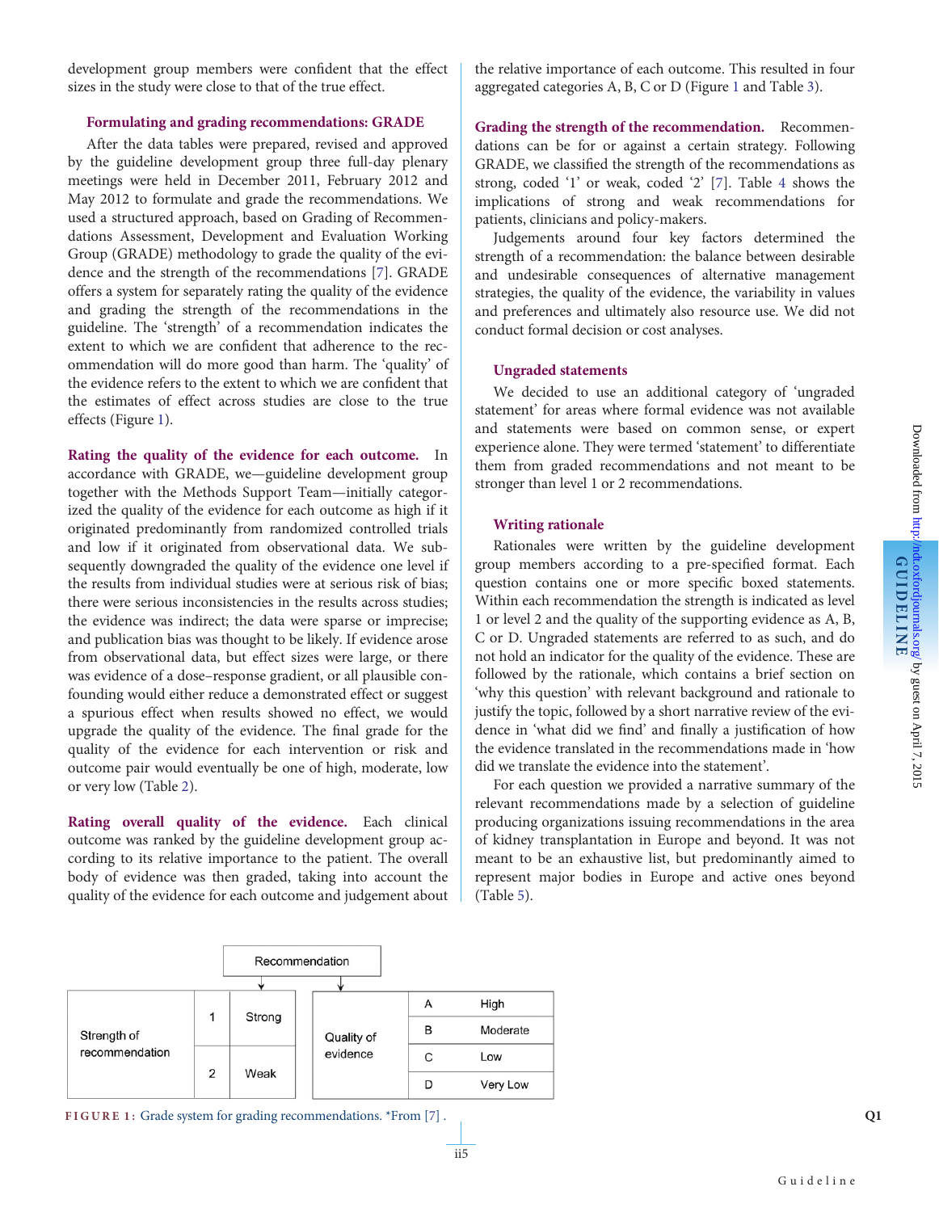development group members were confident that the effect sizes in the study were close to that of the true effect.

### Formulating and grading recommendations: GRADE

After the data tables were prepared, revised and approved by the guideline development group three full-day plenary meetings were held in December 2011, February 2012 and May 2012 to formulate and grade the recommendations. We used a structured approach, based on Grading of Recommendations Assessment, Development and Evaluation Working Group (GRADE) methodology to grade the quality of the evidence and the strength of the recommendations [7]. GRADE offers a system for separately rating the quality of the evidence and grading the strength of the recommendations in the guideline. The 'strength' of a recommendation indicates the extent to which we are confident that adherence to the recommendation will do more good than harm. The 'quality' of the evidence refers to the extent to which we are confident that the estimates of effect across studies are close to the true effects (Figure 1).

**Rating the quality of the evidence for each outcome.** In accordance with GRADE, we—guideline development group together with the Methods Support Team—initially categorized the quality of the evidence for each outcome as high if it originated predominantly from randomized controlled trials and low if it originated from observational data. We subsequently downgraded the quality of the evidence one level if the results from individual studies were at serious risk of bias; there were serious inconsistencies in the results across studies; the evidence was indirect; the data were sparse or imprecise; and publication bias was thought to be likely. If evidence arose from observational data, but effect sizes were large, or there was evidence of a dose–response gradient, or all plausible confounding would either reduce a demonstrated effect or suggest a spurious effect when results showed no effect, we would upgrade the quality of the evidence. The final grade for the quality of the evidence for each intervention or risk and outcome pair would eventually be one of high, moderate, low or very low (Table 2).

**Rating overall quality of the evidence.** Each clinical outcome was ranked by the guideline development group according to its relative importance to the patient. The overall body of evidence was then graded, taking into account the quality of the evidence for each outcome and judgement about the relative importance of each outcome. This resulted in four aggregated categories A, B, C or D (Figure 1 and Table 3).

**Grading the strength of the recommendation.** Recommendations can be for or against a certain strategy. Following GRADE, we classified the strength of the recommendations as strong, coded '1' or weak, coded '2' [7]. Table 4 shows the implications of strong and weak recommendations for patients, clinicians and policy-makers.

Judgements around four key factors determined the strength of a recommendation: the balance between desirable and undesirable consequences of alternative management strategies, the quality of the evidence, the variability in values and preferences and ultimately also resource use. We did not conduct formal decision or cost analyses.

### Ungraded statements

We decided to use an additional category of 'ungraded statement' for areas where formal evidence was not available and statements were based on common sense, or expert experience alone. They were termed 'statement' to differentiate them from graded recommendations and not meant to be stronger than level 1 or 2 recommendations.

### Writing rationale

Rationales were written by the guideline development group members according to a pre-specified format. Each question contains one or more specific boxed statements. Within each recommendation the strength is indicated as level 1 or level 2 and the quality of the supporting evidence as A, B, C or D. Ungraded statements are referred to as such, and do not hold an indicator for the quality of the evidence. These are followed by the rationale, which contains a brief section on 'why this question' with relevant background and rationale to justify the topic, followed by a short narrative review of the evidence in 'what did we find' and finally a justification of how the evidence translated in the recommendations made in 'how did we translate the evidence into the statement'.

For each question we provided a narrative summary of the relevant recommendations made by a selection of guideline producing organizations issuing recommendations in the area of kidney transplantation in Europe and beyond. It was not meant to be an exhaustive list, but predominantly aimed to represent major bodies in Europe and active ones beyond (Table 5).

Recommendation

| Strength of recommendation | | | Quality of evidence | | |
|---|---|---|---|---|---|
| | 1 | Strong | | A | High |
| | | | | B | Moderate |
| | 2 | Weak | | C | Low |
| | | | | D | Very Low |

FIGURE 1: Grade system for grading recommendations. *From [7] .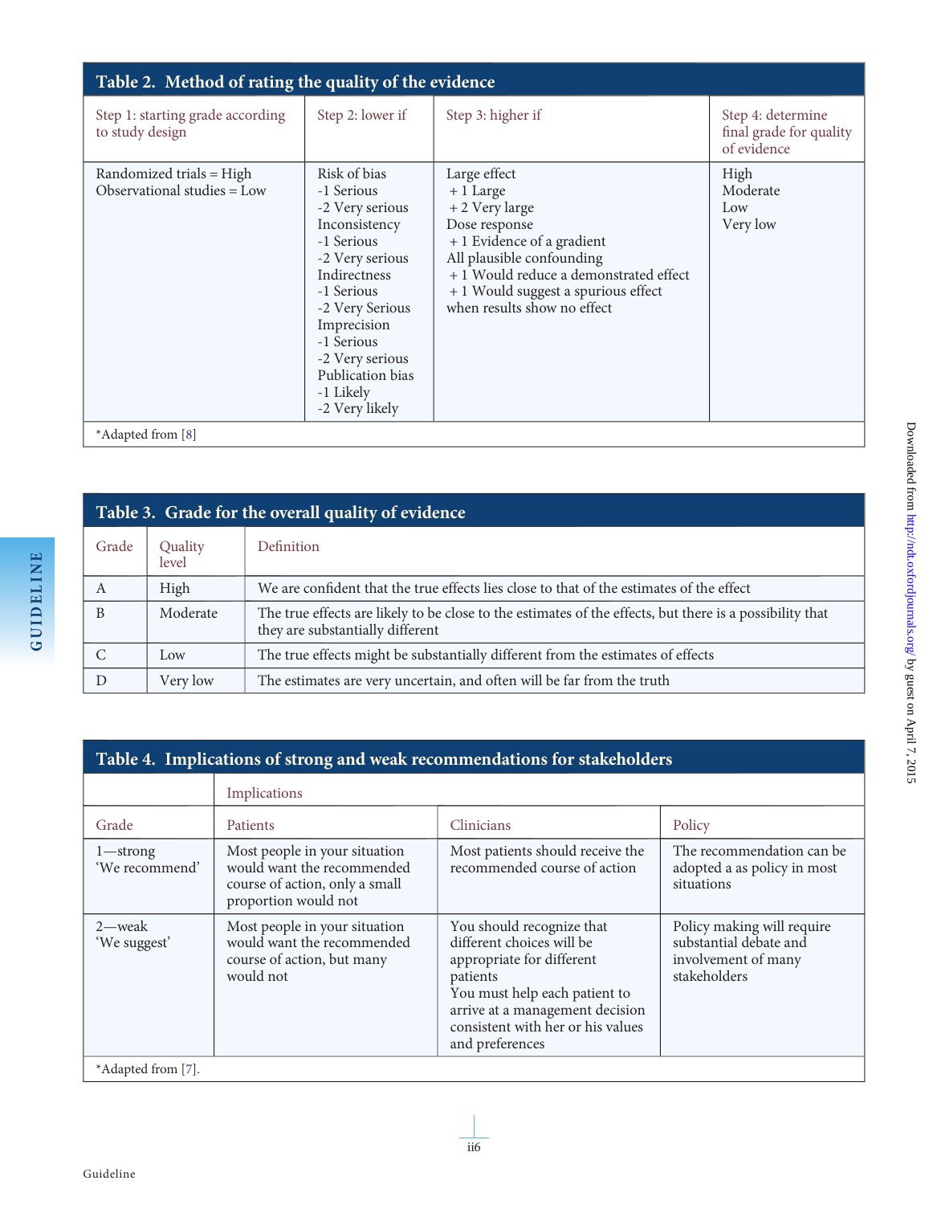**Table 2. Method of rating the quality of the evidence**

| Step 1: starting grade according to study design | Step 2: lower if | Step 3: higher if | Step 4: determine final grade for quality of evidence |
|---|---|---|---|
| Randomized trials = High<br>Observational studies = Low | Risk of bias<br>-1 Serious<br>-2 Very serious<br>Inconsistency<br>-1 Serious<br>-2 Very serious<br>Indirectness<br>-1 Serious<br>-2 Very Serious<br>Imprecision<br>-1 Serious<br>-2 Very serious<br>Publication bias<br>-1 Likely<br>-2 Very likely | Large effect<br>+1 Large<br>+2 Very large<br>Dose response<br>+1 Evidence of a gradient<br>All plausible confounding<br>+1 Would reduce a demonstrated effect<br>+1 Would suggest a spurious effect when results show no effect | High<br>Moderate<br>Low<br>Very low |

*Adapted from [8]

**Table 3. Grade for the overall quality of evidence**

| Grade | Quality level | Definition |
|---|---|---|
| A | High | We are confident that the true effects lies close to that of the estimates of the effect |
| B | Moderate | The true effects are likely to be close to the estimates of the effects, but there is a possibility that they are substantially different |
| C | Low | The true effects might be substantially different from the estimates of effects |
| D | Very low | The estimates are very uncertain, and often will be far from the truth |

**Table 4. Implications of strong and weak recommendations for stakeholders**

| | Implications | | |
|---|---|---|---|
| Grade | Patients | Clinicians | Policy |
| 1—strong<br>'We recommend' | Most people in your situation would want the recommended course of action, only a small proportion would not | Most patients should receive the recommended course of action | The recommendation can be adopted a as policy in most situations |
| 2—weak<br>'We suggest' | Most people in your situation would want the recommended course of action, but many would not | You should recognize that different choices will be appropriate for different patients<br>You must help each patient to arrive at a management decision consistent with her or his values and preferences | Policy making will require substantial debate and involvement of many stakeholders |

*Adapted from [7].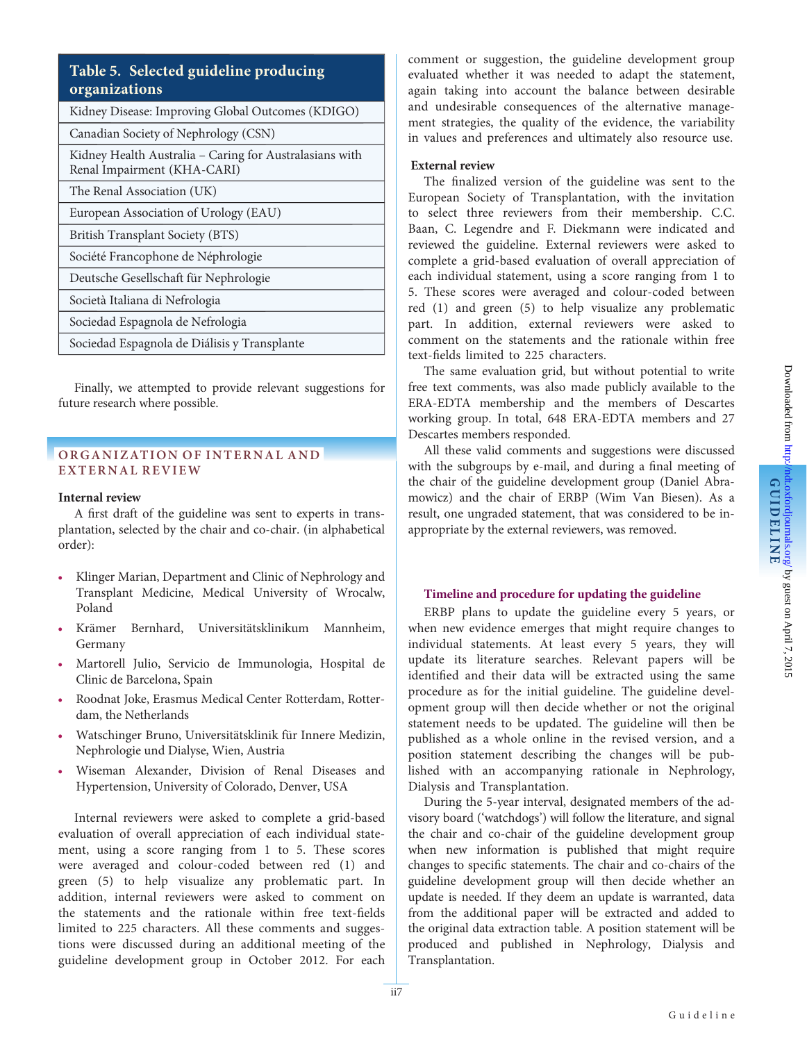**Table 5. Selected guideline producing organizations**

| Table 5. Selected guideline producing organizations |
|---|
| Kidney Disease: Improving Global Outcomes (KDIGO) |
| Canadian Society of Nephrology (CSN) |
| Kidney Health Australia – Caring for Australasians with Renal Impairment (KHA-CARI) |
| The Renal Association (UK) |
| European Association of Urology (EAU) |
| British Transplant Society (BTS) |
| Société Francophone de Néphrologie |
| Deutsche Gesellschaft für Nephrologie |
| Società Italiana di Nefrologia |
| Sociedad Espagnola de Nefrologia |
| Sociedad Espagnola de Diálisis y Transplante |

Finally, we attempted to provide relevant suggestions for future research where possible.

## ORGANIZATION OF INTERNAL AND EXTERNAL REVIEW

**Internal review**

A first draft of the guideline was sent to experts in transplantation, selected by the chair and co-chair. (in alphabetical order):

- Klinger Marian, Department and Clinic of Nephrology and Transplant Medicine, Medical University of Wrocalw, Poland
- Krämer Bernhard, Universitätsklinikum Mannheim, Germany
- Martorell Julio, Servicio de Immunologia, Hospital de Clinic de Barcelona, Spain
- Roodnat Joke, Erasmus Medical Center Rotterdam, Rotterdam, the Netherlands
- Watschinger Bruno, Universitätsklinik für Innere Medizin, Nephrologie und Dialyse, Wien, Austria
- Wiseman Alexander, Division of Renal Diseases and Hypertension, University of Colorado, Denver, USA

Internal reviewers were asked to complete a grid-based evaluation of overall appreciation of each individual statement, using a score ranging from 1 to 5. These scores were averaged and colour-coded between red (1) and green (5) to help visualize any problematic part. In addition, internal reviewers were asked to comment on the statements and the rationale within free text-fields limited to 225 characters. All these comments and suggestions were discussed during an additional meeting of the guideline development group in October 2012. For each comment or suggestion, the guideline development group evaluated whether it was needed to adapt the statement, again taking into account the balance between desirable and undesirable consequences of the alternative management strategies, the quality of the evidence, the variability in values and preferences and ultimately also resource use.

**External review**

The finalized version of the guideline was sent to the European Society of Transplantation, with the invitation to select three reviewers from their membership. C.C. Baan, C. Legendre and F. Diekmann were indicated and reviewed the guideline. External reviewers were asked to complete a grid-based evaluation of overall appreciation of each individual statement, using a score ranging from 1 to 5. These scores were averaged and colour-coded between red (1) and green (5) to help visualize any problematic part. In addition, external reviewers were asked to comment on the statements and the rationale within free text-fields limited to 225 characters.

The same evaluation grid, but without potential to write free text comments, was also made publicly available to the ERA-EDTA membership and the members of Descartes working group. In total, 648 ERA-EDTA members and 27 Descartes members responded.

All these valid comments and suggestions were discussed with the subgroups by e-mail, and during a final meeting of the chair of the guideline development group (Daniel Abramowicz) and the chair of ERBP (Wim Van Biesen). As a result, one ungraded statement, that was considered to be inappropriate by the external reviewers, was removed.

### Timeline and procedure for updating the guideline

ERBP plans to update the guideline every 5 years, or when new evidence emerges that might require changes to individual statements. At least every 5 years, they will update its literature searches. Relevant papers will be identified and their data will be extracted using the same procedure as for the initial guideline. The guideline development group will then decide whether or not the original statement needs to be updated. The guideline will then be published as a whole online in the revised version, and a position statement describing the changes will be published with an accompanying rationale in Nephrology, Dialysis and Transplantation.

During the 5-year interval, designated members of the advisory board ('watchdogs') will follow the literature, and signal the chair and co-chair of the guideline development group when new information is published that might require changes to specific statements. The chair and co-chairs of the guideline development group will then decide whether an update is needed. If they deem an update is warranted, data from the additional paper will be extracted and added to the original data extraction table. A position statement will be produced and published in Nephrology, Dialysis and Transplantation.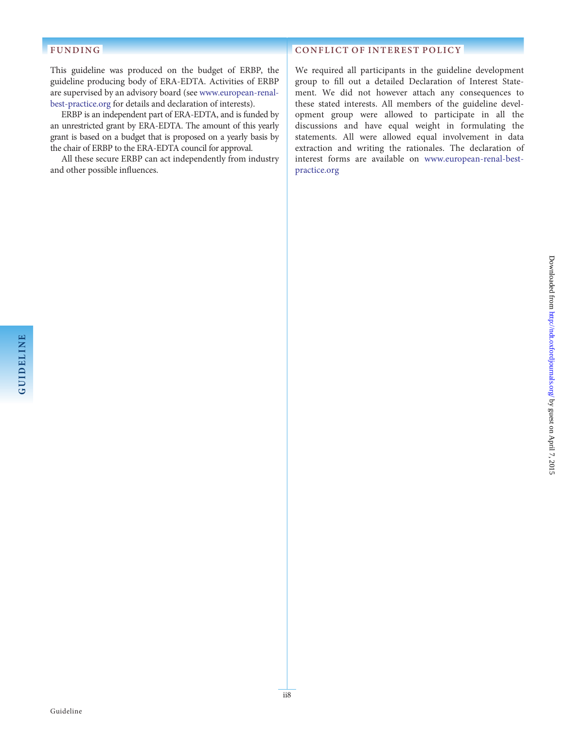## FUNDING

This guideline was produced on the budget of ERBP, the guideline producing body of ERA-EDTA. Activities of ERBP are supervised by an advisory board (see www.european-renal-best-practice.org for details and declaration of interests).

ERBP is an independent part of ERA-EDTA, and is funded by an unrestricted grant by ERA-EDTA. The amount of this yearly grant is based on a budget that is proposed on a yearly basis by the chair of ERBP to the ERA-EDTA council for approval.

All these secure ERBP can act independently from industry and other possible influences.

## CONFLICT OF INTEREST POLICY

We required all participants in the guideline development group to fill out a detailed Declaration of Interest Statement. We did not however attach any consequences to these stated interests. All members of the guideline development group were allowed to participate in all the discussions and have equal weight in formulating the statements. All were allowed equal involvement in data extraction and writing the rationales. The declaration of interest forms are available on www.european-renal-best-practice.org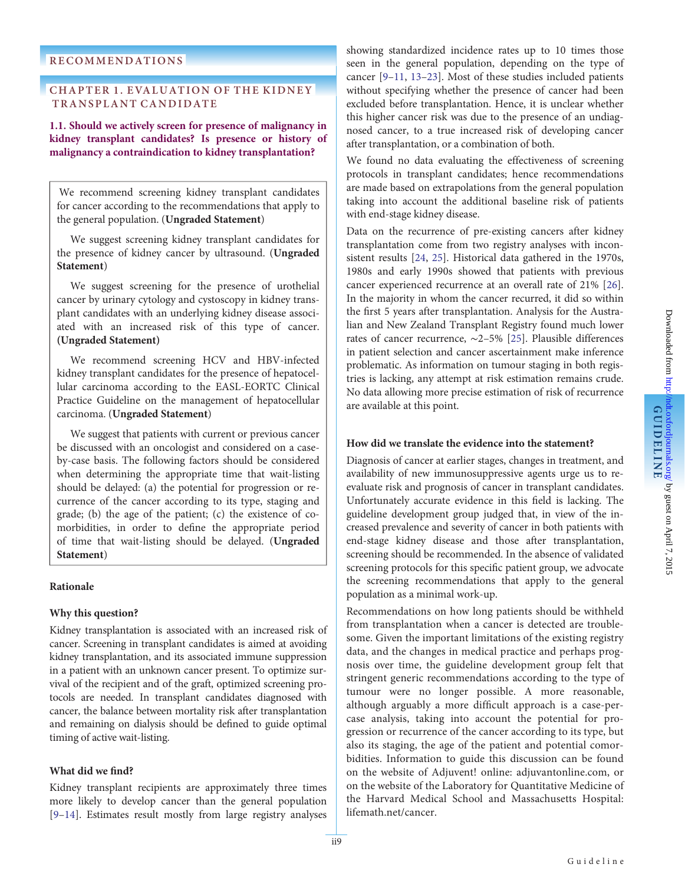# RECOMMENDATIONS

## CHAPTER 1. EVALUATION OF THE KIDNEY TRANSPLANT CANDIDATE

### 1.1. Should we actively screen for presence of malignancy in kidney transplant candidates? Is presence or history of malignancy a contraindication to kidney transplantation?

> We recommend screening kidney transplant candidates for cancer according to the recommendations that apply to the general population. (**Ungraded Statement**)
>
> We suggest screening kidney transplant candidates for the presence of kidney cancer by ultrasound. (**Ungraded Statement**)
>
> We suggest screening for the presence of urothelial cancer by urinary cytology and cystoscopy in kidney transplant candidates with an underlying kidney disease associated with an increased risk of this type of cancer. **(Ungraded Statement)**
>
> We recommend screening HCV and HBV-infected kidney transplant candidates for the presence of hepatocellular carcinoma according to the EASL-EORTC Clinical Practice Guideline on the management of hepatocellular carcinoma. (**Ungraded Statement**)
>
> We suggest that patients with current or previous cancer be discussed with an oncologist and considered on a case-by-case basis. The following factors should be considered when determining the appropriate time that wait-listing should be delayed: (a) the potential for progression or recurrence of the cancer according to its type, staging and grade; (b) the age of the patient; (c) the existence of co-morbidities, in order to define the appropriate period of time that wait-listing should be delayed. (**Ungraded Statement**)

#### Rationale

**Why this question?**

Kidney transplantation is associated with an increased risk of cancer. Screening in transplant candidates is aimed at avoiding kidney transplantation, and its associated immune suppression in a patient with an unknown cancer present. To optimize survival of the recipient and of the graft, optimized screening protocols are needed. In transplant candidates diagnosed with cancer, the balance between mortality risk after transplantation and remaining on dialysis should be defined to guide optimal timing of active wait-listing.

**What did we find?**

Kidney transplant recipients are approximately three times more likely to develop cancer than the general population [9–14]. Estimates result mostly from large registry analyses showing standardized incidence rates up to 10 times those seen in the general population, depending on the type of cancer [9–11, 13–23]. Most of these studies included patients without specifying whether the presence of cancer had been excluded before transplantation. Hence, it is unclear whether this higher cancer risk was due to the presence of an undiagnosed cancer, to a true increased risk of developing cancer after transplantation, or a combination of both.

We found no data evaluating the effectiveness of screening protocols in transplant candidates; hence recommendations are made based on extrapolations from the general population taking into account the additional baseline risk of patients with end-stage kidney disease.

Data on the recurrence of pre-existing cancers after kidney transplantation come from two registry analyses with inconsistent results [24, 25]. Historical data gathered in the 1970s, 1980s and early 1990s showed that patients with previous cancer experienced recurrence at an overall rate of 21% [26]. In the majority in whom the cancer recurred, it did so within the first 5 years after transplantation. Analysis for the Australian and New Zealand Transplant Registry found much lower rates of cancer recurrence, ∼2–5% [25]. Plausible differences in patient selection and cancer ascertainment make inference problematic. As information on tumour staging in both registries is lacking, any attempt at risk estimation remains crude. No data allowing more precise estimation of risk of recurrence are available at this point.

**How did we translate the evidence into the statement?**

Diagnosis of cancer at earlier stages, changes in treatment, and availability of new immunosuppressive agents urge us to re-evaluate risk and prognosis of cancer in transplant candidates. Unfortunately accurate evidence in this field is lacking. The guideline development group judged that, in view of the increased prevalence and severity of cancer in both patients with end-stage kidney disease and those after transplantation, screening should be recommended. In the absence of validated screening protocols for this specific patient group, we advocate the screening recommendations that apply to the general population as a minimal work-up.

Recommendations on how long patients should be withheld from transplantation when a cancer is detected are troublesome. Given the important limitations of the existing registry data, and the changes in medical practice and perhaps prognosis over time, the guideline development group felt that stringent generic recommendations according to the type of tumour were no longer possible. A more reasonable, although arguably a more difficult approach is a case-per-case analysis, taking into account the potential for progression or recurrence of the cancer according to its type, but also its staging, the age of the patient and potential comorbidities. Information to guide this discussion can be found on the website of Adjuvent! online: adjuvantonline.com, or on the website of the Laboratory for Quantitative Medicine of the Harvard Medical School and Massachusetts Hospital: lifemath.net/cancer.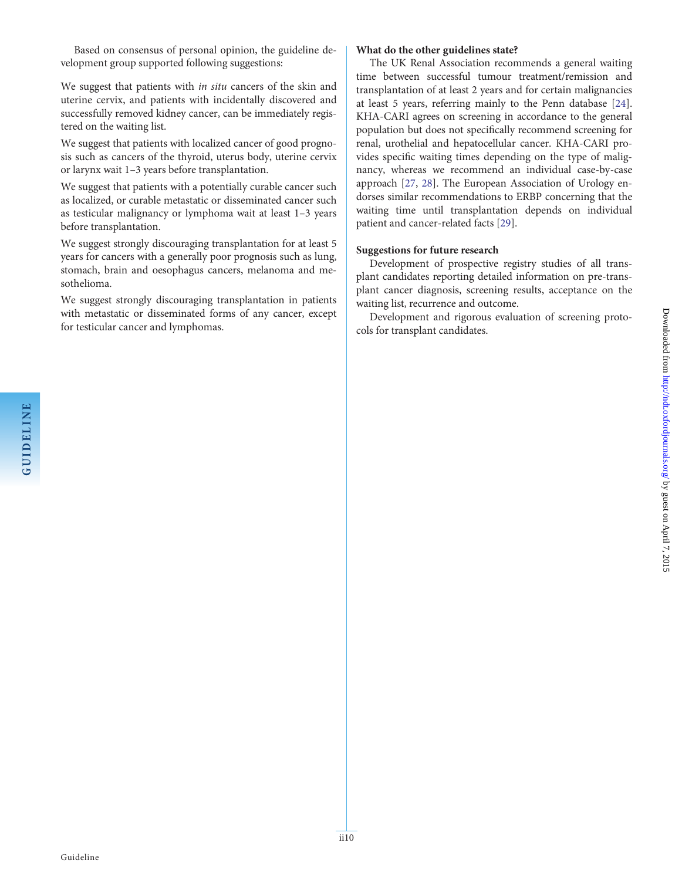Based on consensus of personal opinion, the guideline development group supported following suggestions:

We suggest that patients with *in situ* cancers of the skin and uterine cervix, and patients with incidentally discovered and successfully removed kidney cancer, can be immediately registered on the waiting list.

We suggest that patients with localized cancer of good prognosis such as cancers of the thyroid, uterus body, uterine cervix or larynx wait 1–3 years before transplantation.

We suggest that patients with a potentially curable cancer such as localized, or curable metastatic or disseminated cancer such as testicular malignancy or lymphoma wait at least 1–3 years before transplantation.

We suggest strongly discouraging transplantation for at least 5 years for cancers with a generally poor prognosis such as lung, stomach, brain and oesophagus cancers, melanoma and mesothelioma.

We suggest strongly discouraging transplantation in patients with metastatic or disseminated forms of any cancer, except for testicular cancer and lymphomas.

**What do the other guidelines state?**

The UK Renal Association recommends a general waiting time between successful tumour treatment/remission and transplantation of at least 2 years and for certain malignancies at least 5 years, referring mainly to the Penn database [24]. KHA-CARI agrees on screening in accordance to the general population but does not specifically recommend screening for renal, urothelial and hepatocellular cancer. KHA-CARI provides specific waiting times depending on the type of malignancy, whereas we recommend an individual case-by-case approach [27, 28]. The European Association of Urology endorses similar recommendations to ERBP concerning that the waiting time until transplantation depends on individual patient and cancer-related facts [29].

**Suggestions for future research**

Development of prospective registry studies of all transplant candidates reporting detailed information on pre-transplant cancer diagnosis, screening results, acceptance on the waiting list, recurrence and outcome.

Development and rigorous evaluation of screening protocols for transplant candidates.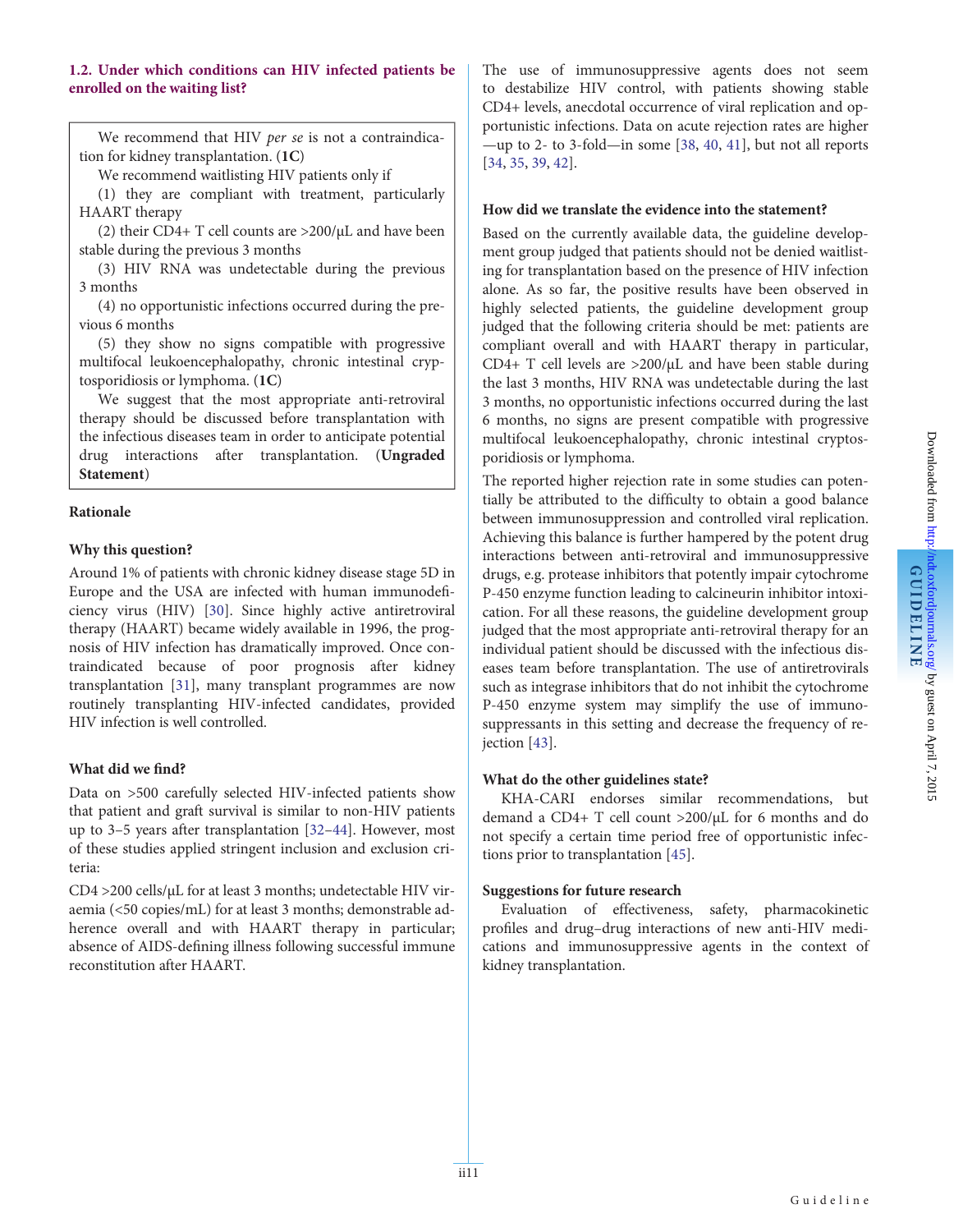### 1.2. Under which conditions can HIV infected patients be enrolled on the waiting list?

We recommend that HIV *per se* is not a contraindication for kidney transplantation. (**1C**)

We recommend waitlisting HIV patients only if

(1) they are compliant with treatment, particularly HAART therapy

(2) their CD4+ T cell counts are >200/μL and have been stable during the previous 3 months

(3) HIV RNA was undetectable during the previous 3 months

(4) no opportunistic infections occurred during the previous 6 months

(5) they show no signs compatible with progressive multifocal leukoencephalopathy, chronic intestinal cryptosporidiosis or lymphoma. (**1C**)

We suggest that the most appropriate anti-retroviral therapy should be discussed before transplantation with the infectious diseases team in order to anticipate potential drug interactions after transplantation. (**Ungraded Statement**)

#### Rationale

#### Why this question?

Around 1% of patients with chronic kidney disease stage 5D in Europe and the USA are infected with human immunodeficiency virus (HIV) [30]. Since highly active antiretroviral therapy (HAART) became widely available in 1996, the prognosis of HIV infection has dramatically improved. Once contraindicated because of poor prognosis after kidney transplantation [31], many transplant programmes are now routinely transplanting HIV-infected candidates, provided HIV infection is well controlled.

#### What did we find?

Data on >500 carefully selected HIV-infected patients show that patient and graft survival is similar to non-HIV patients up to 3–5 years after transplantation [32–44]. However, most of these studies applied stringent inclusion and exclusion criteria:

CD4 >200 cells/μL for at least 3 months; undetectable HIV viraemia (<50 copies/mL) for at least 3 months; demonstrable adherence overall and with HAART therapy in particular; absence of AIDS-defining illness following successful immune reconstitution after HAART.

The use of immunosuppressive agents does not seem to destabilize HIV control, with patients showing stable CD4+ levels, anecdotal occurrence of viral replication and opportunistic infections. Data on acute rejection rates are higher—up to 2- to 3-fold—in some [38, 40, 41], but not all reports [34, 35, 39, 42].

#### How did we translate the evidence into the statement?

Based on the currently available data, the guideline development group judged that patients should not be denied waitlisting for transplantation based on the presence of HIV infection alone. As so far, the positive results have been observed in highly selected patients, the guideline development group judged that the following criteria should be met: patients are compliant overall and with HAART therapy in particular, CD4+ T cell levels are >200/μL and have been stable during the last 3 months, HIV RNA was undetectable during the last 3 months, no opportunistic infections occurred during the last 6 months, no signs are present compatible with progressive multifocal leukoencephalopathy, chronic intestinal cryptosporidiosis or lymphoma.

The reported higher rejection rate in some studies can potentially be attributed to the difficulty to obtain a good balance between immunosuppression and controlled viral replication. Achieving this balance is further hampered by the potent drug interactions between anti-retroviral and immunosuppressive drugs, e.g. protease inhibitors that potently impair cytochrome P-450 enzyme function leading to calcineurin inhibitor intoxication. For all these reasons, the guideline development group judged that the most appropriate anti-retroviral therapy for an individual patient should be discussed with the infectious diseases team before transplantation. The use of antiretrovirals such as integrase inhibitors that do not inhibit the cytochrome P-450 enzyme system may simplify the use of immunosuppressants in this setting and decrease the frequency of rejection [43].

#### What do the other guidelines state?

KHA-CARI endorses similar recommendations, but demand a CD4+ T cell count >200/μL for 6 months and do not specify a certain time period free of opportunistic infections prior to transplantation [45].

#### Suggestions for future research

Evaluation of effectiveness, safety, pharmacokinetic profiles and drug–drug interactions of new anti-HIV medications and immunosuppressive agents in the context of kidney transplantation.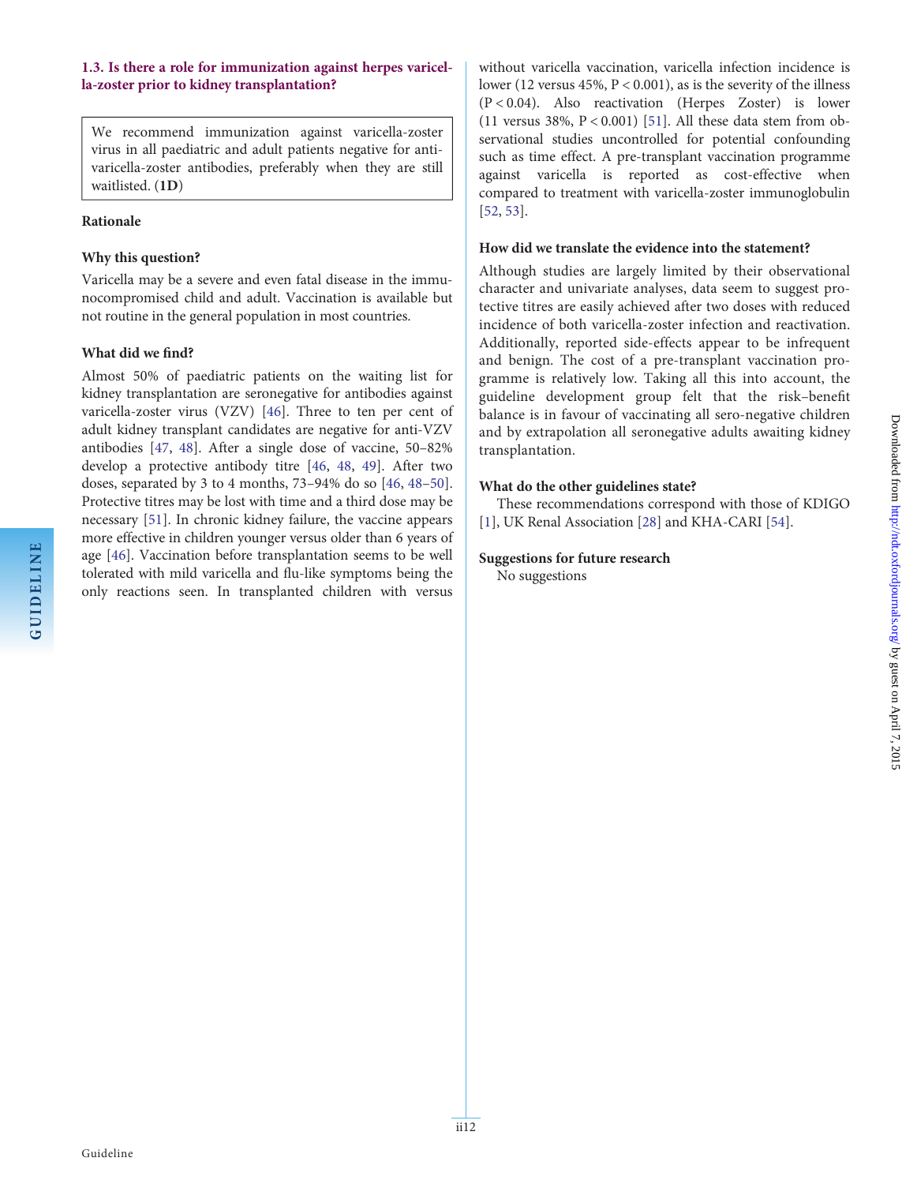### 1.3. Is there a role for immunization against herpes varicella-zoster prior to kidney transplantation?

> We recommend immunization against varicella-zoster virus in all paediatric and adult patients negative for anti-varicella-zoster antibodies, preferably when they are still waitlisted. (**1D**)

#### Rationale

#### Why this question?

Varicella may be a severe and even fatal disease in the immunocompromised child and adult. Vaccination is available but not routine in the general population in most countries.

#### What did we find?

Almost 50% of paediatric patients on the waiting list for kidney transplantation are seronegative for antibodies against varicella-zoster virus (VZV) [46]. Three to ten per cent of adult kidney transplant candidates are negative for anti-VZV antibodies [47, 48]. After a single dose of vaccine, 50–82% develop a protective antibody titre [46, 48, 49]. After two doses, separated by 3 to 4 months, 73–94% do so [46, 48–50]. Protective titres may be lost with time and a third dose may be necessary [51]. In chronic kidney failure, the vaccine appears more effective in children younger versus older than 6 years of age [46]. Vaccination before transplantation seems to be well tolerated with mild varicella and flu-like symptoms being the only reactions seen. In transplanted children with versus without varicella vaccination, varicella infection incidence is lower (12 versus 45%, $P < 0.001$), as is the severity of the illness ($P < 0.04$). Also reactivation (Herpes Zoster) is lower (11 versus 38%, $P < 0.001$) [51]. All these data stem from observational studies uncontrolled for potential confounding such as time effect. A pre-transplant vaccination programme against varicella is reported as cost-effective when compared to treatment with varicella-zoster immunoglobulin [52, 53].

#### How did we translate the evidence into the statement?

Although studies are largely limited by their observational character and univariate analyses, data seem to suggest protective titres are easily achieved after two doses with reduced incidence of both varicella-zoster infection and reactivation. Additionally, reported side-effects appear to be infrequent and benign. The cost of a pre-transplant vaccination programme is relatively low. Taking all this into account, the guideline development group felt that the risk–benefit balance is in favour of vaccinating all sero-negative children and by extrapolation all seronegative adults awaiting kidney transplantation.

#### What do the other guidelines state?

These recommendations correspond with those of KDIGO [1], UK Renal Association [28] and KHA-CARI [54].

#### Suggestions for future research

No suggestions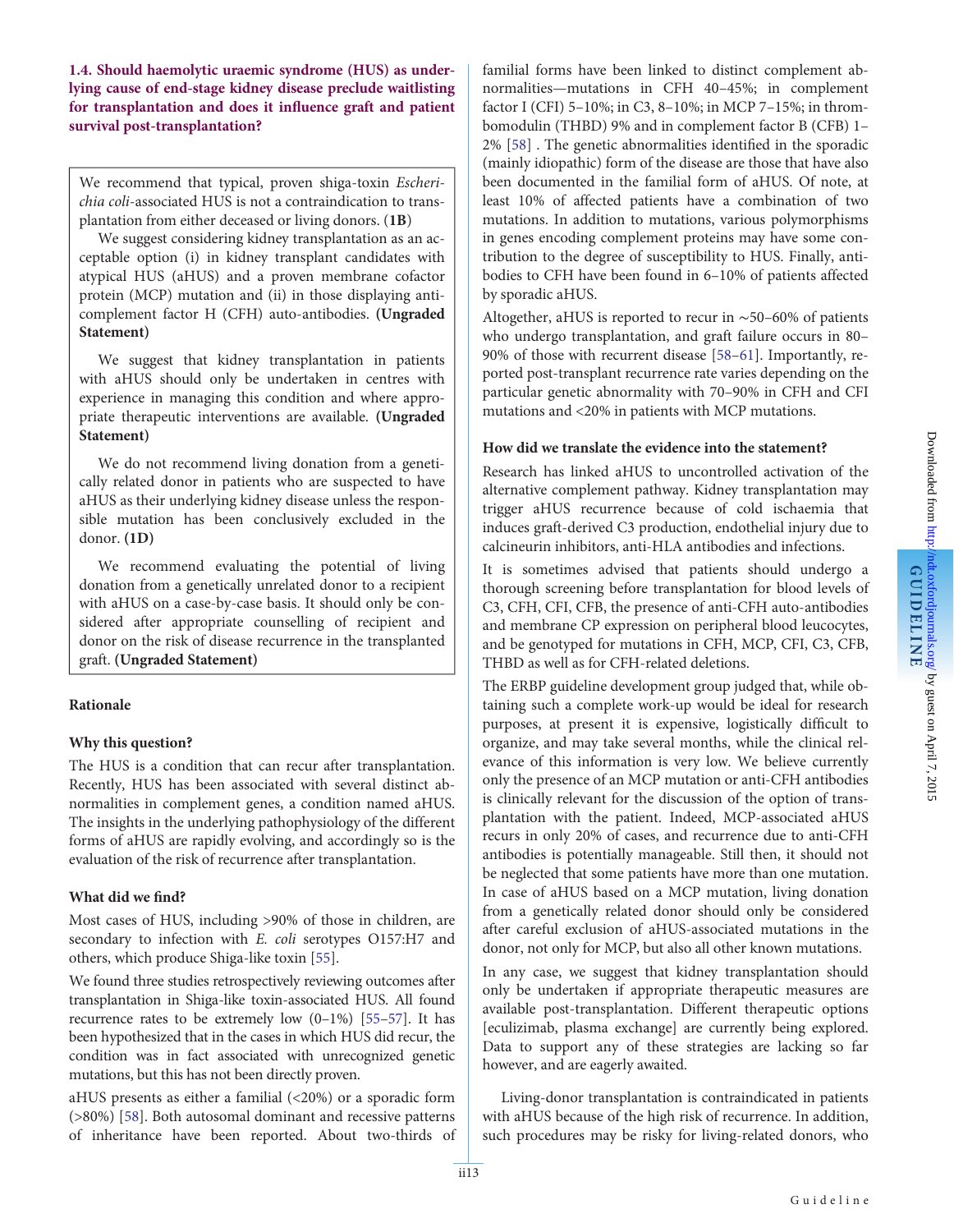**1.4. Should haemolytic uraemic syndrome (HUS) as underlying cause of end-stage kidney disease preclude waitlisting for transplantation and does it influence graft and patient survival post-transplantation?**

We recommend that typical, proven shiga-toxin *Escherichia coli*-associated HUS is not a contraindication to transplantation from either deceased or living donors. (**1B**)

We suggest considering kidney transplantation as an acceptable option (i) in kidney transplant candidates with atypical HUS (aHUS) and a proven membrane cofactor protein (MCP) mutation and (ii) in those displaying anti-complement factor H (CFH) auto-antibodies. **(Ungraded Statement)**

We suggest that kidney transplantation in patients with aHUS should only be undertaken in centres with experience in managing this condition and where appropriate therapeutic interventions are available. **(Ungraded Statement)**

We do not recommend living donation from a genetically related donor in patients who are suspected to have aHUS as their underlying kidney disease unless the responsible mutation has been conclusively excluded in the donor. **(1D)**

We recommend evaluating the potential of living donation from a genetically unrelated donor to a recipient with aHUS on a case-by-case basis. It should only be considered after appropriate counselling of recipient and donor on the risk of disease recurrence in the transplanted graft. **(Ungraded Statement)**

**Rationale**

**Why this question?**

The HUS is a condition that can recur after transplantation. Recently, HUS has been associated with several distinct abnormalities in complement genes, a condition named aHUS. The insights in the underlying pathophysiology of the different forms of aHUS are rapidly evolving, and accordingly so is the evaluation of the risk of recurrence after transplantation.

**What did we find?**

Most cases of HUS, including >90% of those in children, are secondary to infection with *E. coli* serotypes O157:H7 and others, which produce Shiga-like toxin [55].

We found three studies retrospectively reviewing outcomes after transplantation in Shiga-like toxin-associated HUS. All found recurrence rates to be extremely low (0–1%) [55–57]. It has been hypothesized that in the cases in which HUS did recur, the condition was in fact associated with unrecognized genetic mutations, but this has not been directly proven.

aHUS presents as either a familial (<20%) or a sporadic form (>80%) [58]. Both autosomal dominant and recessive patterns of inheritance have been reported. About two-thirds of familial forms have been linked to distinct complement abnormalities—mutations in CFH 40–45%; in complement factor I (CFI) 5–10%; in C3, 8–10%; in MCP 7–15%; in thrombomodulin (THBD) 9% and in complement factor B (CFB) 1–2% [58] . The genetic abnormalities identified in the sporadic (mainly idiopathic) form of the disease are those that have also been documented in the familial form of aHUS. Of note, at least 10% of affected patients have a combination of two mutations. In addition to mutations, various polymorphisms in genes encoding complement proteins may have some contribution to the degree of susceptibility to HUS. Finally, antibodies to CFH have been found in 6–10% of patients affected by sporadic aHUS.

Altogether, aHUS is reported to recur in ∼50–60% of patients who undergo transplantation, and graft failure occurs in 80–90% of those with recurrent disease [58–61]. Importantly, reported post-transplant recurrence rate varies depending on the particular genetic abnormality with 70–90% in CFH and CFI mutations and <20% in patients with MCP mutations.

**How did we translate the evidence into the statement?**

Research has linked aHUS to uncontrolled activation of the alternative complement pathway. Kidney transplantation may trigger aHUS recurrence because of cold ischaemia that induces graft-derived C3 production, endothelial injury due to calcineurin inhibitors, anti-HLA antibodies and infections.

It is sometimes advised that patients should undergo a thorough screening before transplantation for blood levels of C3, CFH, CFI, CFB, the presence of anti-CFH auto-antibodies and membrane CP expression on peripheral blood leucocytes, and be genotyped for mutations in CFH, MCP, CFI, C3, CFB, THBD as well as for CFH-related deletions.

The ERBP guideline development group judged that, while obtaining such a complete work-up would be ideal for research purposes, at present it is expensive, logistically difficult to organize, and may take several months, while the clinical relevance of this information is very low. We believe currently only the presence of an MCP mutation or anti-CFH antibodies is clinically relevant for the discussion of the option of transplantation with the patient. Indeed, MCP-associated aHUS recurs in only 20% of cases, and recurrence due to anti-CFH antibodies is potentially manageable. Still then, it should not be neglected that some patients have more than one mutation. In case of aHUS based on a MCP mutation, living donation from a genetically related donor should only be considered after careful exclusion of aHUS-associated mutations in the donor, not only for MCP, but also all other known mutations.

In any case, we suggest that kidney transplantation should only be undertaken if appropriate therapeutic measures are available post-transplantation. Different therapeutic options [eculizimab, plasma exchange] are currently being explored. Data to support any of these strategies are lacking so far however, and are eagerly awaited.

Living-donor transplantation is contraindicated in patients with aHUS because of the high risk of recurrence. In addition, such procedures may be risky for living-related donors, who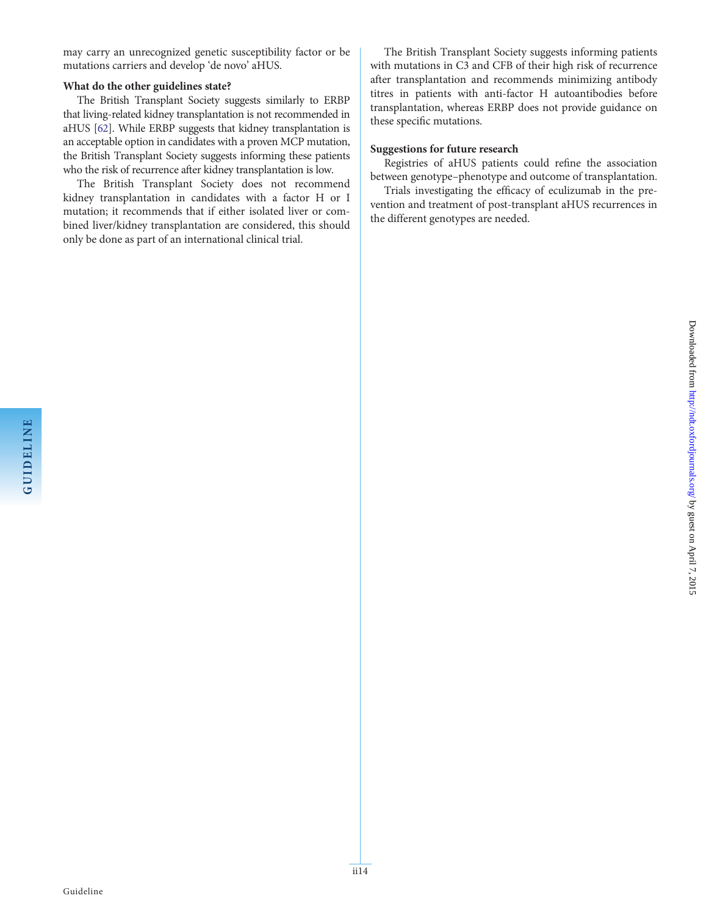may carry an unrecognized genetic susceptibility factor or be mutations carriers and develop 'de novo' aHUS.

**What do the other guidelines state?**

The British Transplant Society suggests similarly to ERBP that living-related kidney transplantation is not recommended in aHUS [62]. While ERBP suggests that kidney transplantation is an acceptable option in candidates with a proven MCP mutation, the British Transplant Society suggests informing these patients who the risk of recurrence after kidney transplantation is low.

The British Transplant Society does not recommend kidney transplantation in candidates with a factor H or I mutation; it recommends that if either isolated liver or combined liver/kidney transplantation are considered, this should only be done as part of an international clinical trial.

The British Transplant Society suggests informing patients with mutations in C3 and CFB of their high risk of recurrence after transplantation and recommends minimizing antibody titres in patients with anti-factor H autoantibodies before transplantation, whereas ERBP does not provide guidance on these specific mutations.

**Suggestions for future research**

Registries of aHUS patients could refine the association between genotype–phenotype and outcome of transplantation.

Trials investigating the efficacy of eculizumab in the prevention and treatment of post-transplant aHUS recurrences in the different genotypes are needed.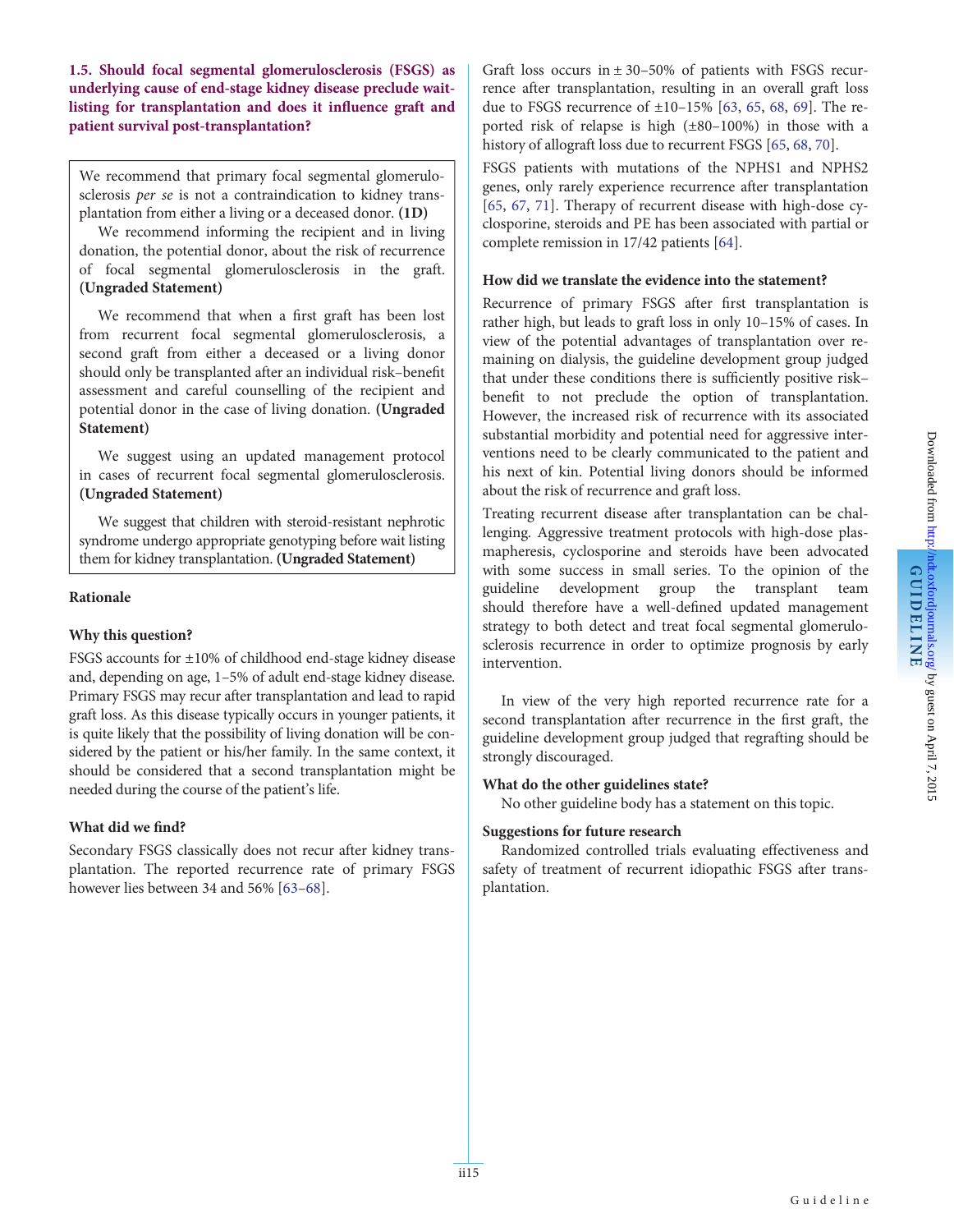### 1.5. Should focal segmental glomerulosclerosis (FSGS) as underlying cause of end-stage kidney disease preclude wait-listing for transplantation and does it influence graft and patient survival post-transplantation?

> We recommend that primary focal segmental glomerulosclerosis *per se* is not a contraindication to kidney transplantation from either a living or a deceased donor. **(1D)**
>
> We recommend informing the recipient and in living donation, the potential donor, about the risk of recurrence of focal segmental glomerulosclerosis in the graft. **(Ungraded Statement)**
>
> We recommend that when a first graft has been lost from recurrent focal segmental glomerulosclerosis, a second graft from either a deceased or a living donor should only be transplanted after an individual risk–benefit assessment and careful counselling of the recipient and potential donor in the case of living donation. **(Ungraded Statement)**
>
> We suggest using an updated management protocol in cases of recurrent focal segmental glomerulosclerosis. **(Ungraded Statement)**
>
> We suggest that children with steroid-resistant nephrotic syndrome undergo appropriate genotyping before wait listing them for kidney transplantation. **(Ungraded Statement)**

#### Rationale

#### Why this question?

FSGS accounts for ±10% of childhood end-stage kidney disease and, depending on age, 1–5% of adult end-stage kidney disease. Primary FSGS may recur after transplantation and lead to rapid graft loss. As this disease typically occurs in younger patients, it is quite likely that the possibility of living donation will be considered by the patient or his/her family. In the same context, it should be considered that a second transplantation might be needed during the course of the patient's life.

#### What did we find?

Secondary FSGS classically does not recur after kidney transplantation. The reported recurrence rate of primary FSGS however lies between 34 and 56% [63–68].

Graft loss occurs in ± 30–50% of patients with FSGS recurrence after transplantation, resulting in an overall graft loss due to FSGS recurrence of ±10–15% [63, 65, 68, 69]. The reported risk of relapse is high (±80–100%) in those with a history of allograft loss due to recurrent FSGS [65, 68, 70].

FSGS patients with mutations of the NPHS1 and NPHS2 genes, only rarely experience recurrence after transplantation [65, 67, 71]. Therapy of recurrent disease with high-dose cyclosporine, steroids and PE has been associated with partial or complete remission in 17/42 patients [64].

#### How did we translate the evidence into the statement?

Recurrence of primary FSGS after first transplantation is rather high, but leads to graft loss in only 10–15% of cases. In view of the potential advantages of transplantation over remaining on dialysis, the guideline development group judged that under these conditions there is sufficiently positive risk–benefit to not preclude the option of transplantation. However, the increased risk of recurrence with its associated substantial morbidity and potential need for aggressive interventions need to be clearly communicated to the patient and his next of kin. Potential living donors should be informed about the risk of recurrence and graft loss.

Treating recurrent disease after transplantation can be challenging. Aggressive treatment protocols with high-dose plasmapheresis, cyclosporine and steroids have been advocated with some success in small series. To the opinion of the guideline development group the transplant team should therefore have a well-defined updated management strategy to both detect and treat focal segmental glomerulosclerosis recurrence in order to optimize prognosis by early intervention.

In view of the very high reported recurrence rate for a second transplantation after recurrence in the first graft, the guideline development group judged that regrafting should be strongly discouraged.

#### What do the other guidelines state?

No other guideline body has a statement on this topic.

#### Suggestions for future research

Randomized controlled trials evaluating effectiveness and safety of treatment of recurrent idiopathic FSGS after transplantation.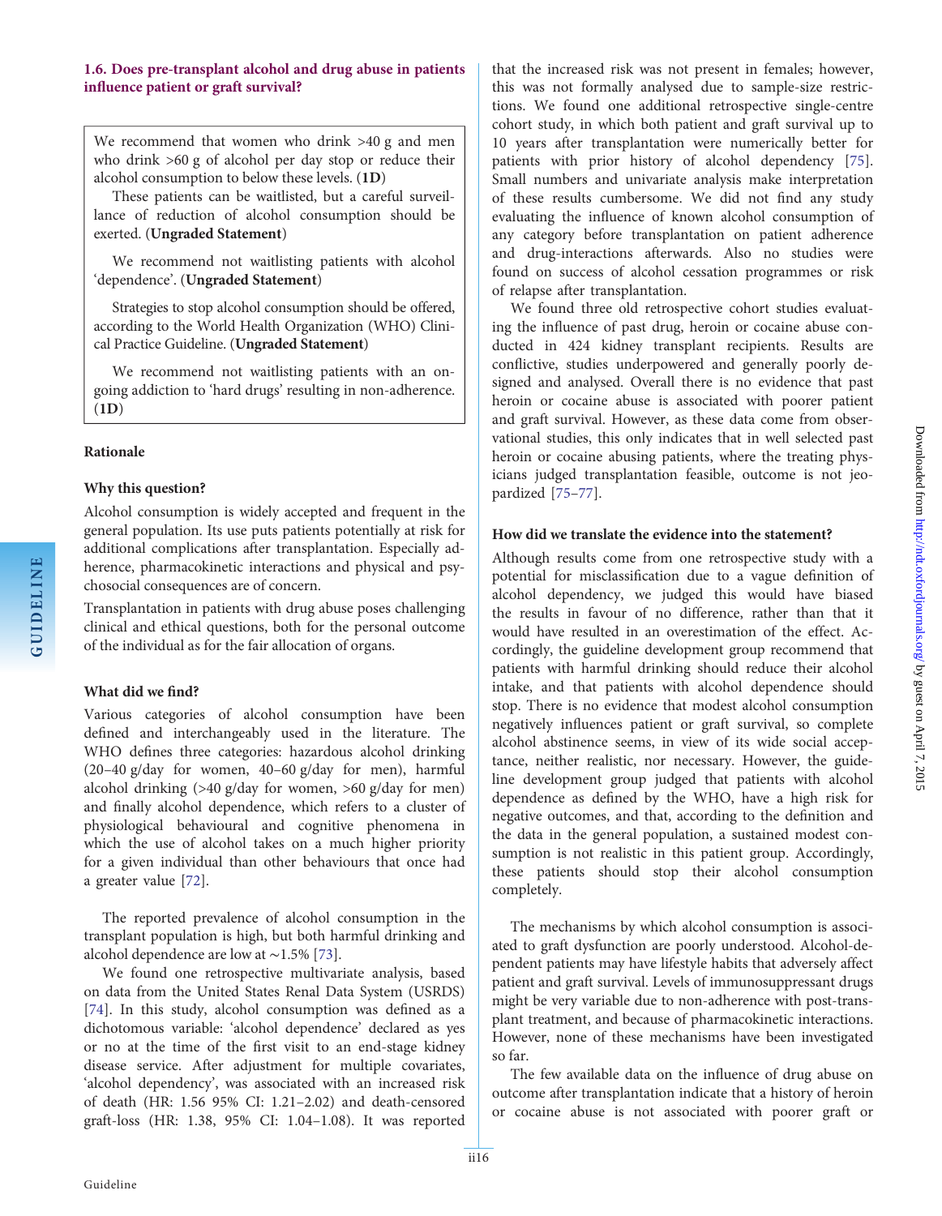### 1.6. Does pre-transplant alcohol and drug abuse in patients influence patient or graft survival?

We recommend that women who drink >40 g and men who drink >60 g of alcohol per day stop or reduce their alcohol consumption to below these levels. (**1D**)

These patients can be waitlisted, but a careful surveillance of reduction of alcohol consumption should be exerted. (**Ungraded Statement**)

We recommend not waitlisting patients with alcohol 'dependence'. (**Ungraded Statement**)

Strategies to stop alcohol consumption should be offered, according to the World Health Organization (WHO) Clinical Practice Guideline. (**Ungraded Statement**)

We recommend not waitlisting patients with an ongoing addiction to 'hard drugs' resulting in non-adherence. (**1D**)

#### Rationale

**Why this question?**

Alcohol consumption is widely accepted and frequent in the general population. Its use puts patients potentially at risk for additional complications after transplantation. Especially adherence, pharmacokinetic interactions and physical and psychosocial consequences are of concern.

Transplantation in patients with drug abuse poses challenging clinical and ethical questions, both for the personal outcome of the individual as for the fair allocation of organs.

**What did we find?**

Various categories of alcohol consumption have been defined and interchangeably used in the literature. The WHO defines three categories: hazardous alcohol drinking (20–40 g/day for women, 40–60 g/day for men), harmful alcohol drinking (>40 g/day for women, >60 g/day for men) and finally alcohol dependence, which refers to a cluster of physiological behavioural and cognitive phenomena in which the use of alcohol takes on a much higher priority for a given individual than other behaviours that once had a greater value [72].

The reported prevalence of alcohol consumption in the transplant population is high, but both harmful drinking and alcohol dependence are low at ∼1.5% [73].

We found one retrospective multivariate analysis, based on data from the United States Renal Data System (USRDS) [74]. In this study, alcohol consumption was defined as a dichotomous variable: 'alcohol dependence' declared as yes or no at the time of the first visit to an end-stage kidney disease service. After adjustment for multiple covariates, 'alcohol dependency', was associated with an increased risk of death (HR: 1.56 95% CI: 1.21–2.02) and death-censored graft-loss (HR: 1.38, 95% CI: 1.04–1.08). It was reported that the increased risk was not present in females; however, this was not formally analysed due to sample-size restrictions. We found one additional retrospective single-centre cohort study, in which both patient and graft survival up to 10 years after transplantation were numerically better for patients with prior history of alcohol dependency [75]. Small numbers and univariate analysis make interpretation of these results cumbersome. We did not find any study evaluating the influence of known alcohol consumption of any category before transplantation on patient adherence and drug-interactions afterwards. Also no studies were found on success of alcohol cessation programmes or risk of relapse after transplantation.

We found three old retrospective cohort studies evaluating the influence of past drug, heroin or cocaine abuse conducted in 424 kidney transplant recipients. Results are conflictive, studies underpowered and generally poorly designed and analysed. Overall there is no evidence that past heroin or cocaine abuse is associated with poorer patient and graft survival. However, as these data come from observational studies, this only indicates that in well selected past heroin or cocaine abusing patients, where the treating physicians judged transplantation feasible, outcome is not jeopardized [75–77].

**How did we translate the evidence into the statement?**

Although results come from one retrospective study with a potential for misclassification due to a vague definition of alcohol dependency, we judged this would have biased the results in favour of no difference, rather than that it would have resulted in an overestimation of the effect. Accordingly, the guideline development group recommend that patients with harmful drinking should reduce their alcohol intake, and that patients with alcohol dependence should stop. There is no evidence that modest alcohol consumption negatively influences patient or graft survival, so complete alcohol abstinence seems, in view of its wide social acceptance, neither realistic, nor necessary. However, the guideline development group judged that patients with alcohol dependence as defined by the WHO, have a high risk for negative outcomes, and that, according to the definition and the data in the general population, a sustained modest consumption is not realistic in this patient group. Accordingly, these patients should stop their alcohol consumption completely.

The mechanisms by which alcohol consumption is associated to graft dysfunction are poorly understood. Alcohol-dependent patients may have lifestyle habits that adversely affect patient and graft survival. Levels of immunosuppressant drugs might be very variable due to non-adherence with post-transplant treatment, and because of pharmacokinetic interactions. However, none of these mechanisms have been investigated so far.

The few available data on the influence of drug abuse on outcome after transplantation indicate that a history of heroin or cocaine abuse is not associated with poorer graft or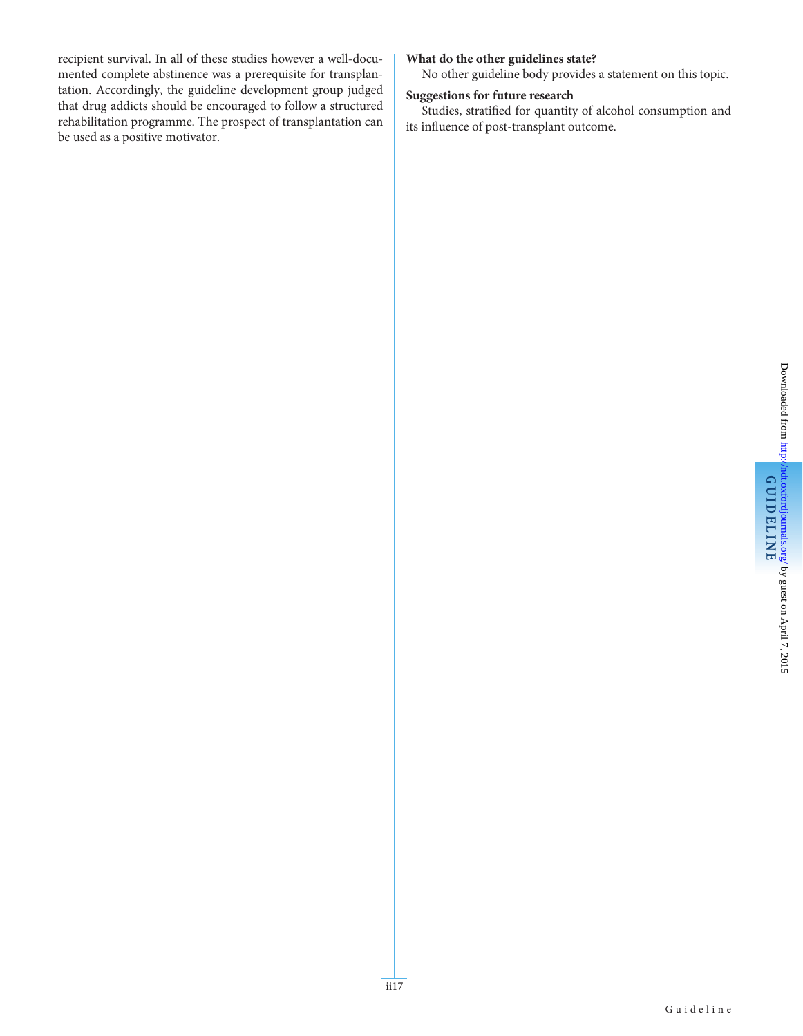recipient survival. In all of these studies however a well-documented complete abstinence was a prerequisite for transplantation. Accordingly, the guideline development group judged that drug addicts should be encouraged to follow a structured rehabilitation programme. The prospect of transplantation can be used as a positive motivator.

**What do the other guidelines state?**

No other guideline body provides a statement on this topic.

**Suggestions for future research**

Studies, stratified for quantity of alcohol consumption and its influence of post-transplant outcome.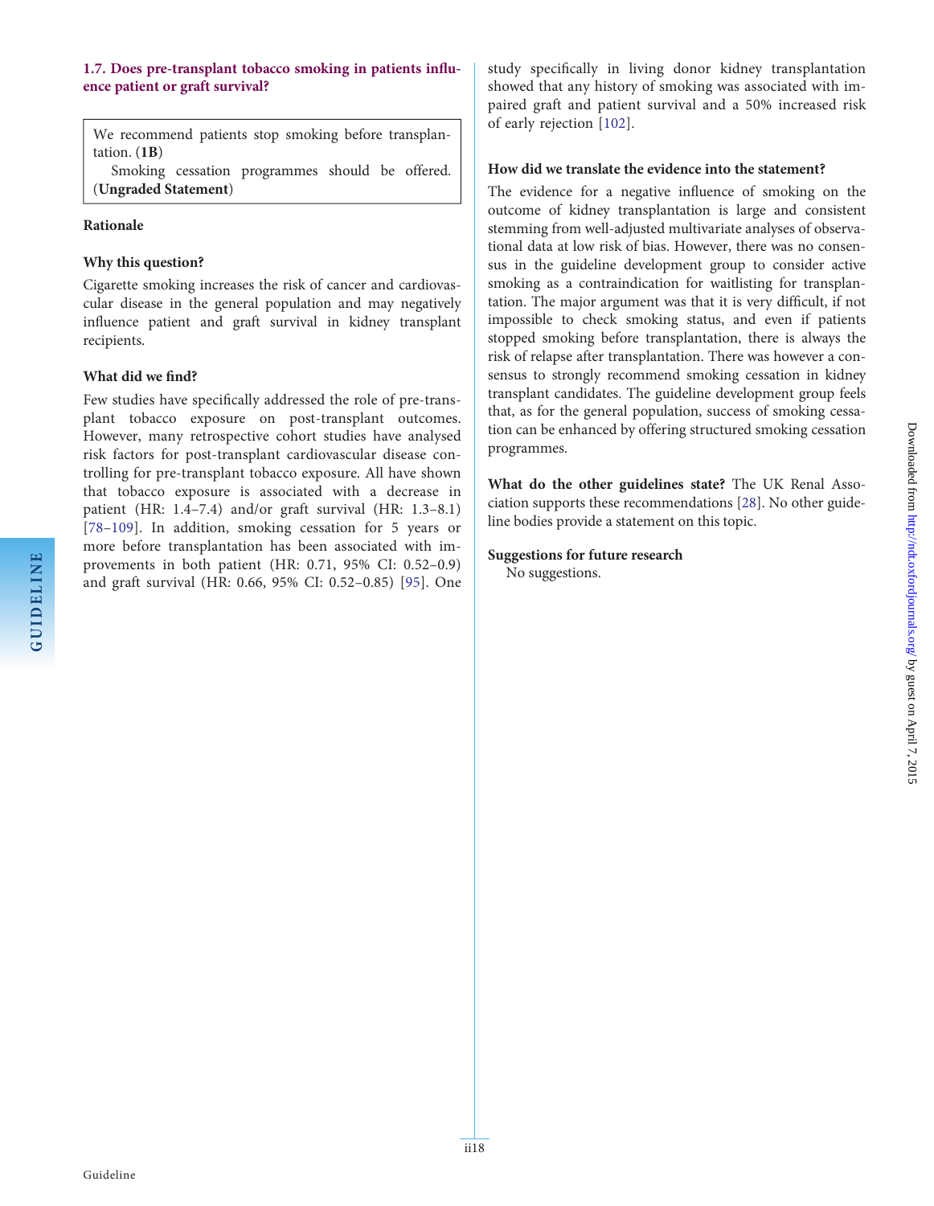### 1.7. Does pre-transplant tobacco smoking in patients influence patient or graft survival?

> We recommend patients stop smoking before transplantation. (**1B**)
>
> Smoking cessation programmes should be offered. (**Ungraded Statement**)

#### Rationale

**Why this question?**

Cigarette smoking increases the risk of cancer and cardiovascular disease in the general population and may negatively influence patient and graft survival in kidney transplant recipients.

**What did we find?**

Few studies have specifically addressed the role of pre-transplant tobacco exposure on post-transplant outcomes. However, many retrospective cohort studies have analysed risk factors for post-transplant cardiovascular disease controlling for pre-transplant tobacco exposure. All have shown that tobacco exposure is associated with a decrease in patient (HR: 1.4–7.4) and/or graft survival (HR: 1.3–8.1) [78–109]. In addition, smoking cessation for 5 years or more before transplantation has been associated with improvements in both patient (HR: 0.71, 95% CI: 0.52–0.9) and graft survival (HR: 0.66, 95% CI: 0.52–0.85) [95]. One study specifically in living donor kidney transplantation showed that any history of smoking was associated with impaired graft and patient survival and a 50% increased risk of early rejection [102].

**How did we translate the evidence into the statement?**

The evidence for a negative influence of smoking on the outcome of kidney transplantation is large and consistent stemming from well-adjusted multivariate analyses of observational data at low risk of bias. However, there was no consensus in the guideline development group to consider active smoking as a contraindication for waitlisting for transplantation. The major argument was that it is very difficult, if not impossible to check smoking status, and even if patients stopped smoking before transplantation, there is always the risk of relapse after transplantation. There was however a consensus to strongly recommend smoking cessation in kidney transplant candidates. The guideline development group feels that, as for the general population, success of smoking cessation can be enhanced by offering structured smoking cessation programmes.

**What do the other guidelines state?** The UK Renal Association supports these recommendations [28]. No other guideline bodies provide a statement on this topic.

**Suggestions for future research**

No suggestions.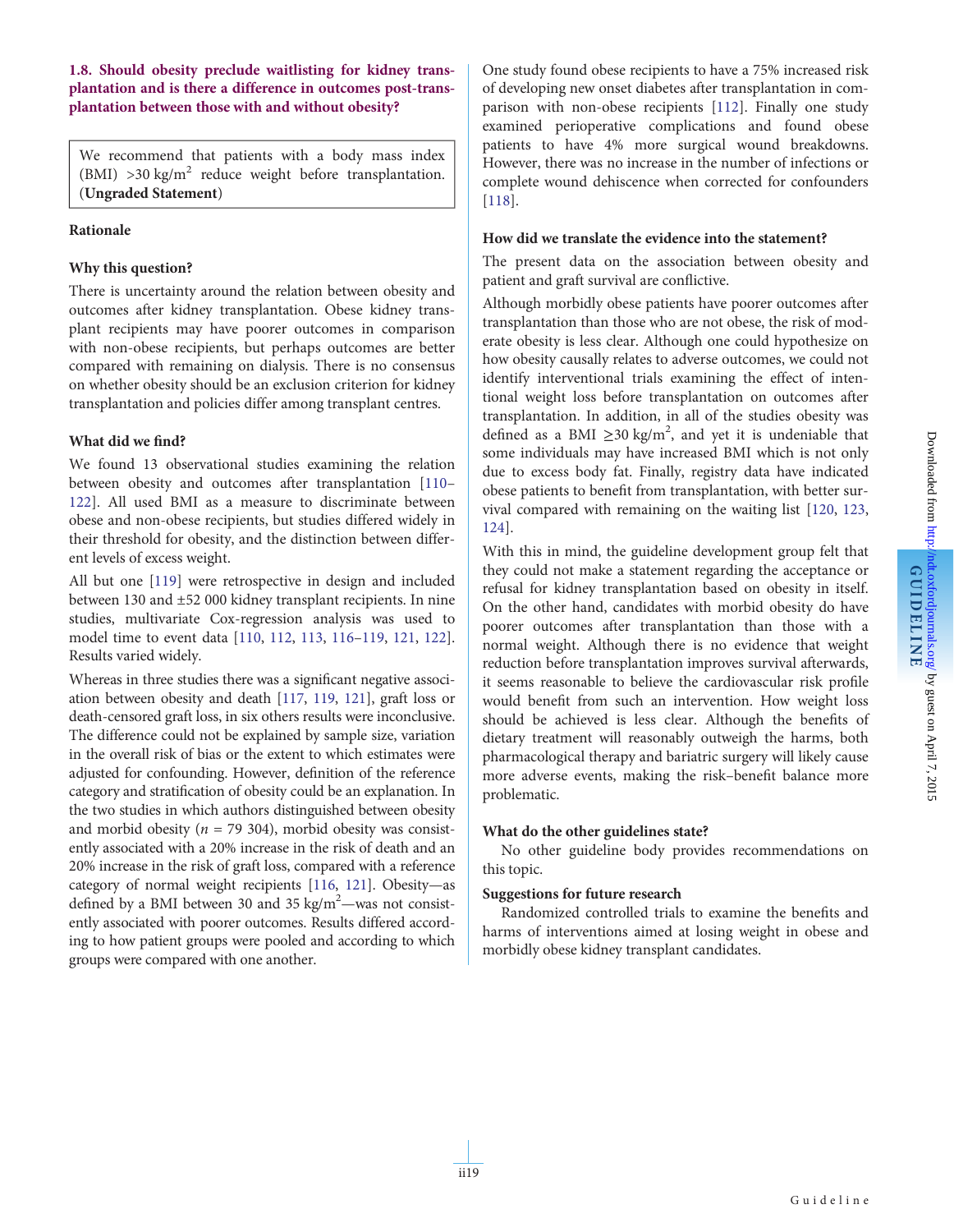## 1.8. Should obesity preclude waitlisting for kidney transplantation and is there a difference in outcomes post-transplantation between those with and without obesity?

> We recommend that patients with a body mass index (BMI) >30 kg/m$^2$ reduce weight before transplantation. (**Ungraded Statement**)

### Rationale

#### Why this question?

There is uncertainty around the relation between obesity and outcomes after kidney transplantation. Obese kidney transplant recipients may have poorer outcomes in comparison with non-obese recipients, but perhaps outcomes are better compared with remaining on dialysis. There is no consensus on whether obesity should be an exclusion criterion for kidney transplantation and policies differ among transplant centres.

#### What did we find?

We found 13 observational studies examining the relation between obesity and outcomes after transplantation [110–122]. All used BMI as a measure to discriminate between obese and non-obese recipients, but studies differed widely in their threshold for obesity, and the distinction between different levels of excess weight.

All but one [119] were retrospective in design and included between 130 and ±52 000 kidney transplant recipients. In nine studies, multivariate Cox-regression analysis was used to model time to event data [110, 112, 113, 116–119, 121, 122]. Results varied widely.

Whereas in three studies there was a significant negative association between obesity and death [117, 119, 121], graft loss or death-censored graft loss, in six others results were inconclusive. The difference could not be explained by sample size, variation in the overall risk of bias or the extent to which estimates were adjusted for confounding. However, definition of the reference category and stratification of obesity could be an explanation. In the two studies in which authors distinguished between obesity and morbid obesity ($n$ = 79 304), morbid obesity was consistently associated with a 20% increase in the risk of death and an 20% increase in the risk of graft loss, compared with a reference category of normal weight recipients [116, 121]. Obesity—as defined by a BMI between 30 and 35 kg/m$^2$—was not consistently associated with poorer outcomes. Results differed according to how patient groups were pooled and according to which groups were compared with one another.

One study found obese recipients to have a 75% increased risk of developing new onset diabetes after transplantation in comparison with non-obese recipients [112]. Finally one study examined perioperative complications and found obese patients to have 4% more surgical wound breakdowns. However, there was no increase in the number of infections or complete wound dehiscence when corrected for confounders [118].

#### How did we translate the evidence into the statement?

The present data on the association between obesity and patient and graft survival are conflictive.

Although morbidly obese patients have poorer outcomes after transplantation than those who are not obese, the risk of moderate obesity is less clear. Although one could hypothesize on how obesity causally relates to adverse outcomes, we could not identify interventional trials examining the effect of intentional weight loss before transplantation on outcomes after transplantation. In addition, in all of the studies obesity was defined as a BMI ≥30 kg/m$^2$, and yet it is undeniable that some individuals may have increased BMI which is not only due to excess body fat. Finally, registry data have indicated obese patients to benefit from transplantation, with better survival compared with remaining on the waiting list [120, 123, 124].

With this in mind, the guideline development group felt that they could not make a statement regarding the acceptance or refusal for kidney transplantation based on obesity in itself. On the other hand, candidates with morbid obesity do have poorer outcomes after transplantation than those with a normal weight. Although there is no evidence that weight reduction before transplantation improves survival afterwards, it seems reasonable to believe the cardiovascular risk profile would benefit from such an intervention. How weight loss should be achieved is less clear. Although the benefits of dietary treatment will reasonably outweigh the harms, both pharmacological therapy and bariatric surgery will likely cause more adverse events, making the risk–benefit balance more problematic.

#### What do the other guidelines state?

No other guideline body provides recommendations on this topic.

#### Suggestions for future research

Randomized controlled trials to examine the benefits and harms of interventions aimed at losing weight in obese and morbidly obese kidney transplant candidates.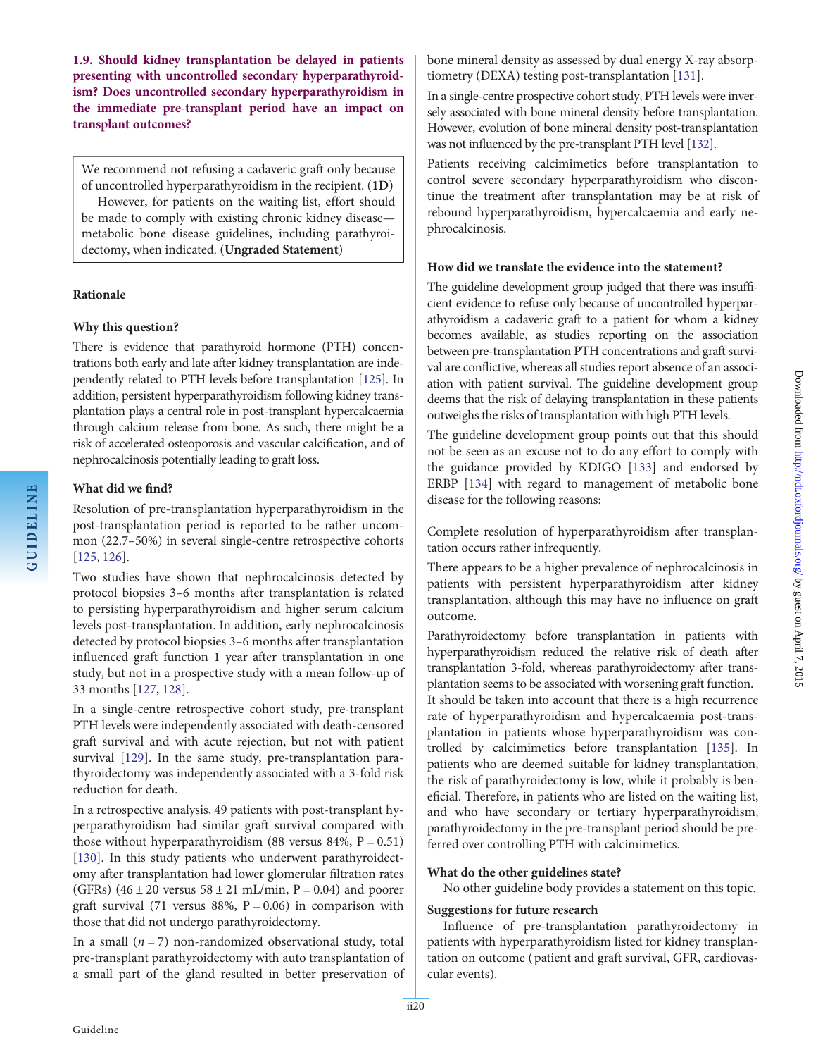### 1.9. Should kidney transplantation be delayed in patients presenting with uncontrolled secondary hyperparathyroidism? Does uncontrolled secondary hyperparathyroidism in the immediate pre-transplant period have an impact on transplant outcomes?

> We recommend not refusing a cadaveric graft only because of uncontrolled hyperparathyroidism in the recipient. (**1D**)
>
> However, for patients on the waiting list, effort should be made to comply with existing chronic kidney disease—metabolic bone disease guidelines, including parathyroidectomy, when indicated. (**Ungraded Statement**)

#### Rationale

#### Why this question?

There is evidence that parathyroid hormone (PTH) concentrations both early and late after kidney transplantation are independently related to PTH levels before transplantation [125]. In addition, persistent hyperparathyroidism following kidney transplantation plays a central role in post-transplant hypercalcaemia through calcium release from bone. As such, there might be a risk of accelerated osteoporosis and vascular calcification, and of nephrocalcinosis potentially leading to graft loss.

#### What did we find?

Resolution of pre-transplantation hyperparathyroidism in the post-transplantation period is reported to be rather uncommon (22.7–50%) in several single-centre retrospective cohorts [125, 126].

Two studies have shown that nephrocalcinosis detected by protocol biopsies 3–6 months after transplantation is related to persisting hyperparathyroidism and higher serum calcium levels post-transplantation. In addition, early nephrocalcinosis detected by protocol biopsies 3–6 months after transplantation influenced graft function 1 year after transplantation in one study, but not in a prospective study with a mean follow-up of 33 months [127, 128].

In a single-centre retrospective cohort study, pre-transplant PTH levels were independently associated with death-censored graft survival and with acute rejection, but not with patient survival [129]. In the same study, pre-transplantation parathyroidectomy was independently associated with a 3-fold risk reduction for death.

In a retrospective analysis, 49 patients with post-transplant hyperparathyroidism had similar graft survival compared with those without hyperparathyroidism (88 versus 84%, $P = 0.51$) [130]. In this study patients who underwent parathyroidectomy after transplantation had lower glomerular filtration rates (GFRs) ($46 \pm 20$ versus $58 \pm 21$ mL/min, $P = 0.04$) and poorer graft survival (71 versus 88%, $P = 0.06$) in comparison with those that did not undergo parathyroidectomy.

In a small ($n = 7$) non-randomized observational study, total pre-transplant parathyroidectomy with auto transplantation of a small part of the gland resulted in better preservation of bone mineral density as assessed by dual energy X-ray absorptiometry (DEXA) testing post-transplantation [131].

In a single-centre prospective cohort study, PTH levels were inversely associated with bone mineral density before transplantation. However, evolution of bone mineral density post-transplantation was not influenced by the pre-transplant PTH level [132].

Patients receiving calcimimetics before transplantation to control severe secondary hyperparathyroidism who discontinue the treatment after transplantation may be at risk of rebound hyperparathyroidism, hypercalcaemia and early nephrocalcinosis.

#### How did we translate the evidence into the statement?

The guideline development group judged that there was insufficient evidence to refuse only because of uncontrolled hyperparathyroidism a cadaveric graft to a patient for whom a kidney becomes available, as studies reporting on the association between pre-transplantation PTH concentrations and graft survival are conflictive, whereas all studies report absence of an association with patient survival. The guideline development group deems that the risk of delaying transplantation in these patients outweighs the risks of transplantation with high PTH levels.

The guideline development group points out that this should not be seen as an excuse not to do any effort to comply with the guidance provided by KDIGO [133] and endorsed by ERBP [134] with regard to management of metabolic bone disease for the following reasons:

Complete resolution of hyperparathyroidism after transplantation occurs rather infrequently.

There appears to be a higher prevalence of nephrocalcinosis in patients with persistent hyperparathyroidism after kidney transplantation, although this may have no influence on graft outcome.

Parathyroidectomy before transplantation in patients with hyperparathyroidism reduced the relative risk of death after transplantation 3-fold, whereas parathyroidectomy after transplantation seems to be associated with worsening graft function. It should be taken into account that there is a high recurrence rate of hyperparathyroidism and hypercalcaemia post-transplantation in patients whose hyperparathyroidism was controlled by calcimimetics before transplantation [135]. In patients who are deemed suitable for kidney transplantation, the risk of parathyroidectomy is low, while it probably is beneficial. Therefore, in patients who are listed on the waiting list, and who have secondary or tertiary hyperparathyroidism, parathyroidectomy in the pre-transplant period should be preferred over controlling PTH with calcimimetics.

#### What do the other guidelines state?

No other guideline body provides a statement on this topic.

#### Suggestions for future research

Influence of pre-transplantation parathyroidectomy in patients with hyperparathyroidism listed for kidney transplantation on outcome (patient and graft survival, GFR, cardiovascular events).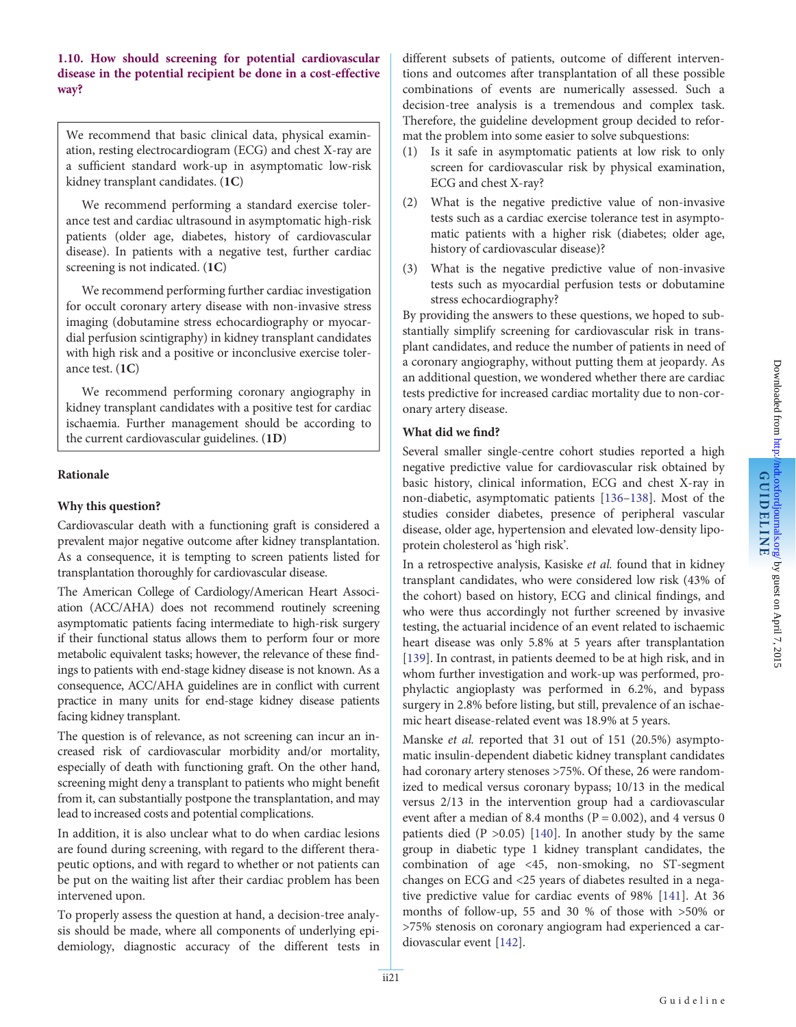### 1.10. How should screening for potential cardiovascular disease in the potential recipient be done in a cost-effective way?

We recommend that basic clinical data, physical examination, resting electrocardiogram (ECG) and chest X-ray are a sufficient standard work-up in asymptomatic low-risk kidney transplant candidates. (**1C**)

We recommend performing a standard exercise tolerance test and cardiac ultrasound in asymptomatic high-risk patients (older age, diabetes, history of cardiovascular disease). In patients with a negative test, further cardiac screening is not indicated. (**1C**)

We recommend performing further cardiac investigation for occult coronary artery disease with non-invasive stress imaging (dobutamine stress echocardiography or myocardial perfusion scintigraphy) in kidney transplant candidates with high risk and a positive or inconclusive exercise tolerance test. (**1C**)

We recommend performing coronary angiography in kidney transplant candidates with a positive test for cardiac ischaemia. Further management should be according to the current cardiovascular guidelines. (**1D**)

#### Rationale

#### Why this question?

Cardiovascular death with a functioning graft is considered a prevalent major negative outcome after kidney transplantation. As a consequence, it is tempting to screen patients listed for transplantation thoroughly for cardiovascular disease.

The American College of Cardiology/American Heart Association (ACC/AHA) does not recommend routinely screening asymptomatic patients facing intermediate to high-risk surgery if their functional status allows them to perform four or more metabolic equivalent tasks; however, the relevance of these findings to patients with end-stage kidney disease is not known. As a consequence, ACC/AHA guidelines are in conflict with current practice in many units for end-stage kidney disease patients facing kidney transplant.

The question is of relevance, as not screening can incur an increased risk of cardiovascular morbidity and/or mortality, especially of death with functioning graft. On the other hand, screening might deny a transplant to patients who might benefit from it, can substantially postpone the transplantation, and may lead to increased costs and potential complications.

In addition, it is also unclear what to do when cardiac lesions are found during screening, with regard to the different therapeutic options, and with regard to whether or not patients can be put on the waiting list after their cardiac problem has been intervened upon.

To properly assess the question at hand, a decision-tree analysis should be made, where all components of underlying epidemiology, diagnostic accuracy of the different tests in different subsets of patients, outcome of different interventions and outcomes after transplantation of all these possible combinations of events are numerically assessed. Such a decision-tree analysis is a tremendous and complex task. Therefore, the guideline development group decided to reformat the problem into some easier to solve subquestions:

(1) Is it safe in asymptomatic patients at low risk to only screen for cardiovascular risk by physical examination, ECG and chest X-ray?
(2) What is the negative predictive value of non-invasive tests such as a cardiac exercise tolerance test in asymptomatic patients with a higher risk (diabetes; older age, history of cardiovascular disease)?
(3) What is the negative predictive value of non-invasive tests such as myocardial perfusion tests or dobutamine stress echocardiography?

By providing the answers to these questions, we hoped to substantially simplify screening for cardiovascular risk in transplant candidates, and reduce the number of patients in need of a coronary angiography, without putting them at jeopardy. As an additional question, we wondered whether there are cardiac tests predictive for increased cardiac mortality due to non-coronary artery disease.

#### What did we find?

Several smaller single-centre cohort studies reported a high negative predictive value for cardiovascular risk obtained by basic history, clinical information, ECG and chest X-ray in non-diabetic, asymptomatic patients [136–138]. Most of the studies consider diabetes, presence of peripheral vascular disease, older age, hypertension and elevated low-density lipoprotein cholesterol as 'high risk'.

In a retrospective analysis, Kasiske *et al.* found that in kidney transplant candidates, who were considered low risk (43% of the cohort) based on history, ECG and clinical findings, and who were thus accordingly not further screened by invasive testing, the actuarial incidence of an event related to ischaemic heart disease was only 5.8% at 5 years after transplantation [139]. In contrast, in patients deemed to be at high risk, and in whom further investigation and work-up was performed, prophylactic angioplasty was performed in 6.2%, and bypass surgery in 2.8% before listing, but still, prevalence of an ischaemic heart disease-related event was 18.9% at 5 years.

Manske *et al.* reported that 31 out of 151 (20.5%) asymptomatic insulin-dependent diabetic kidney transplant candidates had coronary artery stenoses >75%. Of these, 26 were randomized to medical versus coronary bypass; 10/13 in the medical versus 2/13 in the intervention group had a cardiovascular event after a median of 8.4 months ($P = 0.002$), and 4 versus 0 patients died ($P > 0.05$) [140]. In another study by the same group in diabetic type 1 kidney transplant candidates, the combination of age <45, non-smoking, no ST-segment changes on ECG and <25 years of diabetes resulted in a negative predictive value for cardiac events of 98% [141]. At 36 months of follow-up, 55 and 30 % of those with >50% or >75% stenosis on coronary angiogram had experienced a cardiovascular event [142].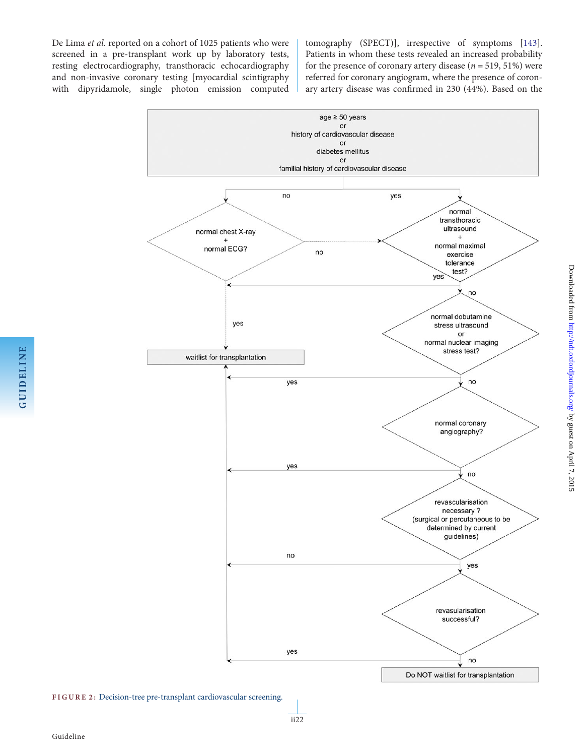De Lima *et al.* reported on a cohort of 1025 patients who were screened in a pre-transplant work up by laboratory tests, resting electrocardiography, transthoracic echocardiography and non-invasive coronary testing [myocardial scintigraphy with dipyridamole, single photon emission computed tomography (SPECT)], irrespective of symptoms [143]. Patients in whom these tests revealed an increased probability for the presence of coronary artery disease ($n = 519$, 51%) were referred for coronary angiogram, where the presence of coronary artery disease was confirmed in 230 (44%). Based on the

age ≥ 50 years
or
history of cardiovascular disease
or
diabetes mellitus
or
familial history of cardiovascular disease

- no → normal chest X-ray + normal ECG?
  - yes → waitlist for transplantation
  - no → normal transthoracic ultrasound + normal maximal exercise tolerance test?
- yes → normal transthoracic ultrasound + normal maximal exercise tolerance test?
  - yes → waitlist for transplantation
  - no → normal dobutamine stress ultrasound or normal nuclear imaging stress test?
    - yes → waitlist for transplantation
    - no → normal coronary angiography?
      - yes → waitlist for transplantation
      - no → revascularisation necessary ? (surgical or percutaneous to be determined by current guidelines)
        - no → waitlist for transplantation
        - yes → revasularisation successful?
          - yes → waitlist for transplantation
          - no → Do NOT waitlist for transplantation

FIGURE 2: Decision-tree pre-transplant cardiovascular screening.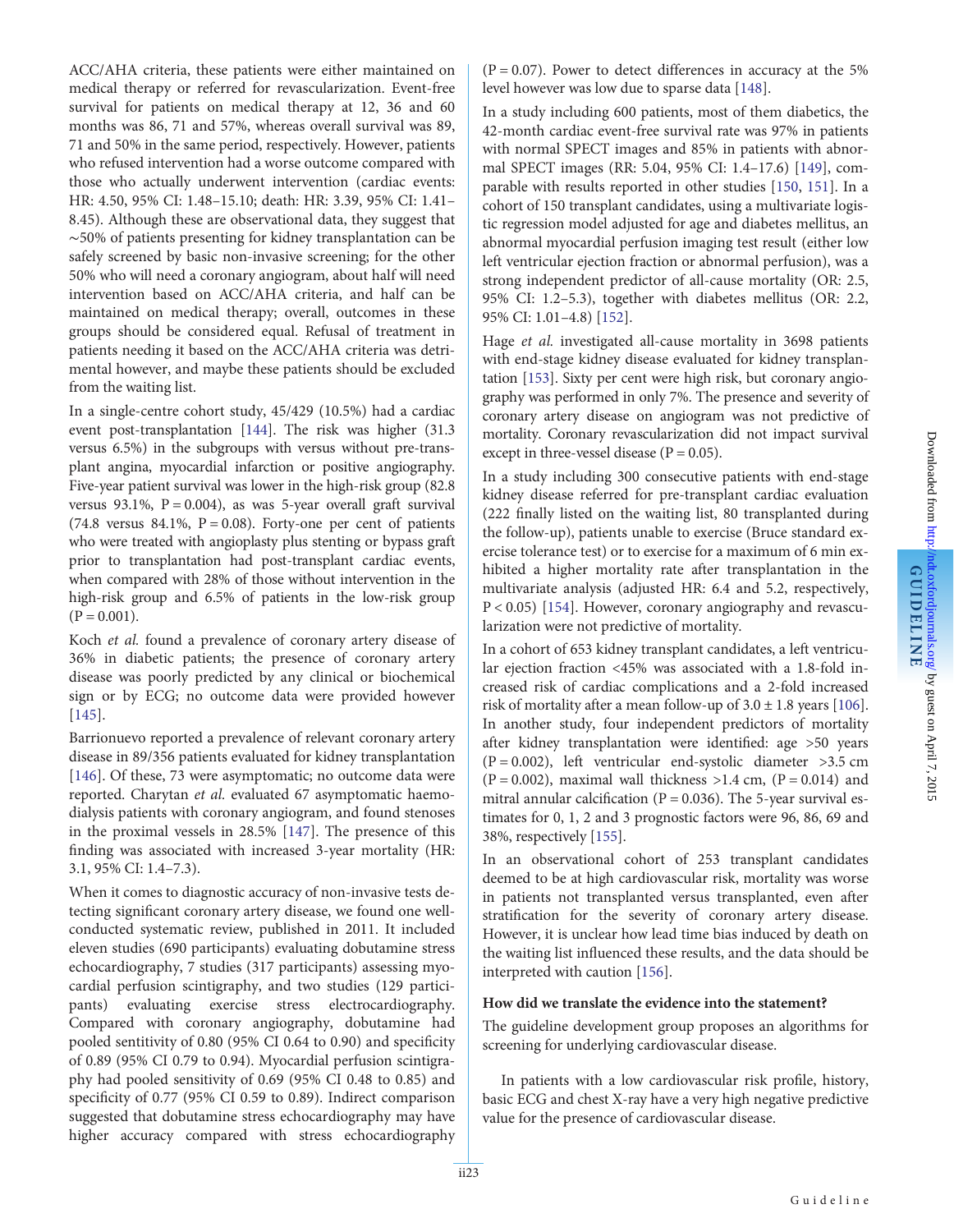ACC/AHA criteria, these patients were either maintained on medical therapy or referred for revascularization. Event-free survival for patients on medical therapy at 12, 36 and 60 months was 86, 71 and 57%, whereas overall survival was 89, 71 and 50% in the same period, respectively. However, patients who refused intervention had a worse outcome compared with those who actually underwent intervention (cardiac events: HR: 4.50, 95% CI: 1.48–15.10; death: HR: 3.39, 95% CI: 1.41–8.45). Although these are observational data, they suggest that ∼50% of patients presenting for kidney transplantation can be safely screened by basic non-invasive screening; for the other 50% who will need a coronary angiogram, about half will need intervention based on ACC/AHA criteria, and half can be maintained on medical therapy; overall, outcomes in these groups should be considered equal. Refusal of treatment in patients needing it based on the ACC/AHA criteria was detrimental however, and maybe these patients should be excluded from the waiting list.

In a single-centre cohort study, 45/429 (10.5%) had a cardiac event post-transplantation [144]. The risk was higher (31.3 versus 6.5%) in the subgroups with versus without pre-transplant angina, myocardial infarction or positive angiography. Five-year patient survival was lower in the high-risk group (82.8 versus 93.1%, P = 0.004), as was 5-year overall graft survival (74.8 versus 84.1%, P = 0.08). Forty-one per cent of patients who were treated with angioplasty plus stenting or bypass graft prior to transplantation had post-transplant cardiac events, when compared with 28% of those without intervention in the high-risk group and 6.5% of patients in the low-risk group (P = 0.001).

Koch *et al.* found a prevalence of coronary artery disease of 36% in diabetic patients; the presence of coronary artery disease was poorly predicted by any clinical or biochemical sign or by ECG; no outcome data were provided however [145].

Barrionuevo reported a prevalence of relevant coronary artery disease in 89/356 patients evaluated for kidney transplantation [146]. Of these, 73 were asymptomatic; no outcome data were reported. Charytan *et al.* evaluated 67 asymptomatic haemodialysis patients with coronary angiogram, and found stenoses in the proximal vessels in 28.5% [147]. The presence of this finding was associated with increased 3-year mortality (HR: 3.1, 95% CI: 1.4–7.3).

When it comes to diagnostic accuracy of non-invasive tests detecting significant coronary artery disease, we found one well-conducted systematic review, published in 2011. It included eleven studies (690 participants) evaluating dobutamine stress echocardiography, 7 studies (317 participants) assessing myocardial perfusion scintigraphy, and two studies (129 participants) evaluating exercise stress electrocardiography. Compared with coronary angiography, dobutamine had pooled sentitivity of 0.80 (95% CI 0.64 to 0.90) and specificity of 0.89 (95% CI 0.79 to 0.94). Myocardial perfusion scintigraphy had pooled sensitivity of 0.69 (95% CI 0.48 to 0.85) and specificity of 0.77 (95% CI 0.59 to 0.89). Indirect comparison suggested that dobutamine stress echocardiography may have higher accuracy compared with stress echocardiography (P = 0.07). Power to detect differences in accuracy at the 5% level however was low due to sparse data [148].

In a study including 600 patients, most of them diabetics, the 42-month cardiac event-free survival rate was 97% in patients with normal SPECT images and 85% in patients with abnormal SPECT images (RR: 5.04, 95% CI: 1.4–17.6) [149], comparable with results reported in other studies [150, 151]. In a cohort of 150 transplant candidates, using a multivariate logistic regression model adjusted for age and diabetes mellitus, an abnormal myocardial perfusion imaging test result (either low left ventricular ejection fraction or abnormal perfusion), was a strong independent predictor of all-cause mortality (OR: 2.5, 95% CI: 1.2–5.3), together with diabetes mellitus (OR: 2.2, 95% CI: 1.01–4.8) [152].

Hage *et al.* investigated all-cause mortality in 3698 patients with end-stage kidney disease evaluated for kidney transplantation [153]. Sixty per cent were high risk, but coronary angiography was performed in only 7%. The presence and severity of coronary artery disease on angiogram was not predictive of mortality. Coronary revascularization did not impact survival except in three-vessel disease (P = 0.05).

In a study including 300 consecutive patients with end-stage kidney disease referred for pre-transplant cardiac evaluation (222 finally listed on the waiting list, 80 transplanted during the follow-up), patients unable to exercise (Bruce standard exercise tolerance test) or to exercise for a maximum of 6 min exhibited a higher mortality rate after transplantation in the multivariate analysis (adjusted HR: 6.4 and 5.2, respectively, P < 0.05) [154]. However, coronary angiography and revascularization were not predictive of mortality.

In a cohort of 653 kidney transplant candidates, a left ventricular ejection fraction <45% was associated with a 1.8-fold increased risk of cardiac complications and a 2-fold increased risk of mortality after a mean follow-up of 3.0 ± 1.8 years [106]. In another study, four independent predictors of mortality after kidney transplantation were identified: age >50 years (P = 0.002), left ventricular end-systolic diameter >3.5 cm (P = 0.002), maximal wall thickness >1.4 cm, (P = 0.014) and mitral annular calcification (P = 0.036). The 5-year survival estimates for 0, 1, 2 and 3 prognostic factors were 96, 86, 69 and 38%, respectively [155].

In an observational cohort of 253 transplant candidates deemed to be at high cardiovascular risk, mortality was worse in patients not transplanted versus transplanted, even after stratification for the severity of coronary artery disease. However, it is unclear how lead time bias induced by death on the waiting list influenced these results, and the data should be interpreted with caution [156].

**How did we translate the evidence into the statement?**

The guideline development group proposes an algorithms for screening for underlying cardiovascular disease.

In patients with a low cardiovascular risk profile, history, basic ECG and chest X-ray have a very high negative predictive value for the presence of cardiovascular disease.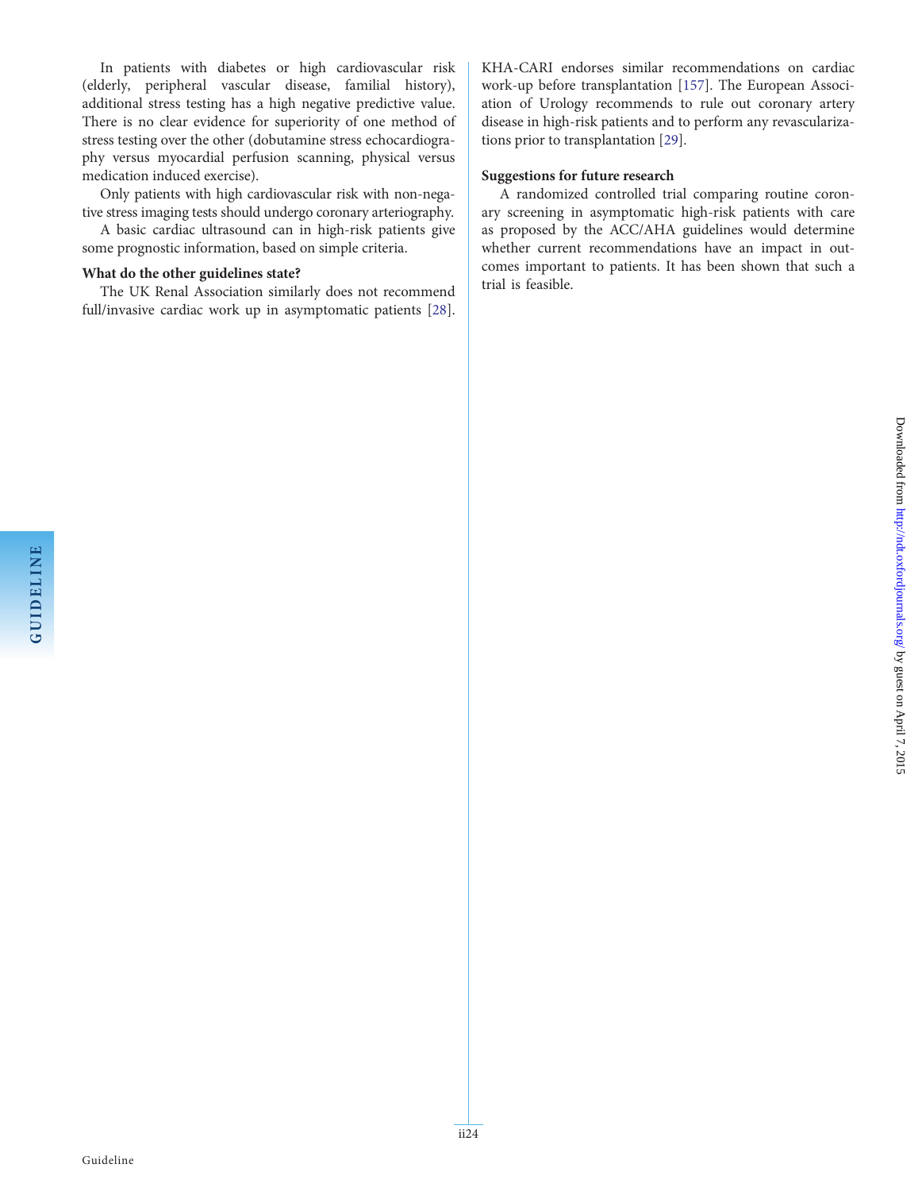In patients with diabetes or high cardiovascular risk (elderly, peripheral vascular disease, familial history), additional stress testing has a high negative predictive value. There is no clear evidence for superiority of one method of stress testing over the other (dobutamine stress echocardiography versus myocardial perfusion scanning, physical versus medication induced exercise).

Only patients with high cardiovascular risk with non-negative stress imaging tests should undergo coronary arteriography.

A basic cardiac ultrasound can in high-risk patients give some prognostic information, based on simple criteria.

**What do the other guidelines state?**

The UK Renal Association similarly does not recommend full/invasive cardiac work up in asymptomatic patients [28]. KHA-CARI endorses similar recommendations on cardiac work-up before transplantation [157]. The European Association of Urology recommends to rule out coronary artery disease in high-risk patients and to perform any revascularizations prior to transplantation [29].

**Suggestions for future research**

A randomized controlled trial comparing routine coronary screening in asymptomatic high-risk patients with care as proposed by the ACC/AHA guidelines would determine whether current recommendations have an impact in outcomes important to patients. It has been shown that such a trial is feasible.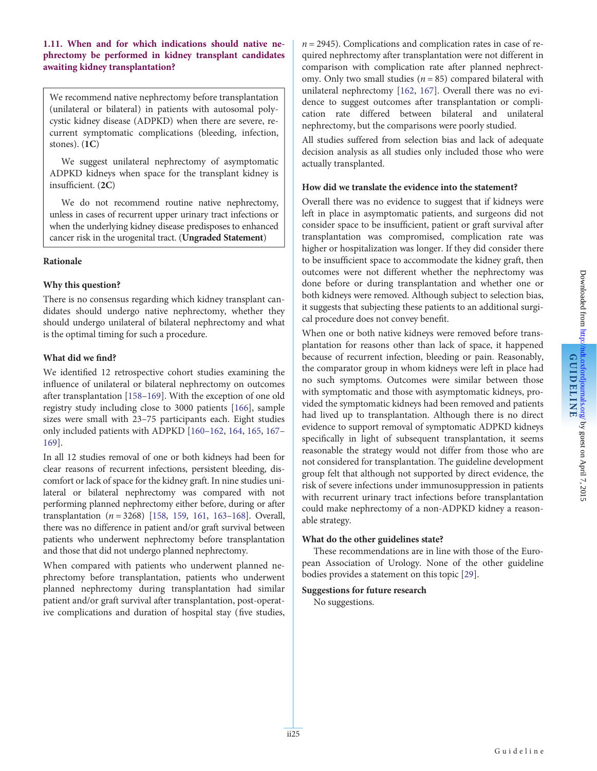### 1.11. When and for which indications should native nephrectomy be performed in kidney transplant candidates awaiting kidney transplantation?

> We recommend native nephrectomy before transplantation (unilateral or bilateral) in patients with autosomal polycystic kidney disease (ADPKD) when there are severe, recurrent symptomatic complications (bleeding, infection, stones). (**1C**)
>
> We suggest unilateral nephrectomy of asymptomatic ADPKD kidneys when space for the transplant kidney is insufficient. (**2C**)
>
> We do not recommend routine native nephrectomy, unless in cases of recurrent upper urinary tract infections or when the underlying kidney disease predisposes to enhanced cancer risk in the urogenital tract. (**Ungraded Statement**)

#### Rationale

**Why this question?**

There is no consensus regarding which kidney transplant candidates should undergo native nephrectomy, whether they should undergo unilateral of bilateral nephrectomy and what is the optimal timing for such a procedure.

**What did we find?**

We identified 12 retrospective cohort studies examining the influence of unilateral or bilateral nephrectomy on outcomes after transplantation [158–169]. With the exception of one old registry study including close to 3000 patients [166], sample sizes were small with 23–75 participants each. Eight studies only included patients with ADPKD [160–162, 164, 165, 167–169].

In all 12 studies removal of one or both kidneys had been for clear reasons of recurrent infections, persistent bleeding, discomfort or lack of space for the kidney graft. In nine studies unilateral or bilateral nephrectomy was compared with not performing planned nephrectomy either before, during or after transplantation ($n = 3268$) [158, 159, 161, 163–168]. Overall, there was no difference in patient and/or graft survival between patients who underwent nephrectomy before transplantation and those that did not undergo planned nephrectomy.

When compared with patients who underwent planned nephrectomy before transplantation, patients who underwent planned nephrectomy during transplantation had similar patient and/or graft survival after transplantation, post-operative complications and duration of hospital stay (five studies, $n = 2945$). Complications and complication rates in case of required nephrectomy after transplantation were not different in comparison with complication rate after planned nephrectomy. Only two small studies ($n = 85$) compared bilateral with unilateral nephrectomy [162, 167]. Overall there was no evidence to suggest outcomes after transplantation or complication rate differed between bilateral and unilateral nephrectomy, but the comparisons were poorly studied.

All studies suffered from selection bias and lack of adequate decision analysis as all studies only included those who were actually transplanted.

**How did we translate the evidence into the statement?**

Overall there was no evidence to suggest that if kidneys were left in place in asymptomatic patients, and surgeons did not consider space to be insufficient, patient or graft survival after transplantation was compromised, complication rate was higher or hospitalization was longer. If they did consider there to be insufficient space to accommodate the kidney graft, then outcomes were not different whether the nephrectomy was done before or during transplantation and whether one or both kidneys were removed. Although subject to selection bias, it suggests that subjecting these patients to an additional surgical procedure does not convey benefit.

When one or both native kidneys were removed before transplantation for reasons other than lack of space, it happened because of recurrent infection, bleeding or pain. Reasonably, the comparator group in whom kidneys were left in place had no such symptoms. Outcomes were similar between those with symptomatic and those with asymptomatic kidneys, provided the symptomatic kidneys had been removed and patients had lived up to transplantation. Although there is no direct evidence to support removal of symptomatic ADPKD kidneys specifically in light of subsequent transplantation, it seems reasonable the strategy would not differ from those who are not considered for transplantation. The guideline development group felt that although not supported by direct evidence, the risk of severe infections under immunosuppression in patients with recurrent urinary tract infections before transplantation could make nephrectomy of a non-ADPKD kidney a reasonable strategy.

**What do the other guidelines state?**

These recommendations are in line with those of the European Association of Urology. None of the other guideline bodies provides a statement on this topic [29].

**Suggestions for future research**

No suggestions.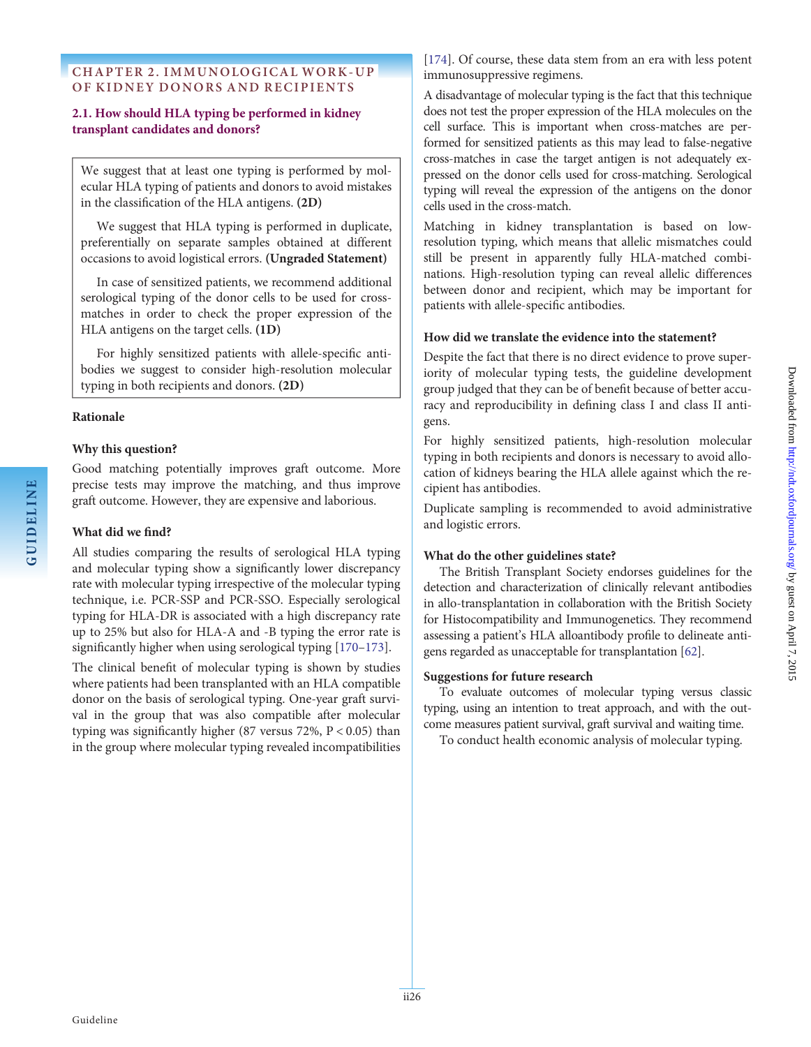## CHAPTER 2. IMMUNOLOGICAL WORK-UP OF KIDNEY DONORS AND RECIPIENTS

### 2.1. How should HLA typing be performed in kidney transplant candidates and donors?

> We suggest that at least one typing is performed by molecular HLA typing of patients and donors to avoid mistakes in the classification of the HLA antigens. **(2D)**
>
> We suggest that HLA typing is performed in duplicate, preferentially on separate samples obtained at different occasions to avoid logistical errors. **(Ungraded Statement)**
>
> In case of sensitized patients, we recommend additional serological typing of the donor cells to be used for cross-matches in order to check the proper expression of the HLA antigens on the target cells. **(1D)**
>
> For highly sensitized patients with allele-specific antibodies we suggest to consider high-resolution molecular typing in both recipients and donors. **(2D)**

#### Rationale

**Why this question?**

Good matching potentially improves graft outcome. More precise tests may improve the matching, and thus improve graft outcome. However, they are expensive and laborious.

**What did we find?**

All studies comparing the results of serological HLA typing and molecular typing show a significantly lower discrepancy rate with molecular typing irrespective of the molecular typing technique, i.e. PCR-SSP and PCR-SSO. Especially serological typing for HLA-DR is associated with a high discrepancy rate up to 25% but also for HLA-A and -B typing the error rate is significantly higher when using serological typing [170–173].

The clinical benefit of molecular typing is shown by studies where patients had been transplanted with an HLA compatible donor on the basis of serological typing. One-year graft survival in the group that was also compatible after molecular typing was significantly higher (87 versus 72%, $P < 0.05$) than in the group where molecular typing revealed incompatibilities [174]. Of course, these data stem from an era with less potent immunosuppressive regimens.

A disadvantage of molecular typing is the fact that this technique does not test the proper expression of the HLA molecules on the cell surface. This is important when cross-matches are performed for sensitized patients as this may lead to false-negative cross-matches in case the target antigen is not adequately expressed on the donor cells used for cross-matching. Serological typing will reveal the expression of the antigens on the donor cells used in the cross-match.

Matching in kidney transplantation is based on low-resolution typing, which means that allelic mismatches could still be present in apparently fully HLA-matched combinations. High-resolution typing can reveal allelic differences between donor and recipient, which may be important for patients with allele-specific antibodies.

**How did we translate the evidence into the statement?**

Despite the fact that there is no direct evidence to prove superiority of molecular typing tests, the guideline development group judged that they can be of benefit because of better accuracy and reproducibility in defining class I and class II antigens.

For highly sensitized patients, high-resolution molecular typing in both recipients and donors is necessary to avoid allocation of kidneys bearing the HLA allele against which the recipient has antibodies.

Duplicate sampling is recommended to avoid administrative and logistic errors.

**What do the other guidelines state?**

The British Transplant Society endorses guidelines for the detection and characterization of clinically relevant antibodies in allo-transplantation in collaboration with the British Society for Histocompatibility and Immunogenetics. They recommend assessing a patient's HLA alloantibody profile to delineate antigens regarded as unacceptable for transplantation [62].

**Suggestions for future research**

To evaluate outcomes of molecular typing versus classic typing, using an intention to treat approach, and with the outcome measures patient survival, graft survival and waiting time.

To conduct health economic analysis of molecular typing.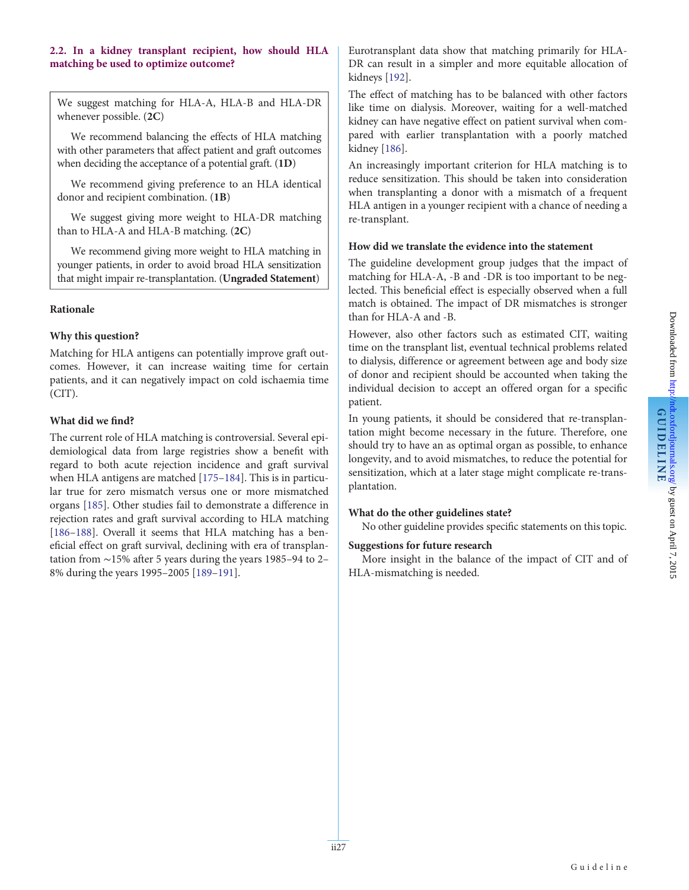### 2.2. In a kidney transplant recipient, how should HLA matching be used to optimize outcome?

> We suggest matching for HLA-A, HLA-B and HLA-DR whenever possible. (**2C**)
>
> We recommend balancing the effects of HLA matching with other parameters that affect patient and graft outcomes when deciding the acceptance of a potential graft. (**1D**)
>
> We recommend giving preference to an HLA identical donor and recipient combination. (**1B**)
>
> We suggest giving more weight to HLA-DR matching than to HLA-A and HLA-B matching. (**2C**)
>
> We recommend giving more weight to HLA matching in younger patients, in order to avoid broad HLA sensitization that might impair re-transplantation. (**Ungraded Statement**)

#### Rationale

#### Why this question?

Matching for HLA antigens can potentially improve graft outcomes. However, it can increase waiting time for certain patients, and it can negatively impact on cold ischaemia time (CIT).

#### What did we find?

The current role of HLA matching is controversial. Several epidemiological data from large registries show a benefit with regard to both acute rejection incidence and graft survival when HLA antigens are matched [175–184]. This is in particular true for zero mismatch versus one or more mismatched organs [185]. Other studies fail to demonstrate a difference in rejection rates and graft survival according to HLA matching [186–188]. Overall it seems that HLA matching has a beneficial effect on graft survival, declining with era of transplantation from ∼15% after 5 years during the years 1985–94 to 2–8% during the years 1995–2005 [189–191].

Eurotransplant data show that matching primarily for HLA-DR can result in a simpler and more equitable allocation of kidneys [192].

The effect of matching has to be balanced with other factors like time on dialysis. Moreover, waiting for a well-matched kidney can have negative effect on patient survival when compared with earlier transplantation with a poorly matched kidney [186].

An increasingly important criterion for HLA matching is to reduce sensitization. This should be taken into consideration when transplanting a donor with a mismatch of a frequent HLA antigen in a younger recipient with a chance of needing a re-transplant.

#### How did we translate the evidence into the statement

The guideline development group judges that the impact of matching for HLA-A, -B and -DR is too important to be neglected. This beneficial effect is especially observed when a full match is obtained. The impact of DR mismatches is stronger than for HLA-A and -B.

However, also other factors such as estimated CIT, waiting time on the transplant list, eventual technical problems related to dialysis, difference or agreement between age and body size of donor and recipient should be accounted when taking the individual decision to accept an offered organ for a specific patient.

In young patients, it should be considered that re-transplantation might become necessary in the future. Therefore, one should try to have an as optimal organ as possible, to enhance longevity, and to avoid mismatches, to reduce the potential for sensitization, which at a later stage might complicate re-transplantation.

#### What do the other guidelines state?

No other guideline provides specific statements on this topic.

#### Suggestions for future research

More insight in the balance of the impact of CIT and of HLA-mismatching is needed.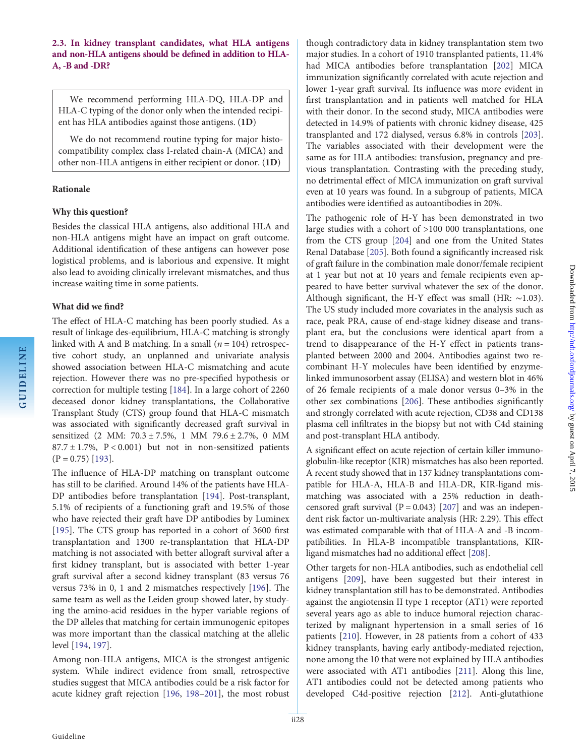### 2.3. In kidney transplant candidates, what HLA antigens and non-HLA antigens should be defined in addition to HLA-A, -B and -DR?

> We recommend performing HLA-DQ, HLA-DP and HLA-C typing of the donor only when the intended recipient has HLA antibodies against those antigens. (**1D**)
>
> We do not recommend routine typing for major histocompatibility complex class I-related chain-A (MICA) and other non-HLA antigens in either recipient or donor. (**1D**)

#### Rationale

#### Why this question?

Besides the classical HLA antigens, also additional HLA and non-HLA antigens might have an impact on graft outcome. Additional identification of these antigens can however pose logistical problems, and is laborious and expensive. It might also lead to avoiding clinically irrelevant mismatches, and thus increase waiting time in some patients.

#### What did we find?

The effect of HLA-C matching has been poorly studied. As a result of linkage des-equilibrium, HLA-C matching is strongly linked with A and B matching. In a small ($n = 104$) retrospective cohort study, an unplanned and univariate analysis showed association between HLA-C mismatching and acute rejection. However there was no pre-specified hypothesis or correction for multiple testing [184]. In a large cohort of 2260 deceased donor kidney transplantations, the Collaborative Transplant Study (CTS) group found that HLA-C mismatch was associated with significantly decreased graft survival in sensitized (2 MM: 70.3 ± 7.5%, 1 MM 79.6 ± 2.7%, 0 MM 87.7 ± 1.7%, $P < 0.001$) but not in non-sensitized patients ($P = 0.75$) [193].

The influence of HLA-DP matching on transplant outcome has still to be clarified. Around 14% of the patients have HLA-DP antibodies before transplantation [194]. Post-transplant, 5.1% of recipients of a functioning graft and 19.5% of those who have rejected their graft have DP antibodies by Luminex [195]. The CTS group has reported in a cohort of 3600 first transplantation and 1300 re-transplantation that HLA-DP matching is not associated with better allograft survival after a first kidney transplant, but is associated with better 1-year graft survival after a second kidney transplant (83 versus 76 versus 73% in 0, 1 and 2 mismatches respectively [196]. The same team as well as the Leiden group showed later, by studying the amino-acid residues in the hyper variable regions of the DP alleles that matching for certain immunogenic epitopes was more important than the classical matching at the allelic level [194, 197].

Among non-HLA antigens, MICA is the strongest antigenic system. While indirect evidence from small, retrospective studies suggest that MICA antibodies could be a risk factor for acute kidney graft rejection [196, 198–201], the most robust though contradictory data in kidney transplantation stem two major studies. In a cohort of 1910 transplanted patients, 11.4% had MICA antibodies before transplantation [202] MICA immunization significantly correlated with acute rejection and lower 1-year graft survival. Its influence was more evident in first transplantation and in patients well matched for HLA with their donor. In the second study, MICA antibodies were detected in 14.9% of patients with chronic kidney disease, 425 transplanted and 172 dialysed, versus 6.8% in controls [203]. The variables associated with their development were the same as for HLA antibodies: transfusion, pregnancy and previous transplantation. Contrasting with the preceding study, no detrimental effect of MICA immunization on graft survival even at 10 years was found. In a subgroup of patients, MICA antibodies were identified as autoantibodies in 20%.

The pathogenic role of H-Y has been demonstrated in two large studies with a cohort of >100 000 transplantations, one from the CTS group [204] and one from the United States Renal Database [205]. Both found a significantly increased risk of graft failure in the combination male donor/female recipient at 1 year but not at 10 years and female recipients even appeared to have better survival whatever the sex of the donor. Although significant, the H-Y effect was small (HR: ∼1.03). The US study included more covariates in the analysis such as race, peak PRA, cause of end-stage kidney disease and transplant era, but the conclusions were identical apart from a trend to disappearance of the H-Y effect in patients transplanted between 2000 and 2004. Antibodies against two recombinant H-Y molecules have been identified by enzyme-linked immunosorbent assay (ELISA) and western blot in 46% of 26 female recipients of a male donor versus 0–3% in the other sex combinations [206]. These antibodies significantly and strongly correlated with acute rejection, CD38 and CD138 plasma cell infiltrates in the biopsy but not with C4d staining and post-transplant HLA antibody.

A significant effect on acute rejection of certain killer immunoglobulin-like receptor (KIR) mismatches has also been reported. A recent study showed that in 137 kidney transplantations compatible for HLA-A, HLA-B and HLA-DR, KIR-ligand mismatching was associated with a 25% reduction in death-censored graft survival ($P = 0.043$) [207] and was an independent risk factor un-multivariate analysis (HR: 2.29). This effect was estimated comparable with that of HLA-A and -B incompatibilities. In HLA-B incompatible transplantations, KIR-ligand mismatches had no additional effect [208].

Other targets for non-HLA antibodies, such as endothelial cell antigens [209], have been suggested but their interest in kidney transplantation still has to be demonstrated. Antibodies against the angiotensin II type 1 receptor (AT1) were reported several years ago as able to induce humoral rejection characterized by malignant hypertension in a small series of 16 patients [210]. However, in 28 patients from a cohort of 433 kidney transplants, having early antibody-mediated rejection, none among the 10 that were not explained by HLA antibodies were associated with AT1 antibodies [211]. Along this line, AT1 antibodies could not be detected among patients who developed C4d-positive rejection [212]. Anti-glutathione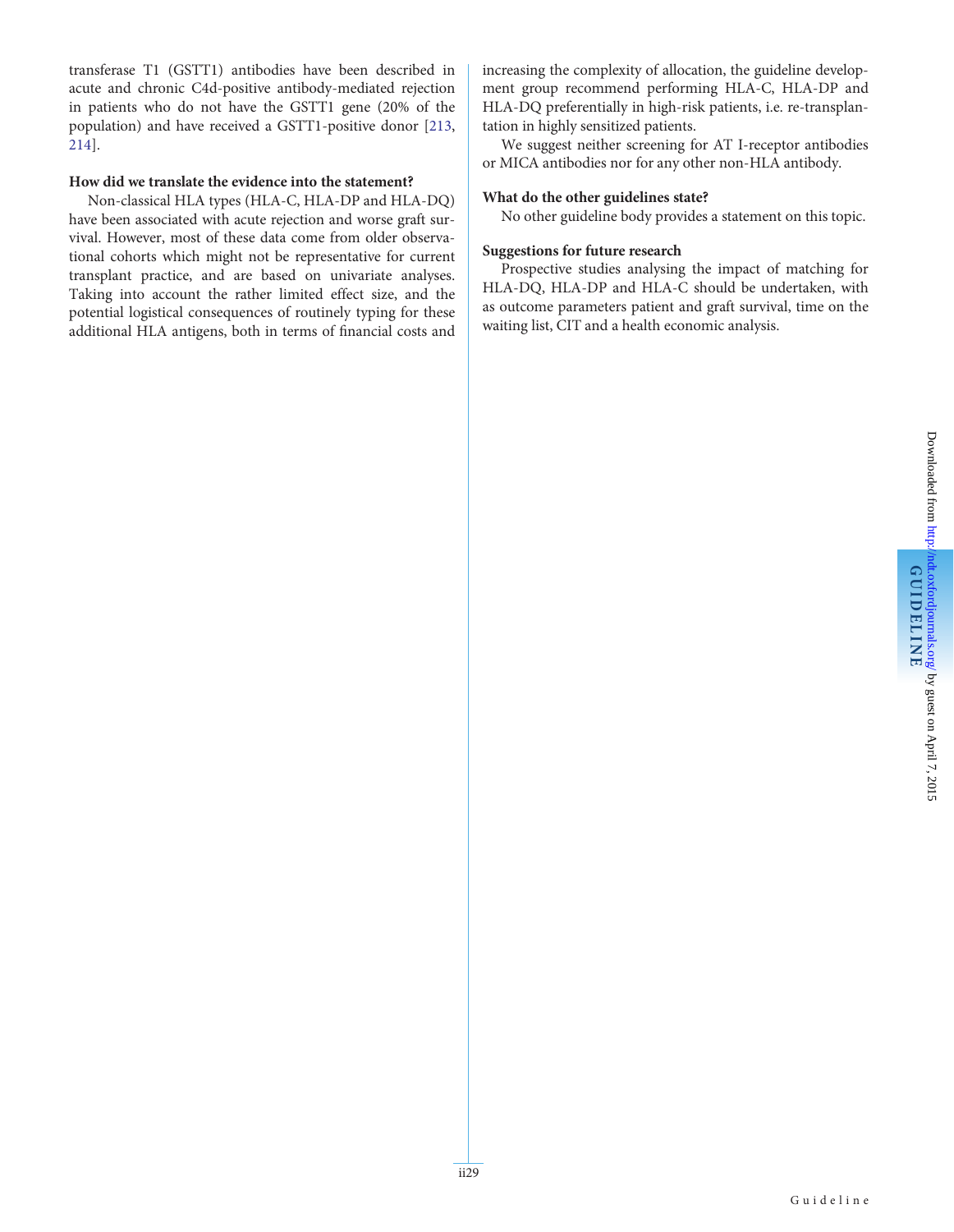transferase T1 (GSTT1) antibodies have been described in acute and chronic C4d-positive antibody-mediated rejection in patients who do not have the GSTT1 gene (20% of the population) and have received a GSTT1-positive donor [213, 214].

**How did we translate the evidence into the statement?**

Non-classical HLA types (HLA-C, HLA-DP and HLA-DQ) have been associated with acute rejection and worse graft survival. However, most of these data come from older observational cohorts which might not be representative for current transplant practice, and are based on univariate analyses. Taking into account the rather limited effect size, and the potential logistical consequences of routinely typing for these additional HLA antigens, both in terms of financial costs and increasing the complexity of allocation, the guideline development group recommend performing HLA-C, HLA-DP and HLA-DQ preferentially in high-risk patients, i.e. re-transplantation in highly sensitized patients.

We suggest neither screening for AT I-receptor antibodies or MICA antibodies nor for any other non-HLA antibody.

**What do the other guidelines state?**

No other guideline body provides a statement on this topic.

**Suggestions for future research**

Prospective studies analysing the impact of matching for HLA-DQ, HLA-DP and HLA-C should be undertaken, with as outcome parameters patient and graft survival, time on the waiting list, CIT and a health economic analysis.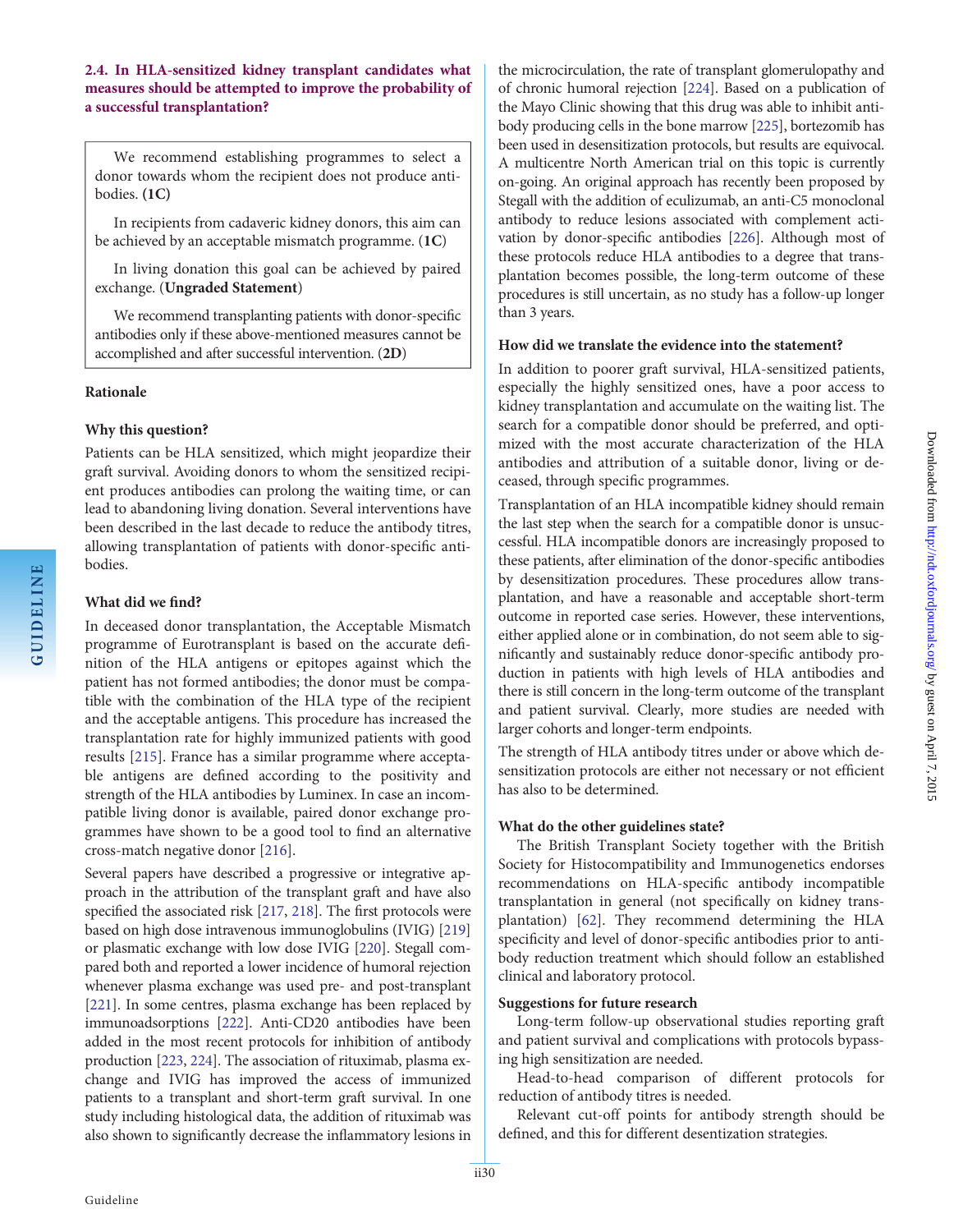### 2.4. In HLA-sensitized kidney transplant candidates what measures should be attempted to improve the probability of a successful transplantation?

> We recommend establishing programmes to select a donor towards whom the recipient does not produce antibodies. **(1C)**
>
> In recipients from cadaveric kidney donors, this aim can be achieved by an acceptable mismatch programme. (**1C**)
>
> In living donation this goal can be achieved by paired exchange. (**Ungraded Statement**)
>
> We recommend transplanting patients with donor-specific antibodies only if these above-mentioned measures cannot be accomplished and after successful intervention. (**2D**)

#### Rationale

#### Why this question?

Patients can be HLA sensitized, which might jeopardize their graft survival. Avoiding donors to whom the sensitized recipient produces antibodies can prolong the waiting time, or can lead to abandoning living donation. Several interventions have been described in the last decade to reduce the antibody titres, allowing transplantation of patients with donor-specific antibodies.

#### What did we find?

In deceased donor transplantation, the Acceptable Mismatch programme of Eurotransplant is based on the accurate definition of the HLA antigens or epitopes against which the patient has not formed antibodies; the donor must be compatible with the combination of the HLA type of the recipient and the acceptable antigens. This procedure has increased the transplantation rate for highly immunized patients with good results [215]. France has a similar programme where acceptable antigens are defined according to the positivity and strength of the HLA antibodies by Luminex. In case an incompatible living donor is available, paired donor exchange programmes have shown to be a good tool to find an alternative cross-match negative donor [216].

Several papers have described a progressive or integrative approach in the attribution of the transplant graft and have also specified the associated risk [217, 218]. The first protocols were based on high dose intravenous immunoglobulins (IVIG) [219] or plasmatic exchange with low dose IVIG [220]. Stegall compared both and reported a lower incidence of humoral rejection whenever plasma exchange was used pre- and post-transplant [221]. In some centres, plasma exchange has been replaced by immunoadsorptions [222]. Anti-CD20 antibodies have been added in the most recent protocols for inhibition of antibody production [223, 224]. The association of rituximab, plasma exchange and IVIG has improved the access of immunized patients to a transplant and short-term graft survival. In one study including histological data, the addition of rituximab was also shown to significantly decrease the inflammatory lesions in the microcirculation, the rate of transplant glomerulopathy and of chronic humoral rejection [224]. Based on a publication of the Mayo Clinic showing that this drug was able to inhibit antibody producing cells in the bone marrow [225], bortezomib has been used in desensitization protocols, but results are equivocal. A multicentre North American trial on this topic is currently on-going. An original approach has recently been proposed by Stegall with the addition of eculizumab, an anti-C5 monoclonal antibody to reduce lesions associated with complement activation by donor-specific antibodies [226]. Although most of these protocols reduce HLA antibodies to a degree that transplantation becomes possible, the long-term outcome of these procedures is still uncertain, as no study has a follow-up longer than 3 years.

#### How did we translate the evidence into the statement?

In addition to poorer graft survival, HLA-sensitized patients, especially the highly sensitized ones, have a poor access to kidney transplantation and accumulate on the waiting list. The search for a compatible donor should be preferred, and optimized with the most accurate characterization of the HLA antibodies and attribution of a suitable donor, living or deceased, through specific programmes.

Transplantation of an HLA incompatible kidney should remain the last step when the search for a compatible donor is unsuccessful. HLA incompatible donors are increasingly proposed to these patients, after elimination of the donor-specific antibodies by desensitization procedures. These procedures allow transplantation, and have a reasonable and acceptable short-term outcome in reported case series. However, these interventions, either applied alone or in combination, do not seem able to significantly and sustainably reduce donor-specific antibody production in patients with high levels of HLA antibodies and there is still concern in the long-term outcome of the transplant and patient survival. Clearly, more studies are needed with larger cohorts and longer-term endpoints.

The strength of HLA antibody titres under or above which desensitization protocols are either not necessary or not efficient has also to be determined.

#### What do the other guidelines state?

The British Transplant Society together with the British Society for Histocompatibility and Immunogenetics endorses recommendations on HLA-specific antibody incompatible transplantation in general (not specifically on kidney transplantation) [62]. They recommend determining the HLA specificity and level of donor-specific antibodies prior to antibody reduction treatment which should follow an established clinical and laboratory protocol.

#### Suggestions for future research

Long-term follow-up observational studies reporting graft and patient survival and complications with protocols bypassing high sensitization are needed.

Head-to-head comparison of different protocols for reduction of antibody titres is needed.

Relevant cut-off points for antibody strength should be defined, and this for different desentization strategies.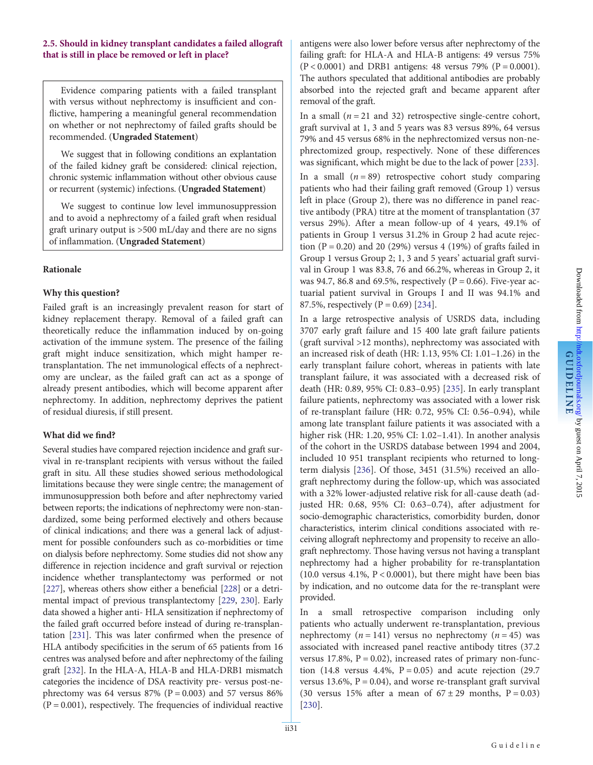### 2.5. Should in kidney transplant candidates a failed allograft that is still in place be removed or left in place?

> Evidence comparing patients with a failed transplant with versus without nephrectomy is insufficient and conflictive, hampering a meaningful general recommendation on whether or not nephrectomy of failed grafts should be recommended. (**Ungraded Statement**)
>
> We suggest that in following conditions an explantation of the failed kidney graft be considered: clinical rejection, chronic systemic inflammation without other obvious cause or recurrent (systemic) infections. (**Ungraded Statement**)
>
> We suggest to continue low level immunosuppression and to avoid a nephrectomy of a failed graft when residual graft urinary output is >500 mL/day and there are no signs of inflammation. (**Ungraded Statement**)

#### Rationale

**Why this question?**

Failed graft is an increasingly prevalent reason for start of kidney replacement therapy. Removal of a failed graft can theoretically reduce the inflammation induced by on-going activation of the immune system. The presence of the failing graft might induce sensitization, which might hamper re-transplantation. The net immunological effects of a nephrectomy are unclear, as the failed graft can act as a sponge of already present antibodies, which will become apparent after nephrectomy. In addition, nephrectomy deprives the patient of residual diuresis, if still present.

**What did we find?**

Several studies have compared rejection incidence and graft survival in re-transplant recipients with versus without the failed graft in situ. All these studies showed serious methodological limitations because they were single centre; the management of immunosuppression both before and after nephrectomy varied between reports; the indications of nephrectomy were non-standardized, some being performed electively and others because of clinical indications; and there was a general lack of adjustment for possible confounders such as co-morbidities or time on dialysis before nephrectomy. Some studies did not show any difference in rejection incidence and graft survival or rejection incidence whether transplantectomy was performed or not [227], whereas others show either a beneficial [228] or a detrimental impact of previous transplantectomy [229, 230]. Early data showed a higher anti- HLA sensitization if nephrectomy of the failed graft occurred before instead of during re-transplantation [231]. This was later confirmed when the presence of HLA antibody specificities in the serum of 65 patients from 16 centres was analysed before and after nephrectomy of the failing graft [232]. In the HLA-A, HLA-B and HLA-DRB1 mismatch categories the incidence of DSA reactivity pre- versus post-nephrectomy was 64 versus 87% (P = 0.003) and 57 versus 86% (P = 0.001), respectively. The frequencies of individual reactive antigens were also lower before versus after nephrectomy of the failing graft: for HLA-A and HLA-B antigens: 49 versus 75% (P < 0.0001) and DRB1 antigens: 48 versus 79% (P = 0.0001). The authors speculated that additional antibodies are probably absorbed into the rejected graft and became apparent after removal of the graft.

In a small ($n = 21$ and 32) retrospective single-centre cohort, graft survival at 1, 3 and 5 years was 83 versus 89%, 64 versus 79% and 45 versus 68% in the nephrectomized versus non-nephrectomized group, respectively. None of these differences was significant, which might be due to the lack of power [233].

In a small ($n = 89$) retrospective cohort study comparing patients who had their failing graft removed (Group 1) versus left in place (Group 2), there was no difference in panel reactive antibody (PRA) titre at the moment of transplantation (37 versus 29%). After a mean follow-up of 4 years, 49.1% of patients in Group 1 versus 31.2% in Group 2 had acute rejection (P = 0.20) and 20 (29%) versus 4 (19%) of grafts failed in Group 1 versus Group 2; 1, 3 and 5 years' actuarial graft survival in Group 1 was 83.8, 76 and 66.2%, whereas in Group 2, it was 94.7, 86.8 and 69.5%, respectively (P = 0.66). Five-year actuarial patient survival in Groups I and II was 94.1% and 87.5%, respectively (P = 0.69) [234].

In a large retrospective analysis of USRDS data, including 3707 early graft failure and 15 400 late graft failure patients (graft survival >12 months), nephrectomy was associated with an increased risk of death (HR: 1.13, 95% CI: 1.01–1.26) in the early transplant failure cohort, whereas in patients with late transplant failure, it was associated with a decreased risk of death (HR: 0.89, 95% CI: 0.83–0.95) [235]. In early transplant failure patients, nephrectomy was associated with a lower risk of re-transplant failure (HR: 0.72, 95% CI: 0.56–0.94), while among late transplant failure patients it was associated with a higher risk (HR: 1.20, 95% CI: 1.02–1.41). In another analysis of the cohort in the USRDS database between 1994 and 2004, included 10 951 transplant recipients who returned to long-term dialysis [236]. Of those, 3451 (31.5%) received an allograft nephrectomy during the follow-up, which was associated with a 32% lower-adjusted relative risk for all-cause death (adjusted HR: 0.68, 95% CI: 0.63–0.74), after adjustment for socio-demographic characteristics, comorbidity burden, donor characteristics, interim clinical conditions associated with receiving allograft nephrectomy and propensity to receive an allograft nephrectomy. Those having versus not having a transplant nephrectomy had a higher probability for re-transplantation (10.0 versus 4.1%, P < 0.0001), but there might have been bias by indication, and no outcome data for the re-transplant were provided.

In a small retrospective comparison including only patients who actually underwent re-transplantation, previous nephrectomy ($n = 141$) versus no nephrectomy ($n = 45$) was associated with increased panel reactive antibody titres (37.2 versus 17.8%, P = 0.02), increased rates of primary non-function (14.8 versus 4.4%, P = 0.05) and acute rejection (29.7 versus 13.6%, P = 0.04), and worse re-transplant graft survival (30 versus 15% after a mean of 67 ± 29 months, P = 0.03) [230].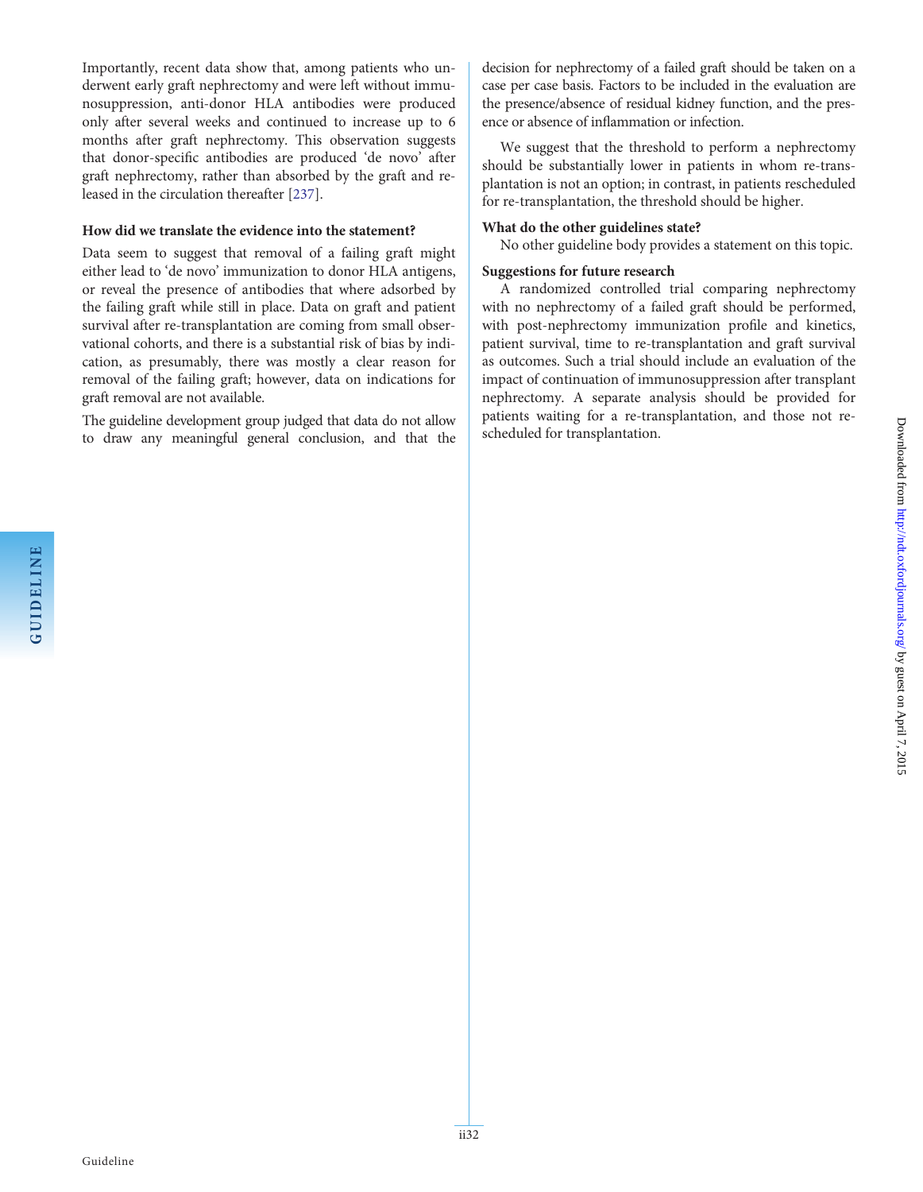Importantly, recent data show that, among patients who underwent early graft nephrectomy and were left without immunosuppression, anti-donor HLA antibodies were produced only after several weeks and continued to increase up to 6 months after graft nephrectomy. This observation suggests that donor-specific antibodies are produced 'de novo' after graft nephrectomy, rather than absorbed by the graft and released in the circulation thereafter [237].

**How did we translate the evidence into the statement?**

Data seem to suggest that removal of a failing graft might either lead to 'de novo' immunization to donor HLA antigens, or reveal the presence of antibodies that where adsorbed by the failing graft while still in place. Data on graft and patient survival after re-transplantation are coming from small observational cohorts, and there is a substantial risk of bias by indication, as presumably, there was mostly a clear reason for removal of the failing graft; however, data on indications for graft removal are not available.

The guideline development group judged that data do not allow to draw any meaningful general conclusion, and that the decision for nephrectomy of a failed graft should be taken on a case per case basis. Factors to be included in the evaluation are the presence/absence of residual kidney function, and the presence or absence of inflammation or infection.

We suggest that the threshold to perform a nephrectomy should be substantially lower in patients in whom re-transplantation is not an option; in contrast, in patients rescheduled for re-transplantation, the threshold should be higher.

**What do the other guidelines state?**

No other guideline body provides a statement on this topic.

**Suggestions for future research**

A randomized controlled trial comparing nephrectomy with no nephrectomy of a failed graft should be performed, with post-nephrectomy immunization profile and kinetics, patient survival, time to re-transplantation and graft survival as outcomes. Such a trial should include an evaluation of the impact of continuation of immunosuppression after transplant nephrectomy. A separate analysis should be provided for patients waiting for a re-transplantation, and those not rescheduled for transplantation.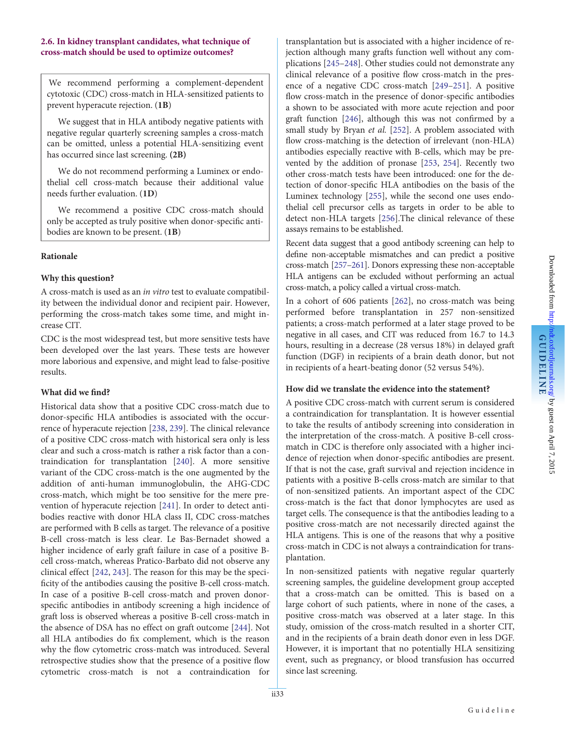### 2.6. In kidney transplant candidates, what technique of cross-match should be used to optimize outcomes?

> We recommend performing a complement-dependent cytotoxic (CDC) cross-match in HLA-sensitized patients to prevent hyperacute rejection. (**1B**)
>
> We suggest that in HLA antibody negative patients with negative regular quarterly screening samples a cross-match can be omitted, unless a potential HLA-sensitizing event has occurred since last screening. **(2B)**
>
> We do not recommend performing a Luminex or endothelial cell cross-match because their additional value needs further evaluation. (**1D**)
>
> We recommend a positive CDC cross-match should only be accepted as truly positive when donor-specific antibodies are known to be present. (**1B**)

#### Rationale

#### Why this question?

A cross-match is used as an *in vitro* test to evaluate compatibility between the individual donor and recipient pair. However, performing the cross-match takes some time, and might increase CIT.

CDC is the most widespread test, but more sensitive tests have been developed over the last years. These tests are however more laborious and expensive, and might lead to false-positive results.

#### What did we find?

Historical data show that a positive CDC cross-match due to donor-specific HLA antibodies is associated with the occurrence of hyperacute rejection [238, 239]. The clinical relevance of a positive CDC cross-match with historical sera only is less clear and such a cross-match is rather a risk factor than a contraindication for transplantation [240]. A more sensitive variant of the CDC cross-match is the one augmented by the addition of anti-human immunoglobulin, the AHG-CDC cross-match, which might be too sensitive for the mere prevention of hyperacute rejection [241]. In order to detect antibodies reactive with donor HLA class II, CDC cross-matches are performed with B cells as target. The relevance of a positive B-cell cross-match is less clear. Le Bas-Bernadet showed a higher incidence of early graft failure in case of a positive B-cell cross-match, whereas Pratico-Barbato did not observe any clinical effect [242, 243]. The reason for this may be the specificity of the antibodies causing the positive B-cell cross-match. In case of a positive B-cell cross-match and proven donor-specific antibodies in antibody screening a high incidence of graft loss is observed whereas a positive B-cell cross-match in the absence of DSA has no effect on graft outcome [244]. Not all HLA antibodies do fix complement, which is the reason why the flow cytometric cross-match was introduced. Several retrospective studies show that the presence of a positive flow cytometric cross-match is not a contraindication for transplantation but is associated with a higher incidence of rejection although many grafts function well without any complications [245–248]. Other studies could not demonstrate any clinical relevance of a positive flow cross-match in the presence of a negative CDC cross-match [249–251]. A positive flow cross-match in the presence of donor-specific antibodies a shown to be associated with more acute rejection and poor graft function [246], although this was not confirmed by a small study by Bryan *et al.* [252]. A problem associated with flow cross-matching is the detection of irrelevant (non-HLA) antibodies especially reactive with B-cells, which may be prevented by the addition of pronase [253, 254]. Recently two other cross-match tests have been introduced: one for the detection of donor-specific HLA antibodies on the basis of the Luminex technology [255], while the second one uses endothelial cell precursor cells as targets in order to be able to detect non-HLA targets [256].The clinical relevance of these assays remains to be established.

Recent data suggest that a good antibody screening can help to define non-acceptable mismatches and can predict a positive cross-match [257–261]. Donors expressing these non-acceptable HLA antigens can be excluded without performing an actual cross-match, a policy called a virtual cross-match.

In a cohort of 606 patients [262], no cross-match was being performed before transplantation in 257 non-sensitized patients; a cross-match performed at a later stage proved to be negative in all cases, and CIT was reduced from 16.7 to 14.3 hours, resulting in a decrease (28 versus 18%) in delayed graft function (DGF) in recipients of a brain death donor, but not in recipients of a heart-beating donor (52 versus 54%).

#### How did we translate the evidence into the statement?

A positive CDC cross-match with current serum is considered a contraindication for transplantation. It is however essential to take the results of antibody screening into consideration in the interpretation of the cross-match. A positive B-cell cross-match in CDC is therefore only associated with a higher incidence of rejection when donor-specific antibodies are present. If that is not the case, graft survival and rejection incidence in patients with a positive B-cells cross-match are similar to that of non-sensitized patients. An important aspect of the CDC cross-match is the fact that donor lymphocytes are used as target cells. The consequence is that the antibodies leading to a positive cross-match are not necessarily directed against the HLA antigens. This is one of the reasons that why a positive cross-match in CDC is not always a contraindication for transplantation.

In non-sensitized patients with negative regular quarterly screening samples, the guideline development group accepted that a cross-match can be omitted. This is based on a large cohort of such patients, where in none of the cases, a positive cross-match was observed at a later stage. In this study, omission of the cross-match resulted in a shorter CIT, and in the recipients of a brain death donor even in less DGF. However, it is important that no potentially HLA sensitizing event, such as pregnancy, or blood transfusion has occurred since last screening.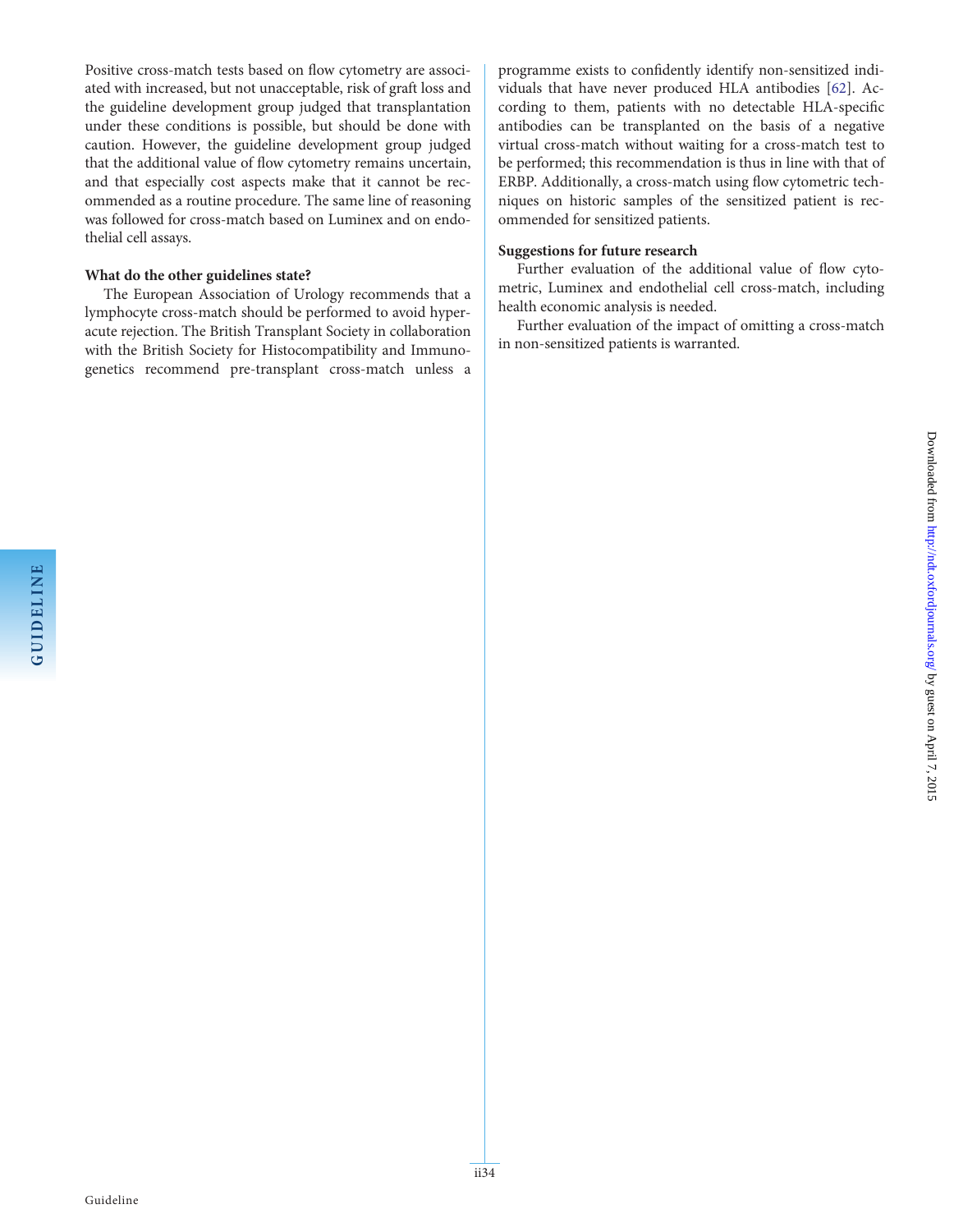Positive cross-match tests based on flow cytometry are associated with increased, but not unacceptable, risk of graft loss and the guideline development group judged that transplantation under these conditions is possible, but should be done with caution. However, the guideline development group judged that the additional value of flow cytometry remains uncertain, and that especially cost aspects make that it cannot be recommended as a routine procedure. The same line of reasoning was followed for cross-match based on Luminex and on endothelial cell assays.

**What do the other guidelines state?**

The European Association of Urology recommends that a lymphocyte cross-match should be performed to avoid hyperacute rejection. The British Transplant Society in collaboration with the British Society for Histocompatibility and Immunogenetics recommend pre-transplant cross-match unless a programme exists to confidently identify non-sensitized individuals that have never produced HLA antibodies [62]. According to them, patients with no detectable HLA-specific antibodies can be transplanted on the basis of a negative virtual cross-match without waiting for a cross-match test to be performed; this recommendation is thus in line with that of ERBP. Additionally, a cross-match using flow cytometric techniques on historic samples of the sensitized patient is recommended for sensitized patients.

**Suggestions for future research**

Further evaluation of the additional value of flow cytometric, Luminex and endothelial cell cross-match, including health economic analysis is needed.

Further evaluation of the impact of omitting a cross-match in non-sensitized patients is warranted.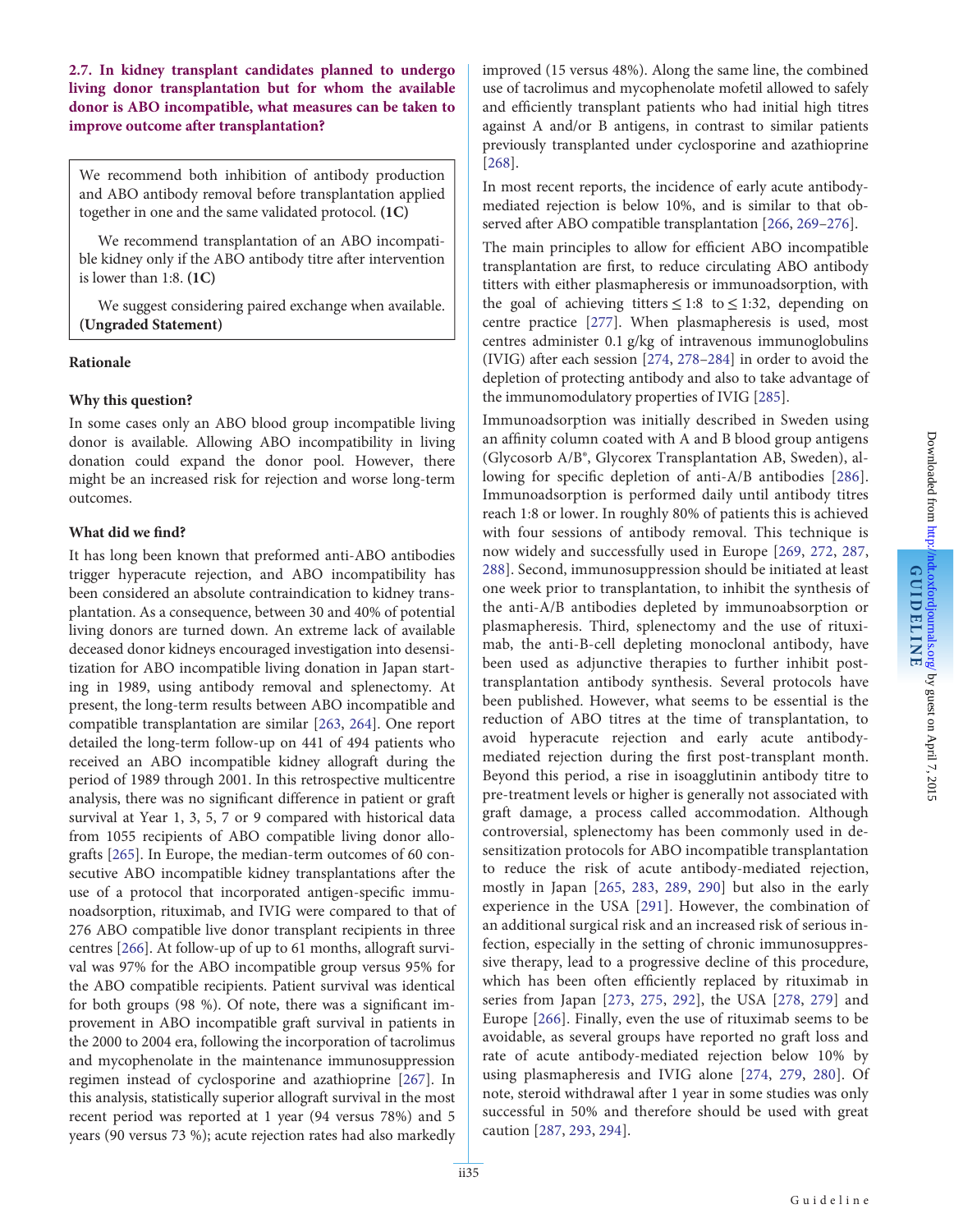### 2.7. In kidney transplant candidates planned to undergo living donor transplantation but for whom the available donor is ABO incompatible, what measures can be taken to improve outcome after transplantation?

> We recommend both inhibition of antibody production and ABO antibody removal before transplantation applied together in one and the same validated protocol. **(1C)**
>
> We recommend transplantation of an ABO incompatible kidney only if the ABO antibody titre after intervention is lower than 1:8. **(1C)**
>
> We suggest considering paired exchange when available. **(Ungraded Statement)**

#### Rationale

**Why this question?**

In some cases only an ABO blood group incompatible living donor is available. Allowing ABO incompatibility in living donation could expand the donor pool. However, there might be an increased risk for rejection and worse long-term outcomes.

**What did we find?**

It has long been known that preformed anti-ABO antibodies trigger hyperacute rejection, and ABO incompatibility has been considered an absolute contraindication to kidney transplantation. As a consequence, between 30 and 40% of potential living donors are turned down. An extreme lack of available deceased donor kidneys encouraged investigation into desensitization for ABO incompatible living donation in Japan starting in 1989, using antibody removal and splenectomy. At present, the long-term results between ABO incompatible and compatible transplantation are similar [263, 264]. One report detailed the long-term follow-up on 441 of 494 patients who received an ABO incompatible kidney allograft during the period of 1989 through 2001. In this retrospective multicentre analysis, there was no significant difference in patient or graft survival at Year 1, 3, 5, 7 or 9 compared with historical data from 1055 recipients of ABO compatible living donor allografts [265]. In Europe, the median-term outcomes of 60 consecutive ABO incompatible kidney transplantations after the use of a protocol that incorporated antigen-specific immunoadsorption, rituximab, and IVIG were compared to that of 276 ABO compatible live donor transplant recipients in three centres [266]. At follow-up of up to 61 months, allograft survival was 97% for the ABO incompatible group versus 95% for the ABO compatible recipients. Patient survival was identical for both groups (98 %). Of note, there was a significant improvement in ABO incompatible graft survival in patients in the 2000 to 2004 era, following the incorporation of tacrolimus and mycophenolate in the maintenance immunosuppression regimen instead of cyclosporine and azathioprine [267]. In this analysis, statistically superior allograft survival in the most recent period was reported at 1 year (94 versus 78%) and 5 years (90 versus 73 %); acute rejection rates had also markedly improved (15 versus 48%). Along the same line, the combined use of tacrolimus and mycophenolate mofetil allowed to safely and efficiently transplant patients who had initial high titres against A and/or B antigens, in contrast to similar patients previously transplanted under cyclosporine and azathioprine [268].

In most recent reports, the incidence of early acute antibody-mediated rejection is below 10%, and is similar to that observed after ABO compatible transplantation [266, 269–276].

The main principles to allow for efficient ABO incompatible transplantation are first, to reduce circulating ABO antibody titters with either plasmapheresis or immunoadsorption, with the goal of achieving titters ≤ 1:8 to ≤ 1:32, depending on centre practice [277]. When plasmapheresis is used, most centres administer 0.1 g/kg of intravenous immunoglobulins (IVIG) after each session [274, 278–284] in order to avoid the depletion of protecting antibody and also to take advantage of the immunomodulatory properties of IVIG [285].

Immunoadsorption was initially described in Sweden using an affinity column coated with A and B blood group antigens (Glycosorb A/B®, Glycorex Transplantation AB, Sweden), allowing for specific depletion of anti-A/B antibodies [286]. Immunoadsorption is performed daily until antibody titres reach 1:8 or lower. In roughly 80% of patients this is achieved with four sessions of antibody removal. This technique is now widely and successfully used in Europe [269, 272, 287, 288]. Second, immunosuppression should be initiated at least one week prior to transplantation, to inhibit the synthesis of the anti-A/B antibodies depleted by immunoabsorption or plasmapheresis. Third, splenectomy and the use of rituximab, the anti-B-cell depleting monoclonal antibody, have been used as adjunctive therapies to further inhibit post-transplantation antibody synthesis. Several protocols have been published. However, what seems to be essential is the reduction of ABO titres at the time of transplantation, to avoid hyperacute rejection and early acute antibody-mediated rejection during the first post-transplant month. Beyond this period, a rise in isoagglutinin antibody titre to pre-treatment levels or higher is generally not associated with graft damage, a process called accommodation. Although controversial, splenectomy has been commonly used in desensitization protocols for ABO incompatible transplantation to reduce the risk of acute antibody-mediated rejection, mostly in Japan [265, 283, 289, 290] but also in the early experience in the USA [291]. However, the combination of an additional surgical risk and an increased risk of serious infection, especially in the setting of chronic immunosuppressive therapy, lead to a progressive decline of this procedure, which has been often efficiently replaced by rituximab in series from Japan [273, 275, 292], the USA [278, 279] and Europe [266]. Finally, even the use of rituximab seems to be avoidable, as several groups have reported no graft loss and rate of acute antibody-mediated rejection below 10% by using plasmapheresis and IVIG alone [274, 279, 280]. Of note, steroid withdrawal after 1 year in some studies was only successful in 50% and therefore should be used with great caution [287, 293, 294].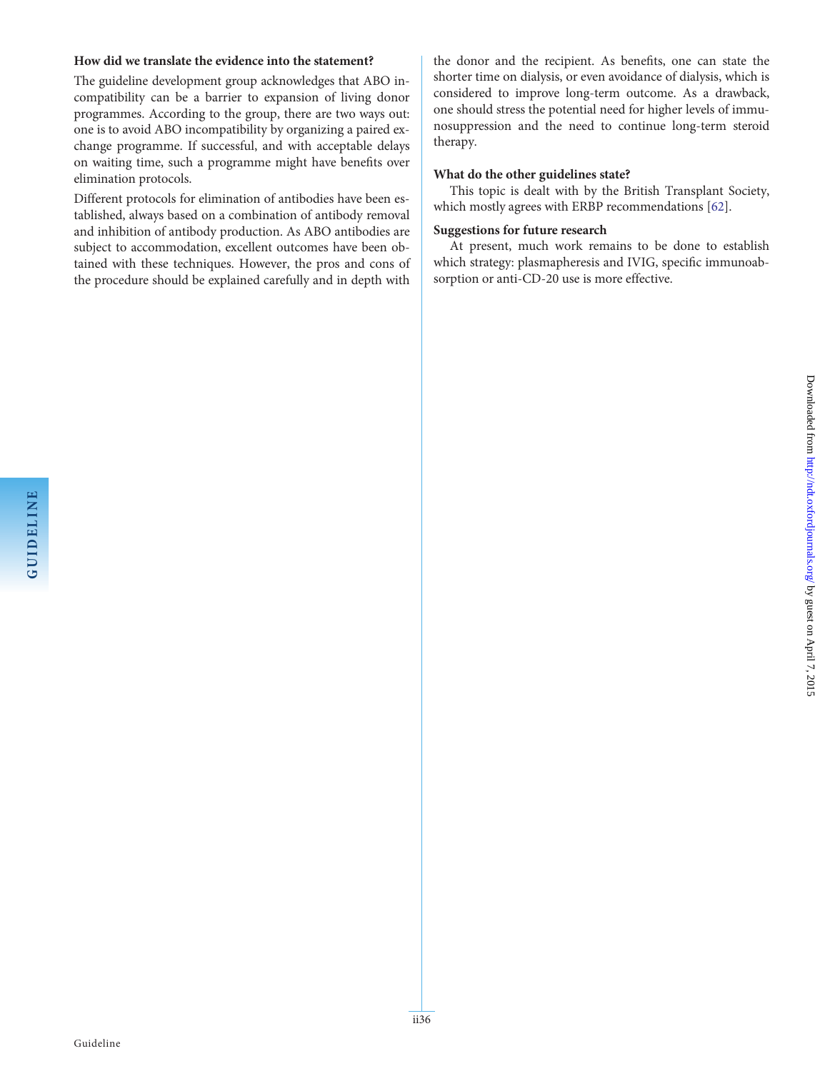### How did we translate the evidence into the statement?

The guideline development group acknowledges that ABO incompatibility can be a barrier to expansion of living donor programmes. According to the group, there are two ways out: one is to avoid ABO incompatibility by organizing a paired exchange programme. If successful, and with acceptable delays on waiting time, such a programme might have benefits over elimination protocols.

Different protocols for elimination of antibodies have been established, always based on a combination of antibody removal and inhibition of antibody production. As ABO antibodies are subject to accommodation, excellent outcomes have been obtained with these techniques. However, the pros and cons of the procedure should be explained carefully and in depth with the donor and the recipient. As benefits, one can state the shorter time on dialysis, or even avoidance of dialysis, which is considered to improve long-term outcome. As a drawback, one should stress the potential need for higher levels of immunosuppression and the need to continue long-term steroid therapy.

### What do the other guidelines state?

This topic is dealt with by the British Transplant Society, which mostly agrees with ERBP recommendations [62].

### Suggestions for future research

At present, much work remains to be done to establish which strategy: plasmapheresis and IVIG, specific immunoabsorption or anti-CD-20 use is more effective.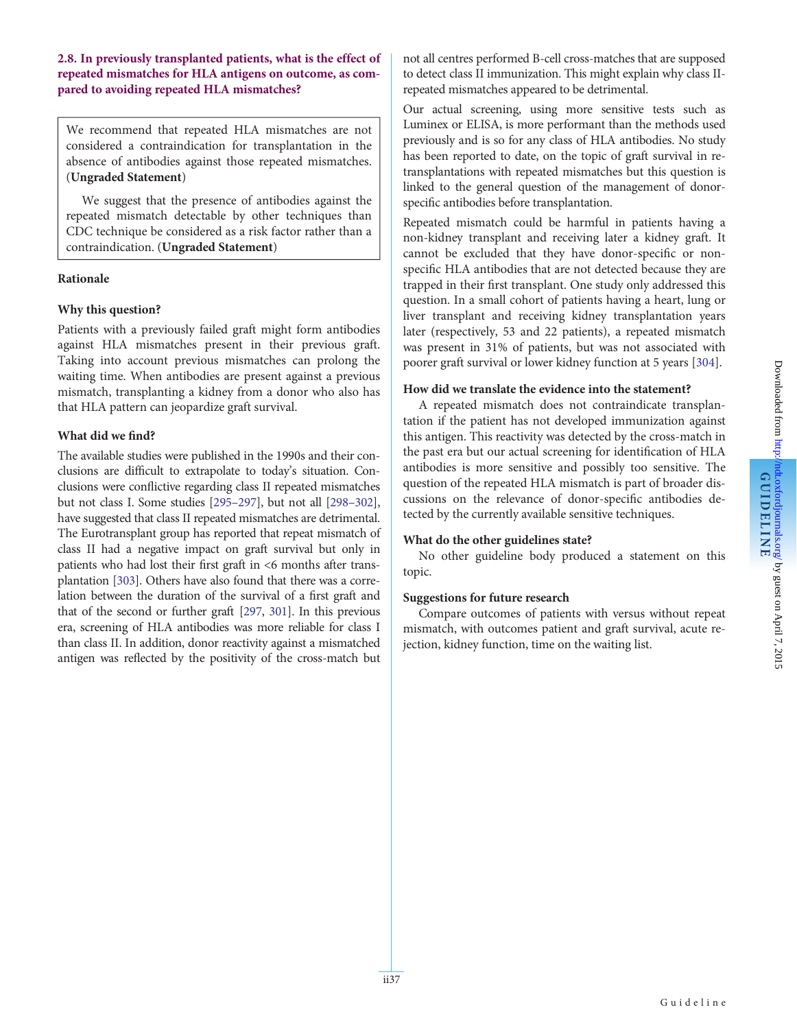### 2.8. In previously transplanted patients, what is the effect of repeated mismatches for HLA antigens on outcome, as compared to avoiding repeated HLA mismatches?

We recommend that repeated HLA mismatches are not considered a contraindication for transplantation in the absence of antibodies against those repeated mismatches. (**Ungraded Statement**)

We suggest that the presence of antibodies against the repeated mismatch detectable by other techniques than CDC technique be considered as a risk factor rather than a contraindication. (**Ungraded Statement**)

#### Rationale

**Why this question?**

Patients with a previously failed graft might form antibodies against HLA mismatches present in their previous graft. Taking into account previous mismatches can prolong the waiting time. When antibodies are present against a previous mismatch, transplanting a kidney from a donor who also has that HLA pattern can jeopardize graft survival.

**What did we find?**

The available studies were published in the 1990s and their conclusions are difficult to extrapolate to today's situation. Conclusions were conflictive regarding class II repeated mismatches but not class I. Some studies [295–297], but not all [298–302], have suggested that class II repeated mismatches are detrimental. The Eurotransplant group has reported that repeat mismatch of class II had a negative impact on graft survival but only in patients who had lost their first graft in <6 months after transplantation [303]. Others have also found that there was a correlation between the duration of the survival of a first graft and that of the second or further graft [297, 301]. In this previous era, screening of HLA antibodies was more reliable for class I than class II. In addition, donor reactivity against a mismatched antigen was reflected by the positivity of the cross-match but not all centres performed B-cell cross-matches that are supposed to detect class II immunization. This might explain why class II-repeated mismatches appeared to be detrimental.

Our actual screening, using more sensitive tests such as Luminex or ELISA, is more performant than the methods used previously and is so for any class of HLA antibodies. No study has been reported to date, on the topic of graft survival in retransplantations with repeated mismatches but this question is linked to the general question of the management of donor-specific antibodies before transplantation.

Repeated mismatch could be harmful in patients having a non-kidney transplant and receiving later a kidney graft. It cannot be excluded that they have donor-specific or non-specific HLA antibodies that are not detected because they are trapped in their first transplant. One study only addressed this question. In a small cohort of patients having a heart, lung or liver transplant and receiving kidney transplantation years later (respectively, 53 and 22 patients), a repeated mismatch was present in 31% of patients, but was not associated with poorer graft survival or lower kidney function at 5 years [304].

**How did we translate the evidence into the statement?**

A repeated mismatch does not contraindicate transplantation if the patient has not developed immunization against this antigen. This reactivity was detected by the cross-match in the past era but our actual screening for identification of HLA antibodies is more sensitive and possibly too sensitive. The question of the repeated HLA mismatch is part of broader discussions on the relevance of donor-specific antibodies detected by the currently available sensitive techniques.

**What do the other guidelines state?**

No other guideline body produced a statement on this topic.

**Suggestions for future research**

Compare outcomes of patients with versus without repeat mismatch, with outcomes patient and graft survival, acute rejection, kidney function, time on the waiting list.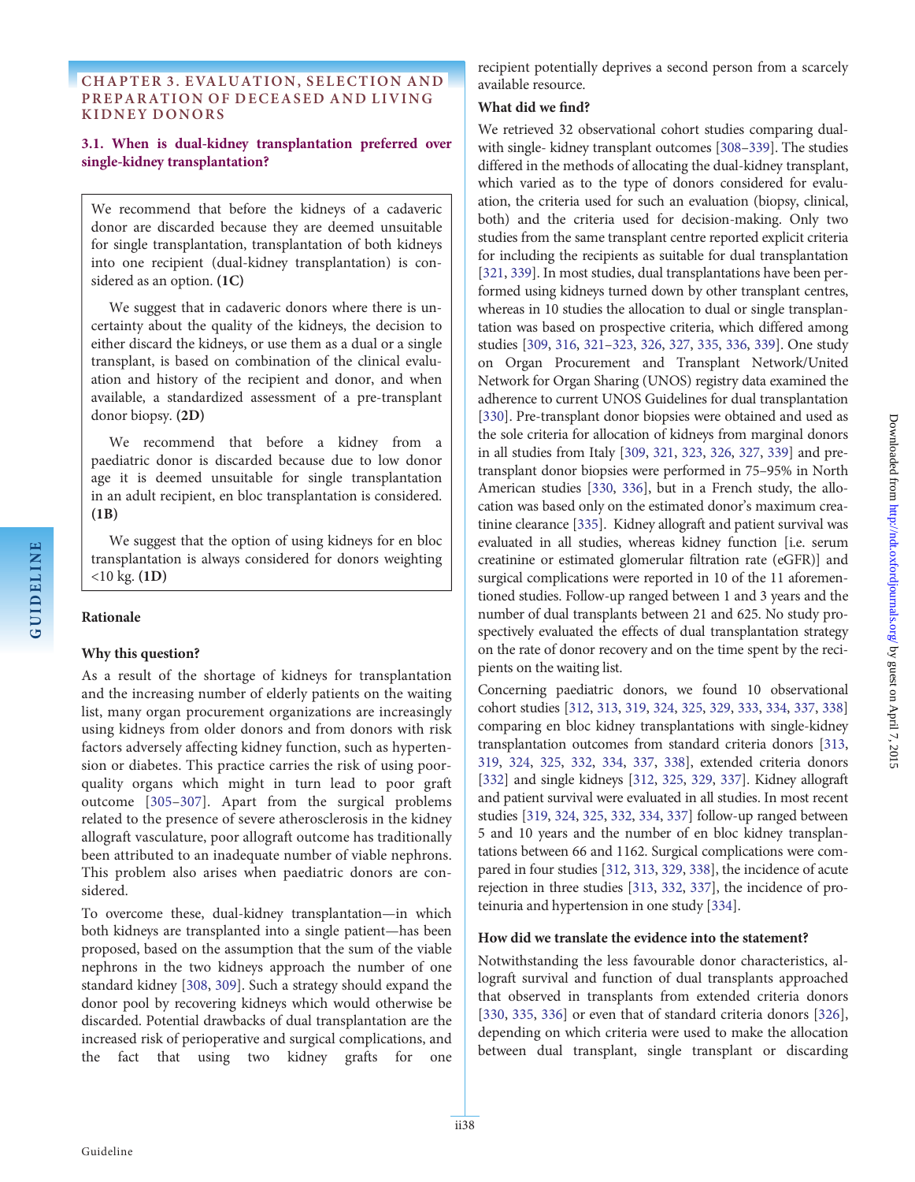## CHAPTER 3. EVALUATION, SELECTION AND PREPARATION OF DECEASED AND LIVING KIDNEY DONORS

### 3.1. When is dual-kidney transplantation preferred over single-kidney transplantation?

We recommend that before the kidneys of a cadaveric donor are discarded because they are deemed unsuitable for single transplantation, transplantation of both kidneys into one recipient (dual-kidney transplantation) is considered as an option. **(1C)**

We suggest that in cadaveric donors where there is uncertainty about the quality of the kidneys, the decision to either discard the kidneys, or use them as a dual or a single transplant, is based on combination of the clinical evaluation and history of the recipient and donor, and when available, a standardized assessment of a pre-transplant donor biopsy. **(2D)**

We recommend that before a kidney from a paediatric donor is discarded because due to low donor age it is deemed unsuitable for single transplantation in an adult recipient, en bloc transplantation is considered. **(1B)**

We suggest that the option of using kidneys for en bloc transplantation is always considered for donors weighting <10 kg. **(1D)**

#### Rationale

#### Why this question?

As a result of the shortage of kidneys for transplantation and the increasing number of elderly patients on the waiting list, many organ procurement organizations are increasingly using kidneys from older donors and from donors with risk factors adversely affecting kidney function, such as hypertension or diabetes. This practice carries the risk of using poor-quality organs which might in turn lead to poor graft outcome [305–307]. Apart from the surgical problems related to the presence of severe atherosclerosis in the kidney allograft vasculature, poor allograft outcome has traditionally been attributed to an inadequate number of viable nephrons. This problem also arises when paediatric donors are considered.

To overcome these, dual-kidney transplantation—in which both kidneys are transplanted into a single patient—has been proposed, based on the assumption that the sum of the viable nephrons in the two kidneys approach the number of one standard kidney [308, 309]. Such a strategy should expand the donor pool by recovering kidneys which would otherwise be discarded. Potential drawbacks of dual transplantation are the increased risk of perioperative and surgical complications, and the fact that using two kidney grafts for one recipient potentially deprives a second person from a scarcely available resource.

#### What did we find?

We retrieved 32 observational cohort studies comparing dual- with single- kidney transplant outcomes [308–339]. The studies differed in the methods of allocating the dual-kidney transplant, which varied as to the type of donors considered for evaluation, the criteria used for such an evaluation (biopsy, clinical, both) and the criteria used for decision-making. Only two studies from the same transplant centre reported explicit criteria for including the recipients as suitable for dual transplantation [321, 339]. In most studies, dual transplantations have been performed using kidneys turned down by other transplant centres, whereas in 10 studies the allocation to dual or single transplantation was based on prospective criteria, which differed among studies [309, 316, 321–323, 326, 327, 335, 336, 339]. One study on Organ Procurement and Transplant Network/United Network for Organ Sharing (UNOS) registry data examined the adherence to current UNOS Guidelines for dual transplantation [330]. Pre-transplant donor biopsies were obtained and used as the sole criteria for allocation of kidneys from marginal donors in all studies from Italy [309, 321, 323, 326, 327, 339] and pre-transplant donor biopsies were performed in 75–95% in North American studies [330, 336], but in a French study, the allocation was based only on the estimated donor's maximum creatinine clearance [335]. Kidney allograft and patient survival was evaluated in all studies, whereas kidney function [i.e. serum creatinine or estimated glomerular filtration rate (eGFR)] and surgical complications were reported in 10 of the 11 aforementioned studies. Follow-up ranged between 1 and 3 years and the number of dual transplants between 21 and 625. No study prospectively evaluated the effects of dual transplantation strategy on the rate of donor recovery and on the time spent by the recipients on the waiting list.

Concerning paediatric donors, we found 10 observational cohort studies [312, 313, 319, 324, 325, 329, 333, 334, 337, 338] comparing en bloc kidney transplantations with single-kidney transplantation outcomes from standard criteria donors [313, 319, 324, 325, 332, 334, 337, 338], extended criteria donors [332] and single kidneys [312, 325, 329, 337]. Kidney allograft and patient survival were evaluated in all studies. In most recent studies [319, 324, 325, 332, 334, 337] follow-up ranged between 5 and 10 years and the number of en bloc kidney transplantations between 66 and 1162. Surgical complications were compared in four studies [312, 313, 329, 338], the incidence of acute rejection in three studies [313, 332, 337], the incidence of proteinuria and hypertension in one study [334].

#### How did we translate the evidence into the statement?

Notwithstanding the less favourable donor characteristics, allograft survival and function of dual transplants approached that observed in transplants from extended criteria donors [330, 335, 336] or even that of standard criteria donors [326], depending on which criteria were used to make the allocation between dual transplant, single transplant or discarding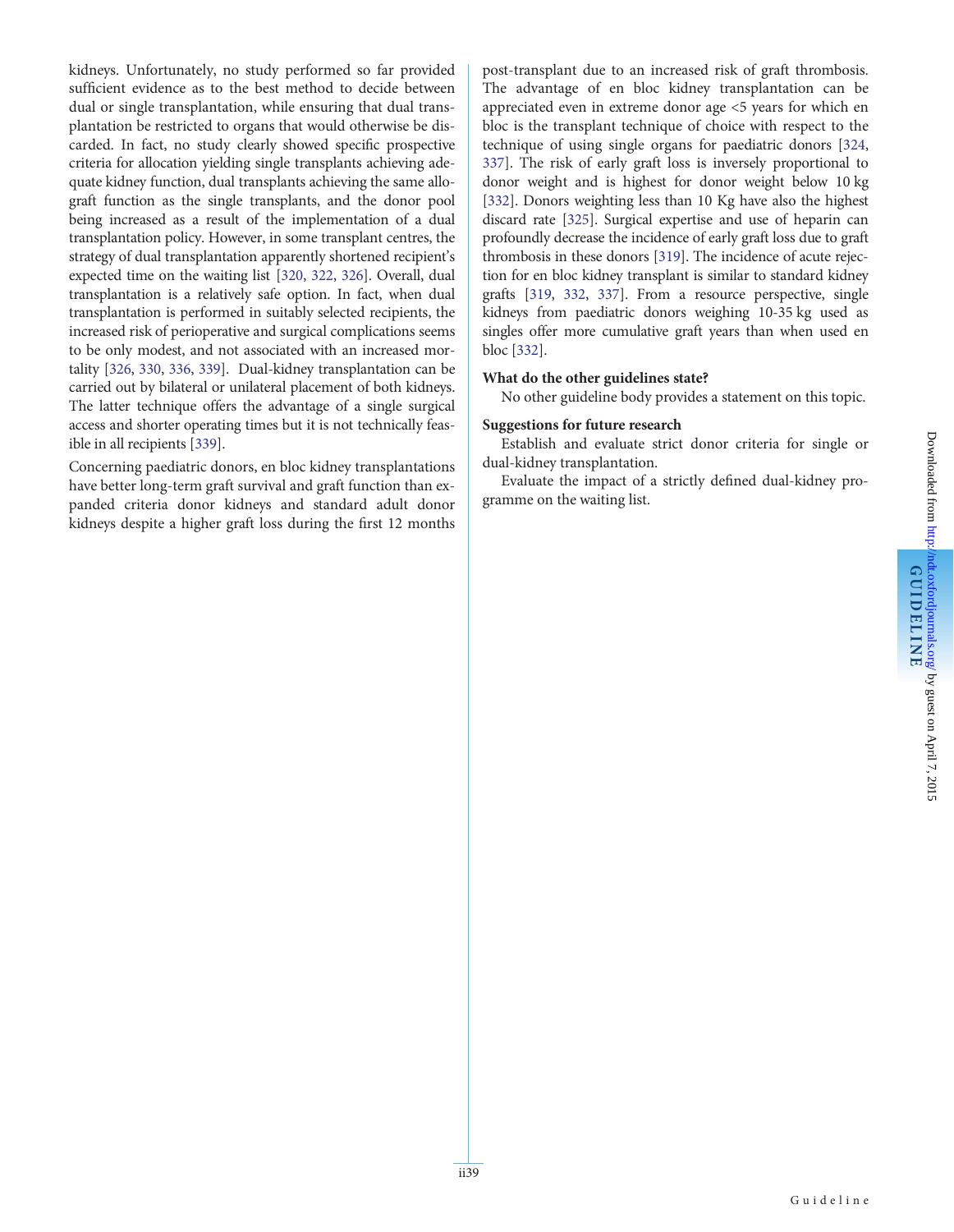kidneys. Unfortunately, no study performed so far provided sufficient evidence as to the best method to decide between dual or single transplantation, while ensuring that dual transplantation be restricted to organs that would otherwise be discarded. In fact, no study clearly showed specific prospective criteria for allocation yielding single transplants achieving adequate kidney function, dual transplants achieving the same allograft function as the single transplants, and the donor pool being increased as a result of the implementation of a dual transplantation policy. However, in some transplant centres, the strategy of dual transplantation apparently shortened recipient's expected time on the waiting list [320, 322, 326]. Overall, dual transplantation is a relatively safe option. In fact, when dual transplantation is performed in suitably selected recipients, the increased risk of perioperative and surgical complications seems to be only modest, and not associated with an increased mortality [326, 330, 336, 339]. Dual-kidney transplantation can be carried out by bilateral or unilateral placement of both kidneys. The latter technique offers the advantage of a single surgical access and shorter operating times but it is not technically feasible in all recipients [339].

Concerning paediatric donors, en bloc kidney transplantations have better long-term graft survival and graft function than expanded criteria donor kidneys and standard adult donor kidneys despite a higher graft loss during the first 12 months post-transplant due to an increased risk of graft thrombosis. The advantage of en bloc kidney transplantation can be appreciated even in extreme donor age <5 years for which en bloc is the transplant technique of choice with respect to the technique of using single organs for paediatric donors [324, 337]. The risk of early graft loss is inversely proportional to donor weight and is highest for donor weight below 10 kg [332]. Donors weighting less than 10 Kg have also the highest discard rate [325]. Surgical expertise and use of heparin can profoundly decrease the incidence of early graft loss due to graft thrombosis in these donors [319]. The incidence of acute rejection for en bloc kidney transplant is similar to standard kidney grafts [319, 332, 337]. From a resource perspective, single kidneys from paediatric donors weighing 10-35 kg used as singles offer more cumulative graft years than when used en bloc [332].

**What do the other guidelines state?**

No other guideline body provides a statement on this topic.

**Suggestions for future research**

Establish and evaluate strict donor criteria for single or dual-kidney transplantation.

Evaluate the impact of a strictly defined dual-kidney programme on the waiting list.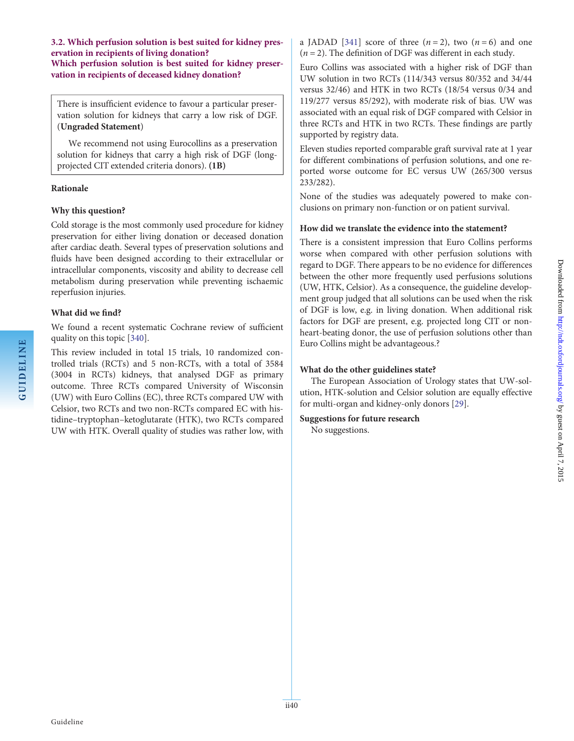### 3.2. Which perfusion solution is best suited for kidney preservation in recipients of living donation?
### Which perfusion solution is best suited for kidney preservation in recipients of deceased kidney donation?

> There is insufficient evidence to favour a particular preservation solution for kidneys that carry a low risk of DGF. (**Ungraded Statement**)
>
> We recommend not using Eurocollins as a preservation solution for kidneys that carry a high risk of DGF (long-projected CIT extended criteria donors). **(1B)**

#### Rationale

#### Why this question?

Cold storage is the most commonly used procedure for kidney preservation for either living donation or deceased donation after cardiac death. Several types of preservation solutions and fluids have been designed according to their extracellular or intracellular components, viscosity and ability to decrease cell metabolism during preservation while preventing ischaemic reperfusion injuries.

#### What did we find?

We found a recent systematic Cochrane review of sufficient quality on this topic [340].

This review included in total 15 trials, 10 randomized controlled trials (RCTs) and 5 non-RCTs, with a total of 3584 (3004 in RCTs) kidneys, that analysed DGF as primary outcome. Three RCTs compared University of Wisconsin (UW) with Euro Collins (EC), three RCTs compared UW with Celsior, two RCTs and two non-RCTs compared EC with histidine–tryptophan–ketoglutarate (HTK), two RCTs compared UW with HTK. Overall quality of studies was rather low, with a JADAD [341] score of three ($n = 2$), two ($n = 6$) and one ($n = 2$). The definition of DGF was different in each study.

Euro Collins was associated with a higher risk of DGF than UW solution in two RCTs (114/343 versus 80/352 and 34/44 versus 32/46) and HTK in two RCTs (18/54 versus 0/34 and 119/277 versus 85/292), with moderate risk of bias. UW was associated with an equal risk of DGF compared with Celsior in three RCTs and HTK in two RCTs. These findings are partly supported by registry data.

Eleven studies reported comparable graft survival rate at 1 year for different combinations of perfusion solutions, and one reported worse outcome for EC versus UW (265/300 versus 233/282).

None of the studies was adequately powered to make conclusions on primary non-function or on patient survival.

#### How did we translate the evidence into the statement?

There is a consistent impression that Euro Collins performs worse when compared with other perfusion solutions with regard to DGF. There appears to be no evidence for differences between the other more frequently used perfusions solutions (UW, HTK, Celsior). As a consequence, the guideline development group judged that all solutions can be used when the risk of DGF is low, e.g. in living donation. When additional risk factors for DGF are present, e.g. projected long CIT or non-heart-beating donor, the use of perfusion solutions other than Euro Collins might be advantageous.?

#### What do the other guidelines state?

The European Association of Urology states that UW-solution, HTK-solution and Celsior solution are equally effective for multi-organ and kidney-only donors [29].

#### Suggestions for future research

No suggestions.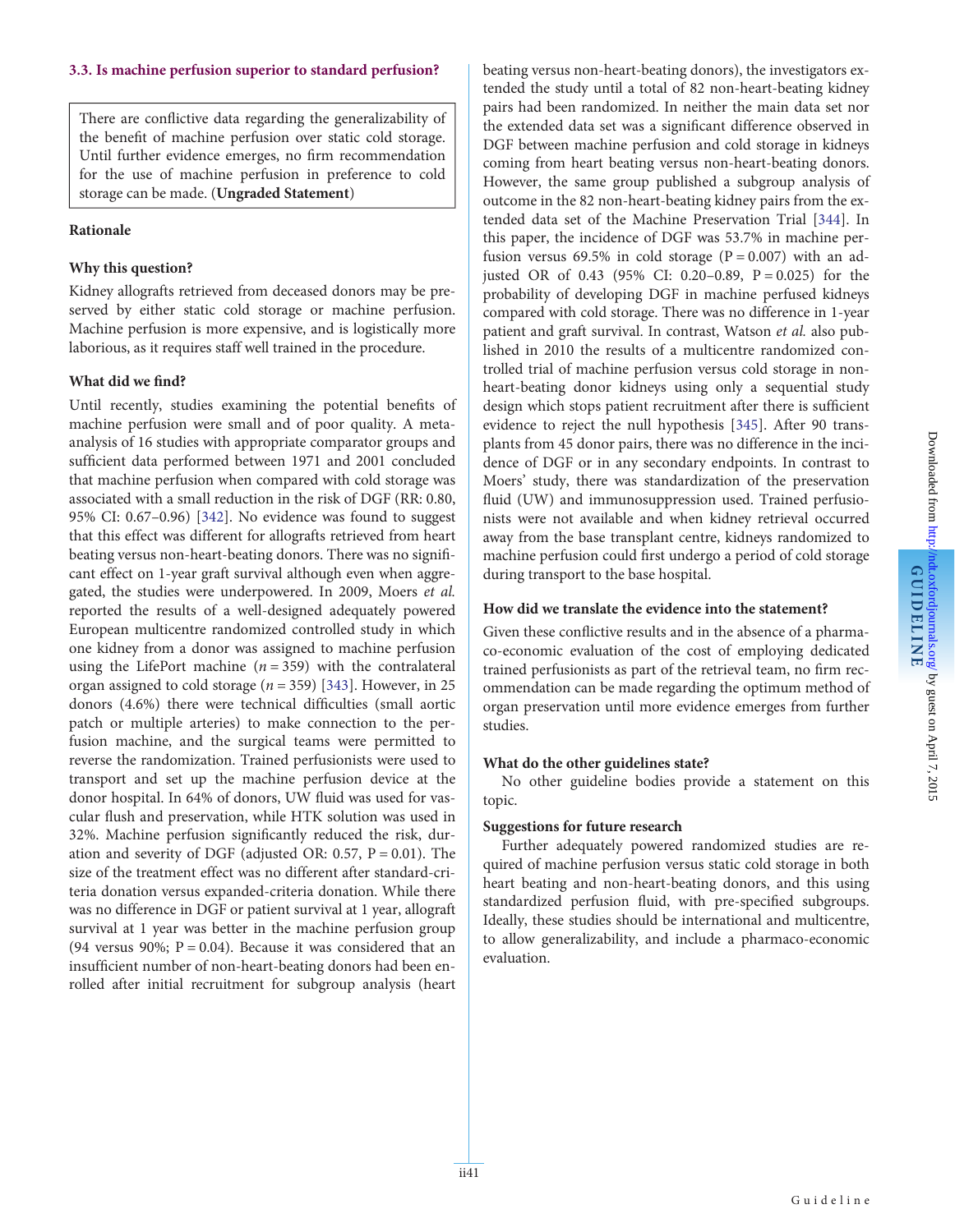### 3.3. Is machine perfusion superior to standard perfusion?

There are conflictive data regarding the generalizability of the benefit of machine perfusion over static cold storage. Until further evidence emerges, no firm recommendation for the use of machine perfusion in preference to cold storage can be made. (**Ungraded Statement**)

#### Rationale

**Why this question?**

Kidney allografts retrieved from deceased donors may be preserved by either static cold storage or machine perfusion. Machine perfusion is more expensive, and is logistically more laborious, as it requires staff well trained in the procedure.

**What did we find?**

Until recently, studies examining the potential benefits of machine perfusion were small and of poor quality. A meta-analysis of 16 studies with appropriate comparator groups and sufficient data performed between 1971 and 2001 concluded that machine perfusion when compared with cold storage was associated with a small reduction in the risk of DGF (RR: 0.80, 95% CI: 0.67–0.96) [342]. No evidence was found to suggest that this effect was different for allografts retrieved from heart beating versus non-heart-beating donors. There was no significant effect on 1-year graft survival although even when aggregated, the studies were underpowered. In 2009, Moers *et al.* reported the results of a well-designed adequately powered European multicentre randomized controlled study in which one kidney from a donor was assigned to machine perfusion using the LifePort machine ($n = 359$) with the contralateral organ assigned to cold storage ($n = 359$) [343]. However, in 25 donors (4.6%) there were technical difficulties (small aortic patch or multiple arteries) to make connection to the perfusion machine, and the surgical teams were permitted to reverse the randomization. Trained perfusionists were used to transport and set up the machine perfusion device at the donor hospital. In 64% of donors, UW fluid was used for vascular flush and preservation, while HTK solution was used in 32%. Machine perfusion significantly reduced the risk, duration and severity of DGF (adjusted OR: 0.57, $P = 0.01$). The size of the treatment effect was no different after standard-criteria donation versus expanded-criteria donation. While there was no difference in DGF or patient survival at 1 year, allograft survival at 1 year was better in the machine perfusion group (94 versus 90%; $P = 0.04$). Because it was considered that an insufficient number of non-heart-beating donors had been enrolled after initial recruitment for subgroup analysis (heart beating versus non-heart-beating donors), the investigators extended the study until a total of 82 non-heart-beating kidney pairs had been randomized. In neither the main data set nor the extended data set was a significant difference observed in DGF between machine perfusion and cold storage in kidneys coming from heart beating versus non-heart-beating donors. However, the same group published a subgroup analysis of outcome in the 82 non-heart-beating kidney pairs from the extended data set of the Machine Preservation Trial [344]. In this paper, the incidence of DGF was 53.7% in machine perfusion versus 69.5% in cold storage ($P = 0.007$) with an adjusted OR of 0.43 (95% CI: 0.20–0.89, $P = 0.025$) for the probability of developing DGF in machine perfused kidneys compared with cold storage. There was no difference in 1-year patient and graft survival. In contrast, Watson *et al.* also published in 2010 the results of a multicentre randomized controlled trial of machine perfusion versus cold storage in non-heart-beating donor kidneys using only a sequential study design which stops patient recruitment after there is sufficient evidence to reject the null hypothesis [345]. After 90 transplants from 45 donor pairs, there was no difference in the incidence of DGF or in any secondary endpoints. In contrast to Moers' study, there was standardization of the preservation fluid (UW) and immunosuppression used. Trained perfusionists were not available and when kidney retrieval occurred away from the base transplant centre, kidneys randomized to machine perfusion could first undergo a period of cold storage during transport to the base hospital.

**How did we translate the evidence into the statement?**

Given these conflictive results and in the absence of a pharmaco-economic evaluation of the cost of employing dedicated trained perfusionists as part of the retrieval team, no firm recommendation can be made regarding the optimum method of organ preservation until more evidence emerges from further studies.

**What do the other guidelines state?**

No other guideline bodies provide a statement on this topic.

**Suggestions for future research**

Further adequately powered randomized studies are required of machine perfusion versus static cold storage in both heart beating and non-heart-beating donors, and this using standardized perfusion fluid, with pre-specified subgroups. Ideally, these studies should be international and multicentre, to allow generalizability, and include a pharmaco-economic evaluation.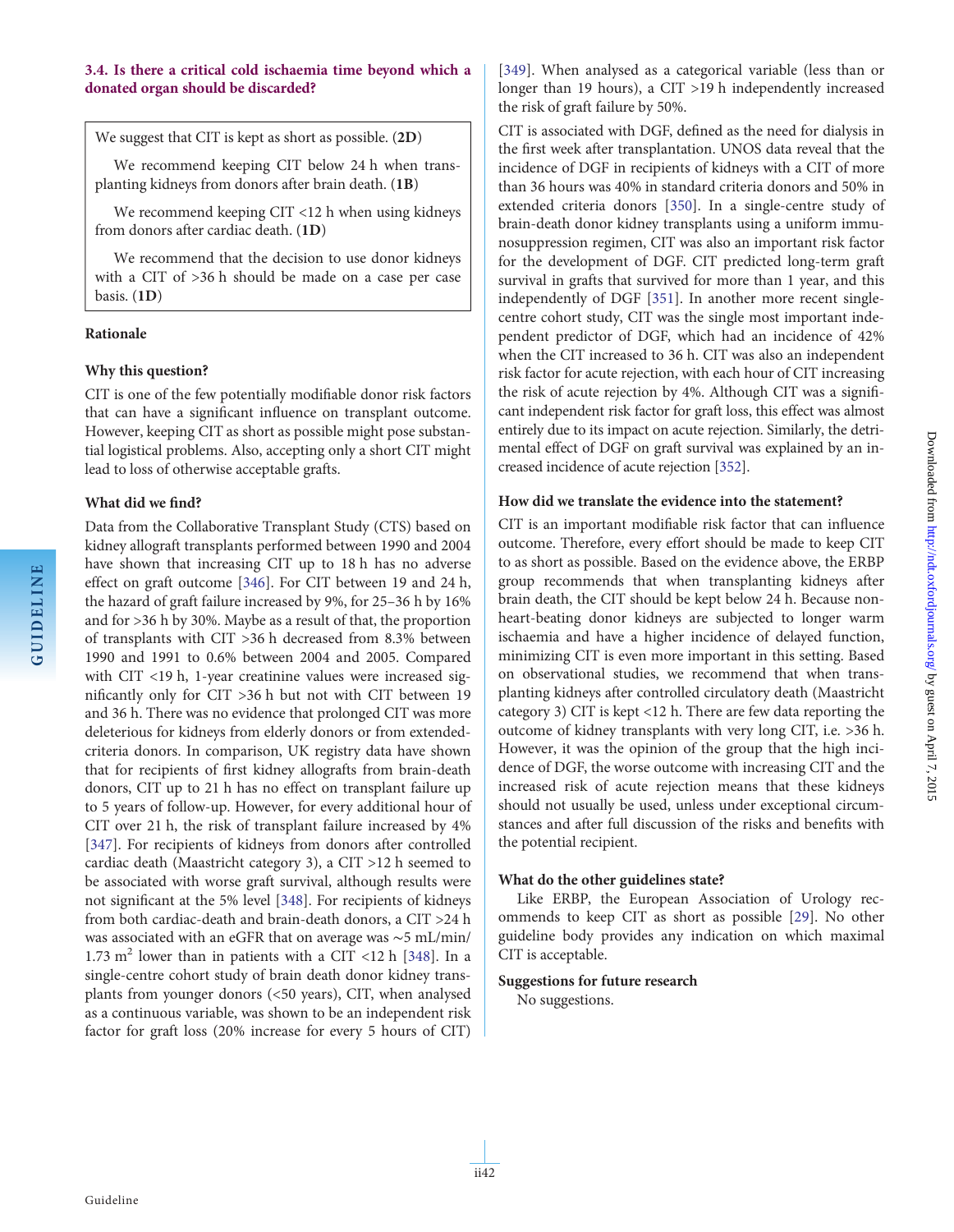### 3.4. Is there a critical cold ischaemia time beyond which a donated organ should be discarded?

We suggest that CIT is kept as short as possible. (**2D**)

We recommend keeping CIT below 24 h when transplanting kidneys from donors after brain death. (**1B**)

We recommend keeping CIT <12 h when using kidneys from donors after cardiac death. (**1D**)

We recommend that the decision to use donor kidneys with a CIT of >36 h should be made on a case per case basis. (**1D**)

#### Rationale

**Why this question?**

CIT is one of the few potentially modifiable donor risk factors that can have a significant influence on transplant outcome. However, keeping CIT as short as possible might pose substantial logistical problems. Also, accepting only a short CIT might lead to loss of otherwise acceptable grafts.

**What did we find?**

Data from the Collaborative Transplant Study (CTS) based on kidney allograft transplants performed between 1990 and 2004 have shown that increasing CIT up to 18 h has no adverse effect on graft outcome [346]. For CIT between 19 and 24 h, the hazard of graft failure increased by 9%, for 25–36 h by 16% and for >36 h by 30%. Maybe as a result of that, the proportion of transplants with CIT >36 h decreased from 8.3% between 1990 and 1991 to 0.6% between 2004 and 2005. Compared with CIT <19 h, 1-year creatinine values were increased significantly only for CIT >36 h but not with CIT between 19 and 36 h. There was no evidence that prolonged CIT was more deleterious for kidneys from elderly donors or from extended-criteria donors. In comparison, UK registry data have shown that for recipients of first kidney allografts from brain-death donors, CIT up to 21 h has no effect on transplant failure up to 5 years of follow-up. However, for every additional hour of CIT over 21 h, the risk of transplant failure increased by 4% [347]. For recipients of kidneys from donors after controlled cardiac death (Maastricht category 3), a CIT >12 h seemed to be associated with worse graft survival, although results were not significant at the 5% level [348]. For recipients of kidneys from both cardiac-death and brain-death donors, a CIT >24 h was associated with an eGFR that on average was ∼5 mL/min/1.73 $m^2$ lower than in patients with a CIT <12 h [348]. In a single-centre cohort study of brain death donor kidney transplants from younger donors (<50 years), CIT, when analysed as a continuous variable, was shown to be an independent risk factor for graft loss (20% increase for every 5 hours of CIT) [349]. When analysed as a categorical variable (less than or longer than 19 hours), a CIT >19 h independently increased the risk of graft failure by 50%.

CIT is associated with DGF, defined as the need for dialysis in the first week after transplantation. UNOS data reveal that the incidence of DGF in recipients of kidneys with a CIT of more than 36 hours was 40% in standard criteria donors and 50% in extended criteria donors [350]. In a single-centre study of brain-death donor kidney transplants using a uniform immunosuppression regimen, CIT was also an important risk factor for the development of DGF. CIT predicted long-term graft survival in grafts that survived for more than 1 year, and this independently of DGF [351]. In another more recent single-centre cohort study, CIT was the single most important independent predictor of DGF, which had an incidence of 42% when the CIT increased to 36 h. CIT was also an independent risk factor for acute rejection, with each hour of CIT increasing the risk of acute rejection by 4%. Although CIT was a significant independent risk factor for graft loss, this effect was almost entirely due to its impact on acute rejection. Similarly, the detrimental effect of DGF on graft survival was explained by an increased incidence of acute rejection [352].

**How did we translate the evidence into the statement?**

CIT is an important modifiable risk factor that can influence outcome. Therefore, every effort should be made to keep CIT to as short as possible. Based on the evidence above, the ERBP group recommends that when transplanting kidneys after brain death, the CIT should be kept below 24 h. Because non-heart-beating donor kidneys are subjected to longer warm ischaemia and have a higher incidence of delayed function, minimizing CIT is even more important in this setting. Based on observational studies, we recommend that when transplanting kidneys after controlled circulatory death (Maastricht category 3) CIT is kept <12 h. There are few data reporting the outcome of kidney transplants with very long CIT, i.e. >36 h. However, it was the opinion of the group that the high incidence of DGF, the worse outcome with increasing CIT and the increased risk of acute rejection means that these kidneys should not usually be used, unless under exceptional circumstances and after full discussion of the risks and benefits with the potential recipient.

**What do the other guidelines state?**

Like ERBP, the European Association of Urology recommends to keep CIT as short as possible [29]. No other guideline body provides any indication on which maximal CIT is acceptable.

**Suggestions for future research**

No suggestions.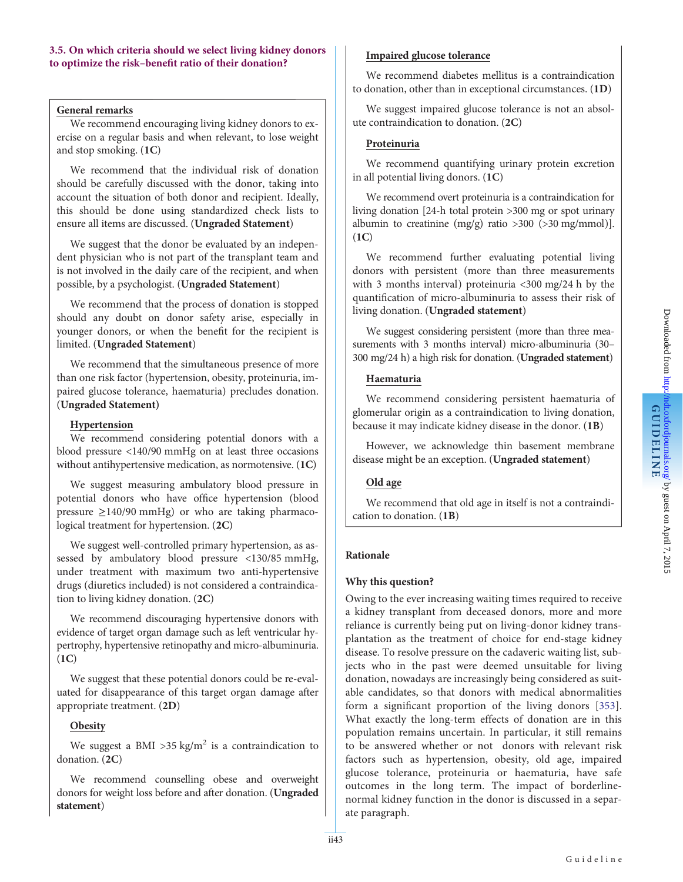### 3.5. On which criteria should we select living kidney donors to optimize the risk–benefit ratio of their donation?

**General remarks**

We recommend encouraging living kidney donors to exercise on a regular basis and when relevant, to lose weight and stop smoking. (**1C**)

We recommend that the individual risk of donation should be carefully discussed with the donor, taking into account the situation of both donor and recipient. Ideally, this should be done using standardized check lists to ensure all items are discussed. (**Ungraded Statement**)

We suggest that the donor be evaluated by an independent physician who is not part of the transplant team and is not involved in the daily care of the recipient, and when possible, by a psychologist. (**Ungraded Statement**)

We recommend that the process of donation is stopped should any doubt on donor safety arise, especially in younger donors, or when the benefit for the recipient is limited. (**Ungraded Statement**)

We recommend that the simultaneous presence of more than one risk factor (hypertension, obesity, proteinuria, impaired glucose tolerance, haematuria) precludes donation. (**Ungraded Statement)**

**Hypertension**

We recommend considering potential donors with a blood pressure <140/90 mmHg on at least three occasions without antihypertensive medication, as normotensive. (**1C**)

We suggest measuring ambulatory blood pressure in potential donors who have office hypertension (blood pressure ≥140/90 mmHg) or who are taking pharmacological treatment for hypertension. (**2C**)

We suggest well-controlled primary hypertension, as assessed by ambulatory blood pressure <130/85 mmHg, under treatment with maximum two anti-hypertensive drugs (diuretics included) is not considered a contraindication to living kidney donation. (**2C**)

We recommend discouraging hypertensive donors with evidence of target organ damage such as left ventricular hypertrophy, hypertensive retinopathy and micro-albuminuria. (**1C**)

We suggest that these potential donors could be re-evaluated for disappearance of this target organ damage after appropriate treatment. (**2D**)

**Obesity**

We suggest a BMI >35 kg/m$^2$ is a contraindication to donation. (**2C**)

We recommend counselling obese and overweight donors for weight loss before and after donation. (**Ungraded statement**)

**Impaired glucose tolerance**

We recommend diabetes mellitus is a contraindication to donation, other than in exceptional circumstances. (**1D**)

We suggest impaired glucose tolerance is not an absolute contraindication to donation. (**2C**)

**Proteinuria**

We recommend quantifying urinary protein excretion in all potential living donors. (**1C**)

We recommend overt proteinuria is a contraindication for living donation [24-h total protein >300 mg or spot urinary albumin to creatinine (mg/g) ratio >300 (>30 mg/mmol)]. (**1C**)

We recommend further evaluating potential living donors with persistent (more than three measurements with 3 months interval) proteinuria <300 mg/24 h by the quantification of micro-albuminuria to assess their risk of living donation. (**Ungraded statement**)

We suggest considering persistent (more than three measurements with 3 months interval) micro-albuminuria (30–300 mg/24 h) a high risk for donation. (**Ungraded statement**)

**Haematuria**

We recommend considering persistent haematuria of glomerular origin as a contraindication to living donation, because it may indicate kidney disease in the donor. (**1B**)

However, we acknowledge thin basement membrane disease might be an exception. (**Ungraded statement**)

**Old age**

We recommend that old age in itself is not a contraindication to donation. (**1B**)

#### Rationale

**Why this question?**

Owing to the ever increasing waiting times required to receive a kidney transplant from deceased donors, more and more reliance is currently being put on living-donor kidney transplantation as the treatment of choice for end-stage kidney disease. To resolve pressure on the cadaveric waiting list, subjects who in the past were deemed unsuitable for living donation, nowadays are increasingly being considered as suitable candidates, so that donors with medical abnormalities form a significant proportion of the living donors [353]. What exactly the long-term effects of donation are in this population remains uncertain. In particular, it still remains to be answered whether or not donors with relevant risk factors such as hypertension, obesity, old age, impaired glucose tolerance, proteinuria or haematuria, have safe outcomes in the long term. The impact of borderline-normal kidney function in the donor is discussed in a separate paragraph.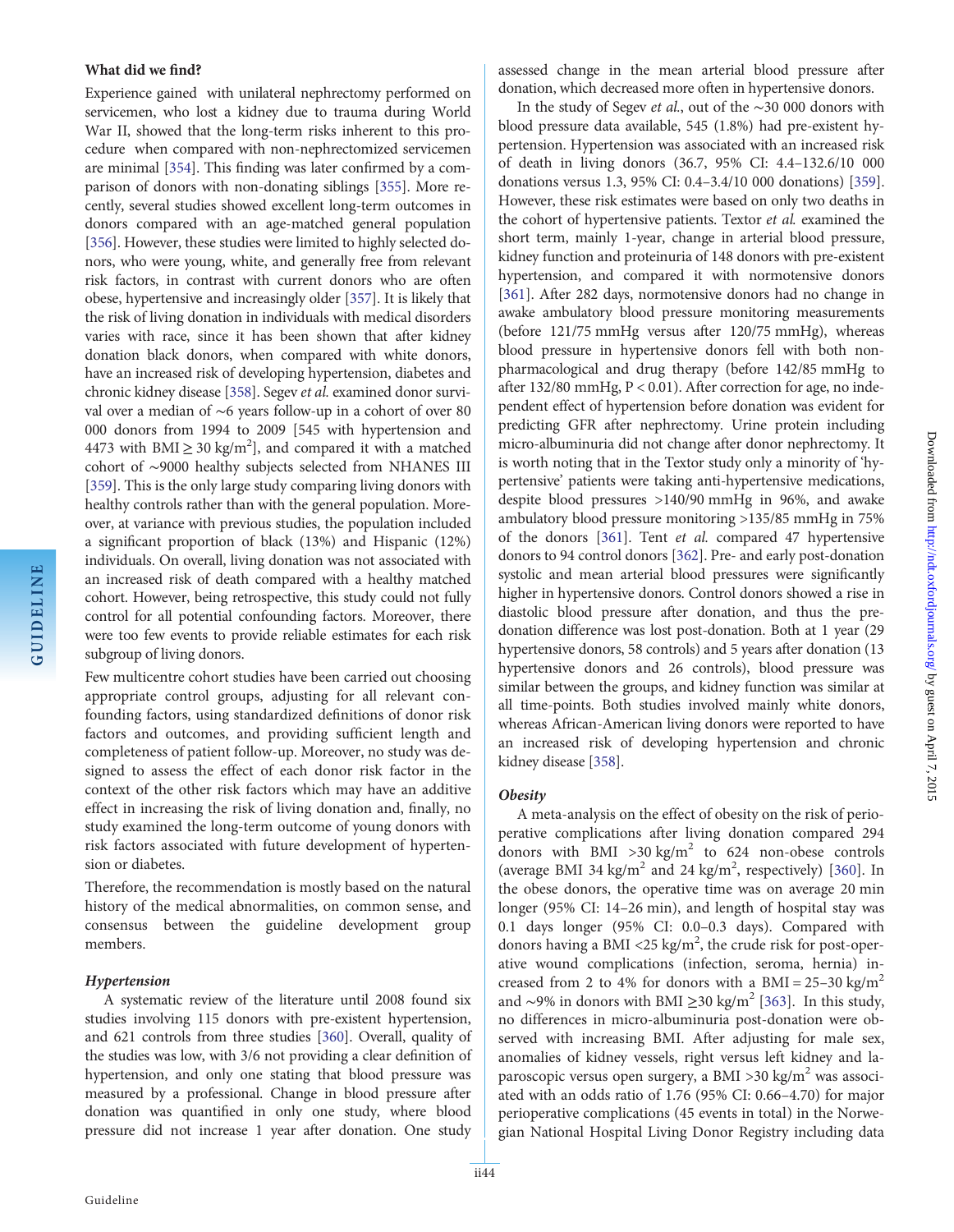### What did we find?

Experience gained with unilateral nephrectomy performed on servicemen, who lost a kidney due to trauma during World War II, showed that the long-term risks inherent to this procedure when compared with non-nephrectomized servicemen are minimal [354]. This finding was later confirmed by a comparison of donors with non-donating siblings [355]. More recently, several studies showed excellent long-term outcomes in donors compared with an age-matched general population [356]. However, these studies were limited to highly selected donors, who were young, white, and generally free from relevant risk factors, in contrast with current donors who are often obese, hypertensive and increasingly older [357]. It is likely that the risk of living donation in individuals with medical disorders varies with race, since it has been shown that after kidney donation black donors, when compared with white donors, have an increased risk of developing hypertension, diabetes and chronic kidney disease [358]. Segev *et al.* examined donor survival over a median of ∼6 years follow-up in a cohort of over 80 000 donors from 1994 to 2009 [545 with hypertension and 4473 with BMI ≥ 30 kg/m$^2$], and compared it with a matched cohort of ∼9000 healthy subjects selected from NHANES III [359]. This is the only large study comparing living donors with healthy controls rather than with the general population. Moreover, at variance with previous studies, the population included a significant proportion of black (13%) and Hispanic (12%) individuals. On overall, living donation was not associated with an increased risk of death compared with a healthy matched cohort. However, being retrospective, this study could not fully control for all potential confounding factors. Moreover, there were too few events to provide reliable estimates for each risk subgroup of living donors.

Few multicentre cohort studies have been carried out choosing appropriate control groups, adjusting for all relevant confounding factors, using standardized definitions of donor risk factors and outcomes, and providing sufficient length and completeness of patient follow-up. Moreover, no study was designed to assess the effect of each donor risk factor in the context of the other risk factors which may have an additive effect in increasing the risk of living donation and, finally, no study examined the long-term outcome of young donors with risk factors associated with future development of hypertension or diabetes.

Therefore, the recommendation is mostly based on the natural history of the medical abnormalities, on common sense, and consensus between the guideline development group members.

#### *Hypertension*

A systematic review of the literature until 2008 found six studies involving 115 donors with pre-existent hypertension, and 621 controls from three studies [360]. Overall, quality of the studies was low, with 3/6 not providing a clear definition of hypertension, and only one stating that blood pressure was measured by a professional. Change in blood pressure after donation was quantified in only one study, where blood pressure did not increase 1 year after donation. One study assessed change in the mean arterial blood pressure after donation, which decreased more often in hypertensive donors.

In the study of Segev *et al.*, out of the ∼30 000 donors with blood pressure data available, 545 (1.8%) had pre-existent hypertension. Hypertension was associated with an increased risk of death in living donors (36.7, 95% CI: 4.4–132.6/10 000 donations versus 1.3, 95% CI: 0.4–3.4/10 000 donations) [359]. However, these risk estimates were based on only two deaths in the cohort of hypertensive patients. Textor *et al.* examined the short term, mainly 1-year, change in arterial blood pressure, kidney function and proteinuria of 148 donors with pre-existent hypertension, and compared it with normotensive donors [361]. After 282 days, normotensive donors had no change in awake ambulatory blood pressure monitoring measurements (before 121/75 mmHg versus after 120/75 mmHg), whereas blood pressure in hypertensive donors fell with both non-pharmacological and drug therapy (before 142/85 mmHg to after 132/80 mmHg, $P < 0.01$). After correction for age, no independent effect of hypertension before donation was evident for predicting GFR after nephrectomy. Urine protein including micro-albuminuria did not change after donor nephrectomy. It is worth noting that in the Textor study only a minority of 'hypertensive' patients were taking anti-hypertensive medications, despite blood pressures >140/90 mmHg in 96%, and awake ambulatory blood pressure monitoring >135/85 mmHg in 75% of the donors [361]. Tent *et al.* compared 47 hypertensive donors to 94 control donors [362]. Pre- and early post-donation systolic and mean arterial blood pressures were significantly higher in hypertensive donors. Control donors showed a rise in diastolic blood pressure after donation, and thus the pre-donation difference was lost post-donation. Both at 1 year (29 hypertensive donors, 58 controls) and 5 years after donation (13 hypertensive donors and 26 controls), blood pressure was similar between the groups, and kidney function was similar at all time-points. Both studies involved mainly white donors, whereas African-American living donors were reported to have an increased risk of developing hypertension and chronic kidney disease [358].

#### *Obesity*

A meta-analysis on the effect of obesity on the risk of perioperative complications after living donation compared 294 donors with BMI >30 kg/m$^2$ to 624 non-obese controls (average BMI 34 kg/m$^2$ and 24 kg/m$^2$, respectively) [360]. In the obese donors, the operative time was on average 20 min longer (95% CI: 14–26 min), and length of hospital stay was 0.1 days longer (95% CI: 0.0–0.3 days). Compared with donors having a BMI <25 kg/m$^2$, the crude risk for post-operative wound complications (infection, seroma, hernia) increased from 2 to 4% for donors with a BMI = 25–30 kg/m$^2$ and ∼9% in donors with BMI ≥30 kg/m$^2$ [363]. In this study, no differences in micro-albuminuria post-donation were observed with increasing BMI. After adjusting for male sex, anomalies of kidney vessels, right versus left kidney and laparoscopic versus open surgery, a BMI >30 kg/m$^2$ was associated with an odds ratio of 1.76 (95% CI: 0.66–4.70) for major perioperative complications (45 events in total) in the Norwegian National Hospital Living Donor Registry including data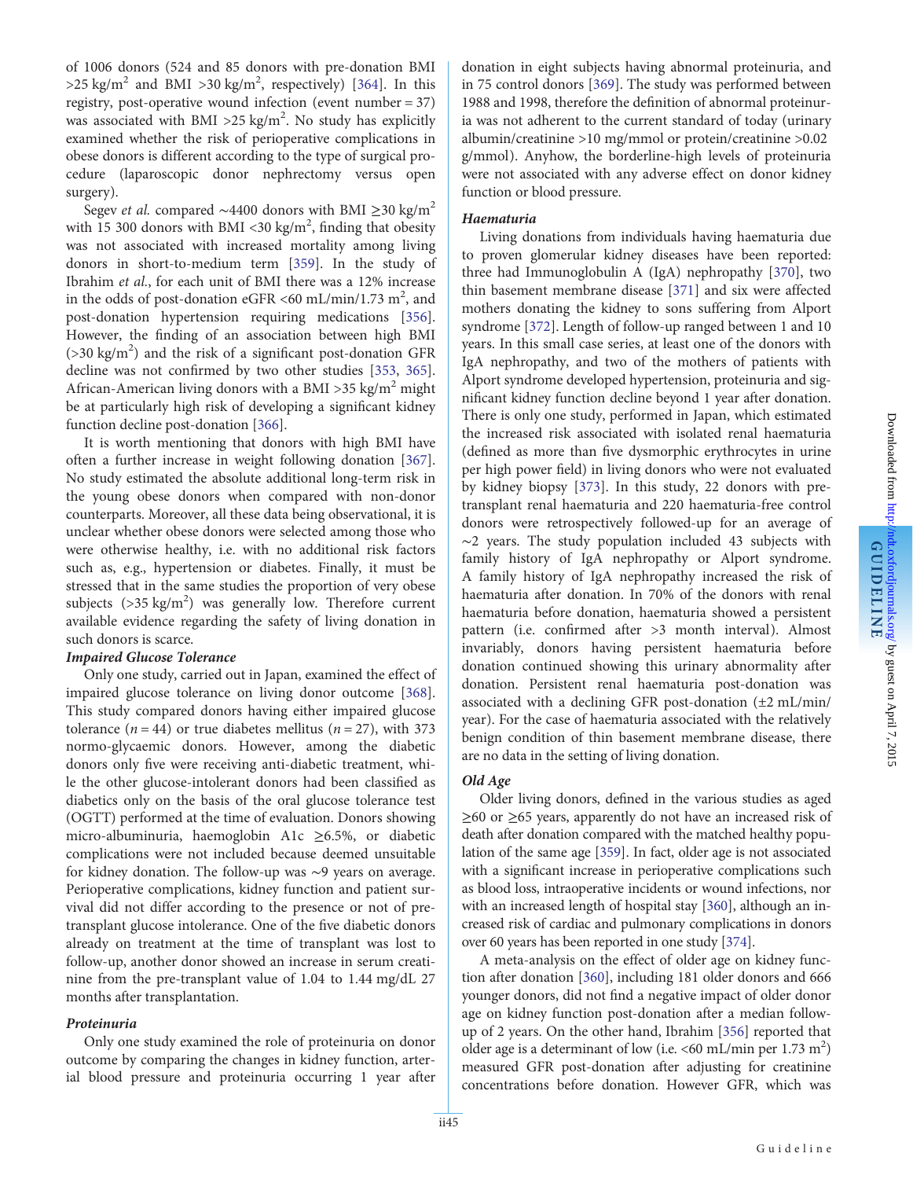of 1006 donors (524 and 85 donors with pre-donation BMI $>25$ kg/m$^2$ and BMI $>30$ kg/m$^2$, respectively) [364]. In this registry, post-operative wound infection (event number = 37) was associated with BMI $>25$ kg/m$^2$. No study has explicitly examined whether the risk of perioperative complications in obese donors is different according to the type of surgical procedure (laparoscopic donor nephrectomy versus open surgery).

Segev *et al.* compared ∼4400 donors with BMI $\geq 30$ kg/m$^2$ with 15 300 donors with BMI $<30$ kg/m$^2$, finding that obesity was not associated with increased mortality among living donors in short-to-medium term [359]. In the study of Ibrahim *et al.*, for each unit of BMI there was a 12% increase in the odds of post-donation eGFR $<60$ mL/min/1.73 m$^2$, and post-donation hypertension requiring medications [356]. However, the finding of an association between high BMI ($>30$ kg/m$^2$) and the risk of a significant post-donation GFR decline was not confirmed by two other studies [353, 365]. African-American living donors with a BMI $>35$ kg/m$^2$ might be at particularly high risk of developing a significant kidney function decline post-donation [366].

It is worth mentioning that donors with high BMI have often a further increase in weight following donation [367]. No study estimated the absolute additional long-term risk in the young obese donors when compared with non-donor counterparts. Moreover, all these data being observational, it is unclear whether obese donors were selected among those who were otherwise healthy, i.e. with no additional risk factors such as, e.g., hypertension or diabetes. Finally, it must be stressed that in the same studies the proportion of very obese subjects ($>35$ kg/m$^2$) was generally low. Therefore current available evidence regarding the safety of living donation in such donors is scarce.

***Impaired Glucose Tolerance***

Only one study, carried out in Japan, examined the effect of impaired glucose tolerance on living donor outcome [368]. This study compared donors having either impaired glucose tolerance ($n = 44$) or true diabetes mellitus ($n = 27$), with 373 normo-glycaemic donors. However, among the diabetic donors only five were receiving anti-diabetic treatment, while the other glucose-intolerant donors had been classified as diabetics only on the basis of the oral glucose tolerance test (OGTT) performed at the time of evaluation. Donors showing micro-albuminuria, haemoglobin A1c $\geq 6.5$%, or diabetic complications were not included because deemed unsuitable for kidney donation. The follow-up was ∼9 years on average. Perioperative complications, kidney function and patient survival did not differ according to the presence or not of pre-transplant glucose intolerance. One of the five diabetic donors already on treatment at the time of transplant was lost to follow-up, another donor showed an increase in serum creatinine from the pre-transplant value of 1.04 to 1.44 mg/dL 27 months after transplantation.

***Proteinuria***

Only one study examined the role of proteinuria on donor outcome by comparing the changes in kidney function, arterial blood pressure and proteinuria occurring 1 year after donation in eight subjects having abnormal proteinuria, and in 75 control donors [369]. The study was performed between 1988 and 1998, therefore the definition of abnormal proteinuria was not adherent to the current standard of today (urinary albumin/creatinine $>10$ mg/mmol or protein/creatinine $>0.02$ g/mmol). Anyhow, the borderline-high levels of proteinuria were not associated with any adverse effect on donor kidney function or blood pressure.

***Haematuria***

Living donations from individuals having haematuria due to proven glomerular kidney diseases have been reported: three had Immunoglobulin A (IgA) nephropathy [370], two thin basement membrane disease [371] and six were affected mothers donating the kidney to sons suffering from Alport syndrome [372]. Length of follow-up ranged between 1 and 10 years. In this small case series, at least one of the donors with IgA nephropathy, and two of the mothers of patients with Alport syndrome developed hypertension, proteinuria and significant kidney function decline beyond 1 year after donation. There is only one study, performed in Japan, which estimated the increased risk associated with isolated renal haematuria (defined as more than five dysmorphic erythrocytes in urine per high power field) in living donors who were not evaluated by kidney biopsy [373]. In this study, 22 donors with pre-transplant renal haematuria and 220 haematuria-free control donors were retrospectively followed-up for an average of ∼2 years. The study population included 43 subjects with family history of IgA nephropathy or Alport syndrome. A family history of IgA nephropathy increased the risk of haematuria after donation. In 70% of the donors with renal haematuria before donation, haematuria showed a persistent pattern (i.e. confirmed after $>3$ month interval). Almost invariably, donors having persistent haematuria before donation continued showing this urinary abnormality after donation. Persistent renal haematuria post-donation was associated with a declining GFR post-donation (±2 mL/min/year). For the case of haematuria associated with the relatively benign condition of thin basement membrane disease, there are no data in the setting of living donation.

***Old Age***

Older living donors, defined in the various studies as aged $\geq 60$ or $\geq 65$ years, apparently do not have an increased risk of death after donation compared with the matched healthy population of the same age [359]. In fact, older age is not associated with a significant increase in perioperative complications such as blood loss, intraoperative incidents or wound infections, nor with an increased length of hospital stay [360], although an increased risk of cardiac and pulmonary complications in donors over 60 years has been reported in one study [374].

A meta-analysis on the effect of older age on kidney function after donation [360], including 181 older donors and 666 younger donors, did not find a negative impact of older donor age on kidney function post-donation after a median follow-up of 2 years. On the other hand, Ibrahim [356] reported that older age is a determinant of low (i.e. $<60$ mL/min per 1.73 m$^2$) measured GFR post-donation after adjusting for creatinine concentrations before donation. However GFR, which was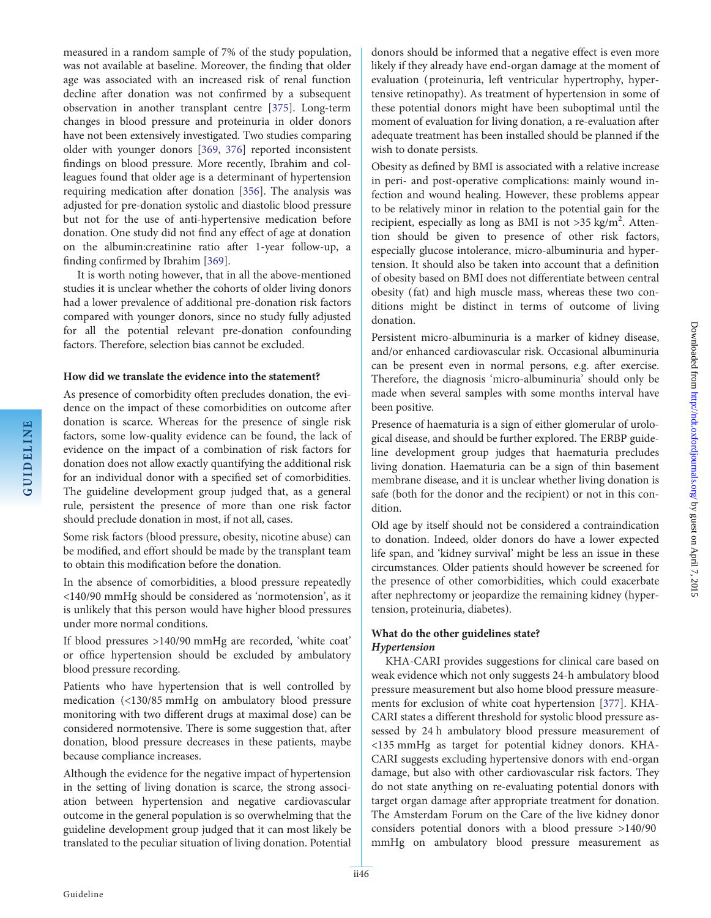measured in a random sample of 7% of the study population, was not available at baseline. Moreover, the finding that older age was associated with an increased risk of renal function decline after donation was not confirmed by a subsequent observation in another transplant centre [375]. Long-term changes in blood pressure and proteinuria in older donors have not been extensively investigated. Two studies comparing older with younger donors [369, 376] reported inconsistent findings on blood pressure. More recently, Ibrahim and colleagues found that older age is a determinant of hypertension requiring medication after donation [356]. The analysis was adjusted for pre-donation systolic and diastolic blood pressure but not for the use of anti-hypertensive medication before donation. One study did not find any effect of age at donation on the albumin:creatinine ratio after 1-year follow-up, a finding confirmed by Ibrahim [369].

It is worth noting however, that in all the above-mentioned studies it is unclear whether the cohorts of older living donors had a lower prevalence of additional pre-donation risk factors compared with younger donors, since no study fully adjusted for all the potential relevant pre-donation confounding factors. Therefore, selection bias cannot be excluded.

#### How did we translate the evidence into the statement?

As presence of comorbidity often precludes donation, the evidence on the impact of these comorbidities on outcome after donation is scarce. Whereas for the presence of single risk factors, some low-quality evidence can be found, the lack of evidence on the impact of a combination of risk factors for donation does not allow exactly quantifying the additional risk for an individual donor with a specified set of comorbidities. The guideline development group judged that, as a general rule, persistent the presence of more than one risk factor should preclude donation in most, if not all, cases.

Some risk factors (blood pressure, obesity, nicotine abuse) can be modified, and effort should be made by the transplant team to obtain this modification before the donation.

In the absence of comorbidities, a blood pressure repeatedly <140/90 mmHg should be considered as 'normotension', as it is unlikely that this person would have higher blood pressures under more normal conditions.

If blood pressures >140/90 mmHg are recorded, 'white coat' or office hypertension should be excluded by ambulatory blood pressure recording.

Patients who have hypertension that is well controlled by medication (<130/85 mmHg on ambulatory blood pressure monitoring with two different drugs at maximal dose) can be considered normotensive. There is some suggestion that, after donation, blood pressure decreases in these patients, maybe because compliance increases.

Although the evidence for the negative impact of hypertension in the setting of living donation is scarce, the strong association between hypertension and negative cardiovascular outcome in the general population is so overwhelming that the guideline development group judged that it can most likely be translated to the peculiar situation of living donation. Potential donors should be informed that a negative effect is even more likely if they already have end-organ damage at the moment of evaluation (proteinuria, left ventricular hypertrophy, hypertensive retinopathy). As treatment of hypertension in some of these potential donors might have been suboptimal until the moment of evaluation for living donation, a re-evaluation after adequate treatment has been installed should be planned if the wish to donate persists.

Obesity as defined by BMI is associated with a relative increase in peri- and post-operative complications: mainly wound infection and wound healing. However, these problems appear to be relatively minor in relation to the potential gain for the recipient, especially as long as BMI is not >35 kg/m$^2$. Attention should be given to presence of other risk factors, especially glucose intolerance, micro-albuminuria and hypertension. It should also be taken into account that a definition of obesity based on BMI does not differentiate between central obesity (fat) and high muscle mass, whereas these two conditions might be distinct in terms of outcome of living donation.

Persistent micro-albuminuria is a marker of kidney disease, and/or enhanced cardiovascular risk. Occasional albuminuria can be present even in normal persons, e.g. after exercise. Therefore, the diagnosis 'micro-albuminuria' should only be made when several samples with some months interval have been positive.

Presence of haematuria is a sign of either glomerular of urological disease, and should be further explored. The ERBP guideline development group judges that haematuria precludes living donation. Haematuria can be a sign of thin basement membrane disease, and it is unclear whether living donation is safe (both for the donor and the recipient) or not in this condition.

Old age by itself should not be considered a contraindication to donation. Indeed, older donors do have a lower expected life span, and 'kidney survival' might be less an issue in these circumstances. Older patients should however be screened for the presence of other comorbidities, which could exacerbate after nephrectomy or jeopardize the remaining kidney (hypertension, proteinuria, diabetes).

#### What do the other guidelines state?

##### *Hypertension*

KHA-CARI provides suggestions for clinical care based on weak evidence which not only suggests 24-h ambulatory blood pressure measurement but also home blood pressure measurements for exclusion of white coat hypertension [377]. KHA-CARI states a different threshold for systolic blood pressure assessed by 24 h ambulatory blood pressure measurement of <135 mmHg as target for potential kidney donors. KHA-CARI suggests excluding hypertensive donors with end-organ damage, but also with other cardiovascular risk factors. They do not state anything on re-evaluating potential donors with target organ damage after appropriate treatment for donation. The Amsterdam Forum on the Care of the live kidney donor considers potential donors with a blood pressure >140/90 mmHg on ambulatory blood pressure measurement as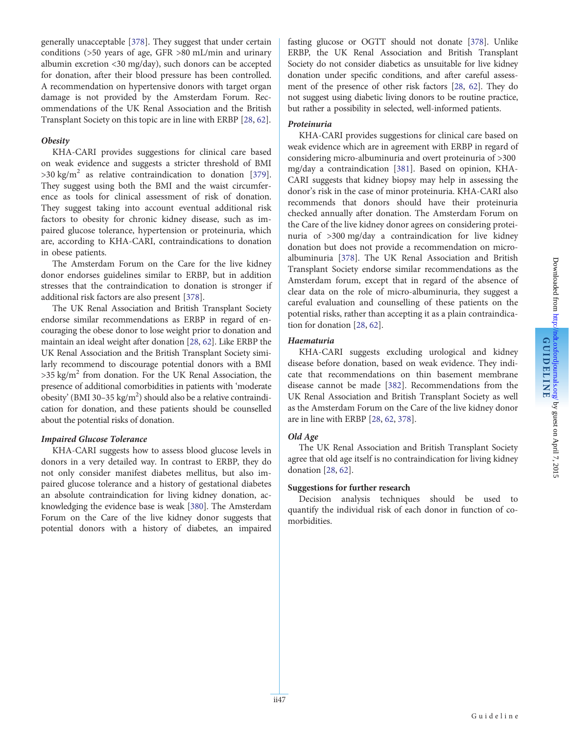generally unacceptable [378]. They suggest that under certain conditions (>50 years of age, GFR >80 mL/min and urinary albumin excretion <30 mg/day), such donors can be accepted for donation, after their blood pressure has been controlled. A recommendation on hypertensive donors with target organ damage is not provided by the Amsterdam Forum. Recommendations of the UK Renal Association and the British Transplant Society on this topic are in line with ERBP [28, 62].

### *Obesity*

KHA-CARI provides suggestions for clinical care based on weak evidence and suggests a stricter threshold of BMI >30 kg/m$^2$ as relative contraindication to donation [379]. They suggest using both the BMI and the waist circumference as tools for clinical assessment of risk of donation. They suggest taking into account eventual additional risk factors to obesity for chronic kidney disease, such as impaired glucose tolerance, hypertension or proteinuria, which are, according to KHA-CARI, contraindications to donation in obese patients.

The Amsterdam Forum on the Care for the live kidney donor endorses guidelines similar to ERBP, but in addition stresses that the contraindication to donation is stronger if additional risk factors are also present [378].

The UK Renal Association and British Transplant Society endorse similar recommendations as ERBP in regard of encouraging the obese donor to lose weight prior to donation and maintain an ideal weight after donation [28, 62]. Like ERBP the UK Renal Association and the British Transplant Society similarly recommend to discourage potential donors with a BMI >35 kg/m$^2$ from donation. For the UK Renal Association, the presence of additional comorbidities in patients with 'moderate obesity' (BMI 30–35 kg/m$^2$) should also be a relative contraindication for donation, and these patients should be counselled about the potential risks of donation.

### *Impaired Glucose Tolerance*

KHA-CARI suggests how to assess blood glucose levels in donors in a very detailed way. In contrast to ERBP, they do not only consider manifest diabetes mellitus, but also impaired glucose tolerance and a history of gestational diabetes an absolute contraindication for living kidney donation, acknowledging the evidence base is weak [380]. The Amsterdam Forum on the Care of the live kidney donor suggests that potential donors with a history of diabetes, an impaired fasting glucose or OGTT should not donate [378]. Unlike ERBP, the UK Renal Association and British Transplant Society do not consider diabetics as unsuitable for live kidney donation under specific conditions, and after careful assessment of the presence of other risk factors [28, 62]. They do not suggest using diabetic living donors to be routine practice, but rather a possibility in selected, well-informed patients.

### *Proteinuria*

KHA-CARI provides suggestions for clinical care based on weak evidence which are in agreement with ERBP in regard of considering micro-albuminuria and overt proteinuria of >300 mg/day a contraindication [381]. Based on opinion, KHA-CARI suggests that kidney biopsy may help in assessing the donor's risk in the case of minor proteinuria. KHA-CARI also recommends that donors should have their proteinuria checked annually after donation. The Amsterdam Forum on the Care of the live kidney donor agrees on considering proteinuria of >300 mg/day a contraindication for live kidney donation but does not provide a recommendation on micro-albuminuria [378]. The UK Renal Association and British Transplant Society endorse similar recommendations as the Amsterdam forum, except that in regard of the absence of clear data on the role of micro-albuminuria, they suggest a careful evaluation and counselling of these patients on the potential risks, rather than accepting it as a plain contraindication for donation [28, 62].

### *Haematuria*

KHA-CARI suggests excluding urological and kidney disease before donation, based on weak evidence. They indicate that recommendations on thin basement membrane disease cannot be made [382]. Recommendations from the UK Renal Association and British Transplant Society as well as the Amsterdam Forum on the Care of the live kidney donor are in line with ERBP [28, 62, 378].

### *Old Age*

The UK Renal Association and British Transplant Society agree that old age itself is no contraindication for living kidney donation [28, 62].

### Suggestions for further research

Decision analysis techniques should be used to quantify the individual risk of each donor in function of co-morbidities.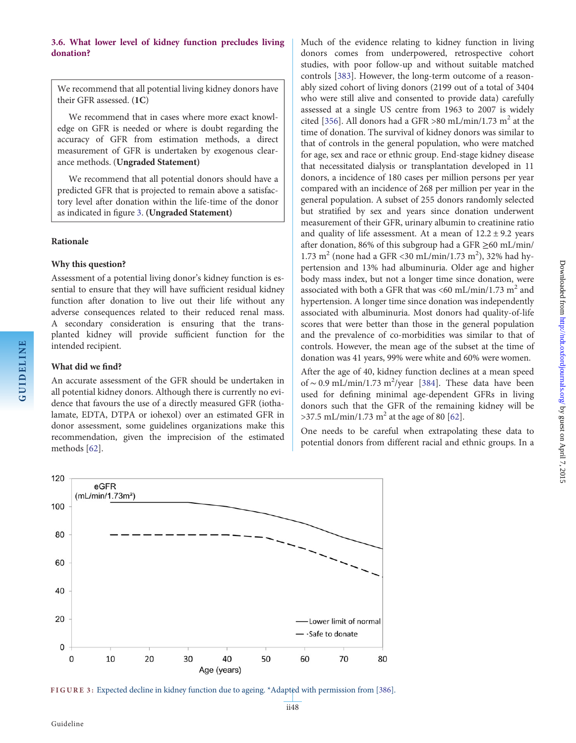### 3.6. What lower level of kidney function precludes living donation?

> We recommend that all potential living kidney donors have their GFR assessed. (**1C**)
>
> We recommend that in cases where more exact knowledge on GFR is needed or where is doubt regarding the accuracy of GFR from estimation methods, a direct measurement of GFR is undertaken by exogenous clearance methods. (**Ungraded Statement**)
>
> We recommend that all potential donors should have a predicted GFR that is projected to remain above a satisfactory level after donation within the life-time of the donor as indicated in figure 3. (**Ungraded Statement**)

#### Rationale

#### Why this question?

Assessment of a potential living donor's kidney function is essential to ensure that they will have sufficient residual kidney function after donation to live out their life without any adverse consequences related to their reduced renal mass. A secondary consideration is ensuring that the transplanted kidney will provide sufficient function for the intended recipient.

#### What did we find?

An accurate assessment of the GFR should be undertaken in all potential kidney donors. Although there is currently no evidence that favours the use of a directly measured GFR (iothalamate, EDTA, DTPA or iohexol) over an estimated GFR in donor assessment, some guidelines organizations make this recommendation, given the imprecision of the estimated methods [62].

Much of the evidence relating to kidney function in living donors comes from underpowered, retrospective cohort studies, with poor follow-up and without suitable matched controls [383]. However, the long-term outcome of a reasonably sized cohort of living donors (2199 out of a total of 3404 who were still alive and consented to provide data) carefully assessed at a single US centre from 1963 to 2007 is widely cited [356]. All donors had a GFR >80 mL/min/1.73 m$^2$ at the time of donation. The survival of kidney donors was similar to that of controls in the general population, who were matched for age, sex and race or ethnic group. End-stage kidney disease that necessitated dialysis or transplantation developed in 11 donors, a incidence of 180 cases per million persons per year compared with an incidence of 268 per million per year in the general population. A subset of 255 donors randomly selected but stratified by sex and years since donation underwent measurement of their GFR, urinary albumin to creatinine ratio and quality of life assessment. At a mean of 12.2 ± 9.2 years after donation, 86% of this subgroup had a GFR ≥60 mL/min/1.73 m$^2$ (none had a GFR <30 mL/min/1.73 m$^2$), 32% had hypertension and 13% had albuminuria. Older age and higher body mass index, but not a longer time since donation, were associated with both a GFR that was <60 mL/min/1.73 m$^2$ and hypertension. A longer time since donation was independently associated with albuminuria. Most donors had quality-of-life scores that were better than those in the general population and the prevalence of co-morbidities was similar to that of controls. However, the mean age of the subset at the time of donation was 41 years, 99% were white and 60% were women.

After the age of 40, kidney function declines at a mean speed of ~ 0.9 mL/min/1.73 m$^2$/year [384]. These data have been used for defining minimal age-dependent GFRs in living donors such that the GFR of the remaining kidney will be >37.5 mL/min/1.73 m$^2$ at the age of 80 [62].

One needs to be careful when extrapolating these data to potential donors from different racial and ethnic groups. In a

FIGURE 3: Expected decline in kidney function due to ageing. *Adapted with permission from [386].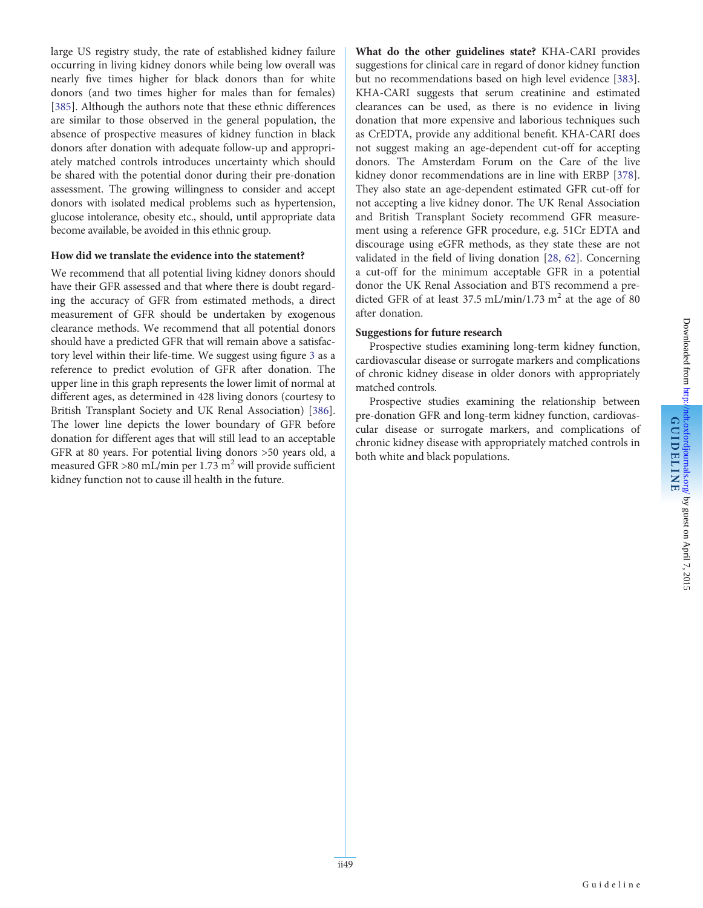large US registry study, the rate of established kidney failure occurring in living kidney donors while being low overall was nearly five times higher for black donors than for white donors (and two times higher for males than for females) [385]. Although the authors note that these ethnic differences are similar to those observed in the general population, the absence of prospective measures of kidney function in black donors after donation with adequate follow-up and appropriately matched controls introduces uncertainty which should be shared with the potential donor during their pre-donation assessment. The growing willingness to consider and accept donors with isolated medical problems such as hypertension, glucose intolerance, obesity etc., should, until appropriate data become available, be avoided in this ethnic group.

**How did we translate the evidence into the statement?**

We recommend that all potential living kidney donors should have their GFR assessed and that where there is doubt regarding the accuracy of GFR from estimated methods, a direct measurement of GFR should be undertaken by exogenous clearance methods. We recommend that all potential donors should have a predicted GFR that will remain above a satisfactory level within their life-time. We suggest using figure 3 as a reference to predict evolution of GFR after donation. The upper line in this graph represents the lower limit of normal at different ages, as determined in 428 living donors (courtesy to British Transplant Society and UK Renal Association) [386]. The lower line depicts the lower boundary of GFR before donation for different ages that will still lead to an acceptable GFR at 80 years. For potential living donors >50 years old, a measured GFR >80 mL/min per 1.73 $m^2$ will provide sufficient kidney function not to cause ill health in the future.

**What do the other guidelines state?** KHA-CARI provides suggestions for clinical care in regard of donor kidney function but no recommendations based on high level evidence [383]. KHA-CARI suggests that serum creatinine and estimated clearances can be used, as there is no evidence in living donation that more expensive and laborious techniques such as CrEDTA, provide any additional benefit. KHA-CARI does not suggest making an age-dependent cut-off for accepting donors. The Amsterdam Forum on the Care of the live kidney donor recommendations are in line with ERBP [378]. They also state an age-dependent estimated GFR cut-off for not accepting a live kidney donor. The UK Renal Association and British Transplant Society recommend GFR measurement using a reference GFR procedure, e.g. 51Cr EDTA and discourage using eGFR methods, as they state these are not validated in the field of living donation [28, 62]. Concerning a cut-off for the minimum acceptable GFR in a potential donor the UK Renal Association and BTS recommend a predicted GFR of at least 37.5 mL/min/1.73 $m^2$ at the age of 80 after donation.

**Suggestions for future research**

Prospective studies examining long-term kidney function, cardiovascular disease or surrogate markers and complications of chronic kidney disease in older donors with appropriately matched controls.

Prospective studies examining the relationship between pre-donation GFR and long-term kidney function, cardiovascular disease or surrogate markers, and complications of chronic kidney disease with appropriately matched controls in both white and black populations.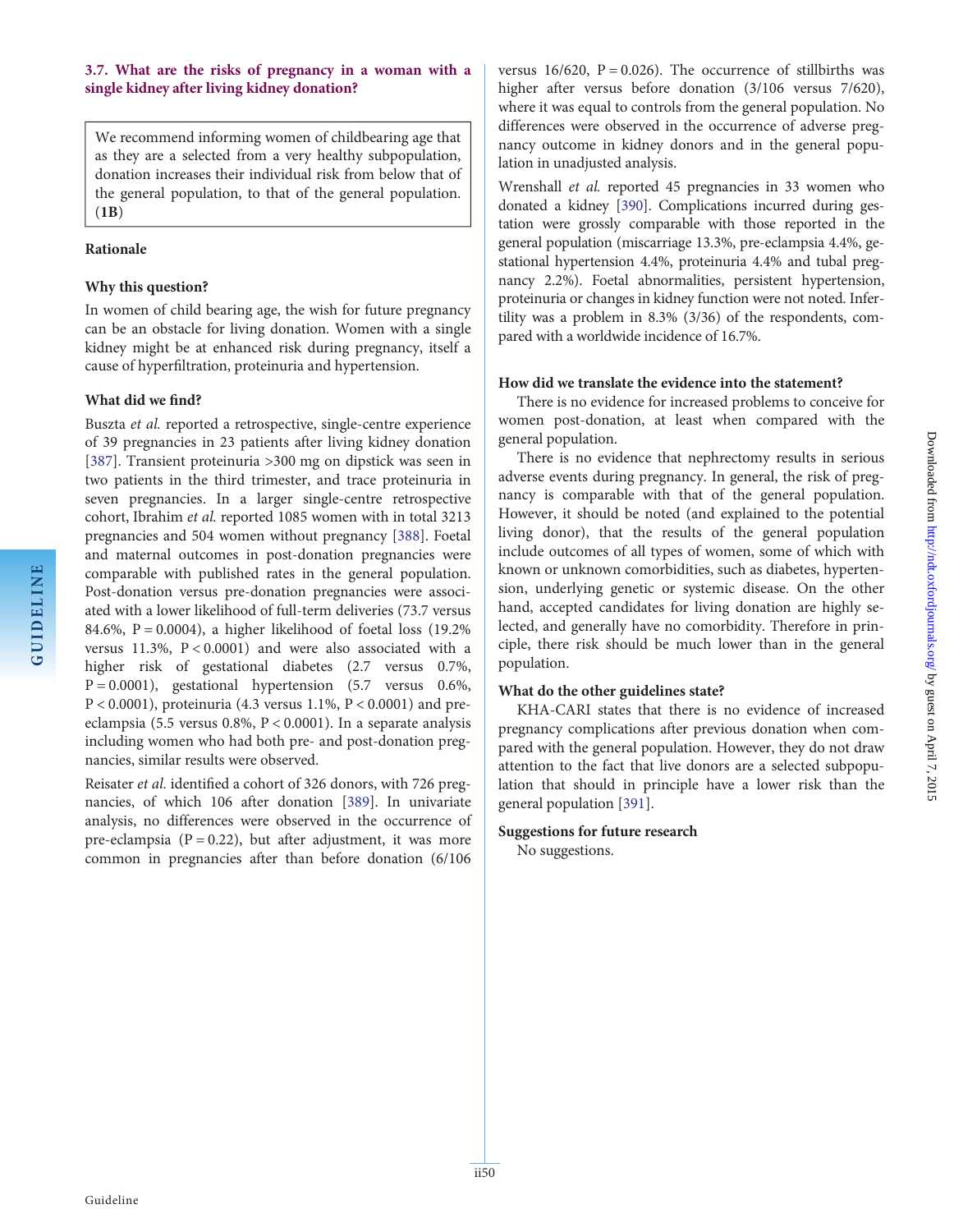### 3.7. What are the risks of pregnancy in a woman with a single kidney after living kidney donation?

We recommend informing women of childbearing age that as they are a selected from a very healthy subpopulation, donation increases their individual risk from below that of the general population, to that of the general population. (**1B**)

**Rationale**

**Why this question?**

In women of child bearing age, the wish for future pregnancy can be an obstacle for living donation. Women with a single kidney might be at enhanced risk during pregnancy, itself a cause of hyperfiltration, proteinuria and hypertension.

**What did we find?**

Buszta *et al.* reported a retrospective, single-centre experience of 39 pregnancies in 23 patients after living kidney donation [387]. Transient proteinuria >300 mg on dipstick was seen in two patients in the third trimester, and trace proteinuria in seven pregnancies. In a larger single-centre retrospective cohort, Ibrahim *et al.* reported 1085 women with in total 3213 pregnancies and 504 women without pregnancy [388]. Foetal and maternal outcomes in post-donation pregnancies were comparable with published rates in the general population. Post-donation versus pre-donation pregnancies were associated with a lower likelihood of full-term deliveries (73.7 versus 84.6%, P = 0.0004), a higher likelihood of foetal loss (19.2% versus 11.3%, P < 0.0001) and were also associated with a higher risk of gestational diabetes (2.7 versus 0.7%, P = 0.0001), gestational hypertension (5.7 versus 0.6%, P < 0.0001), proteinuria (4.3 versus 1.1%, P < 0.0001) and pre-eclampsia (5.5 versus 0.8%, P < 0.0001). In a separate analysis including women who had both pre- and post-donation pregnancies, similar results were observed.

Reisater *et al.* identified a cohort of 326 donors, with 726 pregnancies, of which 106 after donation [389]. In univariate analysis, no differences were observed in the occurrence of pre-eclampsia (P = 0.22), but after adjustment, it was more common in pregnancies after than before donation (6/106 versus 16/620, P = 0.026). The occurrence of stillbirths was higher after versus before donation (3/106 versus 7/620), where it was equal to controls from the general population. No differences were observed in the occurrence of adverse pregnancy outcome in kidney donors and in the general population in unadjusted analysis.

Wrenshall *et al.* reported 45 pregnancies in 33 women who donated a kidney [390]. Complications incurred during gestation were grossly comparable with those reported in the general population (miscarriage 13.3%, pre-eclampsia 4.4%, gestational hypertension 4.4%, proteinuria 4.4% and tubal pregnancy 2.2%). Foetal abnormalities, persistent hypertension, proteinuria or changes in kidney function were not noted. Infertility was a problem in 8.3% (3/36) of the respondents, compared with a worldwide incidence of 16.7%.

**How did we translate the evidence into the statement?**

There is no evidence for increased problems to conceive for women post-donation, at least when compared with the general population.

There is no evidence that nephrectomy results in serious adverse events during pregnancy. In general, the risk of pregnancy is comparable with that of the general population. However, it should be noted (and explained to the potential living donor), that the results of the general population include outcomes of all types of women, some of which with known or unknown comorbidities, such as diabetes, hypertension, underlying genetic or systemic disease. On the other hand, accepted candidates for living donation are highly selected, and generally have no comorbidity. Therefore in principle, there risk should be much lower than in the general population.

**What do the other guidelines state?**

KHA-CARI states that there is no evidence of increased pregnancy complications after previous donation when compared with the general population. However, they do not draw attention to the fact that live donors are a selected subpopulation that should in principle have a lower risk than the general population [391].

**Suggestions for future research**

No suggestions.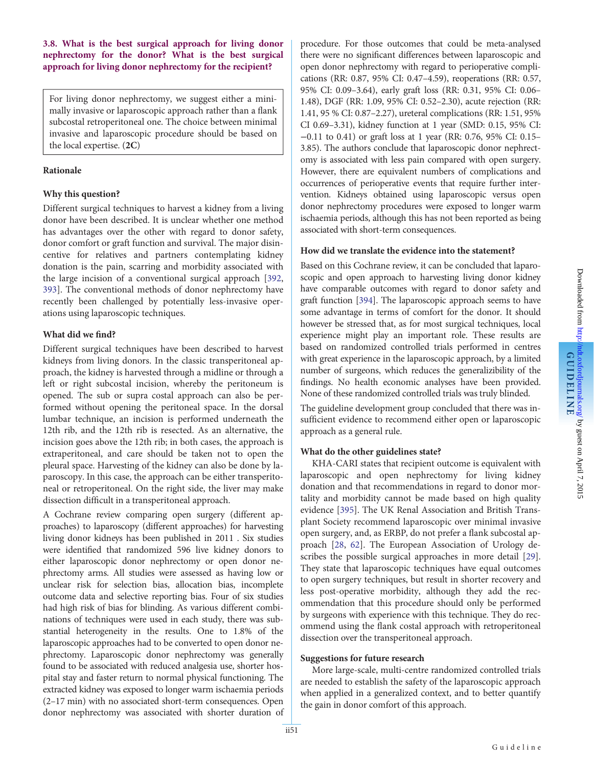### 3.8. What is the best surgical approach for living donor nephrectomy for the donor? What is the best surgical approach for living donor nephrectomy for the recipient?

> For living donor nephrectomy, we suggest either a minimally invasive or laparoscopic approach rather than a flank subcostal retroperitoneal one. The choice between minimal invasive and laparoscopic procedure should be based on the local expertise. (**2C**)

#### Rationale

#### Why this question?

Different surgical techniques to harvest a kidney from a living donor have been described. It is unclear whether one method has advantages over the other with regard to donor safety, donor comfort or graft function and survival. The major disincentive for relatives and partners contemplating kidney donation is the pain, scarring and morbidity associated with the large incision of a conventional surgical approach [392, 393]. The conventional methods of donor nephrectomy have recently been challenged by potentially less-invasive operations using laparoscopic techniques.

#### What did we find?

Different surgical techniques have been described to harvest kidneys from living donors. In the classic transperitoneal approach, the kidney is harvested through a midline or through a left or right subcostal incision, whereby the peritoneum is opened. The sub or supra costal approach can also be performed without opening the peritoneal space. In the dorsal lumbar technique, an incision is performed underneath the 12th rib, and the 12th rib is resected. As an alternative, the incision goes above the 12th rib; in both cases, the approach is extraperitoneal, and care should be taken not to open the pleural space. Harvesting of the kidney can also be done by laparoscopy. In this case, the approach can be either transperitoneal or retroperitoneal. On the right side, the liver may make dissection difficult in a transperitoneal approach.

A Cochrane review comparing open surgery (different approaches) to laparoscopy (different approaches) for harvesting living donor kidneys has been published in 2011 . Six studies were identified that randomized 596 live kidney donors to either laparoscopic donor nephrectomy or open donor nephrectomy arms. All studies were assessed as having low or unclear risk for selection bias, allocation bias, incomplete outcome data and selective reporting bias. Four of six studies had high risk of bias for blinding. As various different combinations of techniques were used in each study, there was substantial heterogeneity in the results. One to 1.8% of the laparoscopic approaches had to be converted to open donor nephrectomy. Laparoscopic donor nephrectomy was generally found to be associated with reduced analgesia use, shorter hospital stay and faster return to normal physical functioning. The extracted kidney was exposed to longer warm ischaemia periods (2–17 min) with no associated short-term consequences. Open donor nephrectomy was associated with shorter duration of procedure. For those outcomes that could be meta-analysed there were no significant differences between laparoscopic and open donor nephrectomy with regard to perioperative complications (RR: 0.87, 95% CI: 0.47–4.59), reoperations (RR: 0.57, 95% CI: 0.09–3.64), early graft loss (RR: 0.31, 95% CI: 0.06–1.48), DGF (RR: 1.09, 95% CI: 0.52–2.30), acute rejection (RR: 1.41, 95 % CI: 0.87–2.27), ureteral complications (RR: 1.51, 95% CI 0.69–3.31), kidney function at 1 year (SMD: 0.15, 95% CI: −0.11 to 0.41) or graft loss at 1 year (RR: 0.76, 95% CI: 0.15–3.85). The authors conclude that laparoscopic donor nephrectomy is associated with less pain compared with open surgery. However, there are equivalent numbers of complications and occurrences of perioperative events that require further intervention. Kidneys obtained using laparoscopic versus open donor nephrectomy procedures were exposed to longer warm ischaemia periods, although this has not been reported as being associated with short-term consequences.

#### How did we translate the evidence into the statement?

Based on this Cochrane review, it can be concluded that laparoscopic and open approach to harvesting living donor kidney have comparable outcomes with regard to donor safety and graft function [394]. The laparoscopic approach seems to have some advantage in terms of comfort for the donor. It should however be stressed that, as for most surgical techniques, local experience might play an important role. These results are based on randomized controlled trials performed in centres with great experience in the laparoscopic approach, by a limited number of surgeons, which reduces the generalizibility of the findings. No health economic analyses have been provided. None of these randomized controlled trials was truly blinded.

The guideline development group concluded that there was insufficient evidence to recommend either open or laparoscopic approach as a general rule.

#### What do the other guidelines state?

KHA-CARI states that recipient outcome is equivalent with laparoscopic and open nephrectomy for living kidney donation and that recommendations in regard to donor mortality and morbidity cannot be made based on high quality evidence [395]. The UK Renal Association and British Transplant Society recommend laparoscopic over minimal invasive open surgery, and, as ERBP, do not prefer a flank subcostal approach [28, 62]. The European Association of Urology describes the possible surgical approaches in more detail [29]. They state that laparoscopic techniques have equal outcomes to open surgery techniques, but result in shorter recovery and less post-operative morbidity, although they add the recommendation that this procedure should only be performed by surgeons with experience with this technique. They do recommend using the flank costal approach with retroperitoneal dissection over the transperitoneal approach.

#### Suggestions for future research

More large-scale, multi-centre randomized controlled trials are needed to establish the safety of the laparoscopic approach when applied in a generalized context, and to better quantify the gain in donor comfort of this approach.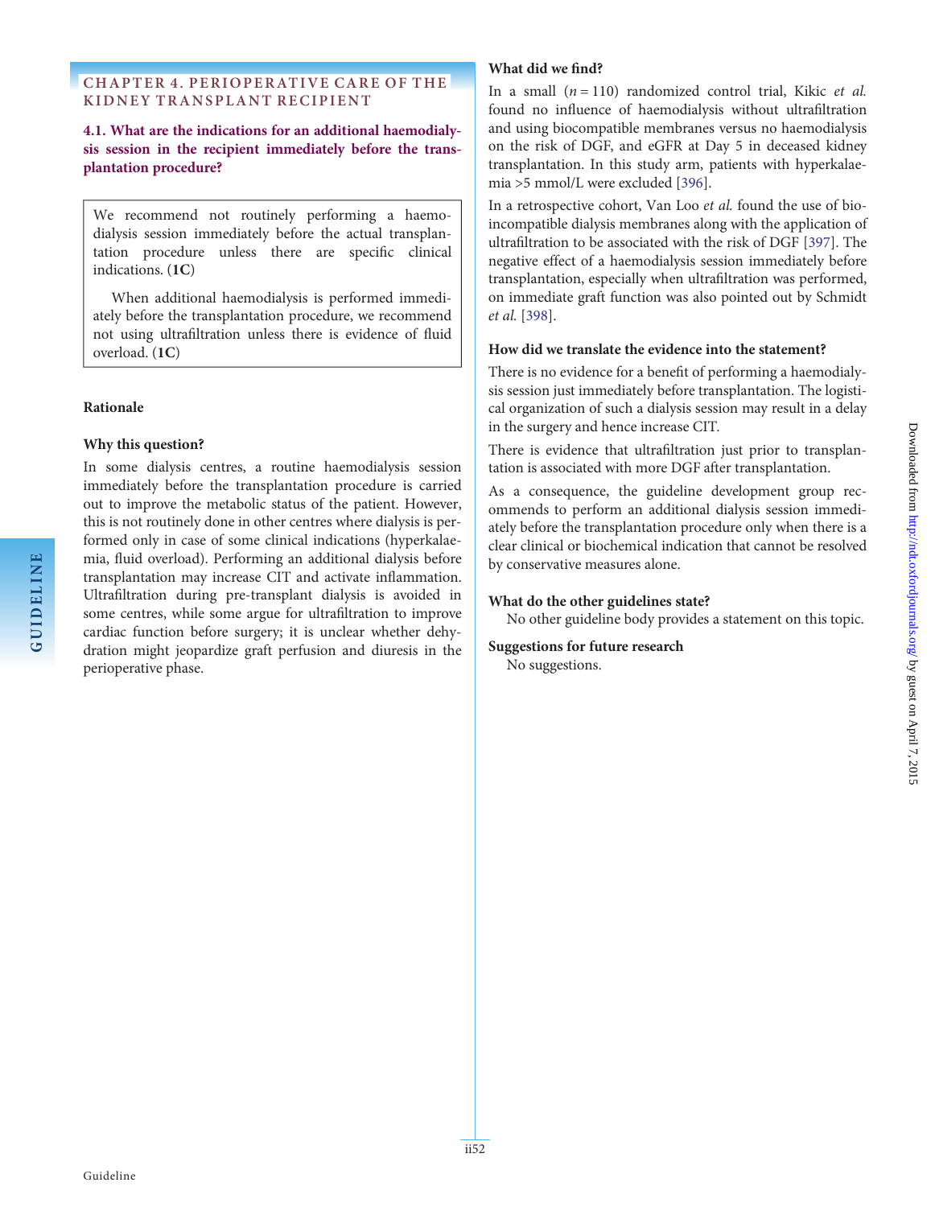## CHAPTER 4. PERIOPERATIVE CARE OF THE KIDNEY TRANSPLANT RECIPIENT

### 4.1. What are the indications for an additional haemodialysis session in the recipient immediately before the transplantation procedure?

We recommend not routinely performing a haemodialysis session immediately before the actual transplantation procedure unless there are specific clinical indications. (**1C**)

When additional haemodialysis is performed immediately before the transplantation procedure, we recommend not using ultrafiltration unless there is evidence of fluid overload. (**1C**)

#### Rationale

**Why this question?**

In some dialysis centres, a routine haemodialysis session immediately before the transplantation procedure is carried out to improve the metabolic status of the patient. However, this is not routinely done in other centres where dialysis is performed only in case of some clinical indications (hyperkalaemia, fluid overload). Performing an additional dialysis before transplantation may increase CIT and activate inflammation. Ultrafiltration during pre-transplant dialysis is avoided in some centres, while some argue for ultrafiltration to improve cardiac function before surgery; it is unclear whether dehydration might jeopardize graft perfusion and diuresis in the perioperative phase.

**What did we find?**

In a small ($n = 110$) randomized control trial, Kikic *et al.* found no influence of haemodialysis without ultrafiltration and using biocompatible membranes versus no haemodialysis on the risk of DGF, and eGFR at Day 5 in deceased kidney transplantation. In this study arm, patients with hyperkalaemia >5 mmol/L were excluded [396].

In a retrospective cohort, Van Loo *et al.* found the use of bioincompatible dialysis membranes along with the application of ultrafiltration to be associated with the risk of DGF [397]. The negative effect of a haemodialysis session immediately before transplantation, especially when ultrafiltration was performed, on immediate graft function was also pointed out by Schmidt *et al.* [398].

**How did we translate the evidence into the statement?**

There is no evidence for a benefit of performing a haemodialysis session just immediately before transplantation. The logistical organization of such a dialysis session may result in a delay in the surgery and hence increase CIT.

There is evidence that ultrafiltration just prior to transplantation is associated with more DGF after transplantation.

As a consequence, the guideline development group recommends to perform an additional dialysis session immediately before the transplantation procedure only when there is a clear clinical or biochemical indication that cannot be resolved by conservative measures alone.

**What do the other guidelines state?**

No other guideline body provides a statement on this topic.

**Suggestions for future research**

No suggestions.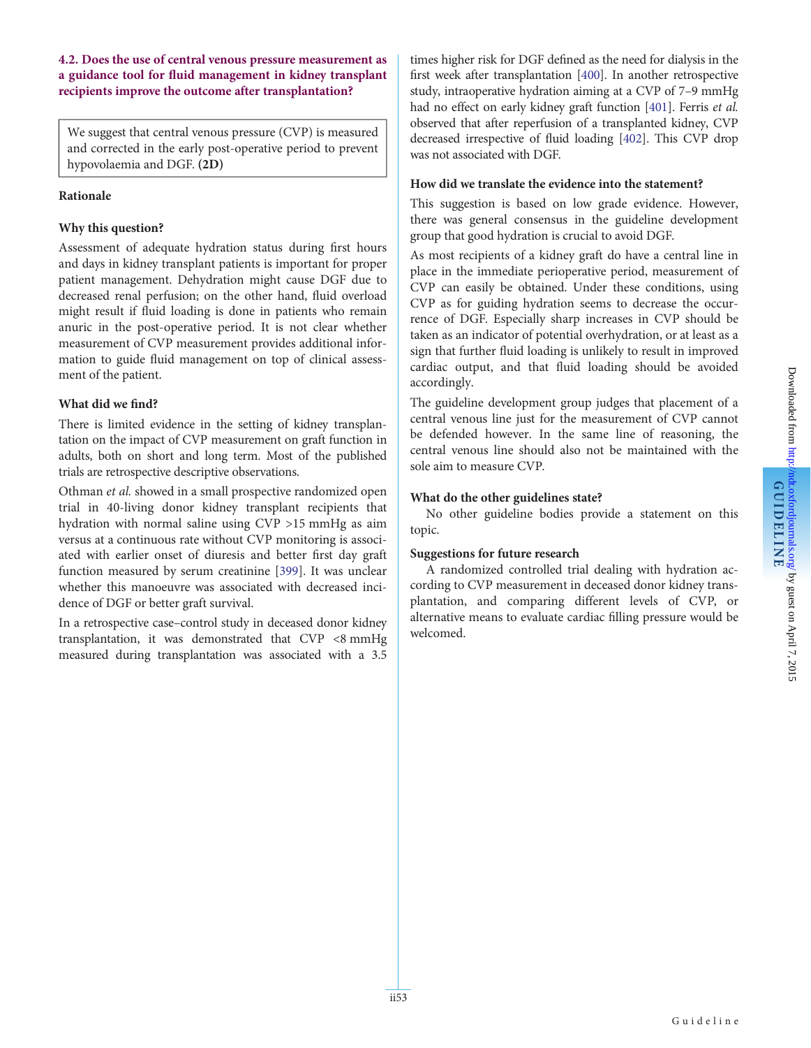### 4.2. Does the use of central venous pressure measurement as a guidance tool for fluid management in kidney transplant recipients improve the outcome after transplantation?

We suggest that central venous pressure (CVP) is measured and corrected in the early post-operative period to prevent hypovolaemia and DGF. **(2D)**

#### Rationale

**Why this question?**

Assessment of adequate hydration status during first hours and days in kidney transplant patients is important for proper patient management. Dehydration might cause DGF due to decreased renal perfusion; on the other hand, fluid overload might result if fluid loading is done in patients who remain anuric in the post-operative period. It is not clear whether measurement of CVP measurement provides additional information to guide fluid management on top of clinical assessment of the patient.

**What did we find?**

There is limited evidence in the setting of kidney transplantation on the impact of CVP measurement on graft function in adults, both on short and long term. Most of the published trials are retrospective descriptive observations.

Othman *et al.* showed in a small prospective randomized open trial in 40-living donor kidney transplant recipients that hydration with normal saline using CVP >15 mmHg as aim versus at a continuous rate without CVP monitoring is associated with earlier onset of diuresis and better first day graft function measured by serum creatinine [399]. It was unclear whether this manoeuvre was associated with decreased incidence of DGF or better graft survival.

In a retrospective case–control study in deceased donor kidney transplantation, it was demonstrated that CVP <8 mmHg measured during transplantation was associated with a 3.5 times higher risk for DGF defined as the need for dialysis in the first week after transplantation [400]. In another retrospective study, intraoperative hydration aiming at a CVP of 7–9 mmHg had no effect on early kidney graft function [401]. Ferris *et al.* observed that after reperfusion of a transplanted kidney, CVP decreased irrespective of fluid loading [402]. This CVP drop was not associated with DGF.

**How did we translate the evidence into the statement?**

This suggestion is based on low grade evidence. However, there was general consensus in the guideline development group that good hydration is crucial to avoid DGF.

As most recipients of a kidney graft do have a central line in place in the immediate perioperative period, measurement of CVP can easily be obtained. Under these conditions, using CVP as for guiding hydration seems to decrease the occurrence of DGF. Especially sharp increases in CVP should be taken as an indicator of potential overhydration, or at least as a sign that further fluid loading is unlikely to result in improved cardiac output, and that fluid loading should be avoided accordingly.

The guideline development group judges that placement of a central venous line just for the measurement of CVP cannot be defended however. In the same line of reasoning, the central venous line should also not be maintained with the sole aim to measure CVP.

**What do the other guidelines state?**

No other guideline bodies provide a statement on this topic.

**Suggestions for future research**

A randomized controlled trial dealing with hydration according to CVP measurement in deceased donor kidney transplantation, and comparing different levels of CVP, or alternative means to evaluate cardiac filling pressure would be welcomed.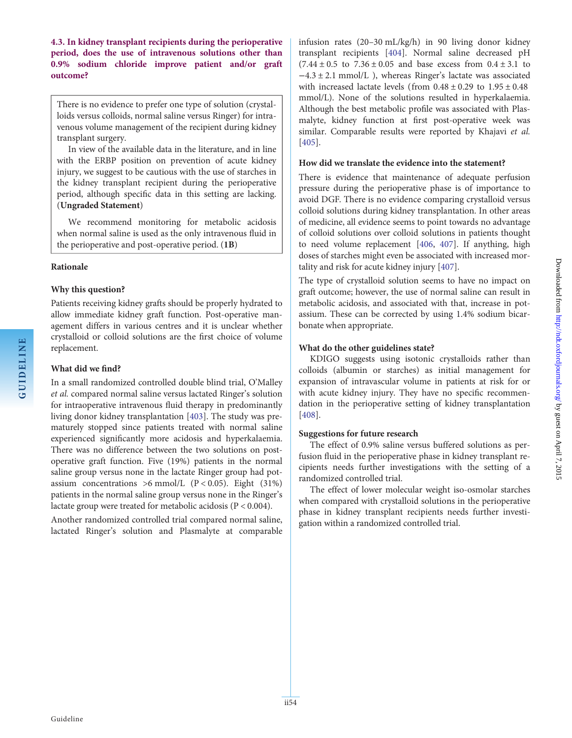**4.3. In kidney transplant recipients during the perioperative period, does the use of intravenous solutions other than 0.9% sodium chloride improve patient and/or graft outcome?**

> There is no evidence to prefer one type of solution (crystalloids versus colloids, normal saline versus Ringer) for intravenous volume management of the recipient during kidney transplant surgery.
>
> In view of the available data in the literature, and in line with the ERBP position on prevention of acute kidney injury, we suggest to be cautious with the use of starches in the kidney transplant recipient during the perioperative period, although specific data in this setting are lacking. (**Ungraded Statement**)
>
> We recommend monitoring for metabolic acidosis when normal saline is used as the only intravenous fluid in the perioperative and post-operative period. (**1B**)

### Rationale

#### Why this question?

Patients receiving kidney grafts should be properly hydrated to allow immediate kidney graft function. Post-operative management differs in various centres and it is unclear whether crystalloid or colloid solutions are the first choice of volume replacement.

#### What did we find?

In a small randomized controlled double blind trial, O'Malley *et al.* compared normal saline versus lactated Ringer's solution for intraoperative intravenous fluid therapy in predominantly living donor kidney transplantation [403]. The study was prematurely stopped since patients treated with normal saline experienced significantly more acidosis and hyperkalaemia. There was no difference between the two solutions on post-operative graft function. Five (19%) patients in the normal saline group versus none in the lactate Ringer group had potassium concentrations >6 mmol/L ($P < 0.05$). Eight (31%) patients in the normal saline group versus none in the Ringer's lactate group were treated for metabolic acidosis ($P < 0.004$).

Another randomized controlled trial compared normal saline, lactated Ringer's solution and Plasmalyte at comparable infusion rates (20–30 mL/kg/h) in 90 living donor kidney transplant recipients [404]. Normal saline decreased pH ($7.44 \pm 0.5$ to $7.36 \pm 0.05$ and base excess from $0.4 \pm 3.1$ to $-4.3 \pm 2.1$ mmol/L ), whereas Ringer's lactate was associated with increased lactate levels (from $0.48 \pm 0.29$ to $1.95 \pm 0.48$ mmol/L). None of the solutions resulted in hyperkalaemia. Although the best metabolic profile was associated with Plasmalyte, kidney function at first post-operative week was similar. Comparable results were reported by Khajavi *et al.* [405].

#### How did we translate the evidence into the statement?

There is evidence that maintenance of adequate perfusion pressure during the perioperative phase is of importance to avoid DGF. There is no evidence comparing crystalloid versus colloid solutions during kidney transplantation. In other areas of medicine, all evidence seems to point towards no advantage of colloid solutions over colloid solutions in patients thought to need volume replacement [406, 407]. If anything, high doses of starches might even be associated with increased mortality and risk for acute kidney injury [407].

The type of crystalloid solution seems to have no impact on graft outcome; however, the use of normal saline can result in metabolic acidosis, and associated with that, increase in potassium. These can be corrected by using 1.4% sodium bicarbonate when appropriate.

#### What do the other guidelines state?

KDIGO suggests using isotonic crystalloids rather than colloids (albumin or starches) as initial management for expansion of intravascular volume in patients at risk for or with acute kidney injury. They have no specific recommendation in the perioperative setting of kidney transplantation [408].

#### Suggestions for future research

The effect of 0.9% saline versus buffered solutions as perfusion fluid in the perioperative phase in kidney transplant recipients needs further investigations with the setting of a randomized controlled trial.

The effect of lower molecular weight iso-osmolar starches when compared with crystalloid solutions in the perioperative phase in kidney transplant recipients needs further investigation within a randomized controlled trial.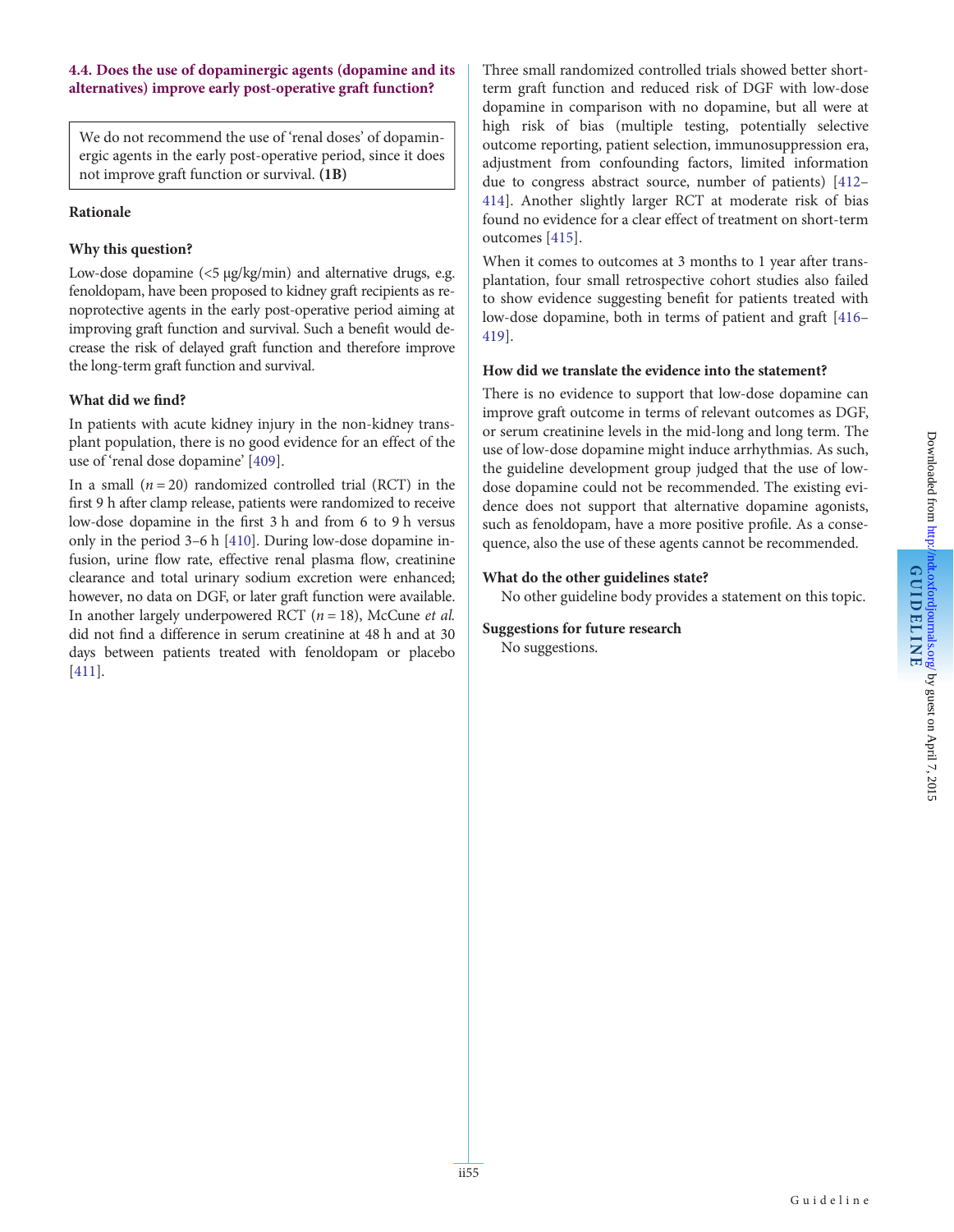### 4.4. Does the use of dopaminergic agents (dopamine and its alternatives) improve early post-operative graft function?

> We do not recommend the use of 'renal doses' of dopaminergic agents in the early post-operative period, since it does not improve graft function or survival. **(1B)**

**Rationale**

**Why this question?**

Low-dose dopamine (<5 μg/kg/min) and alternative drugs, e.g. fenoldopam, have been proposed to kidney graft recipients as renoprotective agents in the early post-operative period aiming at improving graft function and survival. Such a benefit would decrease the risk of delayed graft function and therefore improve the long-term graft function and survival.

**What did we find?**

In patients with acute kidney injury in the non-kidney transplant population, there is no good evidence for an effect of the use of 'renal dose dopamine' [409].

In a small ($n = 20$) randomized controlled trial (RCT) in the first 9 h after clamp release, patients were randomized to receive low-dose dopamine in the first 3 h and from 6 to 9 h versus only in the period 3–6 h [410]. During low-dose dopamine infusion, urine flow rate, effective renal plasma flow, creatinine clearance and total urinary sodium excretion were enhanced; however, no data on DGF, or later graft function were available. In another largely underpowered RCT ($n = 18$), McCune *et al.* did not find a difference in serum creatinine at 48 h and at 30 days between patients treated with fenoldopam or placebo [411].

Three small randomized controlled trials showed better short-term graft function and reduced risk of DGF with low-dose dopamine in comparison with no dopamine, but all were at high risk of bias (multiple testing, potentially selective outcome reporting, patient selection, immunosuppression era, adjustment from confounding factors, limited information due to congress abstract source, number of patients) [412–414]. Another slightly larger RCT at moderate risk of bias found no evidence for a clear effect of treatment on short-term outcomes [415].

When it comes to outcomes at 3 months to 1 year after transplantation, four small retrospective cohort studies also failed to show evidence suggesting benefit for patients treated with low-dose dopamine, both in terms of patient and graft [416–419].

**How did we translate the evidence into the statement?**

There is no evidence to support that low-dose dopamine can improve graft outcome in terms of relevant outcomes as DGF, or serum creatinine levels in the mid-long and long term. The use of low-dose dopamine might induce arrhythmias. As such, the guideline development group judged that the use of low-dose dopamine could not be recommended. The existing evidence does not support that alternative dopamine agonists, such as fenoldopam, have a more positive profile. As a consequence, also the use of these agents cannot be recommended.

**What do the other guidelines state?**

No other guideline body provides a statement on this topic.

**Suggestions for future research**

No suggestions.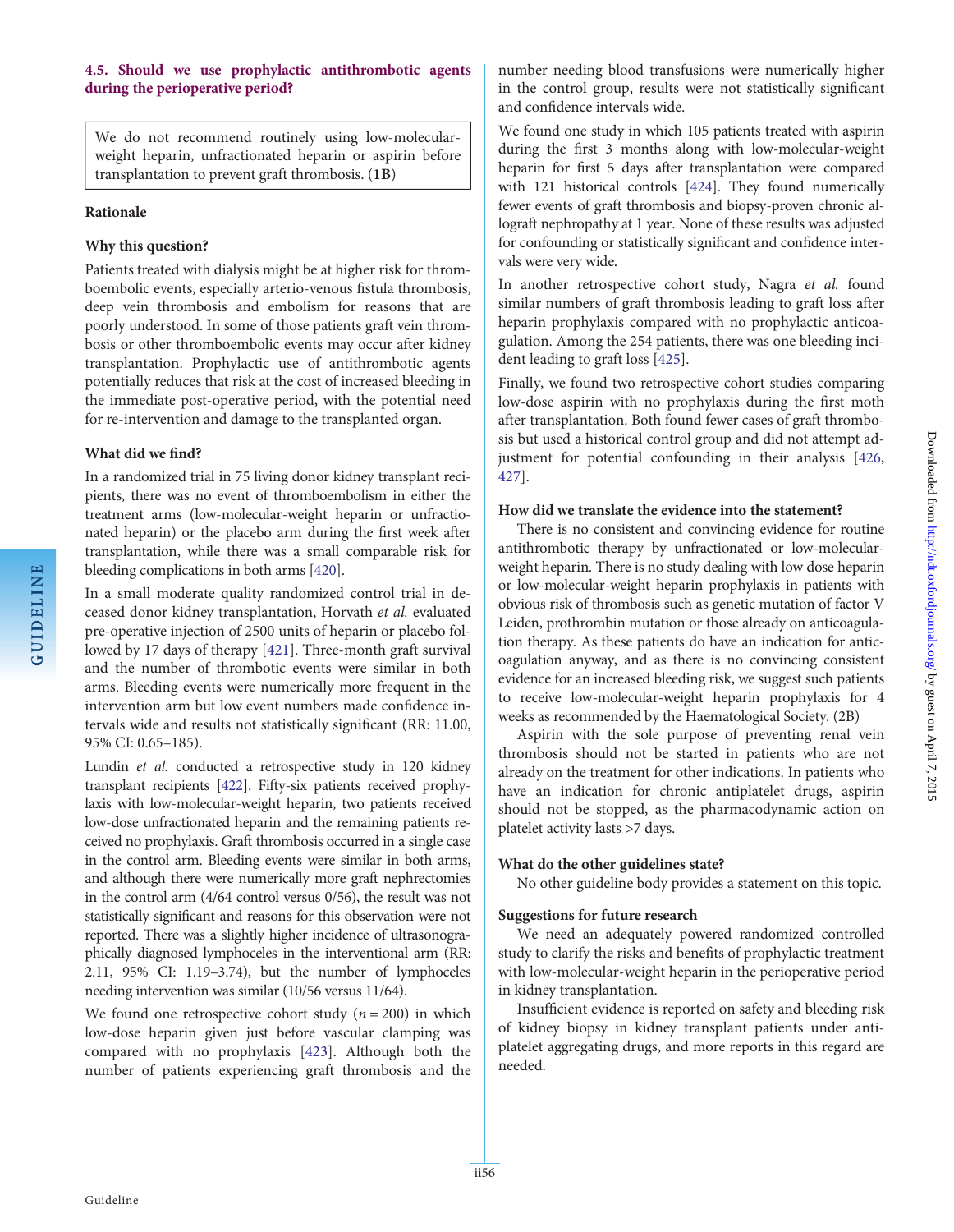### 4.5. Should we use prophylactic antithrombotic agents during the perioperative period?

> We do not recommend routinely using low-molecular-weight heparin, unfractionated heparin or aspirin before transplantation to prevent graft thrombosis. (**1B**)

#### Rationale

#### Why this question?

Patients treated with dialysis might be at higher risk for thromboembolic events, especially arterio-venous fistula thrombosis, deep vein thrombosis and embolism for reasons that are poorly understood. In some of those patients graft vein thrombosis or other thromboembolic events may occur after kidney transplantation. Prophylactic use of antithrombotic agents potentially reduces that risk at the cost of increased bleeding in the immediate post-operative period, with the potential need for re-intervention and damage to the transplanted organ.

#### What did we find?

In a randomized trial in 75 living donor kidney transplant recipients, there was no event of thromboembolism in either the treatment arms (low-molecular-weight heparin or unfractionated heparin) or the placebo arm during the first week after transplantation, while there was a small comparable risk for bleeding complications in both arms [420].

In a small moderate quality randomized control trial in deceased donor kidney transplantation, Horvath *et al.* evaluated pre-operative injection of 2500 units of heparin or placebo followed by 17 days of therapy [421]. Three-month graft survival and the number of thrombotic events were similar in both arms. Bleeding events were numerically more frequent in the intervention arm but low event numbers made confidence intervals wide and results not statistically significant (RR: 11.00, 95% CI: 0.65–185).

Lundin *et al.* conducted a retrospective study in 120 kidney transplant recipients [422]. Fifty-six patients received prophylaxis with low-molecular-weight heparin, two patients received low-dose unfractionated heparin and the remaining patients received no prophylaxis. Graft thrombosis occurred in a single case in the control arm. Bleeding events were similar in both arms, and although there were numerically more graft nephrectomies in the control arm (4/64 control versus 0/56), the result was not statistically significant and reasons for this observation were not reported. There was a slightly higher incidence of ultrasonographically diagnosed lymphoceles in the interventional arm (RR: 2.11, 95% CI: 1.19–3.74), but the number of lymphoceles needing intervention was similar (10/56 versus 11/64).

We found one retrospective cohort study ($n = 200$) in which low-dose heparin given just before vascular clamping was compared with no prophylaxis [423]. Although both the number of patients experiencing graft thrombosis and the number needing blood transfusions were numerically higher in the control group, results were not statistically significant and confidence intervals wide.

We found one study in which 105 patients treated with aspirin during the first 3 months along with low-molecular-weight heparin for first 5 days after transplantation were compared with 121 historical controls [424]. They found numerically fewer events of graft thrombosis and biopsy-proven chronic allograft nephropathy at 1 year. None of these results was adjusted for confounding or statistically significant and confidence intervals were very wide.

In another retrospective cohort study, Nagra *et al.* found similar numbers of graft thrombosis leading to graft loss after heparin prophylaxis compared with no prophylactic anticoagulation. Among the 254 patients, there was one bleeding incident leading to graft loss [425].

Finally, we found two retrospective cohort studies comparing low-dose aspirin with no prophylaxis during the first moth after transplantation. Both found fewer cases of graft thrombosis but used a historical control group and did not attempt adjustment for potential confounding in their analysis [426, 427].

#### How did we translate the evidence into the statement?

There is no consistent and convincing evidence for routine antithrombotic therapy by unfractionated or low-molecular-weight heparin. There is no study dealing with low dose heparin or low-molecular-weight heparin prophylaxis in patients with obvious risk of thrombosis such as genetic mutation of factor V Leiden, prothrombin mutation or those already on anticoagulation therapy. As these patients do have an indication for anticoagulation anyway, and as there is no convincing consistent evidence for an increased bleeding risk, we suggest such patients to receive low-molecular-weight heparin prophylaxis for 4 weeks as recommended by the Haematological Society. (2B)

Aspirin with the sole purpose of preventing renal vein thrombosis should not be started in patients who are not already on the treatment for other indications. In patients who have an indication for chronic antiplatelet drugs, aspirin should not be stopped, as the pharmacodynamic action on platelet activity lasts >7 days.

#### What do the other guidelines state?

No other guideline body provides a statement on this topic.

#### Suggestions for future research

We need an adequately powered randomized controlled study to clarify the risks and benefits of prophylactic treatment with low-molecular-weight heparin in the perioperative period in kidney transplantation.

Insufficient evidence is reported on safety and bleeding risk of kidney biopsy in kidney transplant patients under anti-platelet aggregating drugs, and more reports in this regard are needed.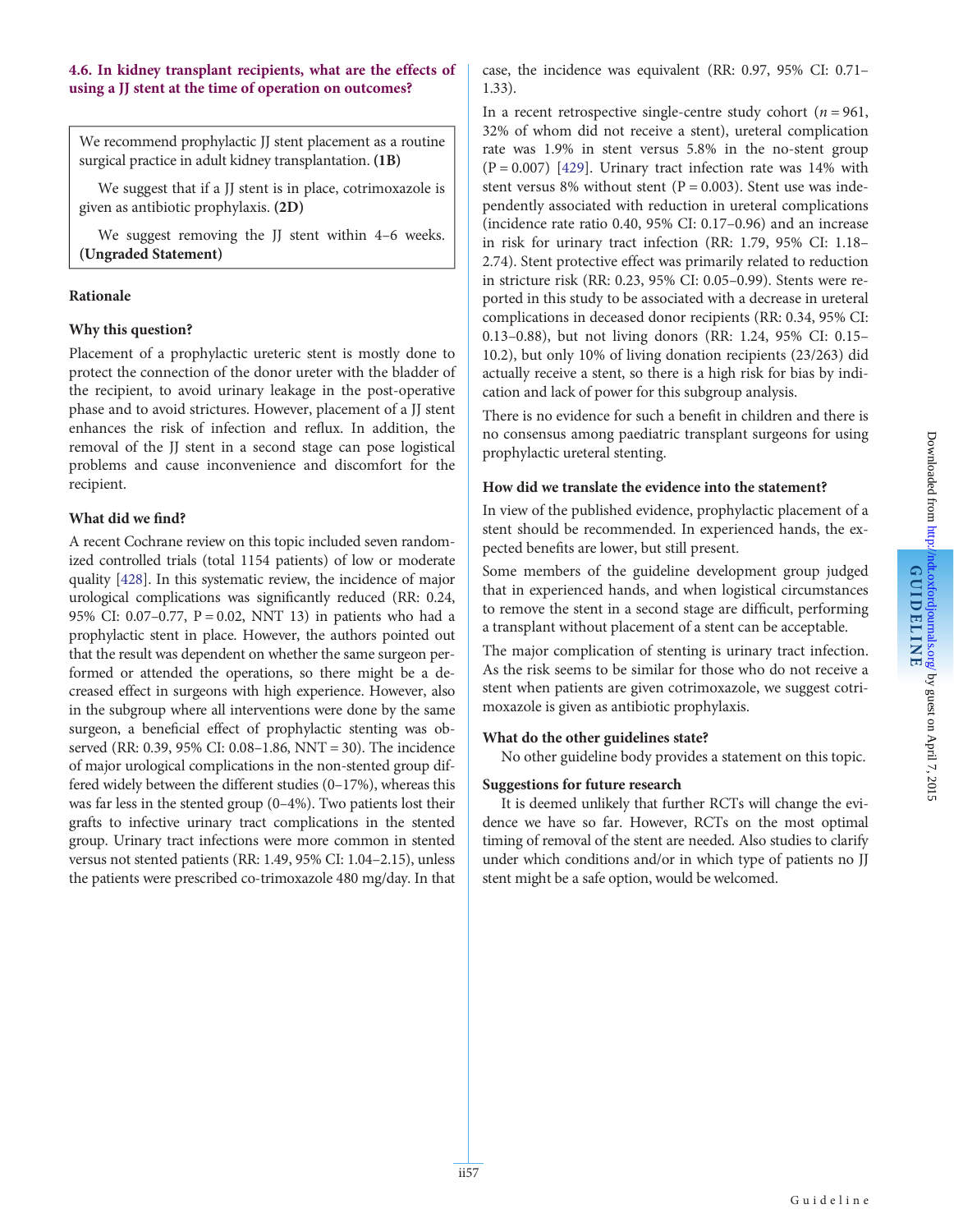### 4.6. In kidney transplant recipients, what are the effects of using a JJ stent at the time of operation on outcomes?

> We recommend prophylactic JJ stent placement as a routine surgical practice in adult kidney transplantation. **(1B)**
>
> We suggest that if a JJ stent is in place, cotrimoxazole is given as antibiotic prophylaxis. **(2D)**
>
> We suggest removing the JJ stent within 4–6 weeks. **(Ungraded Statement)**

#### Rationale

**Why this question?**

Placement of a prophylactic ureteric stent is mostly done to protect the connection of the donor ureter with the bladder of the recipient, to avoid urinary leakage in the post-operative phase and to avoid strictures. However, placement of a JJ stent enhances the risk of infection and reflux. In addition, the removal of the JJ stent in a second stage can pose logistical problems and cause inconvenience and discomfort for the recipient.

**What did we find?**

A recent Cochrane review on this topic included seven randomized controlled trials (total 1154 patients) of low or moderate quality [428]. In this systematic review, the incidence of major urological complications was significantly reduced (RR: 0.24, 95% CI: 0.07–0.77, P = 0.02, NNT 13) in patients who had a prophylactic stent in place. However, the authors pointed out that the result was dependent on whether the same surgeon performed or attended the operations, so there might be a decreased effect in surgeons with high experience. However, also in the subgroup where all interventions were done by the same surgeon, a beneficial effect of prophylactic stenting was observed (RR: 0.39, 95% CI: 0.08–1.86, NNT = 30). The incidence of major urological complications in the non-stented group differed widely between the different studies (0–17%), whereas this was far less in the stented group (0–4%). Two patients lost their grafts to infective urinary tract complications in the stented group. Urinary tract infections were more common in stented versus not stented patients (RR: 1.49, 95% CI: 1.04–2.15), unless the patients were prescribed co-trimoxazole 480 mg/day. In that case, the incidence was equivalent (RR: 0.97, 95% CI: 0.71–1.33).

In a recent retrospective single-centre study cohort ($n = 961$, 32% of whom did not receive a stent), ureteral complication rate was 1.9% in stent versus 5.8% in the no-stent group (P = 0.007) [429]. Urinary tract infection rate was 14% with stent versus 8% without stent (P = 0.003). Stent use was independently associated with reduction in ureteral complications (incidence rate ratio 0.40, 95% CI: 0.17–0.96) and an increase in risk for urinary tract infection (RR: 1.79, 95% CI: 1.18–2.74). Stent protective effect was primarily related to reduction in stricture risk (RR: 0.23, 95% CI: 0.05–0.99). Stents were reported in this study to be associated with a decrease in ureteral complications in deceased donor recipients (RR: 0.34, 95% CI: 0.13–0.88), but not living donors (RR: 1.24, 95% CI: 0.15–10.2), but only 10% of living donation recipients (23/263) did actually receive a stent, so there is a high risk for bias by indication and lack of power for this subgroup analysis.

There is no evidence for such a benefit in children and there is no consensus among paediatric transplant surgeons for using prophylactic ureteral stenting.

**How did we translate the evidence into the statement?**

In view of the published evidence, prophylactic placement of a stent should be recommended. In experienced hands, the expected benefits are lower, but still present.

Some members of the guideline development group judged that in experienced hands, and when logistical circumstances to remove the stent in a second stage are difficult, performing a transplant without placement of a stent can be acceptable.

The major complication of stenting is urinary tract infection. As the risk seems to be similar for those who do not receive a stent when patients are given cotrimoxazole, we suggest cotrimoxazole is given as antibiotic prophylaxis.

**What do the other guidelines state?**

No other guideline body provides a statement on this topic.

**Suggestions for future research**

It is deemed unlikely that further RCTs will change the evidence we have so far. However, RCTs on the most optimal timing of removal of the stent are needed. Also studies to clarify under which conditions and/or in which type of patients no JJ stent might be a safe option, would be welcomed.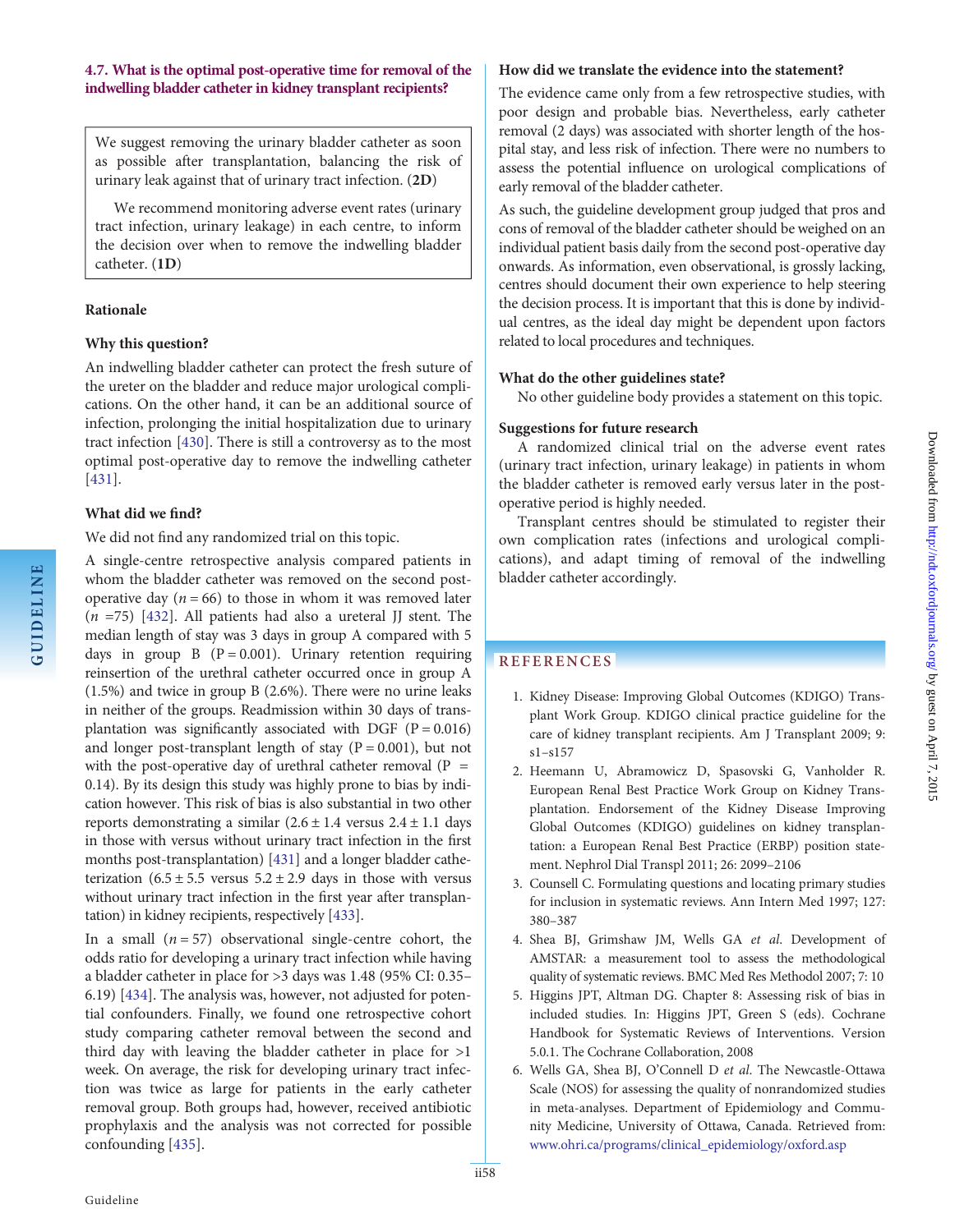### 4.7. What is the optimal post-operative time for removal of the indwelling bladder catheter in kidney transplant recipients?

> We suggest removing the urinary bladder catheter as soon as possible after transplantation, balancing the risk of urinary leak against that of urinary tract infection. (**2D**)
>
> We recommend monitoring adverse event rates (urinary tract infection, urinary leakage) in each centre, to inform the decision over when to remove the indwelling bladder catheter. (**1D**)

**Rationale**

**Why this question?**

An indwelling bladder catheter can protect the fresh suture of the ureter on the bladder and reduce major urological complications. On the other hand, it can be an additional source of infection, prolonging the initial hospitalization due to urinary tract infection [430]. There is still a controversy as to the most optimal post-operative day to remove the indwelling catheter [431].

**What did we find?**

We did not find any randomized trial on this topic.

A single-centre retrospective analysis compared patients in whom the bladder catheter was removed on the second post-operative day ($n = 66$) to those in whom it was removed later ($n = 75$) [432]. All patients had also a ureteral JJ stent. The median length of stay was 3 days in group A compared with 5 days in group B ($P = 0.001$). Urinary retention requiring reinsertion of the urethral catheter occurred once in group A (1.5%) and twice in group B (2.6%). There were no urine leaks in neither of the groups. Readmission within 30 days of transplantation was significantly associated with DGF ($P = 0.016$) and longer post-transplant length of stay ($P = 0.001$), but not with the post-operative day of urethral catheter removal ($P = 0.14$). By its design this study was highly prone to bias by indication however. This risk of bias is also substantial in two other reports demonstrating a similar ($2.6 \pm 1.4$ versus $2.4 \pm 1.1$ days in those with versus without urinary tract infection in the first months post-transplantation) [431] and a longer bladder catheterization ($6.5 \pm 5.5$ versus $5.2 \pm 2.9$ days in those with versus without urinary tract infection in the first year after transplantation) in kidney recipients, respectively [433].

In a small ($n = 57$) observational single-centre cohort, the odds ratio for developing a urinary tract infection while having a bladder catheter in place for >3 days was 1.48 (95% CI: 0.35–6.19) [434]. The analysis was, however, not adjusted for potential confounders. Finally, we found one retrospective cohort study comparing catheter removal between the second and third day with leaving the bladder catheter in place for >1 week. On average, the risk for developing urinary tract infection was twice as large for patients in the early catheter removal group. Both groups had, however, received antibiotic prophylaxis and the analysis was not corrected for possible confounding [435].

**How did we translate the evidence into the statement?**

The evidence came only from a few retrospective studies, with poor design and probable bias. Nevertheless, early catheter removal (2 days) was associated with shorter length of the hospital stay, and less risk of infection. There were no numbers to assess the potential influence on urological complications of early removal of the bladder catheter.

As such, the guideline development group judged that pros and cons of removal of the bladder catheter should be weighed on an individual patient basis daily from the second post-operative day onwards. As information, even observational, is grossly lacking, centres should document their own experience to help steering the decision process. It is important that this is done by individual centres, as the ideal day might be dependent upon factors related to local procedures and techniques.

**What do the other guidelines state?**

No other guideline body provides a statement on this topic.

**Suggestions for future research**

A randomized clinical trial on the adverse event rates (urinary tract infection, urinary leakage) in patients in whom the bladder catheter is removed early versus later in the post-operative period is highly needed.

Transplant centres should be stimulated to register their own complication rates (infections and urological complications), and adapt timing of removal of the indwelling bladder catheter accordingly.

## REFERENCES

1. Kidney Disease: Improving Global Outcomes (KDIGO) Transplant Work Group. KDIGO clinical practice guideline for the care of kidney transplant recipients. Am J Transplant 2009; 9: s1–s157
2. Heemann U, Abramowicz D, Spasovski G, Vanholder R. European Renal Best Practice Work Group on Kidney Transplantation. Endorsement of the Kidney Disease Improving Global Outcomes (KDIGO) guidelines on kidney transplantation: a European Renal Best Practice (ERBP) position statement. Nephrol Dial Transpl 2011; 26: 2099–2106
3. Counsell C. Formulating questions and locating primary studies for inclusion in systematic reviews. Ann Intern Med 1997; 127: 380–387
4. Shea BJ, Grimshaw JM, Wells GA *et al*. Development of AMSTAR: a measurement tool to assess the methodological quality of systematic reviews. BMC Med Res Methodol 2007; 7: 10
5. Higgins JPT, Altman DG. Chapter 8: Assessing risk of bias in included studies. In: Higgins JPT, Green S (eds). Cochrane Handbook for Systematic Reviews of Interventions. Version 5.0.1. The Cochrane Collaboration, 2008
6. Wells GA, Shea BJ, O'Connell D *et al*. The Newcastle-Ottawa Scale (NOS) for assessing the quality of nonrandomized studies in meta-analyses. Department of Epidemiology and Community Medicine, University of Ottawa, Canada. Retrieved from: www.ohri.ca/programs/clinical_epidemiology/oxford.asp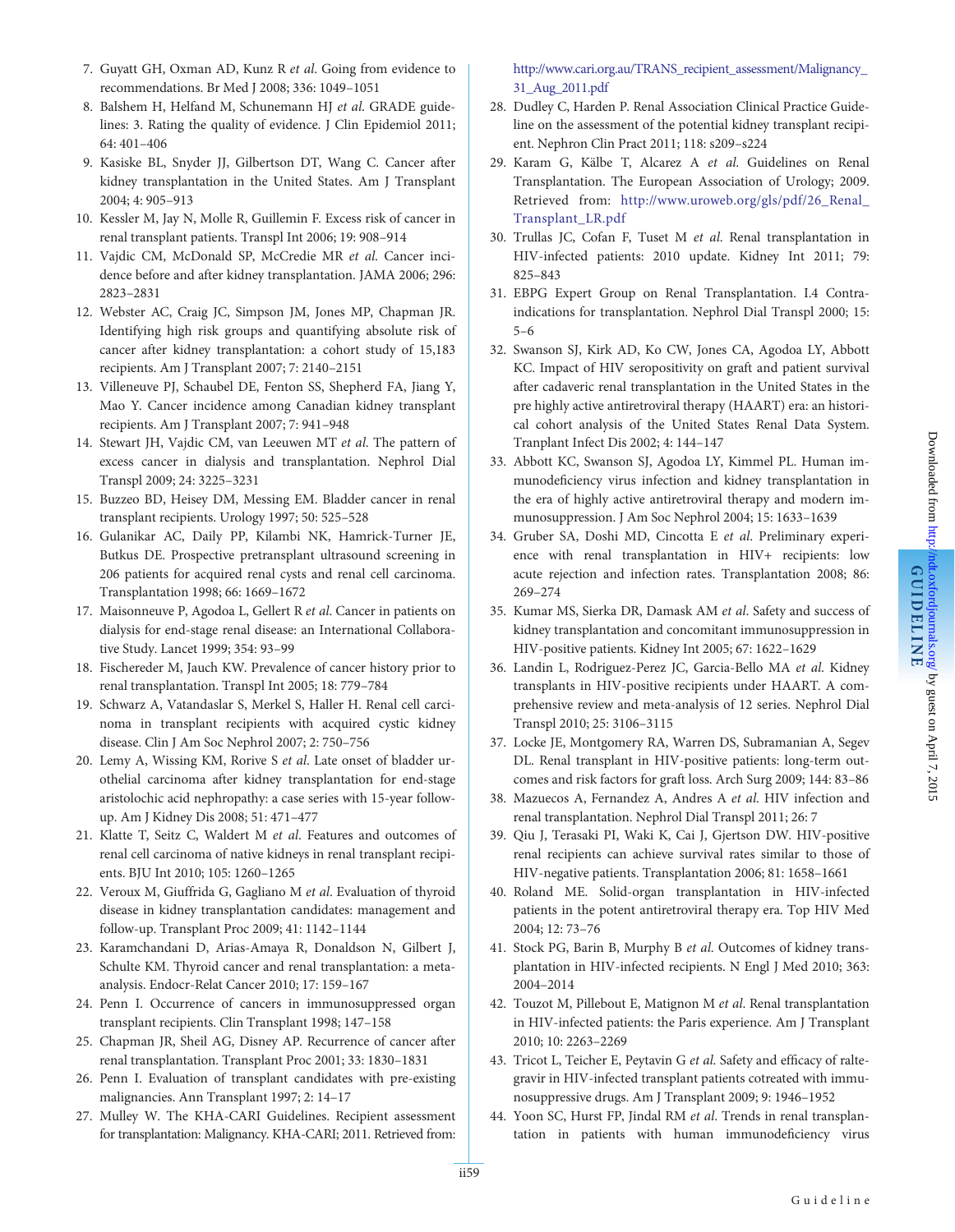7. Guyatt GH, Oxman AD, Kunz R *et al*. Going from evidence to recommendations. Br Med J 2008; 336: 1049–1051
8. Balshem H, Helfand M, Schunemann HJ *et al*. GRADE guidelines: 3. Rating the quality of evidence. J Clin Epidemiol 2011; 64: 401–406
9. Kasiske BL, Snyder JJ, Gilbertson DT, Wang C. Cancer after kidney transplantation in the United States. Am J Transplant 2004; 4: 905–913
10. Kessler M, Jay N, Molle R, Guillemin F. Excess risk of cancer in renal transplant patients. Transpl Int 2006; 19: 908–914
11. Vajdic CM, McDonald SP, McCredie MR *et al*. Cancer incidence before and after kidney transplantation. JAMA 2006; 296: 2823–2831
12. Webster AC, Craig JC, Simpson JM, Jones MP, Chapman JR. Identifying high risk groups and quantifying absolute risk of cancer after kidney transplantation: a cohort study of 15,183 recipients. Am J Transplant 2007; 7: 2140–2151
13. Villeneuve PJ, Schaubel DE, Fenton SS, Shepherd FA, Jiang Y, Mao Y. Cancer incidence among Canadian kidney transplant recipients. Am J Transplant 2007; 7: 941–948
14. Stewart JH, Vajdic CM, van Leeuwen MT *et al*. The pattern of excess cancer in dialysis and transplantation. Nephrol Dial Transpl 2009; 24: 3225–3231
15. Buzzeo BD, Heisey DM, Messing EM. Bladder cancer in renal transplant recipients. Urology 1997; 50: 525–528
16. Gulanikar AC, Daily PP, Kilambi NK, Hamrick-Turner JE, Butkus DE. Prospective pretransplant ultrasound screening in 206 patients for acquired renal cysts and renal cell carcinoma. Transplantation 1998; 66: 1669–1672
17. Maisonneuve P, Agodoa L, Gellert R *et al*. Cancer in patients on dialysis for end-stage renal disease: an International Collaborative Study. Lancet 1999; 354: 93–99
18. Fischereder M, Jauch KW. Prevalence of cancer history prior to renal transplantation. Transpl Int 2005; 18: 779–784
19. Schwarz A, Vatandaslar S, Merkel S, Haller H. Renal cell carcinoma in transplant recipients with acquired cystic kidney disease. Clin J Am Soc Nephrol 2007; 2: 750–756
20. Lemy A, Wissing KM, Rorive S *et al*. Late onset of bladder urothelial carcinoma after kidney transplantation for end-stage aristolochic acid nephropathy: a case series with 15-year follow-up. Am J Kidney Dis 2008; 51: 471–477
21. Klatte T, Seitz C, Waldert M *et al*. Features and outcomes of renal cell carcinoma of native kidneys in renal transplant recipients. BJU Int 2010; 105: 1260–1265
22. Veroux M, Giuffrida G, Gagliano M *et al*. Evaluation of thyroid disease in kidney transplantation candidates: management and follow-up. Transplant Proc 2009; 41: 1142–1144
23. Karamchandani D, Arias-Amaya R, Donaldson N, Gilbert J, Schulte KM. Thyroid cancer and renal transplantation: a meta-analysis. Endocr-Relat Cancer 2010; 17: 159–167
24. Penn I. Occurrence of cancers in immunosuppressed organ transplant recipients. Clin Transplant 1998; 147–158
25. Chapman JR, Sheil AG, Disney AP. Recurrence of cancer after renal transplantation. Transplant Proc 2001; 33: 1830–1831
26. Penn I. Evaluation of transplant candidates with pre-existing malignancies. Ann Transplant 1997; 2: 14–17
27. Mulley W. The KHA-CARI Guidelines. Recipient assessment for transplantation: Malignancy. KHA-CARI; 2011. Retrieved from: http://www.cari.org.au/TRANS_recipient_assessment/Malignancy_31_Aug_2011.pdf
28. Dudley C, Harden P. Renal Association Clinical Practice Guideline on the assessment of the potential kidney transplant recipient. Nephron Clin Pract 2011; 118: s209–s224
29. Karam G, Kälbe T, Alcarez A *et al*. Guidelines on Renal Transplantation. The European Association of Urology; 2009. Retrieved from: http://www.uroweb.org/gls/pdf/26_Renal_Transplant_LR.pdf
30. Trullas JC, Cofan F, Tuset M *et al*. Renal transplantation in HIV-infected patients: 2010 update. Kidney Int 2011; 79: 825–843
31. EBPG Expert Group on Renal Transplantation. I.4 Contraindications for transplantation. Nephrol Dial Transpl 2000; 15: 5–6
32. Swanson SJ, Kirk AD, Ko CW, Jones CA, Agodoa LY, Abbott KC. Impact of HIV seropositivity on graft and patient survival after cadaveric renal transplantation in the United States in the pre highly active antiretroviral therapy (HAART) era: an historical cohort analysis of the United States Renal Data System. Tranplant Infect Dis 2002; 4: 144–147
33. Abbott KC, Swanson SJ, Agodoa LY, Kimmel PL. Human immunodeficiency virus infection and kidney transplantation in the era of highly active antiretroviral therapy and modern immunosuppression. J Am Soc Nephrol 2004; 15: 1633–1639
34. Gruber SA, Doshi MD, Cincotta E *et al*. Preliminary experience with renal transplantation in HIV+ recipients: low acute rejection and infection rates. Transplantation 2008; 86: 269–274
35. Kumar MS, Sierka DR, Damask AM *et al*. Safety and success of kidney transplantation and concomitant immunosuppression in HIV-positive patients. Kidney Int 2005; 67: 1622–1629
36. Landin L, Rodriguez-Perez JC, Garcia-Bello MA *et al*. Kidney transplants in HIV-positive recipients under HAART. A comprehensive review and meta-analysis of 12 series. Nephrol Dial Transpl 2010; 25: 3106–3115
37. Locke JE, Montgomery RA, Warren DS, Subramanian A, Segev DL. Renal transplant in HIV-positive patients: long-term outcomes and risk factors for graft loss. Arch Surg 2009; 144: 83–86
38. Mazuecos A, Fernandez A, Andres A *et al*. HIV infection and renal transplantation. Nephrol Dial Transpl 2011; 26: 7
39. Qiu J, Terasaki PI, Waki K, Cai J, Gjertson DW. HIV-positive renal recipients can achieve survival rates similar to those of HIV-negative patients. Transplantation 2006; 81: 1658–1661
40. Roland ME. Solid-organ transplantation in HIV-infected patients in the potent antiretroviral therapy era. Top HIV Med 2004; 12: 73–76
41. Stock PG, Barin B, Murphy B *et al*. Outcomes of kidney transplantation in HIV-infected recipients. N Engl J Med 2010; 363: 2004–2014
42. Touzot M, Pillebout E, Matignon M *et al*. Renal transplantation in HIV-infected patients: the Paris experience. Am J Transplant 2010; 10: 2263–2269
43. Tricot L, Teicher E, Peytavin G *et al*. Safety and efficacy of raltegravir in HIV-infected transplant patients cotreated with immunosuppressive drugs. Am J Transplant 2009; 9: 1946–1952
44. Yoon SC, Hurst FP, Jindal RM *et al*. Trends in renal transplantation in patients with human immunodeficiency virus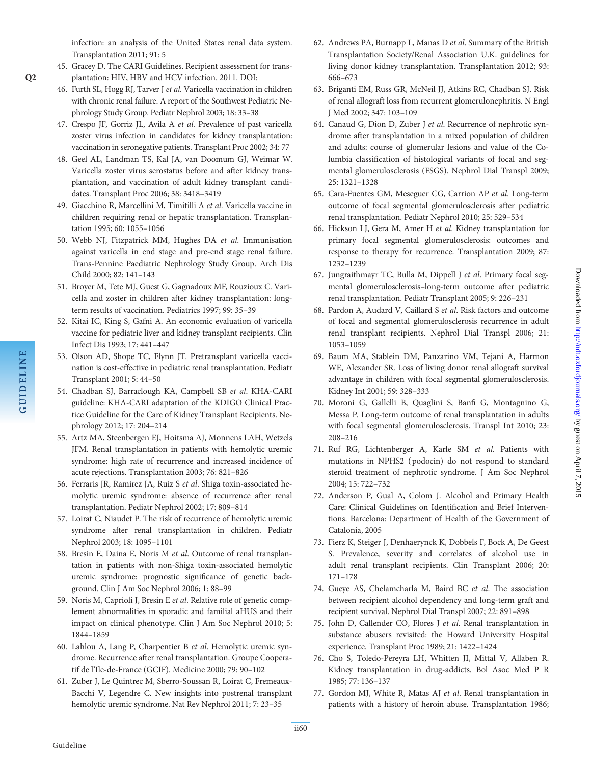infection: an analysis of the United States renal data system. Transplantation 2011; 91: 5

45. Gracey D. The CARI Guidelines. Recipient assessment for transplantation: HIV, HBV and HCV infection. 2011. DOI:
46. Furth SL, Hogg RJ, Tarver J *et al*. Varicella vaccination in children with chronic renal failure. A report of the Southwest Pediatric Nephrology Study Group. Pediatr Nephrol 2003; 18: 33–38
47. Crespo JF, Gorriz JL, Avila A *et al*. Prevalence of past varicella zoster virus infection in candidates for kidney transplantation: vaccination in seronegative patients. Transplant Proc 2002; 34: 77
48. Geel AL, Landman TS, Kal JA, van Doomum GJ, Weimar W. Varicella zoster virus serostatus before and after kidney transplantation, and vaccination of adult kidney transplant candidates. Transplant Proc 2006; 38: 3418–3419
49. Giacchino R, Marcellini M, Timitilli A *et al*. Varicella vaccine in children requiring renal or hepatic transplantation. Transplantation 1995; 60: 1055–1056
50. Webb NJ, Fitzpatrick MM, Hughes DA *et al*. Immunisation against varicella in end stage and pre-end stage renal failure. Trans-Pennine Paediatric Nephrology Study Group. Arch Dis Child 2000; 82: 141–143
51. Broyer M, Tete MJ, Guest G, Gagnadoux MF, Rouzioux C. Varicella and zoster in children after kidney transplantation: long-term results of vaccination. Pediatrics 1997; 99: 35–39
52. Kitai IC, King S, Gafni A. An economic evaluation of varicella vaccine for pediatric liver and kidney transplant recipients. Clin Infect Dis 1993; 17: 441–447
53. Olson AD, Shope TC, Flynn JT. Pretransplant varicella vaccination is cost-effective in pediatric renal transplantation. Pediatr Transplant 2001; 5: 44–50
54. Chadban SJ, Barraclough KA, Campbell SB *et al*. KHA-CARI guideline: KHA-CARI adaptation of the KDIGO Clinical Practice Guideline for the Care of Kidney Transplant Recipients. Nephrology 2012; 17: 204–214
55. Artz MA, Steenbergen EJ, Hoitsma AJ, Monnens LAH, Wetzels JFM. Renal transplantation in patients with hemolytic uremic syndrome: high rate of recurrence and increased incidence of acute rejections. Transplantation 2003; 76: 821–826
56. Ferraris JR, Ramirez JA, Ruiz S *et al*. Shiga toxin-associated hemolytic uremic syndrome: absence of recurrence after renal transplantation. Pediatr Nephrol 2002; 17: 809–814
57. Loirat C, Niaudet P. The risk of recurrence of hemolytic uremic syndrome after renal transplantation in children. Pediatr Nephrol 2003; 18: 1095–1101
58. Bresin E, Daina E, Noris M *et al*. Outcome of renal transplantation in patients with non-Shiga toxin-associated hemolytic uremic syndrome: prognostic significance of genetic background. Clin J Am Soc Nephrol 2006; 1: 88–99
59. Noris M, Caprioli J, Bresin E *et al*. Relative role of genetic complement abnormalities in sporadic and familial aHUS and their impact on clinical phenotype. Clin J Am Soc Nephrol 2010; 5: 1844–1859
60. Lahlou A, Lang P, Charpentier B *et al*. Hemolytic uremic syndrome. Recurrence after renal transplantation. Groupe Cooperatif de l'Ile-de-France (GCIF). Medicine 2000; 79: 90–102
61. Zuber J, Le Quintrec M, Sberro-Soussan R, Loirat C, Fremeaux-Bacchi V, Legendre C. New insights into postrenal transplant hemolytic uremic syndrome. Nat Rev Nephrol 2011; 7: 23–35
62. Andrews PA, Burnapp L, Manas D *et al*. Summary of the British Transplantation Society/Renal Association U.K. guidelines for living donor kidney transplantation. Transplantation 2012; 93: 666–673
63. Briganti EM, Russ GR, McNeil JJ, Atkins RC, Chadban SJ. Risk of renal allograft loss from recurrent glomerulonephritis. N Engl J Med 2002; 347: 103–109
64. Canaud G, Dion D, Zuber J *et al*. Recurrence of nephrotic syndrome after transplantation in a mixed population of children and adults: course of glomerular lesions and value of the Columbia classification of histological variants of focal and segmental glomerulosclerosis (FSGS). Nephrol Dial Transpl 2009; 25: 1321–1328
65. Cara-Fuentes GM, Meseguer CG, Carrion AP *et al*. Long-term outcome of focal segmental glomerulosclerosis after pediatric renal transplantation. Pediatr Nephrol 2010; 25: 529–534
66. Hickson LJ, Gera M, Amer H *et al*. Kidney transplantation for primary focal segmental glomerulosclerosis: outcomes and response to therapy for recurrence. Transplantation 2009; 87: 1232–1239
67. Jungraithmayr TC, Bulla M, Dippell J *et al*. Primary focal segmental glomerulosclerosis–long-term outcome after pediatric renal transplantation. Pediatr Transplant 2005; 9: 226–231
68. Pardon A, Audard V, Caillard S *et al*. Risk factors and outcome of focal and segmental glomerulosclerosis recurrence in adult renal transplant recipients. Nephrol Dial Transpl 2006; 21: 1053–1059
69. Baum MA, Stablein DM, Panzarino VM, Tejani A, Harmon WE, Alexander SR. Loss of living donor renal allograft survival advantage in children with focal segmental glomerulosclerosis. Kidney Int 2001; 59: 328–333
70. Moroni G, Gallelli B, Quaglini S, Banfi G, Montagnino G, Messa P. Long-term outcome of renal transplantation in adults with focal segmental glomerulosclerosis. Transpl Int 2010; 23: 208–216
71. Ruf RG, Lichtenberger A, Karle SM *et al*. Patients with mutations in NPHS2 (podocin) do not respond to standard steroid treatment of nephrotic syndrome. J Am Soc Nephrol 2004; 15: 722–732
72. Anderson P, Gual A, Colom J. Alcohol and Primary Health Care: Clinical Guidelines on Identification and Brief Interventions. Barcelona: Department of Health of the Government of Catalonia, 2005
73. Fierz K, Steiger J, Denhaerynck K, Dobbels F, Bock A, De Geest S. Prevalence, severity and correlates of alcohol use in adult renal transplant recipients. Clin Transplant 2006; 20: 171–178
74. Gueye AS, Chelamcharla M, Baird BC *et al*. The association between recipient alcohol dependency and long-term graft and recipient survival. Nephrol Dial Transpl 2007; 22: 891–898
75. John D, Callender CO, Flores J *et al*. Renal transplantation in substance abusers revisited: the Howard University Hospital experience. Transplant Proc 1989; 21: 1422–1424
76. Cho S, Toledo-Pereyra LH, Whitten JI, Mittal V, Allaben R. Kidney transplantation in drug-addicts. Bol Asoc Med P R 1985; 77: 136–137
77. Gordon MJ, White R, Matas AJ *et al*. Renal transplantation in patients with a history of heroin abuse. Transplantation 1986;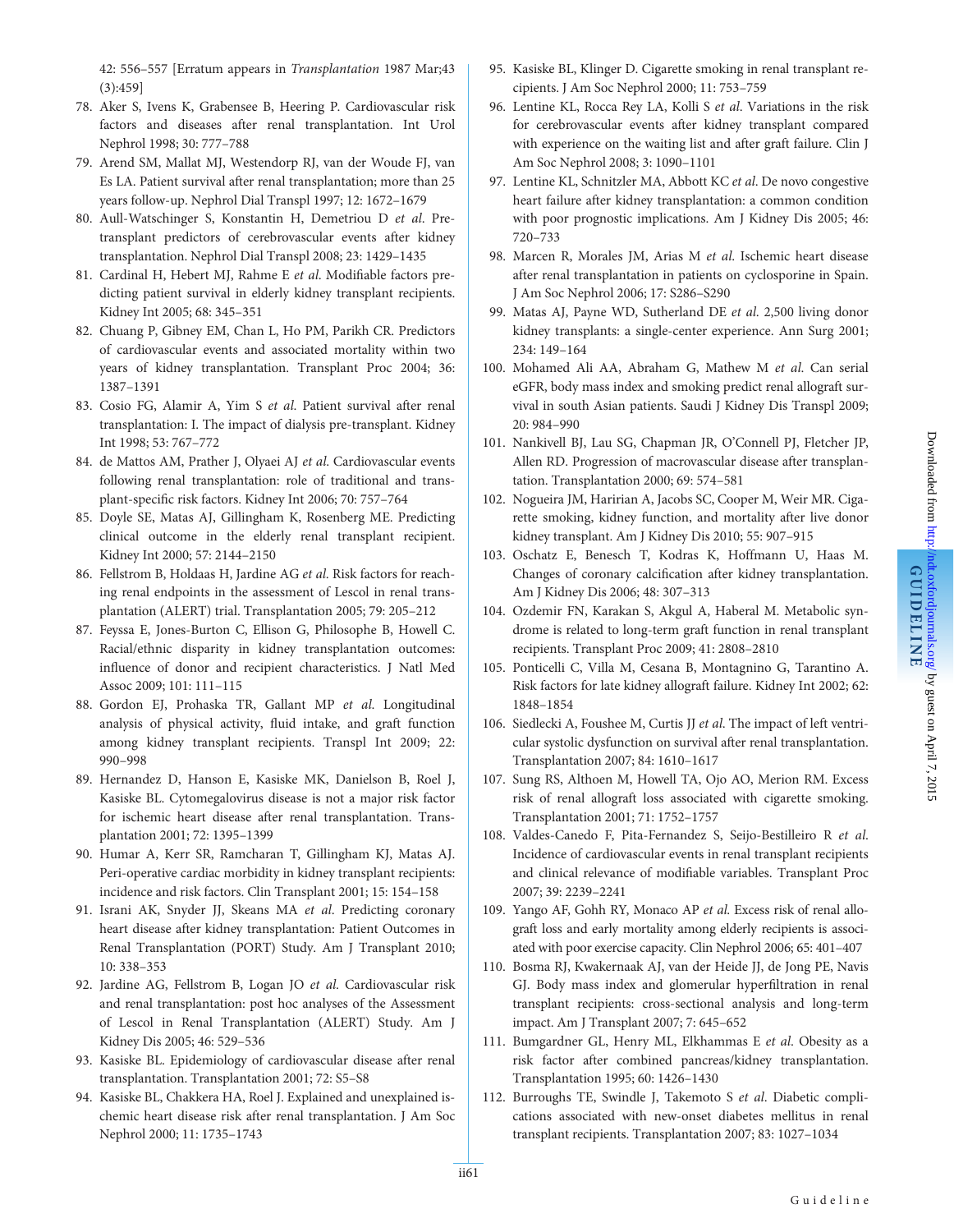42: 556–557 [Erratum appears in *Transplantation* 1987 Mar;43 (3):459]

78. Aker S, Ivens K, Grabensee B, Heering P. Cardiovascular risk factors and diseases after renal transplantation. Int Urol Nephrol 1998; 30: 777–788
79. Arend SM, Mallat MJ, Westendorp RJ, van der Woude FJ, van Es LA. Patient survival after renal transplantation; more than 25 years follow-up. Nephrol Dial Transpl 1997; 12: 1672–1679
80. Aull-Watschinger S, Konstantin H, Demetriou D *et al*. Pre-transplant predictors of cerebrovascular events after kidney transplantation. Nephrol Dial Transpl 2008; 23: 1429–1435
81. Cardinal H, Hebert MJ, Rahme E *et al*. Modifiable factors predicting patient survival in elderly kidney transplant recipients. Kidney Int 2005; 68: 345–351
82. Chuang P, Gibney EM, Chan L, Ho PM, Parikh CR. Predictors of cardiovascular events and associated mortality within two years of kidney transplantation. Transplant Proc 2004; 36: 1387–1391
83. Cosio FG, Alamir A, Yim S *et al*. Patient survival after renal transplantation: I. The impact of dialysis pre-transplant. Kidney Int 1998; 53: 767–772
84. de Mattos AM, Prather J, Olyaei AJ *et al*. Cardiovascular events following renal transplantation: role of traditional and transplant-specific risk factors. Kidney Int 2006; 70: 757–764
85. Doyle SE, Matas AJ, Gillingham K, Rosenberg ME. Predicting clinical outcome in the elderly renal transplant recipient. Kidney Int 2000; 57: 2144–2150
86. Fellstrom B, Holdaas H, Jardine AG *et al*. Risk factors for reaching renal endpoints in the assessment of Lescol in renal transplantation (ALERT) trial. Transplantation 2005; 79: 205–212
87. Feyssa E, Jones-Burton C, Ellison G, Philosophe B, Howell C. Racial/ethnic disparity in kidney transplantation outcomes: influence of donor and recipient characteristics. J Natl Med Assoc 2009; 101: 111–115
88. Gordon EJ, Prohaska TR, Gallant MP *et al*. Longitudinal analysis of physical activity, fluid intake, and graft function among kidney transplant recipients. Transpl Int 2009; 22: 990–998
89. Hernandez D, Hanson E, Kasiske MK, Danielson B, Roel J, Kasiske BL. Cytomegalovirus disease is not a major risk factor for ischemic heart disease after renal transplantation. Transplantation 2001; 72: 1395–1399
90. Humar A, Kerr SR, Ramcharan T, Gillingham KJ, Matas AJ. Peri-operative cardiac morbidity in kidney transplant recipients: incidence and risk factors. Clin Transplant 2001; 15: 154–158
91. Israni AK, Snyder JJ, Skeans MA *et al*. Predicting coronary heart disease after kidney transplantation: Patient Outcomes in Renal Transplantation (PORT) Study. Am J Transplant 2010; 10: 338–353
92. Jardine AG, Fellstrom B, Logan JO *et al*. Cardiovascular risk and renal transplantation: post hoc analyses of the Assessment of Lescol in Renal Transplantation (ALERT) Study. Am J Kidney Dis 2005; 46: 529–536
93. Kasiske BL. Epidemiology of cardiovascular disease after renal transplantation. Transplantation 2001; 72: S5–S8
94. Kasiske BL, Chakkera HA, Roel J. Explained and unexplained ischemic heart disease risk after renal transplantation. J Am Soc Nephrol 2000; 11: 1735–1743
95. Kasiske BL, Klinger D. Cigarette smoking in renal transplant recipients. J Am Soc Nephrol 2000; 11: 753–759
96. Lentine KL, Rocca Rey LA, Kolli S *et al*. Variations in the risk for cerebrovascular events after kidney transplant compared with experience on the waiting list and after graft failure. Clin J Am Soc Nephrol 2008; 3: 1090–1101
97. Lentine KL, Schnitzler MA, Abbott KC *et al*. De novo congestive heart failure after kidney transplantation: a common condition with poor prognostic implications. Am J Kidney Dis 2005; 46: 720–733
98. Marcen R, Morales JM, Arias M *et al*. Ischemic heart disease after renal transplantation in patients on cyclosporine in Spain. J Am Soc Nephrol 2006; 17: S286–S290
99. Matas AJ, Payne WD, Sutherland DE *et al*. 2,500 living donor kidney transplants: a single-center experience. Ann Surg 2001; 234: 149–164
100. Mohamed Ali AA, Abraham G, Mathew M *et al*. Can serial eGFR, body mass index and smoking predict renal allograft survival in south Asian patients. Saudi J Kidney Dis Transpl 2009; 20: 984–990
101. Nankivell BJ, Lau SG, Chapman JR, O'Connell PJ, Fletcher JP, Allen RD. Progression of macrovascular disease after transplantation. Transplantation 2000; 69: 574–581
102. Nogueira JM, Haririan A, Jacobs SC, Cooper M, Weir MR. Cigarette smoking, kidney function, and mortality after live donor kidney transplant. Am J Kidney Dis 2010; 55: 907–915
103. Oschatz E, Benesch T, Kodras K, Hoffmann U, Haas M. Changes of coronary calcification after kidney transplantation. Am J Kidney Dis 2006; 48: 307–313
104. Ozdemir FN, Karakan S, Akgul A, Haberal M. Metabolic syndrome is related to long-term graft function in renal transplant recipients. Transplant Proc 2009; 41: 2808–2810
105. Ponticelli C, Villa M, Cesana B, Montagnino G, Tarantino A. Risk factors for late kidney allograft failure. Kidney Int 2002; 62: 1848–1854
106. Siedlecki A, Foushee M, Curtis JJ *et al*. The impact of left ventricular systolic dysfunction on survival after renal transplantation. Transplantation 2007; 84: 1610–1617
107. Sung RS, Althoen M, Howell TA, Ojo AO, Merion RM. Excess risk of renal allograft loss associated with cigarette smoking. Transplantation 2001; 71: 1752–1757
108. Valdes-Canedo F, Pita-Fernandez S, Seijo-Bestilleiro R *et al*. Incidence of cardiovascular events in renal transplant recipients and clinical relevance of modifiable variables. Transplant Proc 2007; 39: 2239–2241
109. Yango AF, Gohh RY, Monaco AP *et al*. Excess risk of renal allograft loss and early mortality among elderly recipients is associated with poor exercise capacity. Clin Nephrol 2006; 65: 401–407
110. Bosma RJ, Kwakernaak AJ, van der Heide JJ, de Jong PE, Navis GJ. Body mass index and glomerular hyperfiltration in renal transplant recipients: cross-sectional analysis and long-term impact. Am J Transplant 2007; 7: 645–652
111. Bumgardner GL, Henry ML, Elkhammas E *et al*. Obesity as a risk factor after combined pancreas/kidney transplantation. Transplantation 1995; 60: 1426–1430
112. Burroughs TE, Swindle J, Takemoto S *et al*. Diabetic complications associated with new-onset diabetes mellitus in renal transplant recipients. Transplantation 2007; 83: 1027–1034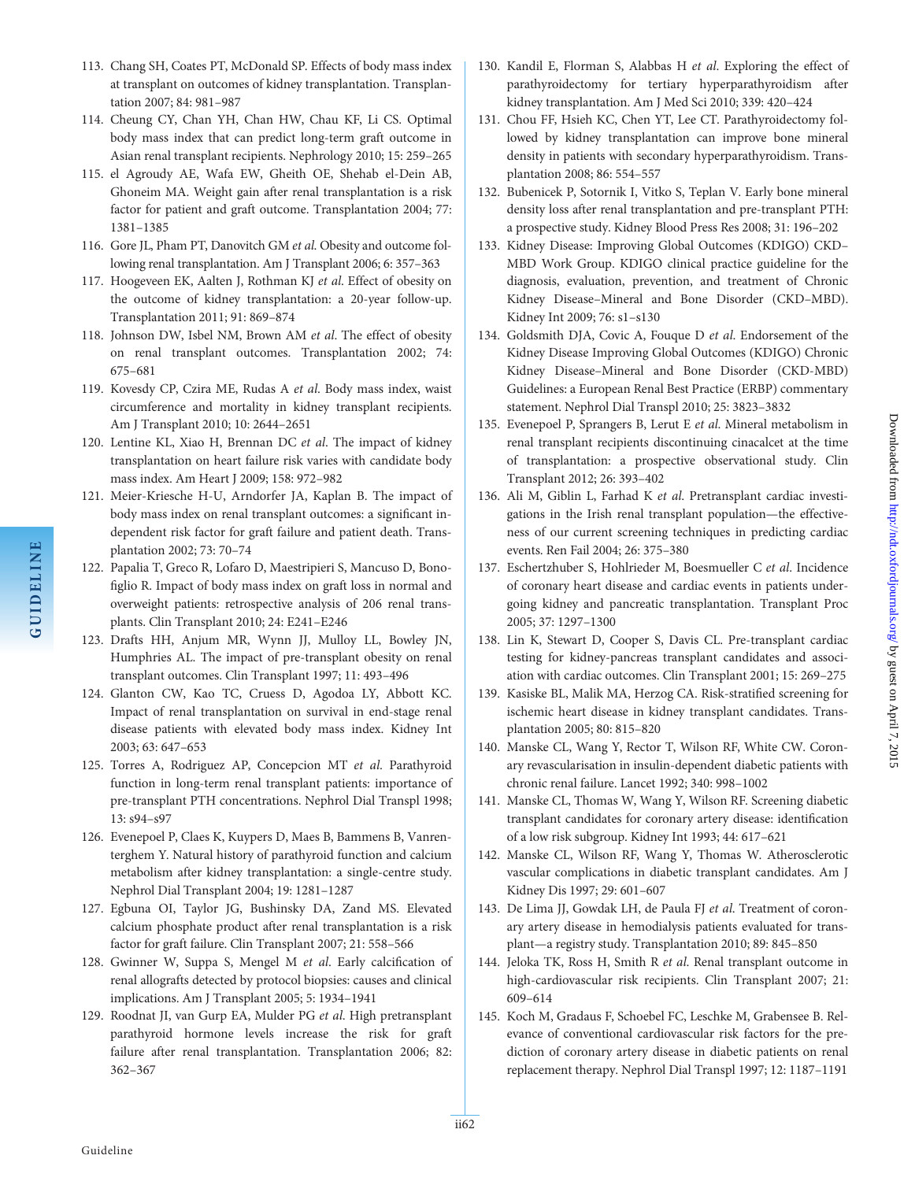113. Chang SH, Coates PT, McDonald SP. Effects of body mass index at transplant on outcomes of kidney transplantation. Transplantation 2007; 84: 981–987
114. Cheung CY, Chan YH, Chan HW, Chau KF, Li CS. Optimal body mass index that can predict long-term graft outcome in Asian renal transplant recipients. Nephrology 2010; 15: 259–265
115. el Agroudy AE, Wafa EW, Gheith OE, Shehab el-Dein AB, Ghoneim MA. Weight gain after renal transplantation is a risk factor for patient and graft outcome. Transplantation 2004; 77: 1381–1385
116. Gore JL, Pham PT, Danovitch GM *et al.* Obesity and outcome following renal transplantation. Am J Transplant 2006; 6: 357–363
117. Hoogeveen EK, Aalten J, Rothman KJ *et al.* Effect of obesity on the outcome of kidney transplantation: a 20-year follow-up. Transplantation 2011; 91: 869–874
118. Johnson DW, Isbel NM, Brown AM *et al.* The effect of obesity on renal transplant outcomes. Transplantation 2002; 74: 675–681
119. Kovesdy CP, Czira ME, Rudas A *et al.* Body mass index, waist circumference and mortality in kidney transplant recipients. Am J Transplant 2010; 10: 2644–2651
120. Lentine KL, Xiao H, Brennan DC *et al.* The impact of kidney transplantation on heart failure risk varies with candidate body mass index. Am Heart J 2009; 158: 972–982
121. Meier-Kriesche H-U, Arndorfer JA, Kaplan B. The impact of body mass index on renal transplant outcomes: a significant independent risk factor for graft failure and patient death. Transplantation 2002; 73: 70–74
122. Papalia T, Greco R, Lofaro D, Maestripieri S, Mancuso D, Bonofiglio R. Impact of body mass index on graft loss in normal and overweight patients: retrospective analysis of 206 renal transplants. Clin Transplant 2010; 24: E241–E246
123. Drafts HH, Anjum MR, Wynn JJ, Mulloy LL, Bowley JN, Humphries AL. The impact of pre-transplant obesity on renal transplant outcomes. Clin Transplant 1997; 11: 493–496
124. Glanton CW, Kao TC, Cruess D, Agodoa LY, Abbott KC. Impact of renal transplantation on survival in end-stage renal disease patients with elevated body mass index. Kidney Int 2003; 63: 647–653
125. Torres A, Rodriguez AP, Concepcion MT *et al.* Parathyroid function in long-term renal transplant patients: importance of pre-transplant PTH concentrations. Nephrol Dial Transpl 1998; 13: s94–s97
126. Evenepoel P, Claes K, Kuypers D, Maes B, Bammens B, Vanrenterghem Y. Natural history of parathyroid function and calcium metabolism after kidney transplantation: a single-centre study. Nephrol Dial Transplant 2004; 19: 1281–1287
127. Egbuna OI, Taylor JG, Bushinsky DA, Zand MS. Elevated calcium phosphate product after renal transplantation is a risk factor for graft failure. Clin Transplant 2007; 21: 558–566
128. Gwinner W, Suppa S, Mengel M *et al.* Early calcification of renal allografts detected by protocol biopsies: causes and clinical implications. Am J Transplant 2005; 5: 1934–1941
129. Roodnat JI, van Gurp EA, Mulder PG *et al.* High pretransplant parathyroid hormone levels increase the risk for graft failure after renal transplantation. Transplantation 2006; 82: 362–367
130. Kandil E, Florman S, Alabbas H *et al.* Exploring the effect of parathyroidectomy for tertiary hyperparathyroidism after kidney transplantation. Am J Med Sci 2010; 339: 420–424
131. Chou FF, Hsieh KC, Chen YT, Lee CT. Parathyroidectomy followed by kidney transplantation can improve bone mineral density in patients with secondary hyperparathyroidism. Transplantation 2008; 86: 554–557
132. Bubenicek P, Sotornik I, Vitko S, Teplan V. Early bone mineral density loss after renal transplantation and pre-transplant PTH: a prospective study. Kidney Blood Press Res 2008; 31: 196–202
133. Kidney Disease: Improving Global Outcomes (KDIGO) CKD–MBD Work Group. KDIGO clinical practice guideline for the diagnosis, evaluation, prevention, and treatment of Chronic Kidney Disease–Mineral and Bone Disorder (CKD–MBD). Kidney Int 2009; 76: s1–s130
134. Goldsmith DJA, Covic A, Fouque D *et al.* Endorsement of the Kidney Disease Improving Global Outcomes (KDIGO) Chronic Kidney Disease–Mineral and Bone Disorder (CKD-MBD) Guidelines: a European Renal Best Practice (ERBP) commentary statement. Nephrol Dial Transpl 2010; 25: 3823–3832
135. Evenepoel P, Sprangers B, Lerut E *et al.* Mineral metabolism in renal transplant recipients discontinuing cinacalcet at the time of transplantation: a prospective observational study. Clin Transplant 2012; 26: 393–402
136. Ali M, Giblin L, Farhad K *et al.* Pretransplant cardiac investigations in the Irish renal transplant population—the effectiveness of our current screening techniques in predicting cardiac events. Ren Fail 2004; 26: 375–380
137. Eschertzhuber S, Hohlrieder M, Boesmueller C *et al.* Incidence of coronary heart disease and cardiac events in patients undergoing kidney and pancreatic transplantation. Transplant Proc 2005; 37: 1297–1300
138. Lin K, Stewart D, Cooper S, Davis CL. Pre-transplant cardiac testing for kidney-pancreas transplant candidates and association with cardiac outcomes. Clin Transplant 2001; 15: 269–275
139. Kasiske BL, Malik MA, Herzog CA. Risk-stratified screening for ischemic heart disease in kidney transplant candidates. Transplantation 2005; 80: 815–820
140. Manske CL, Wang Y, Rector T, Wilson RF, White CW. Coronary revascularisation in insulin-dependent diabetic patients with chronic renal failure. Lancet 1992; 340: 998–1002
141. Manske CL, Thomas W, Wang Y, Wilson RF. Screening diabetic transplant candidates for coronary artery disease: identification of a low risk subgroup. Kidney Int 1993; 44: 617–621
142. Manske CL, Wilson RF, Wang Y, Thomas W. Atherosclerotic vascular complications in diabetic transplant candidates. Am J Kidney Dis 1997; 29: 601–607
143. De Lima JJ, Gowdak LH, de Paula FJ *et al.* Treatment of coronary artery disease in hemodialysis patients evaluated for transplant—a registry study. Transplantation 2010; 89: 845–850
144. Jeloka TK, Ross H, Smith R *et al.* Renal transplant outcome in high-cardiovascular risk recipients. Clin Transplant 2007; 21: 609–614
145. Koch M, Gradaus F, Schoebel FC, Leschke M, Grabensee B. Relevance of conventional cardiovascular risk factors for the prediction of coronary artery disease in diabetic patients on renal replacement therapy. Nephrol Dial Transpl 1997; 12: 1187–1191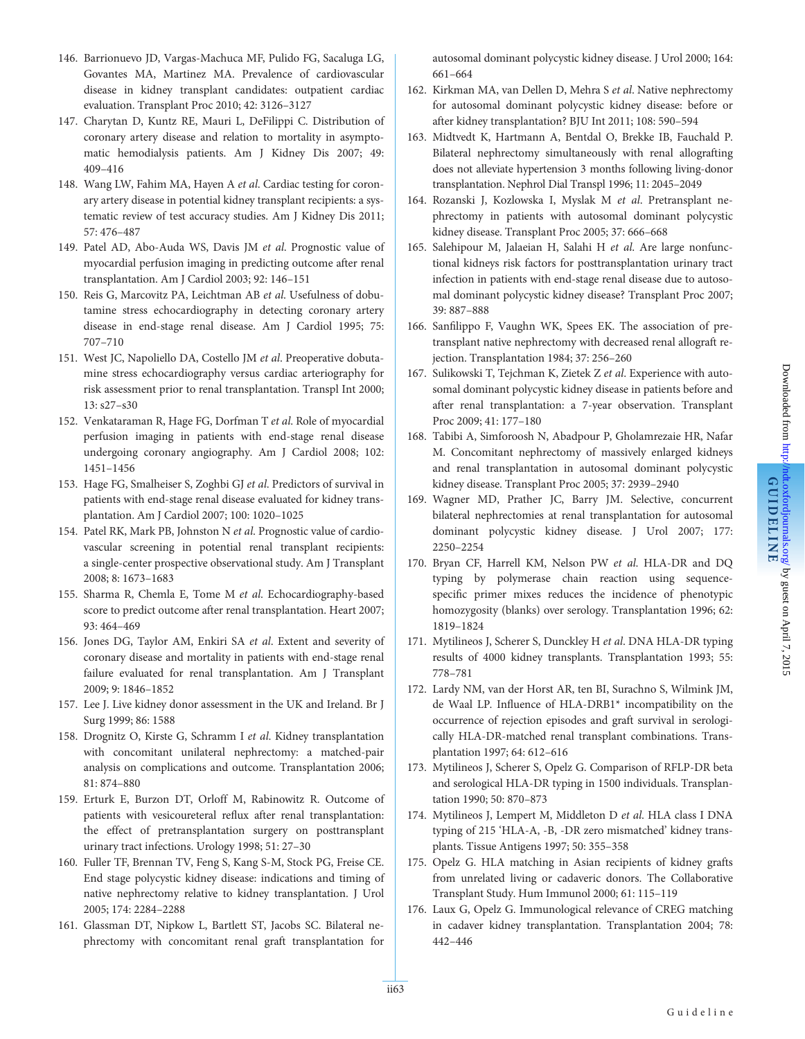146. Barrionuevo JD, Vargas-Machuca MF, Pulido FG, Sacaluga LG, Govantes MA, Martinez MA. Prevalence of cardiovascular disease in kidney transplant candidates: outpatient cardiac evaluation. Transplant Proc 2010; 42: 3126–3127
147. Charytan D, Kuntz RE, Mauri L, DeFilippi C. Distribution of coronary artery disease and relation to mortality in asymptomatic hemodialysis patients. Am J Kidney Dis 2007; 49: 409–416
148. Wang LW, Fahim MA, Hayen A *et al*. Cardiac testing for coronary artery disease in potential kidney transplant recipients: a systematic review of test accuracy studies. Am J Kidney Dis 2011; 57: 476–487
149. Patel AD, Abo-Auda WS, Davis JM *et al*. Prognostic value of myocardial perfusion imaging in predicting outcome after renal transplantation. Am J Cardiol 2003; 92: 146–151
150. Reis G, Marcovitz PA, Leichtman AB *et al*. Usefulness of dobutamine stress echocardiography in detecting coronary artery disease in end-stage renal disease. Am J Cardiol 1995; 75: 707–710
151. West JC, Napoliello DA, Costello JM *et al*. Preoperative dobutamine stress echocardiography versus cardiac arteriography for risk assessment prior to renal transplantation. Transpl Int 2000; 13: s27–s30
152. Venkataraman R, Hage FG, Dorfman T *et al*. Role of myocardial perfusion imaging in patients with end-stage renal disease undergoing coronary angiography. Am J Cardiol 2008; 102: 1451–1456
153. Hage FG, Smalheiser S, Zoghbi GJ *et al*. Predictors of survival in patients with end-stage renal disease evaluated for kidney transplantation. Am J Cardiol 2007; 100: 1020–1025
154. Patel RK, Mark PB, Johnston N *et al*. Prognostic value of cardiovascular screening in potential renal transplant recipients: a single-center prospective observational study. Am J Transplant 2008; 8: 1673–1683
155. Sharma R, Chemla E, Tome M *et al*. Echocardiography-based score to predict outcome after renal transplantation. Heart 2007; 93: 464–469
156. Jones DG, Taylor AM, Enkiri SA *et al*. Extent and severity of coronary disease and mortality in patients with end-stage renal failure evaluated for renal transplantation. Am J Transplant 2009; 9: 1846–1852
157. Lee J. Live kidney donor assessment in the UK and Ireland. Br J Surg 1999; 86: 1588
158. Drognitz O, Kirste G, Schramm I *et al*. Kidney transplantation with concomitant unilateral nephrectomy: a matched-pair analysis on complications and outcome. Transplantation 2006; 81: 874–880
159. Erturk E, Burzon DT, Orloff M, Rabinowitz R. Outcome of patients with vesicoureteral reflux after renal transplantation: the effect of pretransplantation surgery on posttransplant urinary tract infections. Urology 1998; 51: 27–30
160. Fuller TF, Brennan TV, Feng S, Kang S-M, Stock PG, Freise CE. End stage polycystic kidney disease: indications and timing of native nephrectomy relative to kidney transplantation. J Urol 2005; 174: 2284–2288
161. Glassman DT, Nipkow L, Bartlett ST, Jacobs SC. Bilateral nephrectomy with concomitant renal graft transplantation for autosomal dominant polycystic kidney disease. J Urol 2000; 164: 661–664
162. Kirkman MA, van Dellen D, Mehra S *et al*. Native nephrectomy for autosomal dominant polycystic kidney disease: before or after kidney transplantation? BJU Int 2011; 108: 590–594
163. Midtvedt K, Hartmann A, Bentdal O, Brekke IB, Fauchald P. Bilateral nephrectomy simultaneously with renal allografting does not alleviate hypertension 3 months following living-donor transplantation. Nephrol Dial Transpl 1996; 11: 2045–2049
164. Rozanski J, Kozlowska I, Myslak M *et al*. Pretransplant nephrectomy in patients with autosomal dominant polycystic kidney disease. Transplant Proc 2005; 37: 666–668
165. Salehipour M, Jalaeian H, Salahi H *et al*. Are large nonfunctional kidneys risk factors for posttransplantation urinary tract infection in patients with end-stage renal disease due to autosomal dominant polycystic kidney disease? Transplant Proc 2007; 39: 887–888
166. Sanfilippo F, Vaughn WK, Spees EK. The association of pretransplant native nephrectomy with decreased renal allograft rejection. Transplantation 1984; 37: 256–260
167. Sulikowski T, Tejchman K, Zietek Z *et al*. Experience with autosomal dominant polycystic kidney disease in patients before and after renal transplantation: a 7-year observation. Transplant Proc 2009; 41: 177–180
168. Tabibi A, Simforoosh N, Abadpour P, Gholamrezaie HR, Nafar M. Concomitant nephrectomy of massively enlarged kidneys and renal transplantation in autosomal dominant polycystic kidney disease. Transplant Proc 2005; 37: 2939–2940
169. Wagner MD, Prather JC, Barry JM. Selective, concurrent bilateral nephrectomies at renal transplantation for autosomal dominant polycystic kidney disease. J Urol 2007; 177: 2250–2254
170. Bryan CF, Harrell KM, Nelson PW *et al*. HLA-DR and DQ typing by polymerase chain reaction using sequence-specific primer mixes reduces the incidence of phenotypic homozygosity (blanks) over serology. Transplantation 1996; 62: 1819–1824
171. Mytilineos J, Scherer S, Dunckley H *et al*. DNA HLA-DR typing results of 4000 kidney transplants. Transplantation 1993; 55: 778–781
172. Lardy NM, van der Horst AR, ten BI, Surachno S, Wilmink JM, de Waal LP. Influence of HLA-DRB1* incompatibility on the occurrence of rejection episodes and graft survival in serologically HLA-DR-matched renal transplant combinations. Transplantation 1997; 64: 612–616
173. Mytilineos J, Scherer S, Opelz G. Comparison of RFLP-DR beta and serological HLA-DR typing in 1500 individuals. Transplantation 1990; 50: 870–873
174. Mytilineos J, Lempert M, Middleton D *et al*. HLA class I DNA typing of 215 'HLA-A, -B, -DR zero mismatched' kidney transplants. Tissue Antigens 1997; 50: 355–358
175. Opelz G. HLA matching in Asian recipients of kidney grafts from unrelated living or cadaveric donors. The Collaborative Transplant Study. Hum Immunol 2000; 61: 115–119
176. Laux G, Opelz G. Immunological relevance of CREG matching in cadaver kidney transplantation. Transplantation 2004; 78: 442–446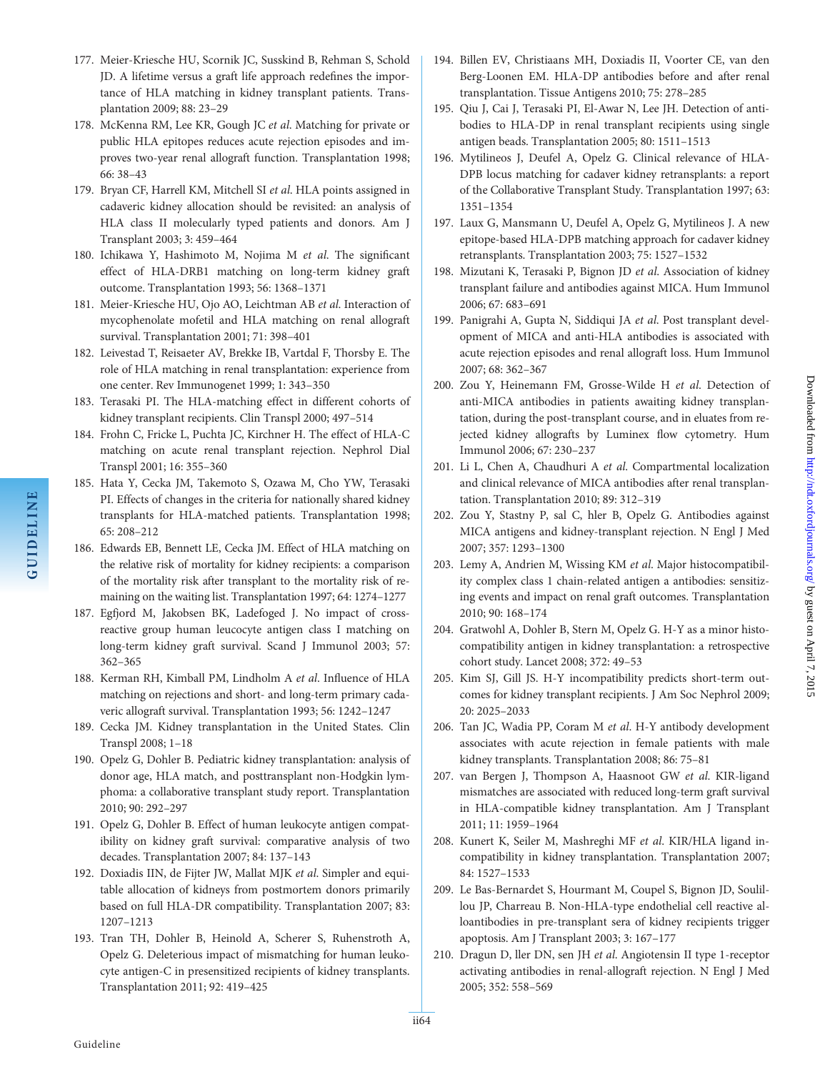177. Meier-Kriesche HU, Scornik JC, Susskind B, Rehman S, Schold JD. A lifetime versus a graft life approach redefines the importance of HLA matching in kidney transplant patients. Transplantation 2009; 88: 23–29
178. McKenna RM, Lee KR, Gough JC *et al*. Matching for private or public HLA epitopes reduces acute rejection episodes and improves two-year renal allograft function. Transplantation 1998; 66: 38–43
179. Bryan CF, Harrell KM, Mitchell SI *et al*. HLA points assigned in cadaveric kidney allocation should be revisited: an analysis of HLA class II molecularly typed patients and donors. Am J Transplant 2003; 3: 459–464
180. Ichikawa Y, Hashimoto M, Nojima M *et al*. The significant effect of HLA-DRB1 matching on long-term kidney graft outcome. Transplantation 1993; 56: 1368–1371
181. Meier-Kriesche HU, Ojo AO, Leichtman AB *et al*. Interaction of mycophenolate mofetil and HLA matching on renal allograft survival. Transplantation 2001; 71: 398–401
182. Leivestad T, Reisaeter AV, Brekke IB, Vartdal F, Thorsby E. The role of HLA matching in renal transplantation: experience from one center. Rev Immunogenet 1999; 1: 343–350
183. Terasaki PI. The HLA-matching effect in different cohorts of kidney transplant recipients. Clin Transpl 2000; 497–514
184. Frohn C, Fricke L, Puchta JC, Kirchner H. The effect of HLA-C matching on acute renal transplant rejection. Nephrol Dial Transpl 2001; 16: 355–360
185. Hata Y, Cecka JM, Takemoto S, Ozawa M, Cho YW, Terasaki PI. Effects of changes in the criteria for nationally shared kidney transplants for HLA-matched patients. Transplantation 1998; 65: 208–212
186. Edwards EB, Bennett LE, Cecka JM. Effect of HLA matching on the relative risk of mortality for kidney recipients: a comparison of the mortality risk after transplant to the mortality risk of remaining on the waiting list. Transplantation 1997; 64: 1274–1277
187. Egfjord M, Jakobsen BK, Ladefoged J. No impact of cross-reactive group human leucocyte antigen class I matching on long-term kidney graft survival. Scand J Immunol 2003; 57: 362–365
188. Kerman RH, Kimball PM, Lindholm A *et al*. Influence of HLA matching on rejections and short- and long-term primary cadaveric allograft survival. Transplantation 1993; 56: 1242–1247
189. Cecka JM. Kidney transplantation in the United States. Clin Transpl 2008; 1–18
190. Opelz G, Dohler B. Pediatric kidney transplantation: analysis of donor age, HLA match, and posttransplant non-Hodgkin lymphoma: a collaborative transplant study report. Transplantation 2010; 90: 292–297
191. Opelz G, Dohler B. Effect of human leukocyte antigen compatibility on kidney graft survival: comparative analysis of two decades. Transplantation 2007; 84: 137–143
192. Doxiadis IIN, de Fijter JW, Mallat MJK *et al*. Simpler and equitable allocation of kidneys from postmortem donors primarily based on full HLA-DR compatibility. Transplantation 2007; 83: 1207–1213
193. Tran TH, Dohler B, Heinold A, Scherer S, Ruhenstroth A, Opelz G. Deleterious impact of mismatching for human leukocyte antigen-C in presensitized recipients of kidney transplants. Transplantation 2011; 92: 419–425
194. Billen EV, Christiaans MH, Doxiadis II, Voorter CE, van den Berg-Loonen EM. HLA-DP antibodies before and after renal transplantation. Tissue Antigens 2010; 75: 278–285
195. Qiu J, Cai J, Terasaki PI, El-Awar N, Lee JH. Detection of antibodies to HLA-DP in renal transplant recipients using single antigen beads. Transplantation 2005; 80: 1511–1513
196. Mytilineos J, Deufel A, Opelz G. Clinical relevance of HLA-DPB locus matching for cadaver kidney retransplants: a report of the Collaborative Transplant Study. Transplantation 1997; 63: 1351–1354
197. Laux G, Mansmann U, Deufel A, Opelz G, Mytilineos J. A new epitope-based HLA-DPB matching approach for cadaver kidney retransplants. Transplantation 2003; 75: 1527–1532
198. Mizutani K, Terasaki P, Bignon JD *et al*. Association of kidney transplant failure and antibodies against MICA. Hum Immunol 2006; 67: 683–691
199. Panigrahi A, Gupta N, Siddiqui JA *et al*. Post transplant development of MICA and anti-HLA antibodies is associated with acute rejection episodes and renal allograft loss. Hum Immunol 2007; 68: 362–367
200. Zou Y, Heinemann FM, Grosse-Wilde H *et al*. Detection of anti-MICA antibodies in patients awaiting kidney transplantation, during the post-transplant course, and in eluates from rejected kidney allografts by Luminex flow cytometry. Hum Immunol 2006; 67: 230–237
201. Li L, Chen A, Chaudhuri A *et al*. Compartmental localization and clinical relevance of MICA antibodies after renal transplantation. Transplantation 2010; 89: 312–319
202. Zou Y, Stastny P, sal C, hler B, Opelz G. Antibodies against MICA antigens and kidney-transplant rejection. N Engl J Med 2007; 357: 1293–1300
203. Lemy A, Andrien M, Wissing KM *et al*. Major histocompatibility complex class 1 chain-related antigen a antibodies: sensitizing events and impact on renal graft outcomes. Transplantation 2010; 90: 168–174
204. Gratwohl A, Dohler B, Stern M, Opelz G. H-Y as a minor histocompatibility antigen in kidney transplantation: a retrospective cohort study. Lancet 2008; 372: 49–53
205. Kim SJ, Gill JS. H-Y incompatibility predicts short-term outcomes for kidney transplant recipients. J Am Soc Nephrol 2009; 20: 2025–2033
206. Tan JC, Wadia PP, Coram M *et al*. H-Y antibody development associates with acute rejection in female patients with male kidney transplants. Transplantation 2008; 86: 75–81
207. van Bergen J, Thompson A, Haasnoot GW *et al*. KIR-ligand mismatches are associated with reduced long-term graft survival in HLA-compatible kidney transplantation. Am J Transplant 2011; 11: 1959–1964
208. Kunert K, Seiler M, Mashreghi MF *et al*. KIR/HLA ligand incompatibility in kidney transplantation. Transplantation 2007; 84: 1527–1533
209. Le Bas-Bernardet S, Hourmant M, Coupel S, Bignon JD, Soulillou JP, Charreau B. Non-HLA-type endothelial cell reactive alloantibodies in pre-transplant sera of kidney recipients trigger apoptosis. Am J Transplant 2003; 3: 167–177
210. Dragun D, ller DN, sen JH *et al*. Angiotensin II type 1-receptor activating antibodies in renal-allograft rejection. N Engl J Med 2005; 352: 558–569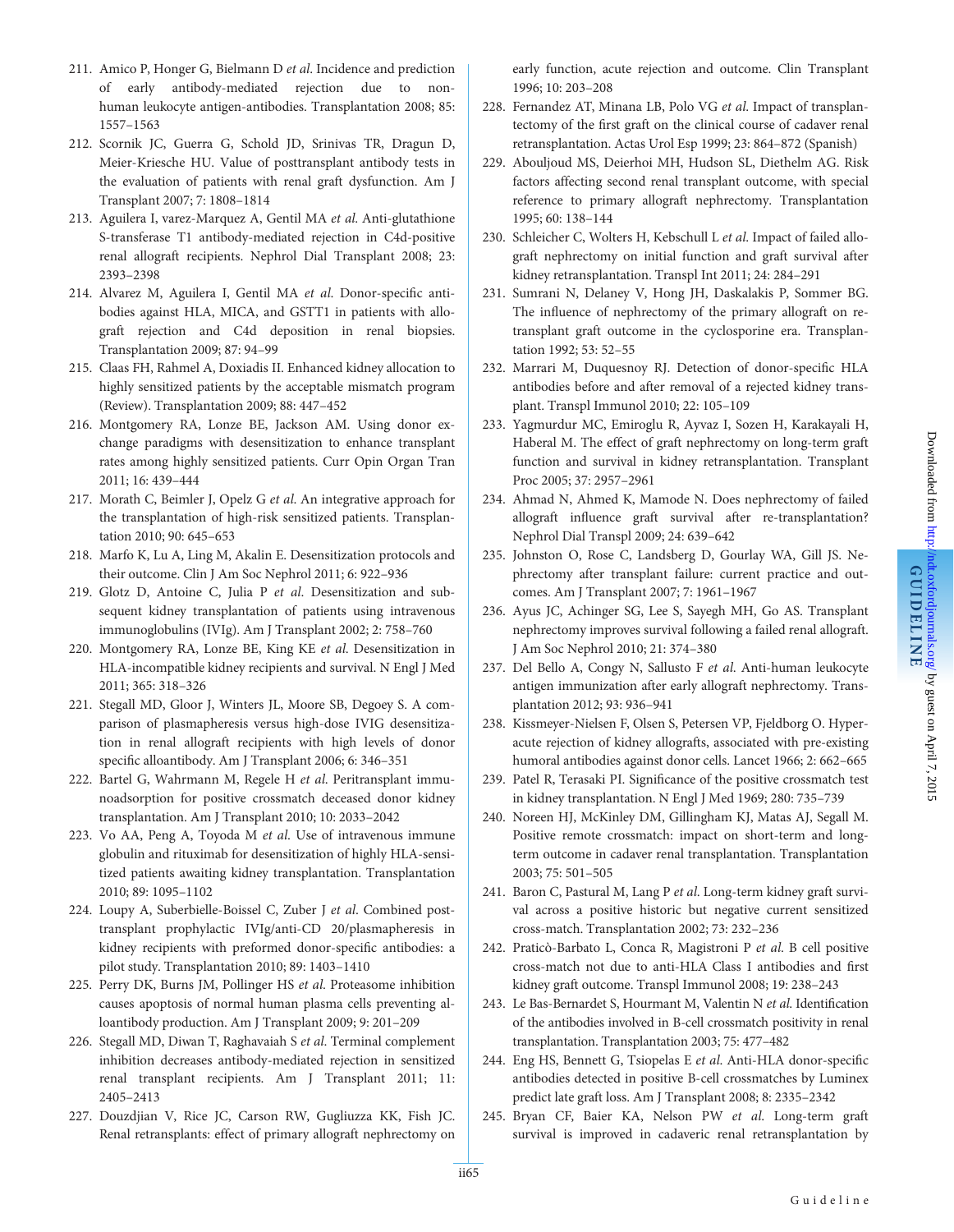211. Amico P, Honger G, Bielmann D *et al.* Incidence and prediction of early antibody-mediated rejection due to non-human leukocyte antigen-antibodies. Transplantation 2008; 85: 1557–1563
212. Scornik JC, Guerra G, Schold JD, Srinivas TR, Dragun D, Meier-Kriesche HU. Value of posttransplant antibody tests in the evaluation of patients with renal graft dysfunction. Am J Transplant 2007; 7: 1808–1814
213. Aguilera I, varez-Marquez A, Gentil MA *et al.* Anti-glutathione S-transferase T1 antibody-mediated rejection in C4d-positive renal allograft recipients. Nephrol Dial Transplant 2008; 23: 2393–2398
214. Alvarez M, Aguilera I, Gentil MA *et al.* Donor-specific antibodies against HLA, MICA, and GSTT1 in patients with allograft rejection and C4d deposition in renal biopsies. Transplantation 2009; 87: 94–99
215. Claas FH, Rahmel A, Doxiadis II. Enhanced kidney allocation to highly sensitized patients by the acceptable mismatch program (Review). Transplantation 2009; 88: 447–452
216. Montgomery RA, Lonze BE, Jackson AM. Using donor exchange paradigms with desensitization to enhance transplant rates among highly sensitized patients. Curr Opin Organ Tran 2011; 16: 439–444
217. Morath C, Beimler J, Opelz G *et al.* An integrative approach for the transplantation of high-risk sensitized patients. Transplantation 2010; 90: 645–653
218. Marfo K, Lu A, Ling M, Akalin E. Desensitization protocols and their outcome. Clin J Am Soc Nephrol 2011; 6: 922–936
219. Glotz D, Antoine C, Julia P *et al.* Desensitization and subsequent kidney transplantation of patients using intravenous immunoglobulins (IVIg). Am J Transplant 2002; 2: 758–760
220. Montgomery RA, Lonze BE, King KE *et al.* Desensitization in HLA-incompatible kidney recipients and survival. N Engl J Med 2011; 365: 318–326
221. Stegall MD, Gloor J, Winters JL, Moore SB, Degoey S. A comparison of plasmapheresis versus high-dose IVIG desensitization in renal allograft recipients with high levels of donor specific alloantibody. Am J Transplant 2006; 6: 346–351
222. Bartel G, Wahrmann M, Regele H *et al.* Peritransplant immunoadsorption for positive crossmatch deceased donor kidney transplantation. Am J Transplant 2010; 10: 2033–2042
223. Vo AA, Peng A, Toyoda M *et al.* Use of intravenous immune globulin and rituximab for desensitization of highly HLA-sensitized patients awaiting kidney transplantation. Transplantation 2010; 89: 1095–1102
224. Loupy A, Suberbielle-Boissel C, Zuber J *et al.* Combined posttransplant prophylactic IVIg/anti-CD 20/plasmapheresis in kidney recipients with preformed donor-specific antibodies: a pilot study. Transplantation 2010; 89: 1403–1410
225. Perry DK, Burns JM, Pollinger HS *et al.* Proteasome inhibition causes apoptosis of normal human plasma cells preventing alloantibody production. Am J Transplant 2009; 9: 201–209
226. Stegall MD, Diwan T, Raghavaiah S *et al.* Terminal complement inhibition decreases antibody-mediated rejection in sensitized renal transplant recipients. Am J Transplant 2011; 11: 2405–2413
227. Douzdjian V, Rice JC, Carson RW, Gugliuzza KK, Fish JC. Renal retransplants: effect of primary allograft nephrectomy on early function, acute rejection and outcome. Clin Transplant 1996; 10: 203–208
228. Fernandez AT, Minana LB, Polo VG *et al.* Impact of transplantectomy of the first graft on the clinical course of cadaver renal retransplantation. Actas Urol Esp 1999; 23: 864–872 (Spanish)
229. Abouljoud MS, Deierhoi MH, Hudson SL, Diethelm AG. Risk factors affecting second renal transplant outcome, with special reference to primary allograft nephrectomy. Transplantation 1995; 60: 138–144
230. Schleicher C, Wolters H, Kebschull L *et al.* Impact of failed allograft nephrectomy on initial function and graft survival after kidney retransplantation. Transpl Int 2011; 24: 284–291
231. Sumrani N, Delaney V, Hong JH, Daskalakis P, Sommer BG. The influence of nephrectomy of the primary allograft on retransplant graft outcome in the cyclosporine era. Transplantation 1992; 53: 52–55
232. Marrari M, Duquesnoy RJ. Detection of donor-specific HLA antibodies before and after removal of a rejected kidney transplant. Transpl Immunol 2010; 22: 105–109
233. Yagmurdur MC, Emiroglu R, Ayvaz I, Sozen H, Karakayali H, Haberal M. The effect of graft nephrectomy on long-term graft function and survival in kidney retransplantation. Transplant Proc 2005; 37: 2957–2961
234. Ahmad N, Ahmed K, Mamode N. Does nephrectomy of failed allograft influence graft survival after re-transplantation? Nephrol Dial Transpl 2009; 24: 639–642
235. Johnston O, Rose C, Landsberg D, Gourlay WA, Gill JS. Nephrectomy after transplant failure: current practice and outcomes. Am J Transplant 2007; 7: 1961–1967
236. Ayus JC, Achinger SG, Lee S, Sayegh MH, Go AS. Transplant nephrectomy improves survival following a failed renal allograft. J Am Soc Nephrol 2010; 21: 374–380
237. Del Bello A, Congy N, Sallusto F *et al.* Anti-human leukocyte antigen immunization after early allograft nephrectomy. Transplantation 2012; 93: 936–941
238. Kissmeyer-Nielsen F, Olsen S, Petersen VP, Fjeldborg O. Hyperacute rejection of kidney allografts, associated with pre-existing humoral antibodies against donor cells. Lancet 1966; 2: 662–665
239. Patel R, Terasaki PI. Significance of the positive crossmatch test in kidney transplantation. N Engl J Med 1969; 280: 735–739
240. Noreen HJ, McKinley DM, Gillingham KJ, Matas AJ, Segall M. Positive remote crossmatch: impact on short-term and long-term outcome in cadaver renal transplantation. Transplantation 2003; 75: 501–505
241. Baron C, Pastural M, Lang P *et al.* Long-term kidney graft survival across a positive historic but negative current sensitized cross-match. Transplantation 2002; 73: 232–236
242. Praticò-Barbato L, Conca R, Magistroni P *et al.* B cell positive cross-match not due to anti-HLA Class I antibodies and first kidney graft outcome. Transpl Immunol 2008; 19: 238–243
243. Le Bas-Bernardet S, Hourmant M, Valentin N *et al.* Identification of the antibodies involved in B-cell crossmatch positivity in renal transplantation. Transplantation 2003; 75: 477–482
244. Eng HS, Bennett G, Tsiopelas E *et al.* Anti-HLA donor-specific antibodies detected in positive B-cell crossmatches by Luminex predict late graft loss. Am J Transplant 2008; 8: 2335–2342
245. Bryan CF, Baier KA, Nelson PW *et al.* Long-term graft survival is improved in cadaveric renal retransplantation by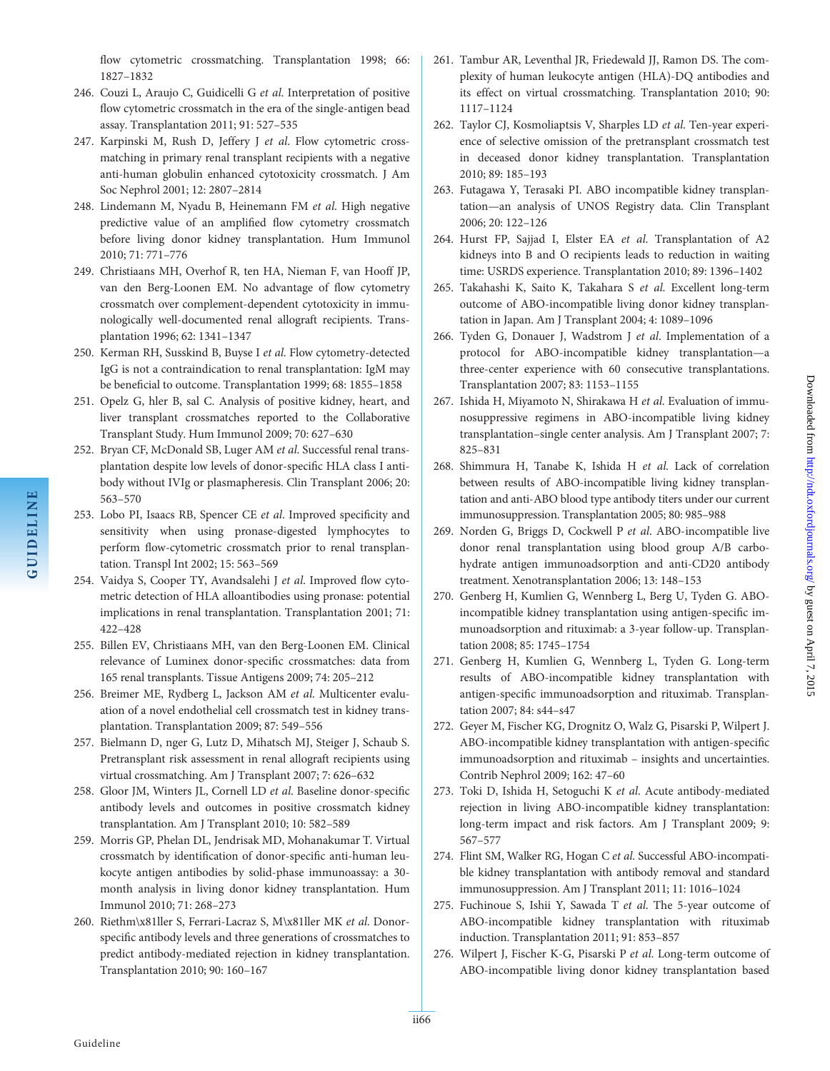flow cytometric crossmatching. Transplantation 1998; 66: 1827–1832

246. Couzi L, Araujo C, Guidicelli G *et al*. Interpretation of positive flow cytometric crossmatch in the era of the single-antigen bead assay. Transplantation 2011; 91: 527–535
247. Karpinski M, Rush D, Jeffery J *et al*. Flow cytometric crossmatching in primary renal transplant recipients with a negative anti-human globulin enhanced cytotoxicity crossmatch. J Am Soc Nephrol 2001; 12: 2807–2814
248. Lindemann M, Nyadu B, Heinemann FM *et al*. High negative predictive value of an amplified flow cytometry crossmatch before living donor kidney transplantation. Hum Immunol 2010; 71: 771–776
249. Christiaans MH, Overhof R, ten HA, Nieman F, van Hooff JP, van den Berg-Loonen EM. No advantage of flow cytometry crossmatch over complement-dependent cytotoxicity in immunologically well-documented renal allograft recipients. Transplantation 1996; 62: 1341–1347
250. Kerman RH, Susskind B, Buyse I *et al*. Flow cytometry-detected IgG is not a contraindication to renal transplantation: IgM may be beneficial to outcome. Transplantation 1999; 68: 1855–1858
251. Opelz G, hler B, sal C. Analysis of positive kidney, heart, and liver transplant crossmatches reported to the Collaborative Transplant Study. Hum Immunol 2009; 70: 627–630
252. Bryan CF, McDonald SB, Luger AM *et al*. Successful renal transplantation despite low levels of donor-specific HLA class I antibody without IVIg or plasmapheresis. Clin Transplant 2006; 20: 563–570
253. Lobo PI, Isaacs RB, Spencer CE *et al*. Improved specificity and sensitivity when using pronase-digested lymphocytes to perform flow-cytometric crossmatch prior to renal transplantation. Transpl Int 2002; 15: 563–569
254. Vaidya S, Cooper TY, Avandsalehi J *et al*. Improved flow cytometric detection of HLA alloantibodies using pronase: potential implications in renal transplantation. Transplantation 2001; 71: 422–428
255. Billen EV, Christiaans MH, van den Berg-Loonen EM. Clinical relevance of Luminex donor-specific crossmatches: data from 165 renal transplants. Tissue Antigens 2009; 74: 205–212
256. Breimer ME, Rydberg L, Jackson AM *et al*. Multicenter evaluation of a novel endothelial cell crossmatch test in kidney transplantation. Transplantation 2009; 87: 549–556
257. Bielmann D, nger G, Lutz D, Mihatsch MJ, Steiger J, Schaub S. Pretransplant risk assessment in renal allograft recipients using virtual crossmatching. Am J Transplant 2007; 7: 626–632
258. Gloor JM, Winters JL, Cornell LD *et al*. Baseline donor-specific antibody levels and outcomes in positive crossmatch kidney transplantation. Am J Transplant 2010; 10: 582–589
259. Morris GP, Phelan DL, Jendrisak MD, Mohanakumar T. Virtual crossmatch by identification of donor-specific anti-human leukocyte antigen antibodies by solid-phase immunoassay: a 30-month analysis in living donor kidney transplantation. Hum Immunol 2010; 71: 268–273
260. Riethm\x81ller S, Ferrari-Lacraz S, M\x81ller MK *et al*. Donor-specific antibody levels and three generations of crossmatches to predict antibody-mediated rejection in kidney transplantation. Transplantation 2010; 90: 160–167
261. Tambur AR, Leventhal JR, Friedewald JJ, Ramon DS. The complexity of human leukocyte antigen (HLA)-DQ antibodies and its effect on virtual crossmatching. Transplantation 2010; 90: 1117–1124
262. Taylor CJ, Kosmoliaptsis V, Sharples LD *et al*. Ten-year experience of selective omission of the pretransplant crossmatch test in deceased donor kidney transplantation. Transplantation 2010; 89: 185–193
263. Futagawa Y, Terasaki PI. ABO incompatible kidney transplantation—an analysis of UNOS Registry data. Clin Transplant 2006; 20: 122–126
264. Hurst FP, Sajjad I, Elster EA *et al*. Transplantation of A2 kidneys into B and O recipients leads to reduction in waiting time: USRDS experience. Transplantation 2010; 89: 1396–1402
265. Takahashi K, Saito K, Takahara S *et al*. Excellent long-term outcome of ABO-incompatible living donor kidney transplantation in Japan. Am J Transplant 2004; 4: 1089–1096
266. Tyden G, Donauer J, Wadstrom J *et al*. Implementation of a protocol for ABO-incompatible kidney transplantation—a three-center experience with 60 consecutive transplantations. Transplantation 2007; 83: 1153–1155
267. Ishida H, Miyamoto N, Shirakawa H *et al*. Evaluation of immunosuppressive regimens in ABO-incompatible living kidney transplantation–single center analysis. Am J Transplant 2007; 7: 825–831
268. Shimmura H, Tanabe K, Ishida H *et al*. Lack of correlation between results of ABO-incompatible living kidney transplantation and anti-ABO blood type antibody titers under our current immunosuppression. Transplantation 2005; 80: 985–988
269. Norden G, Briggs D, Cockwell P *et al*. ABO-incompatible live donor renal transplantation using blood group A/B carbohydrate antigen immunoadsorption and anti-CD20 antibody treatment. Xenotransplantation 2006; 13: 148–153
270. Genberg H, Kumlien G, Wennberg L, Berg U, Tyden G. ABO-incompatible kidney transplantation using antigen-specific immunoadsorption and rituximab: a 3-year follow-up. Transplantation 2008; 85: 1745–1754
271. Genberg H, Kumlien G, Wennberg L, Tyden G. Long-term results of ABO-incompatible kidney transplantation with antigen-specific immunoadsorption and rituximab. Transplantation 2007; 84: s44–s47
272. Geyer M, Fischer KG, Drognitz O, Walz G, Pisarski P, Wilpert J. ABO-incompatible kidney transplantation with antigen-specific immunoadsorption and rituximab – insights and uncertainties. Contrib Nephrol 2009; 162: 47–60
273. Toki D, Ishida H, Setoguchi K *et al*. Acute antibody-mediated rejection in living ABO-incompatible kidney transplantation: long-term impact and risk factors. Am J Transplant 2009; 9: 567–577
274. Flint SM, Walker RG, Hogan C *et al*. Successful ABO-incompatible kidney transplantation with antibody removal and standard immunosuppression. Am J Transplant 2011; 11: 1016–1024
275. Fuchinoue S, Ishii Y, Sawada T *et al*. The 5-year outcome of ABO-incompatible kidney transplantation with rituximab induction. Transplantation 2011; 91: 853–857
276. Wilpert J, Fischer K-G, Pisarski P *et al*. Long-term outcome of ABO-incompatible living donor kidney transplantation based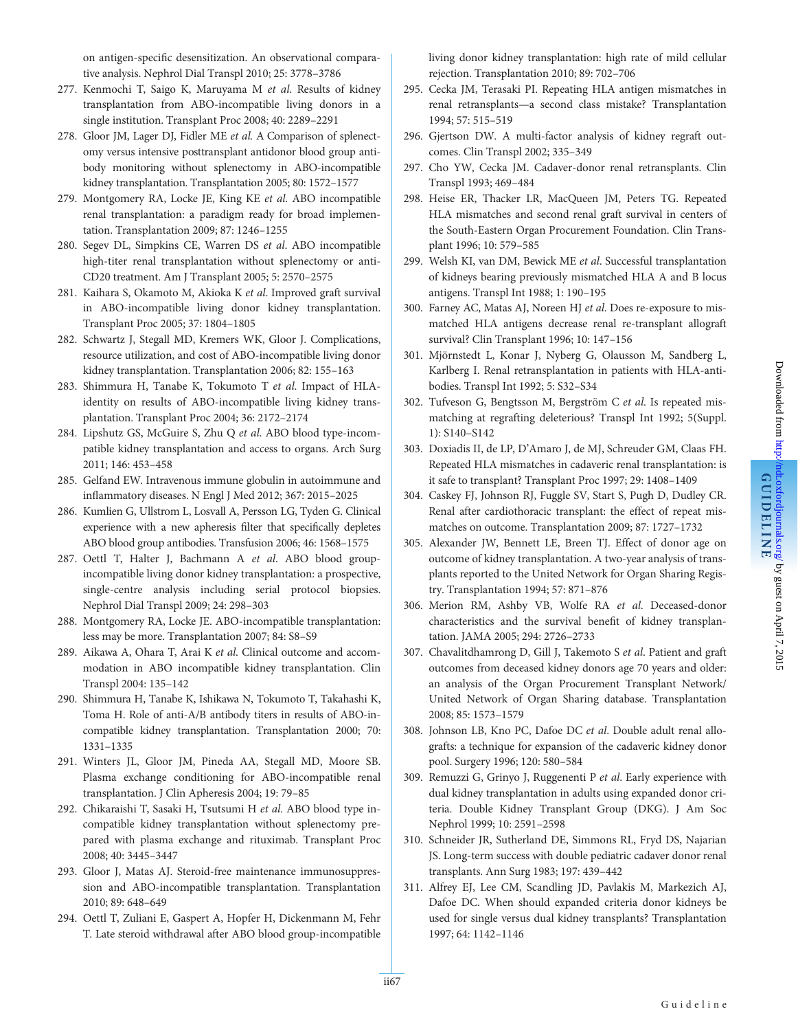on antigen-specific desensitization. An observational comparative analysis. Nephrol Dial Transpl 2010; 25: 3778–3786

277. Kenmochi T, Saigo K, Maruyama M *et al*. Results of kidney transplantation from ABO-incompatible living donors in a single institution. Transplant Proc 2008; 40: 2289–2291
278. Gloor JM, Lager DJ, Fidler ME *et al*. A Comparison of splenectomy versus intensive posttransplant antidonor blood group antibody monitoring without splenectomy in ABO-incompatible kidney transplantation. Transplantation 2005; 80: 1572–1577
279. Montgomery RA, Locke JE, King KE *et al*. ABO incompatible renal transplantation: a paradigm ready for broad implementation. Transplantation 2009; 87: 1246–1255
280. Segev DL, Simpkins CE, Warren DS *et al*. ABO incompatible high-titer renal transplantation without splenectomy or anti-CD20 treatment. Am J Transplant 2005; 5: 2570–2575
281. Kaihara S, Okamoto M, Akioka K *et al*. Improved graft survival in ABO-incompatible living donor kidney transplantation. Transplant Proc 2005; 37: 1804–1805
282. Schwartz J, Stegall MD, Kremers WK, Gloor J. Complications, resource utilization, and cost of ABO-incompatible living donor kidney transplantation. Transplantation 2006; 82: 155–163
283. Shimmura H, Tanabe K, Tokumoto T *et al*. Impact of HLA-identity on results of ABO-incompatible living kidney transplantation. Transplant Proc 2004; 36: 2172–2174
284. Lipshutz GS, McGuire S, Zhu Q *et al*. ABO blood type-incompatible kidney transplantation and access to organs. Arch Surg 2011; 146: 453–458
285. Gelfand EW. Intravenous immune globulin in autoimmune and inflammatory diseases. N Engl J Med 2012; 367: 2015–2025
286. Kumlien G, Ullstrom L, Losvall A, Persson LG, Tyden G. Clinical experience with a new apheresis filter that specifically depletes ABO blood group antibodies. Transfusion 2006; 46: 1568–1575
287. Oettl T, Halter J, Bachmann A *et al*. ABO blood group-incompatible living donor kidney transplantation: a prospective, single-centre analysis including serial protocol biopsies. Nephrol Dial Transpl 2009; 24: 298–303
288. Montgomery RA, Locke JE. ABO-incompatible transplantation: less may be more. Transplantation 2007; 84: S8–S9
289. Aikawa A, Ohara T, Arai K *et al*. Clinical outcome and accommodation in ABO incompatible kidney transplantation. Clin Transpl 2004: 135–142
290. Shimmura H, Tanabe K, Ishikawa N, Tokumoto T, Takahashi K, Toma H. Role of anti-A/B antibody titers in results of ABO-incompatible kidney transplantation. Transplantation 2000; 70: 1331–1335
291. Winters JL, Gloor JM, Pineda AA, Stegall MD, Moore SB. Plasma exchange conditioning for ABO-incompatible renal transplantation. J Clin Apheresis 2004; 19: 79–85
292. Chikaraishi T, Sasaki H, Tsutsumi H *et al*. ABO blood type incompatible kidney transplantation without splenectomy prepared with plasma exchange and rituximab. Transplant Proc 2008; 40: 3445–3447
293. Gloor J, Matas AJ. Steroid-free maintenance immunosuppression and ABO-incompatible transplantation. Transplantation 2010; 89: 648–649
294. Oettl T, Zuliani E, Gaspert A, Hopfer H, Dickenmann M, Fehr T. Late steroid withdrawal after ABO blood group-incompatible living donor kidney transplantation: high rate of mild cellular rejection. Transplantation 2010; 89: 702–706
295. Cecka JM, Terasaki PI. Repeating HLA antigen mismatches in renal retransplants—a second class mistake? Transplantation 1994; 57: 515–519
296. Gjertson DW. A multi-factor analysis of kidney regraft outcomes. Clin Transpl 2002; 335–349
297. Cho YW, Cecka JM. Cadaver-donor renal retransplants. Clin Transpl 1993; 469–484
298. Heise ER, Thacker LR, MacQueen JM, Peters TG. Repeated HLA mismatches and second renal graft survival in centers of the South-Eastern Organ Procurement Foundation. Clin Transplant 1996; 10: 579–585
299. Welsh KI, van DM, Bewick ME *et al*. Successful transplantation of kidneys bearing previously mismatched HLA A and B locus antigens. Transpl Int 1988; 1: 190–195
300. Farney AC, Matas AJ, Noreen HJ *et al*. Does re-exposure to mismatched HLA antigens decrease renal re-transplant allograft survival? Clin Transplant 1996; 10: 147–156
301. Mjörnstedt L, Konar J, Nyberg G, Olausson M, Sandberg L, Karlberg I. Renal retransplantation in patients with HLA-antibodies. Transpl Int 1992; 5: S32–S34
302. Tufveson G, Bengtsson M, Bergström C *et al*. Is repeated mismatching at regrafting deleterious? Transpl Int 1992; 5(Suppl. 1): S140–S142
303. Doxiadis II, de LP, D'Amaro J, de MJ, Schreuder GM, Claas FH. Repeated HLA mismatches in cadaveric renal transplantation: is it safe to transplant? Transplant Proc 1997; 29: 1408–1409
304. Caskey FJ, Johnson RJ, Fuggle SV, Start S, Pugh D, Dudley CR. Renal after cardiothoracic transplant: the effect of repeat mismatches on outcome. Transplantation 2009; 87: 1727–1732
305. Alexander JW, Bennett LE, Breen TJ. Effect of donor age on outcome of kidney transplantation. A two-year analysis of transplants reported to the United Network for Organ Sharing Registry. Transplantation 1994; 57: 871–876
306. Merion RM, Ashby VB, Wolfe RA *et al*. Deceased-donor characteristics and the survival benefit of kidney transplantation. JAMA 2005; 294: 2726–2733
307. Chavalitdhamrong D, Gill J, Takemoto S *et al*. Patient and graft outcomes from deceased kidney donors age 70 years and older: an analysis of the Organ Procurement Transplant Network/ United Network of Organ Sharing database. Transplantation 2008; 85: 1573–1579
308. Johnson LB, Kno PC, Dafoe DC *et al*. Double adult renal allografts: a technique for expansion of the cadaveric kidney donor pool. Surgery 1996; 120: 580–584
309. Remuzzi G, Grinyo J, Ruggenenti P *et al*. Early experience with dual kidney transplantation in adults using expanded donor criteria. Double Kidney Transplant Group (DKG). J Am Soc Nephrol 1999; 10: 2591–2598
310. Schneider JR, Sutherland DE, Simmons RL, Fryd DS, Najarian JS. Long-term success with double pediatric cadaver donor renal transplants. Ann Surg 1983; 197: 439–442
311. Alfrey EJ, Lee CM, Scandling JD, Pavlakis M, Markezich AJ, Dafoe DC. When should expanded criteria donor kidneys be used for single versus dual kidney transplants? Transplantation 1997; 64: 1142–1146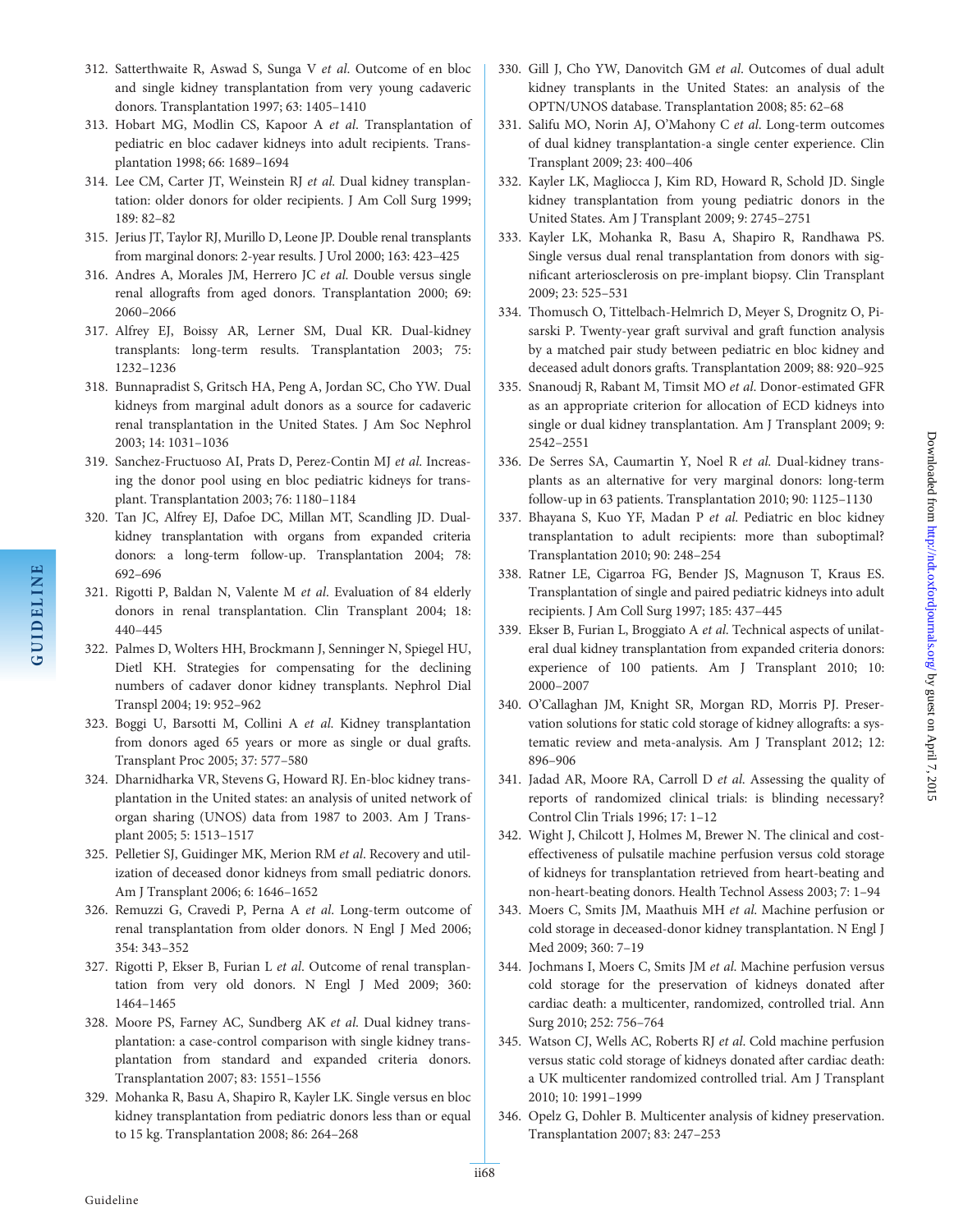312. Satterthwaite R, Aswad S, Sunga V *et al*. Outcome of en bloc and single kidney transplantation from very young cadaveric donors. Transplantation 1997; 63: 1405–1410
313. Hobart MG, Modlin CS, Kapoor A *et al*. Transplantation of pediatric en bloc cadaver kidneys into adult recipients. Transplantation 1998; 66: 1689–1694
314. Lee CM, Carter JT, Weinstein RJ *et al*. Dual kidney transplantation: older donors for older recipients. J Am Coll Surg 1999; 189: 82–82
315. Jerius JT, Taylor RJ, Murillo D, Leone JP. Double renal transplants from marginal donors: 2-year results. J Urol 2000; 163: 423–425
316. Andres A, Morales JM, Herrero JC *et al*. Double versus single renal allografts from aged donors. Transplantation 2000; 69: 2060–2066
317. Alfrey EJ, Boissy AR, Lerner SM, Dual KR. Dual-kidney transplants: long-term results. Transplantation 2003; 75: 1232–1236
318. Bunnapradist S, Gritsch HA, Peng A, Jordan SC, Cho YW. Dual kidneys from marginal adult donors as a source for cadaveric renal transplantation in the United States. J Am Soc Nephrol 2003; 14: 1031–1036
319. Sanchez-Fructuoso AI, Prats D, Perez-Contin MJ *et al*. Increasing the donor pool using en bloc pediatric kidneys for transplant. Transplantation 2003; 76: 1180–1184
320. Tan JC, Alfrey EJ, Dafoe DC, Millan MT, Scandling JD. Dual-kidney transplantation with organs from expanded criteria donors: a long-term follow-up. Transplantation 2004; 78: 692–696
321. Rigotti P, Baldan N, Valente M *et al*. Evaluation of 84 elderly donors in renal transplantation. Clin Transplant 2004; 18: 440–445
322. Palmes D, Wolters HH, Brockmann J, Senninger N, Spiegel HU, Dietl KH. Strategies for compensating for the declining numbers of cadaver donor kidney transplants. Nephrol Dial Transpl 2004; 19: 952–962
323. Boggi U, Barsotti M, Collini A *et al*. Kidney transplantation from donors aged 65 years or more as single or dual grafts. Transplant Proc 2005; 37: 577–580
324. Dharnidharka VR, Stevens G, Howard RJ. En-bloc kidney transplantation in the United states: an analysis of united network of organ sharing (UNOS) data from 1987 to 2003. Am J Transplant 2005; 5: 1513–1517
325. Pelletier SJ, Guidinger MK, Merion RM *et al*. Recovery and utilization of deceased donor kidneys from small pediatric donors. Am J Transplant 2006; 6: 1646–1652
326. Remuzzi G, Cravedi P, Perna A *et al*. Long-term outcome of renal transplantation from older donors. N Engl J Med 2006; 354: 343–352
327. Rigotti P, Ekser B, Furian L *et al*. Outcome of renal transplantation from very old donors. N Engl J Med 2009; 360: 1464–1465
328. Moore PS, Farney AC, Sundberg AK *et al*. Dual kidney transplantation: a case-control comparison with single kidney transplantation from standard and expanded criteria donors. Transplantation 2007; 83: 1551–1556
329. Mohanka R, Basu A, Shapiro R, Kayler LK. Single versus en bloc kidney transplantation from pediatric donors less than or equal to 15 kg. Transplantation 2008; 86: 264–268
330. Gill J, Cho YW, Danovitch GM *et al*. Outcomes of dual adult kidney transplants in the United States: an analysis of the OPTN/UNOS database. Transplantation 2008; 85: 62–68
331. Salifu MO, Norin AJ, O'Mahony C *et al*. Long-term outcomes of dual kidney transplantation-a single center experience. Clin Transplant 2009; 23: 400–406
332. Kayler LK, Magliocca J, Kim RD, Howard R, Schold JD. Single kidney transplantation from young pediatric donors in the United States. Am J Transplant 2009; 9: 2745–2751
333. Kayler LK, Mohanka R, Basu A, Shapiro R, Randhawa PS. Single versus dual renal transplantation from donors with significant arteriosclerosis on pre-implant biopsy. Clin Transplant 2009; 23: 525–531
334. Thomusch O, Tittelbach-Helmrich D, Meyer S, Drognitz O, Pisarski P. Twenty-year graft survival and graft function analysis by a matched pair study between pediatric en bloc kidney and deceased adult donors grafts. Transplantation 2009; 88: 920–925
335. Snanoudj R, Rabant M, Timsit MO *et al*. Donor-estimated GFR as an appropriate criterion for allocation of ECD kidneys into single or dual kidney transplantation. Am J Transplant 2009; 9: 2542–2551
336. De Serres SA, Caumartin Y, Noel R *et al*. Dual-kidney transplants as an alternative for very marginal donors: long-term follow-up in 63 patients. Transplantation 2010; 90: 1125–1130
337. Bhayana S, Kuo YF, Madan P *et al*. Pediatric en bloc kidney transplantation to adult recipients: more than suboptimal? Transplantation 2010; 90: 248–254
338. Ratner LE, Cigarroa FG, Bender JS, Magnuson T, Kraus ES. Transplantation of single and paired pediatric kidneys into adult recipients. J Am Coll Surg 1997; 185: 437–445
339. Ekser B, Furian L, Broggiato A *et al*. Technical aspects of unilateral dual kidney transplantation from expanded criteria donors: experience of 100 patients. Am J Transplant 2010; 10: 2000–2007
340. O'Callaghan JM, Knight SR, Morgan RD, Morris PJ. Preservation solutions for static cold storage of kidney allografts: a systematic review and meta-analysis. Am J Transplant 2012; 12: 896–906
341. Jadad AR, Moore RA, Carroll D *et al*. Assessing the quality of reports of randomized clinical trials: is blinding necessary? Control Clin Trials 1996; 17: 1–12
342. Wight J, Chilcott J, Holmes M, Brewer N. The clinical and cost-effectiveness of pulsatile machine perfusion versus cold storage of kidneys for transplantation retrieved from heart-beating and non-heart-beating donors. Health Technol Assess 2003; 7: 1–94
343. Moers C, Smits JM, Maathuis MH *et al*. Machine perfusion or cold storage in deceased-donor kidney transplantation. N Engl J Med 2009; 360: 7–19
344. Jochmans I, Moers C, Smits JM *et al*. Machine perfusion versus cold storage for the preservation of kidneys donated after cardiac death: a multicenter, randomized, controlled trial. Ann Surg 2010; 252: 756–764
345. Watson CJ, Wells AC, Roberts RJ *et al*. Cold machine perfusion versus static cold storage of kidneys donated after cardiac death: a UK multicenter randomized controlled trial. Am J Transplant 2010; 10: 1991–1999
346. Opelz G, Dohler B. Multicenter analysis of kidney preservation. Transplantation 2007; 83: 247–253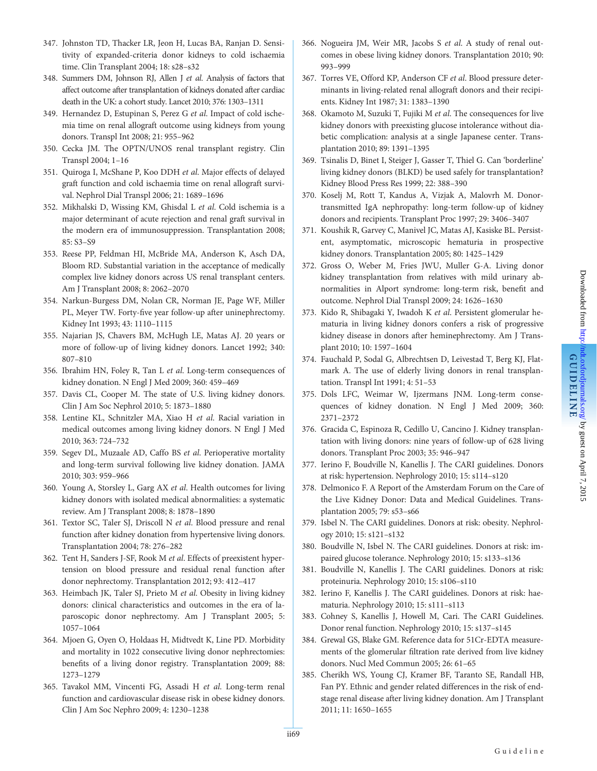347. Johnston TD, Thacker LR, Jeon H, Lucas BA, Ranjan D. Sensitivity of expanded-criteria donor kidneys to cold ischaemia time. Clin Transplant 2004; 18: s28–s32
348. Summers DM, Johnson RJ, Allen J *et al.* Analysis of factors that affect outcome after transplantation of kidneys donated after cardiac death in the UK: a cohort study. Lancet 2010; 376: 1303–1311
349. Hernandez D, Estupinan S, Perez G *et al.* Impact of cold ischemia time on renal allograft outcome using kidneys from young donors. Transpl Int 2008; 21: 955–962
350. Cecka JM. The OPTN/UNOS renal transplant registry. Clin Transpl 2004; 1–16
351. Quiroga I, McShane P, Koo DDH *et al.* Major effects of delayed graft function and cold ischaemia time on renal allograft survival. Nephrol Dial Transpl 2006; 21: 1689–1696
352. Mikhalski D, Wissing KM, Ghisdal L *et al.* Cold ischemia is a major determinant of acute rejection and renal graft survival in the modern era of immunosuppression. Transplantation 2008; 85: S3–S9
353. Reese PP, Feldman HI, McBride MA, Anderson K, Asch DA, Bloom RD. Substantial variation in the acceptance of medically complex live kidney donors across US renal transplant centers. Am J Transplant 2008; 8: 2062–2070
354. Narkun-Burgess DM, Nolan CR, Norman JE, Page WF, Miller PL, Meyer TW. Forty-five year follow-up after uninephrectomy. Kidney Int 1993; 43: 1110–1115
355. Najarian JS, Chavers BM, McHugh LE, Matas AJ. 20 years or more of follow-up of living kidney donors. Lancet 1992; 340: 807–810
356. Ibrahim HN, Foley R, Tan L *et al.* Long-term consequences of kidney donation. N Engl J Med 2009; 360: 459–469
357. Davis CL, Cooper M. The state of U.S. living kidney donors. Clin J Am Soc Nephrol 2010; 5: 1873–1880
358. Lentine KL, Schnitzler MA, Xiao H *et al.* Racial variation in medical outcomes among living kidney donors. N Engl J Med 2010; 363: 724–732
359. Segev DL, Muzaale AD, Caffo BS *et al.* Perioperative mortality and long-term survival following live kidney donation. JAMA 2010; 303: 959–966
360. Young A, Storsley L, Garg AX *et al.* Health outcomes for living kidney donors with isolated medical abnormalities: a systematic review. Am J Transplant 2008; 8: 1878–1890
361. Textor SC, Taler SJ, Driscoll N *et al.* Blood pressure and renal function after kidney donation from hypertensive living donors. Transplantation 2004; 78: 276–282
362. Tent H, Sanders J-SF, Rook M *et al.* Effects of preexistent hypertension on blood pressure and residual renal function after donor nephrectomy. Transplantation 2012; 93: 412–417
363. Heimbach JK, Taler SJ, Prieto M *et al.* Obesity in living kidney donors: clinical characteristics and outcomes in the era of laparoscopic donor nephrectomy. Am J Transplant 2005; 5: 1057–1064
364. Mjoen G, Oyen O, Holdaas H, Midtvedt K, Line PD. Morbidity and mortality in 1022 consecutive living donor nephrectomies: benefits of a living donor registry. Transplantation 2009; 88: 1273–1279
365. Tavakol MM, Vincenti FG, Assadi H *et al.* Long-term renal function and cardiovascular disease risk in obese kidney donors. Clin J Am Soc Nephro 2009; 4: 1230–1238
366. Nogueira JM, Weir MR, Jacobs S *et al.* A study of renal outcomes in obese living kidney donors. Transplantation 2010; 90: 993–999
367. Torres VE, Offord KP, Anderson CF *et al.* Blood pressure determinants in living-related renal allograft donors and their recipients. Kidney Int 1987; 31: 1383–1390
368. Okamoto M, Suzuki T, Fujiki M *et al.* The consequences for live kidney donors with preexisting glucose intolerance without diabetic complication: analysis at a single Japanese center. Transplantation 2010; 89: 1391–1395
369. Tsinalis D, Binet I, Steiger J, Gasser T, Thiel G. Can 'borderline' living kidney donors (BLKD) be used safely for transplantation? Kidney Blood Press Res 1999; 22: 388–390
370. Koselj M, Rott T, Kandus A, Vizjak A, Malovrh M. Donor-transmitted IgA nephropathy: long-term follow-up of kidney donors and recipients. Transplant Proc 1997; 29: 3406–3407
371. Koushik R, Garvey C, Manivel JC, Matas AJ, Kasiske BL. Persistent, asymptomatic, microscopic hematuria in prospective kidney donors. Transplantation 2005; 80: 1425–1429
372. Gross O, Weber M, Fries JWU, Muller G-A. Living donor kidney transplantation from relatives with mild urinary abnormalities in Alport syndrome: long-term risk, benefit and outcome. Nephrol Dial Transpl 2009; 24: 1626–1630
373. Kido R, Shibagaki Y, Iwadoh K *et al.* Persistent glomerular hematuria in living kidney donors confers a risk of progressive kidney disease in donors after heminephrectomy. Am J Transplant 2010; 10: 1597–1604
374. Fauchald P, Sodal G, Albrechtsen D, Leivestad T, Berg KJ, Flatmark A. The use of elderly living donors in renal transplantation. Transpl Int 1991; 4: 51–53
375. Dols LFC, Weimar W, Ijzermans JNM. Long-term consequences of kidney donation. N Engl J Med 2009; 360: 2371–2372
376. Gracida C, Espinoza R, Cedillo U, Cancino J. Kidney transplantation with living donors: nine years of follow-up of 628 living donors. Transplant Proc 2003; 35: 946–947
377. Ierino F, Boudville N, Kanellis J. The CARI guidelines. Donors at risk: hypertension. Nephrology 2010; 15: s114–s120
378. Delmonico F. A Report of the Amsterdam Forum on the Care of the Live Kidney Donor: Data and Medical Guidelines. Transplantation 2005; 79: s53–s66
379. Isbel N. The CARI guidelines. Donors at risk: obesity. Nephrology 2010; 15: s121–s132
380. Boudville N, Isbel N. The CARI guidelines. Donors at risk: impaired glucose tolerance. Nephrology 2010; 15: s133–s136
381. Boudville N, Kanellis J. The CARI guidelines. Donors at risk: proteinuria. Nephrology 2010; 15: s106–s110
382. Ierino F, Kanellis J. The CARI guidelines. Donors at risk: haematuria. Nephrology 2010; 15: s111–s113
383. Cohney S, Kanellis J, Howell M, Cari. The CARI Guidelines. Donor renal function. Nephrology 2010; 15: s137–s145
384. Grewal GS, Blake GM. Reference data for 51Cr-EDTA measurements of the glomerular filtration rate derived from live kidney donors. Nucl Med Commun 2005; 26: 61–65
385. Cherikh WS, Young CJ, Kramer BF, Taranto SE, Randall HB, Fan PY. Ethnic and gender related differences in the risk of end-stage renal disease after living kidney donation. Am J Transplant 2011; 11: 1650–1655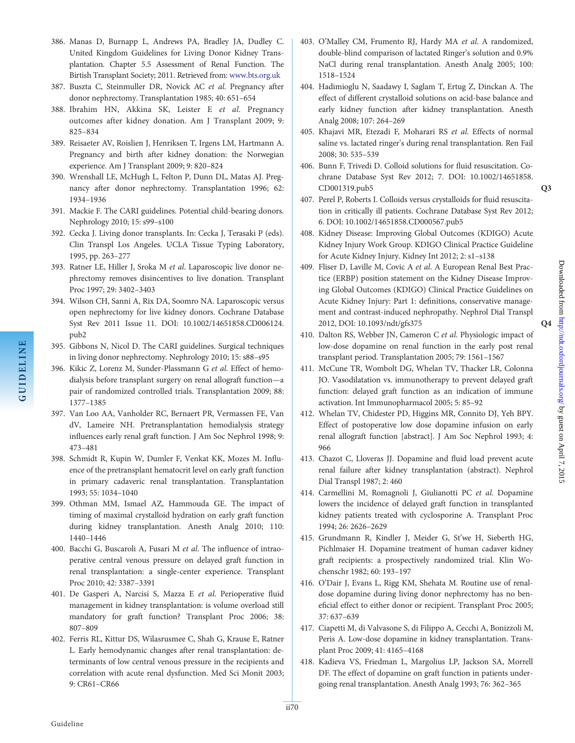386. Manas D, Burnapp L, Andrews PA, Bradley JA, Dudley C. United Kingdom Guidelines for Living Donor Kidney Transplantation. Chapter 5.5 Assessment of Renal Function. The Birtish Transplant Society; 2011. Retrieved from: www.bts.org.uk
387. Buszta C, Steinmuller DR, Novick AC *et al*. Pregnancy after donor nephrectomy. Transplantation 1985; 40: 651–654
388. Ibrahim HN, Akkina SK, Leister E *et al*. Pregnancy outcomes after kidney donation. Am J Transplant 2009; 9: 825–834
389. Reisaeter AV, Roislien J, Henriksen T, Irgens LM, Hartmann A. Pregnancy and birth after kidney donation: the Norwegian experience. Am J Transplant 2009; 9: 820–824
390. Wrenshall LE, McHugh L, Felton P, Dunn DL, Matas AJ. Pregnancy after donor nephrectomy. Transplantation 1996; 62: 1934–1936
391. Mackie F. The CARI guidelines. Potential child-bearing donors. Nephrology 2010; 15: s99–s100
392. Cecka J. Living donor transplants. In: Cecka J, Terasaki P (eds). Clin Transpl Los Angeles. UCLA Tissue Typing Laboratory, 1995, pp. 263–277
393. Ratner LE, Hiller J, Sroka M *et al*. Laparoscopic live donor nephrectomy removes disincentives to live donation. Transplant Proc 1997; 29: 3402–3403
394. Wilson CH, Sanni A, Rix DA, Soomro NA. Laparoscopic versus open nephrectomy for live kidney donors. Cochrane Database Syst Rev 2011 Issue 11. DOI: 10.1002/14651858.CD006124.pub2
395. Gibbons N, Nicol D. The CARI guidelines. Surgical techniques in living donor nephrectomy. Nephrology 2010; 15: s88–s95
396. Kikic Z, Lorenz M, Sunder-Plassmann G *et al*. Effect of hemodialysis before transplant surgery on renal allograft function—a pair of randomized controlled trials. Transplantation 2009; 88: 1377–1385
397. Van Loo AA, Vanholder RC, Bernaert PR, Vermassen FE, Van dV, Lameire NH. Pretransplantation hemodialysis strategy influences early renal graft function. J Am Soc Nephrol 1998; 9: 473–481
398. Schmidt R, Kupin W, Dumler F, Venkat KK, Mozes M. Influence of the pretransplant hematocrit level on early graft function in primary cadaveric renal transplantation. Transplantation 1993; 55: 1034–1040
399. Othman MM, Ismael AZ, Hammouda GE. The impact of timing of maximal crystalloid hydration on early graft function during kidney transplantation. Anesth Analg 2010; 110: 1440–1446
400. Bacchi G, Buscaroli A, Fusari M *et al*. The influence of intraoperative central venous pressure on delayed graft function in renal transplantation: a single-center experience. Transplant Proc 2010; 42: 3387–3391
401. De Gasperi A, Narcisi S, Mazza E *et al*. Perioperative fluid management in kidney transplantation: is volume overload still mandatory for graft function? Transplant Proc 2006; 38: 807–809
402. Ferris RL, Kittur DS, Wilasrusmee C, Shah G, Krause E, Ratner L. Early hemodynamic changes after renal transplantation: determinants of low central venous pressure in the recipients and correlation with acute renal dysfunction. Med Sci Monit 2003; 9: CR61–CR66
403. O'Malley CM, Frumento RJ, Hardy MA *et al*. A randomized, double-blind comparison of lactated Ringer's solution and 0.9% NaCl during renal transplantation. Anesth Analg 2005; 100: 1518–1524
404. Hadimioglu N, Saadawy I, Saglam T, Ertug Z, Dinckan A. The effect of different crystalloid solutions on acid-base balance and early kidney function after kidney transplantation. Anesth Analg 2008; 107: 264–269
405. Khajavi MR, Etezadi F, Moharari RS *et al*. Effects of normal saline vs. lactated ringer's during renal transplantation. Ren Fail 2008; 30: 535–539
406. Bunn F, Trivedi D. Colloid solutions for fluid resuscitation. Cochrane Database Syst Rev 2012; 7. DOI: 10.1002/14651858.CD001319.pub5 Q3
407. Perel P, Roberts I. Colloids versus crystalloids for fluid resuscitation in critically ill patients. Cochrane Database Syst Rev 2012; 6. DOI: 10.1002/14651858.CD000567.pub5
408. Kidney Disease: Improving Global Outcomes (KDIGO) Acute Kidney Injury Work Group. KDIGO Clinical Practice Guideline for Acute Kidney Injury. Kidney Int 2012; 2: s1–s138
409. Fliser D, Laville M, Covic A *et al*. A European Renal Best Practice (ERBP) position statement on the Kidney Disease Improving Global Outcomes (KDIGO) Clinical Practice Guidelines on Acute Kidney Injury: Part 1: definitions, conservative management and contrast-induced nephropathy. Nephrol Dial Transpl 2012, DOI: 10.1093/ndt/gfs375 Q4
410. Dalton RS, Webber JN, Cameron C *et al*. Physiologic impact of low-dose dopamine on renal function in the early post renal transplant period. Transplantation 2005; 79: 1561–1567
411. McCune TR, Wombolt DG, Whelan TV, Thacker LR, Colonna JO. Vasodilatation vs. immunotherapy to prevent delayed graft function: delayed graft function as an indication of immune activation. Int Immunopharmacol 2005; 5: 85–92
412. Whelan TV, Chidester PD, Higgins MR, Connito DJ, Yeh BPY. Effect of postoperative low dose dopamine infusion on early renal allograft function [abstract]. J Am Soc Nephrol 1993; 4: 966
413. Chazot C, Lloveras JJ. Dopamine and fluid load prevent acute renal failure after kidney transplantation (abstract). Nephrol Dial Transpl 1987; 2: 460
414. Carmellini M, Romagnoli J, Giulianotti PC *et al*. Dopamine lowers the incidence of delayed graft function in transplanted kidney patients treated with cyclosporine A. Transplant Proc 1994; 26: 2626–2629
415. Grundmann R, Kindler J, Meider G, St'we H, Sieberth HG, Pichlmaier H. Dopamine treatment of human cadaver kidney graft recipients: a prospectively randomized trial. Klin Wochenschr 1982; 60: 193–197
416. O'Dair J, Evans L, Rigg KM, Shehata M. Routine use of renal-dose dopamine during living donor nephrectomy has no beneficial effect to either donor or recipient. Transplant Proc 2005; 37: 637–639
417. Ciapetti M, di Valvasone S, di Filippo A, Cecchi A, Bonizzoli M, Peris A. Low-dose dopamine in kidney transplantation. Transplant Proc 2009; 41: 4165–4168
418. Kadieva VS, Friedman L, Margolius LP, Jackson SA, Morrell DF. The effect of dopamine on graft function in patients undergoing renal transplantation. Anesth Analg 1993; 76: 362–365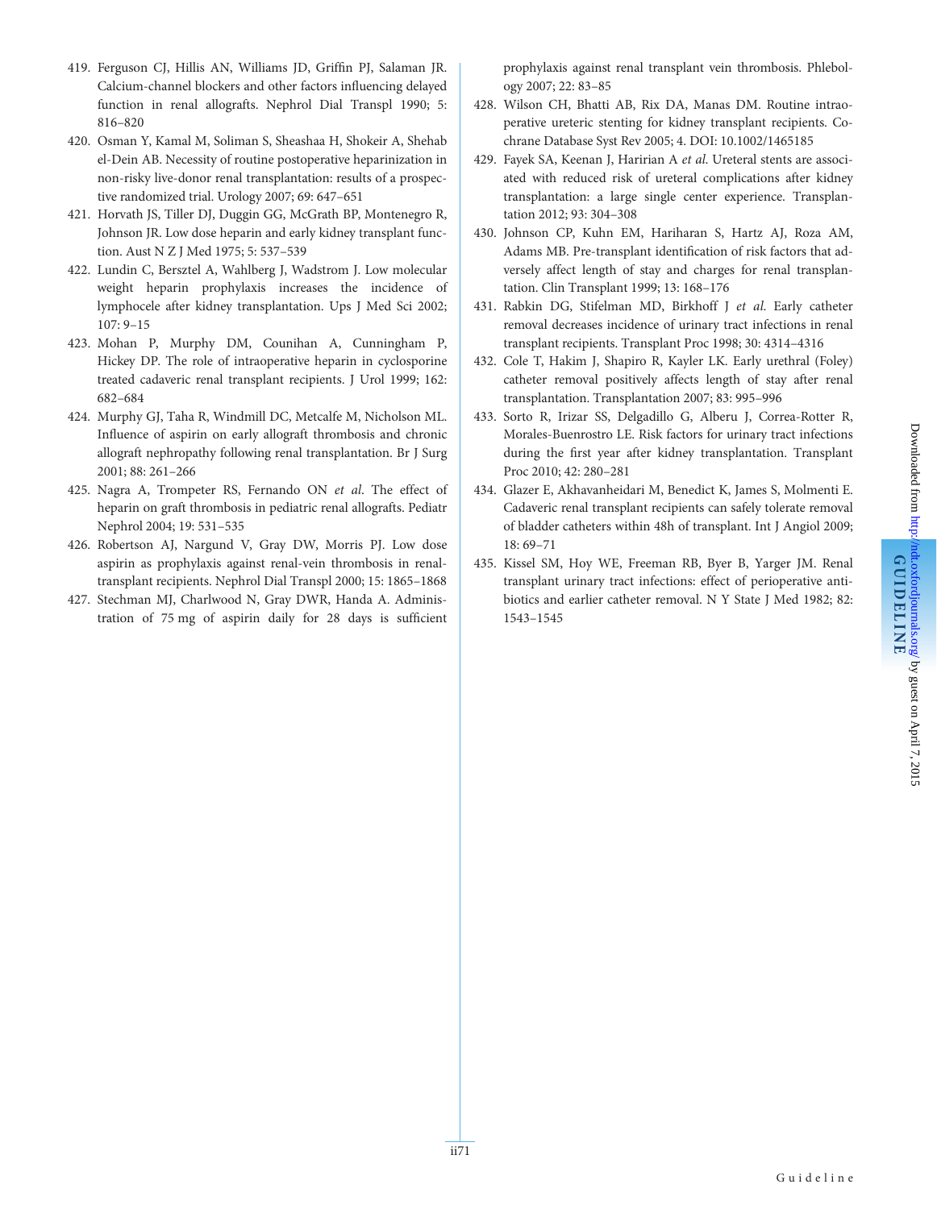419. Ferguson CJ, Hillis AN, Williams JD, Griffin PJ, Salaman JR. Calcium-channel blockers and other factors influencing delayed function in renal allografts. Nephrol Dial Transpl 1990; 5: 816–820

420. Osman Y, Kamal M, Soliman S, Sheashaa H, Shokeir A, Shehab el-Dein AB. Necessity of routine postoperative heparinization in non-risky live-donor renal transplantation: results of a prospective randomized trial. Urology 2007; 69: 647–651

421. Horvath JS, Tiller DJ, Duggin GG, McGrath BP, Montenegro R, Johnson JR. Low dose heparin and early kidney transplant function. Aust N Z J Med 1975; 5: 537–539

422. Lundin C, Bersztel A, Wahlberg J, Wadstrom J. Low molecular weight heparin prophylaxis increases the incidence of lymphocele after kidney transplantation. Ups J Med Sci 2002; 107: 9–15

423. Mohan P, Murphy DM, Counihan A, Cunningham P, Hickey DP. The role of intraoperative heparin in cyclosporine treated cadaveric renal transplant recipients. J Urol 1999; 162: 682–684

424. Murphy GJ, Taha R, Windmill DC, Metcalfe M, Nicholson ML. Influence of aspirin on early allograft thrombosis and chronic allograft nephropathy following renal transplantation. Br J Surg 2001; 88: 261–266

425. Nagra A, Trompeter RS, Fernando ON *et al*. The effect of heparin on graft thrombosis in pediatric renal allografts. Pediatr Nephrol 2004; 19: 531–535

426. Robertson AJ, Nargund V, Gray DW, Morris PJ. Low dose aspirin as prophylaxis against renal-vein thrombosis in renal-transplant recipients. Nephrol Dial Transpl 2000; 15: 1865–1868

427. Stechman MJ, Charlwood N, Gray DWR, Handa A. Administration of 75 mg of aspirin daily for 28 days is sufficient prophylaxis against renal transplant vein thrombosis. Phlebology 2007; 22: 83–85

428. Wilson CH, Bhatti AB, Rix DA, Manas DM. Routine intraoperative ureteric stenting for kidney transplant recipients. Cochrane Database Syst Rev 2005; 4. DOI: 10.1002/1465185

429. Fayek SA, Keenan J, Haririan A *et al*. Ureteral stents are associated with reduced risk of ureteral complications after kidney transplantation: a large single center experience. Transplantation 2012; 93: 304–308

430. Johnson CP, Kuhn EM, Hariharan S, Hartz AJ, Roza AM, Adams MB. Pre-transplant identification of risk factors that adversely affect length of stay and charges for renal transplantation. Clin Transplant 1999; 13: 168–176

431. Rabkin DG, Stifelman MD, Birkhoff J *et al*. Early catheter removal decreases incidence of urinary tract infections in renal transplant recipients. Transplant Proc 1998; 30: 4314–4316

432. Cole T, Hakim J, Shapiro R, Kayler LK. Early urethral (Foley) catheter removal positively affects length of stay after renal transplantation. Transplantation 2007; 83: 995–996

433. Sorto R, Irizar SS, Delgadillo G, Alberu J, Correa-Rotter R, Morales-Buenrostro LE. Risk factors for urinary tract infections during the first year after kidney transplantation. Transplant Proc 2010; 42: 280–281

434. Glazer E, Akhavanheidari M, Benedict K, James S, Molmenti E. Cadaveric renal transplant recipients can safely tolerate removal of bladder catheters within 48h of transplant. Int J Angiol 2009; 18: 69–71

435. Kissel SM, Hoy WE, Freeman RB, Byer B, Yarger JM. Renal transplant urinary tract infections: effect of perioperative antibiotics and earlier catheter removal. N Y State J Med 1982; 82: 1543–1545